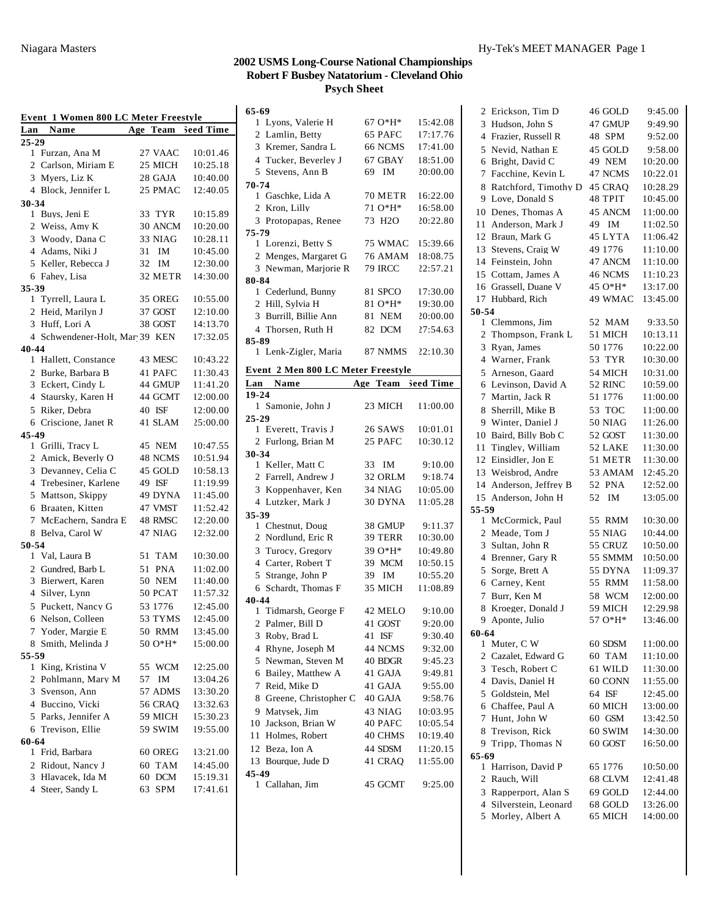# 2002 USMS Long-Course National Championships
## Robert F Busbey Natatorium - Cleveland Ohio
### Psych Sheet

**Event 1 Women 800 LC Meter Freestyle**

| Lan | Name | Age | Team | Seed Time |
|---|---|---|---|---|
| **25-29** | | | | |
| 1 | Furzan, Ana M | 27 | VAAC | 10:01.46 |
| 2 | Carlson, Miriam E | 25 | MICH | 10:25.18 |
| 3 | Myers, Liz K | 28 | GAJA | 10:40.00 |
| 4 | Block, Jennifer L | 25 | PMAC | 12:40.05 |
| **30-34** | | | | |
| 1 | Buys, Jeni E | 33 | TYR | 10:15.89 |
| 2 | Weiss, Amy K | 30 | ANCM | 10:20.00 |
| 3 | Woody, Dana C | 33 | NIAG | 10:28.11 |
| 4 | Adams, Niki J | 31 | IM | 10:45.00 |
| 5 | Keller, Rebecca J | 32 | IM | 12:30.00 |
| 6 | Fahey, Lisa | 32 | METR | 14:30.00 |
| **35-39** | | | | |
| 1 | Tyrrell, Laura L | 35 | OREG | 10:55.00 |
| 2 | Heid, Marilyn J | 37 | GOST | 12:10.00 |
| 3 | Huff, Lori A | 38 | GOST | 14:13.70 |
| 4 | Schwendener-Holt, Mar | 39 | KEN | 17:32.05 |
| **40-44** | | | | |
| 1 | Hallett, Constance | 43 | MESC | 10:43.22 |
| 2 | Burke, Barbara B | 41 | PAFC | 11:30.43 |
| 3 | Eckert, Cindy L | 44 | GMUP | 11:41.20 |
| 4 | Staursky, Karen H | 44 | GCMT | 12:00.00 |
| 5 | Riker, Debra | 40 | ISF | 12:00.00 |
| 6 | Criscione, Janet R | 41 | SLAM | 25:00.00 |
| **45-49** | | | | |
| 1 | Grilli, Tracy L | 45 | NEM | 10:47.55 |
| 2 | Amick, Beverly O | 48 | NCMS | 10:51.94 |
| 3 | Devanney, Celia C | 45 | GOLD | 10:58.13 |
| 4 | Trebesiner, Karlene | 48 | NCMS | 11:19.99 |
| 5 | Mattson, Skippy | 49 | DYNA | 11:45.00 |
| 6 | Braaten, Kitten | 47 | VMST | 11:52.42 |
| 7 | McEachern, Sandra E | 48 | RMSC | 12:20.00 |
| 8 | Belva, Carol W | 47 | NIAG | 12:32.00 |
| **50-54** | | | | |
| 1 | Val, Laura B | 51 | TAM | 10:30.00 |
| 2 | Gundred, Barb L | 51 | PNA | 11:02.00 |
| 3 | Bierwert, Karen | 50 | NEM | 11:40.00 |
| 4 | Silver, Lynn | 50 | PCAT | 11:57.32 |
| 5 | Puckett, Nancy G | 53 | 1776 | 12:45.00 |
| 6 | Nelson, Colleen | 53 | TYMS | 12:45.00 |
| 7 | Yoder, Margie E | 50 | RMM | 13:45.00 |
| 8 | Smith, Melinda J | 50 | O*H* | 15:00.00 |
| **55-59** | | | | |
| 1 | King, Kristina V | 55 | WCM | 12:25.00 |
| 2 | Pohlmann, Mary M | 57 | IM | 13:04.26 |
| 3 | Svenson, Ann | 57 | ADMS | 13:30.20 |
| 4 | Buccino, Vicki | 56 | CRAQ | 13:32.63 |
| 5 | Parks, Jennifer A | 59 | MICH | 15:30.23 |
| 6 | Trevison, Ellie | 59 | SWIM | 19:55.00 |
| **60-64** | | | | |
| 1 | Frid, Barbara | 60 | OREG | 13:21.00 |
| 2 | Ridout, Nancy J | 60 | TAM | 14:45.00 |
| 3 | Hlavacek, Ida M | 60 | DCM | 15:19.31 |
| 4 | Steer, Sandy L | 63 | SPM | 17:41.61 |
| **65-69** | | | | |
| 1 | Lyons, Valerie H | 67 | O*H* | 15:42.08 |
| 2 | Lamlin, Betty | 65 | PAFC | 17:17.76 |
| 3 | Kremer, Sandra L | 66 | NCMS | 17:41.00 |
| 4 | Tucker, Beverley J | 67 | GBAY | 18:51.00 |
| 5 | Stevens, Ann B | 69 | IM | 20:00.00 |
| **70-74** | | | | |
| 1 | Gaschke, Lida A | 70 | METR | 16:22.00 |
| 2 | Kron, Lilly | 71 | O*H* | 16:58.00 |
| 3 | Protopapas, Renee | 73 | H2O | 20:22.80 |
| **75-79** | | | | |
| 1 | Lorenzi, Betty S | 75 | WMAC | 15:39.66 |
| 2 | Menges, Margaret G | 76 | AMAM | 18:08.75 |
| 3 | Newman, Marjorie R | 79 | IRCC | 22:57.21 |
| **80-84** | | | | |
| 1 | Cederlund, Bunny | 81 | SPCO | 17:30.00 |
| 2 | Hill, Sylvia H | 81 | O*H* | 19:30.00 |
| 3 | Burrill, Billie Ann | 81 | NEM | 20:00.00 |
| 4 | Thorsen, Ruth H | 82 | DCM | 27:54.63 |
| **85-89** | | | | |
| 1 | Lenk-Zigler, Maria | 87 | NMMS | 22:10.30 |

**Event 2 Men 800 LC Meter Freestyle**

| Lan | Name | Age | Team | Seed Time |
|---|---|---|---|---|
| **19-24** | | | | |
| 1 | Samonie, John J | 23 | MICH | 11:00.00 |
| **25-29** | | | | |
| 1 | Everett, Travis J | 26 | SAWS | 10:01.01 |
| 2 | Furlong, Brian M | 25 | PAFC | 10:30.12 |
| **30-34** | | | | |
| 1 | Keller, Matt C | 33 | IM | 9:10.00 |
| 2 | Farrell, Andrew J | 32 | ORLM | 9:18.74 |
| 3 | Koppenhaver, Ken | 34 | NIAG | 10:05.00 |
| 4 | Lutzker, Mark J | 30 | DYNA | 11:05.28 |
| **35-39** | | | | |
| 1 | Chestnut, Doug | 38 | GMUP | 9:11.37 |
| 2 | Nordlund, Eric R | 39 | TERR | 10:30.00 |
| 3 | Turocy, Gregory | 39 | O*H* | 10:49.80 |
| 4 | Carter, Robert T | 39 | MCM | 10:50.15 |
| 5 | Strange, John P | 39 | IM | 10:55.20 |
| 6 | Schardt, Thomas F | 35 | MICH | 11:08.89 |
| **40-44** | | | | |
| 1 | Tidmarsh, George F | 42 | MELO | 9:10.00 |
| 2 | Palmer, Bill D | 41 | GOST | 9:20.00 |
| 3 | Roby, Brad L | 41 | ISF | 9:30.40 |
| 4 | Rhyne, Joseph M | 44 | NCMS | 9:32.00 |
| 5 | Newman, Steven M | 40 | BDGR | 9:45.23 |
| 6 | Bailey, Matthew A | 41 | GAJA | 9:49.81 |
| 7 | Reid, Mike D | 41 | GAJA | 9:55.00 |
| 8 | Greene, Christopher C | 40 | GAJA | 9:58.76 |
| 9 | Matysek, Jim | 43 | NIAG | 10:03.95 |
| 10 | Jackson, Brian W | 40 | PAFC | 10:05.54 |
| 11 | Holmes, Robert | 40 | CHMS | 10:19.40 |
| 12 | Beza, Ion A | 44 | SDSM | 11:20.15 |
| 13 | Bourque, Jude D | 41 | CRAQ | 11:55.00 |
| **45-49** | | | | |
| 1 | Callahan, Jim | 45 | GCMT | 9:25.00 |
| 2 | Erickson, Tim D | 46 | GOLD | 9:45.00 |
| 3 | Hudson, John S | 47 | GMUP | 9:49.90 |
| 4 | Frazier, Russell R | 48 | SPM | 9:52.00 |
| 5 | Nevid, Nathan E | 45 | GOLD | 9:58.00 |
| 6 | Bright, David C | 49 | NEM | 10:20.00 |
| 7 | Facchine, Kevin L | 47 | NCMS | 10:22.01 |
| 8 | Ratchford, Timothy D | 45 | CRAQ | 10:28.29 |
| 9 | Love, Donald S | 48 | TPIT | 10:45.00 |
| 10 | Denes, Thomas A | 45 | ANCM | 11:00.00 |
| 11 | Anderson, Mark J | 49 | IM | 11:02.50 |
| 12 | Braun, Mark G | 45 | LYTA | 11:06.42 |
| 13 | Stevens, Craig W | 49 | 1776 | 11:10.00 |
| 14 | Feinstein, John | 47 | ANCM | 11:10.00 |
| 15 | Cottam, James A | 46 | NCMS | 11:10.23 |
| 16 | Grassell, Duane V | 45 | O*H* | 13:17.00 |
| 17 | Hubbard, Rich | 49 | WMAC | 13:45.00 |
| **50-54** | | | | |
| 1 | Clemmons, Jim | 52 | MAM | 9:33.50 |
| 2 | Thompson, Frank L | 51 | MICH | 10:13.11 |
| 3 | Ryan, James | 50 | 1776 | 10:22.00 |
| 4 | Warner, Frank | 53 | TYR | 10:30.00 |
| 5 | Arneson, Gaard | 54 | MICH | 10:31.00 |
| 6 | Levinson, David A | 52 | RINC | 10:59.00 |
| 7 | Martin, Jack R | 51 | 1776 | 11:00.00 |
| 8 | Sherrill, Mike B | 53 | TOC | 11:00.00 |
| 9 | Winter, Daniel J | 50 | NIAG | 11:26.00 |
| 10 | Baird, Billy Bob C | 52 | GOST | 11:30.00 |
| 11 | Tingley, William | 52 | LAKE | 11:30.00 |
| 12 | Einsidler, Jon E | 51 | METR | 11:30.00 |
| 13 | Weisbrod, Andre | 53 | AMAM | 12:45.20 |
| 14 | Anderson, Jeffrey B | 52 | PNA | 12:52.00 |
| 15 | Anderson, John H | 52 | IM | 13:05.00 |
| **55-59** | | | | |
| 1 | McCormick, Paul | 55 | RMM | 10:30.00 |
| 2 | Meade, Tom J | 55 | NIAG | 10:44.00 |
| 3 | Sultan, John R | 55 | CRUZ | 10:50.00 |
| 4 | Brenner, Gary R | 55 | SMMM | 10:50.00 |
| 5 | Sorge, Brett A | 55 | DYNA | 11:09.37 |
| 6 | Carney, Kent | 55 | RMM | 11:58.00 |
| 7 | Burr, Ken M | 58 | WCM | 12:00.00 |
| 8 | Kroeger, Donald J | 59 | MICH | 12:29.98 |
| 9 | Aponte, Julio | 57 | O*H* | 13:46.00 |
| **60-64** | | | | |
| 1 | Muter, C W | 60 | SDSM | 11:00.00 |
| 2 | Cazalet, Edward G | 60 | TAM | 11:10.00 |
| 3 | Tesch, Robert C | 61 | WILD | 11:30.00 |
| 4 | Davis, Daniel H | 60 | CONN | 11:55.00 |
| 5 | Goldstein, Mel | 64 | ISF | 12:45.00 |
| 6 | Chaffee, Paul A | 60 | MICH | 13:00.00 |
| 7 | Hunt, John W | 60 | GSM | 13:42.50 |
| 8 | Trevison, Rick | 60 | SWIM | 14:30.00 |
| 9 | Tripp, Thomas N | 60 | GOST | 16:50.00 |
| **65-69** | | | | |
| 1 | Harrison, David P | 65 | 1776 | 10:50.00 |
| 2 | Rauch, Will | 68 | CLVM | 12:41.48 |
| 3 | Rapperport, Alan S | 69 | GOLD | 12:44.00 |
| 4 | Silverstein, Leonard | 68 | GOLD | 13:26.00 |
| 5 | Morley, Albert A | 65 | MICH | 14:00.00 |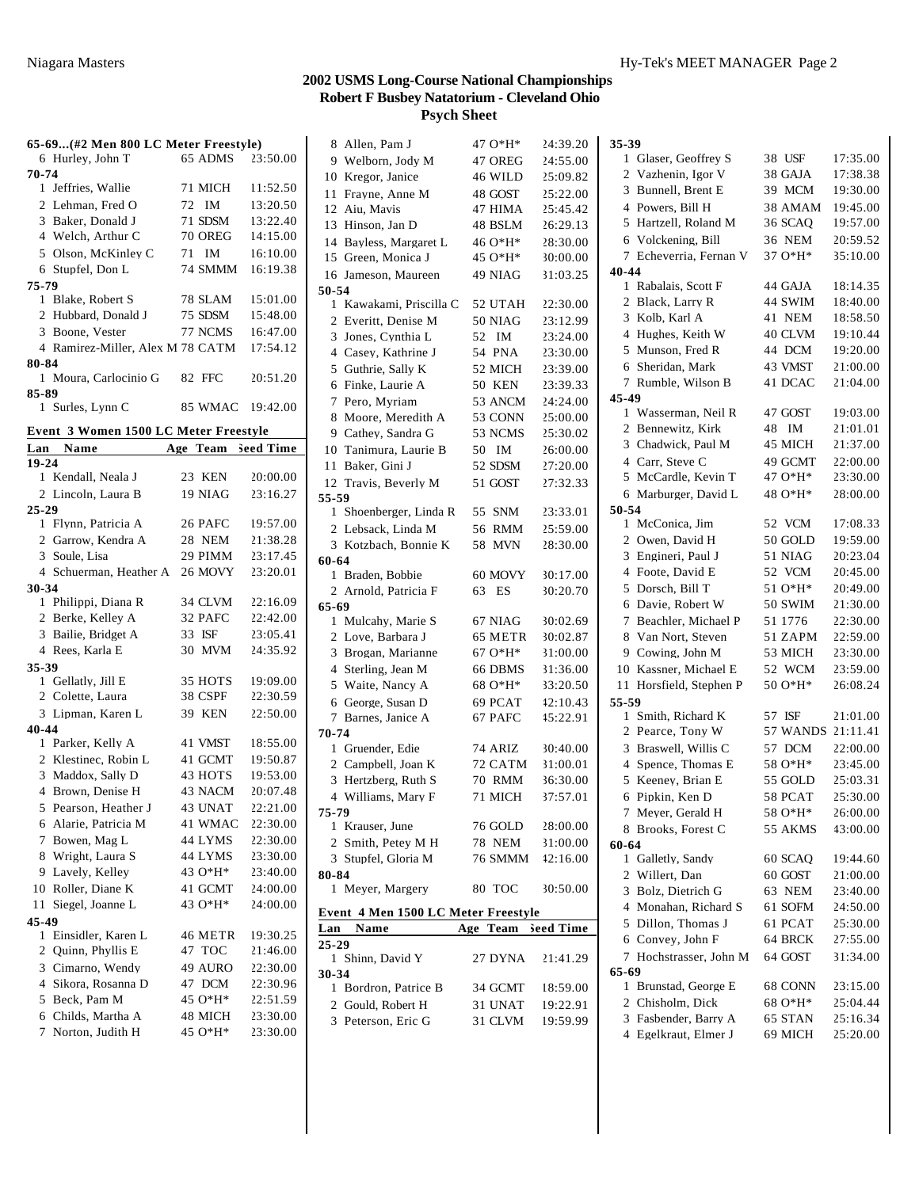# 2002 USMS Long-Course National Championships
## Robert F Busbey Natatorium - Cleveland Ohio
### Psych Sheet

**65-69...(#2 Men 800 LC Meter Freestyle)**

| Lan | Name | Age | Team | Seed Time |
|---|---|---|---|---|
| 6 | Hurley, John T | 65 | ADMS | 23:50.00 |
| **70-74** | | | | |
| 1 | Jeffries, Wallie | 71 | MICH | 11:52.50 |
| 2 | Lehman, Fred O | 72 | IM | 13:20.50 |
| 3 | Baker, Donald J | 71 | SDSM | 13:22.40 |
| 4 | Welch, Arthur C | 70 | OREG | 14:15.00 |
| 5 | Olson, McKinley C | 71 | IM | 16:10.00 |
| 6 | Stupfel, Don L | 74 | SMMM | 16:19.38 |
| **75-79** | | | | |
| 1 | Blake, Robert S | 78 | SLAM | 15:01.00 |
| 2 | Hubbard, Donald J | 75 | SDSM | 15:48.00 |
| 3 | Boone, Vester | 77 | NCMS | 16:47.00 |
| 4 | Ramirez-Miller, Alex M | 78 | CATM | 17:54.12 |
| **80-84** | | | | |
| 1 | Moura, Carlocinio G | 82 | FFC | 20:51.20 |
| **85-89** | | | | |
| 1 | Surles, Lynn C | 85 | WMAC | 19:42.00 |

**Event 3 Women 1500 LC Meter Freestyle**

| Lan | Name | Age | Team | Seed Time |
|---|---|---|---|---|
| **19-24** | | | | |
| 1 | Kendall, Neala J | 23 | KEN | 20:00.00 |
| 2 | Lincoln, Laura B | 19 | NIAG | 23:16.27 |
| **25-29** | | | | |
| 1 | Flynn, Patricia A | 26 | PAFC | 19:57.00 |
| 2 | Garrow, Kendra A | 28 | NEM | 21:38.28 |
| 3 | Soule, Lisa | 29 | PIMM | 23:17.45 |
| 4 | Schuerman, Heather A | 26 | MOVY | 23:20.01 |
| **30-34** | | | | |
| 1 | Philippi, Diana R | 34 | CLVM | 22:16.09 |
| 2 | Berke, Kelley A | 32 | PAFC | 22:42.00 |
| 3 | Bailie, Bridget A | 33 | ISF | 23:05.41 |
| 4 | Rees, Karla E | 30 | MVM | 24:35.92 |
| **35-39** | | | | |
| 1 | Gellatly, Jill E | 35 | HOTS | 19:09.00 |
| 2 | Colette, Laura | 38 | CSPF | 22:30.59 |
| 3 | Lipman, Karen L | 39 | KEN | 22:50.00 |
| **40-44** | | | | |
| 1 | Parker, Kelly A | 41 | VMST | 18:55.00 |
| 2 | Klestinec, Robin L | 41 | GCMT | 19:50.87 |
| 3 | Maddox, Sally D | 43 | HOTS | 19:53.00 |
| 4 | Brown, Denise H | 43 | NACM | 20:07.48 |
| 5 | Pearson, Heather J | 43 | UNAT | 22:21.00 |
| 6 | Alarie, Patricia M | 41 | WMAC | 22:30.00 |
| 7 | Bowen, Mag L | 44 | LYMS | 22:30.00 |
| 8 | Wright, Laura S | 44 | LYMS | 23:30.00 |
| 9 | Lavely, Kelley | 43 | O*H* | 23:40.00 |
| 10 | Roller, Diane K | 41 | GCMT | 24:00.00 |
| 11 | Siegel, Joanne L | 43 | O*H* | 24:00.00 |
| **45-49** | | | | |
| 1 | Einsidler, Karen L | 46 | METR | 19:30.25 |
| 2 | Quinn, Phyllis E | 47 | TOC | 21:46.00 |
| 3 | Cimarno, Wendy | 49 | AURO | 22:30.00 |
| 4 | Sikora, Rosanna D | 47 | DCM | 22:30.96 |
| 5 | Beck, Pam M | 45 | O*H* | 22:51.59 |
| 6 | Childs, Martha A | 48 | MICH | 23:30.00 |
| 7 | Norton, Judith H | 45 | O*H* | 23:30.00 |
| 8 | Allen, Pam J | 47 | O*H* | 24:39.20 |
| 9 | Welborn, Jody M | 47 | OREG | 24:55.00 |
| 10 | Kregor, Janice | 46 | WILD | 25:09.82 |
| 11 | Frayne, Anne M | 48 | GOST | 25:22.00 |
| 12 | Aiu, Mavis | 47 | HIMA | 25:45.42 |
| 13 | Hinson, Jan D | 48 | BSLM | 26:29.13 |
| 14 | Bayless, Margaret L | 46 | O*H* | 28:30.00 |
| 15 | Green, Monica J | 45 | O*H* | 30:00.00 |
| 16 | Jameson, Maureen | 49 | NIAG | 31:03.25 |
| **50-54** | | | | |
| 1 | Kawakami, Priscilla C | 52 | UTAH | 22:30.00 |
| 2 | Everitt, Denise M | 50 | NIAG | 23:12.99 |
| 3 | Jones, Cynthia L | 52 | IM | 23:24.00 |
| 4 | Casey, Kathrine J | 54 | PNA | 23:30.00 |
| 5 | Guthrie, Sally K | 52 | MICH | 23:39.00 |
| 6 | Finke, Laurie A | 50 | KEN | 23:39.33 |
| 7 | Pero, Myriam | 53 | ANCM | 24:24.00 |
| 8 | Moore, Meredith A | 53 | CONN | 25:00.00 |
| 9 | Cathey, Sandra G | 53 | NCMS | 25:30.02 |
| 10 | Tanimura, Laurie B | 50 | IM | 26:00.00 |
| 11 | Baker, Gini J | 52 | SDSM | 27:20.00 |
| 12 | Travis, Beverly M | 51 | GOST | 27:32.33 |
| **55-59** | | | | |
| 1 | Shoenberger, Linda R | 55 | SNM | 23:33.01 |
| 2 | Lebsack, Linda M | 56 | RMM | 25:59.00 |
| 3 | Kotzbach, Bonnie K | 58 | MVN | 28:30.00 |
| **60-64** | | | | |
| 1 | Braden, Bobbie | 60 | MOVY | 30:17.00 |
| 2 | Arnold, Patricia F | 63 | ES | 30:20.70 |
| **65-69** | | | | |
| 1 | Mulcahy, Marie S | 67 | NIAG | 30:02.69 |
| 2 | Love, Barbara J | 65 | METR | 30:02.87 |
| 3 | Brogan, Marianne | 67 | O*H* | 31:00.00 |
| 4 | Sterling, Jean M | 66 | DBMS | 31:36.00 |
| 5 | Waite, Nancy A | 68 | O*H* | 33:20.50 |
| 6 | George, Susan D | 69 | PCAT | 42:10.43 |
| 7 | Barnes, Janice A | 67 | PAFC | 45:22.91 |
| **70-74** | | | | |
| 1 | Gruender, Edie | 74 | ARIZ | 30:40.00 |
| 2 | Campbell, Joan K | 72 | CATM | 31:00.01 |
| 3 | Hertzberg, Ruth S | 70 | RMM | 36:30.00 |
| 4 | Williams, Mary F | 71 | MICH | 37:57.01 |
| **75-79** | | | | |
| 1 | Krauser, June | 76 | GOLD | 28:00.00 |
| 2 | Smith, Petey M H | 78 | NEM | 31:00.00 |
| 3 | Stupfel, Gloria M | 76 | SMMM | 42:16.00 |
| **80-84** | | | | |
| 1 | Meyer, Margery | 80 | TOC | 30:50.00 |

**Event 4 Men 1500 LC Meter Freestyle**

| Lan | Name | Age | Team | Seed Time |
|---|---|---|---|---|
| **25-29** | | | | |
| 1 | Shinn, David Y | 27 | DYNA | 21:41.29 |
| **30-34** | | | | |
| 1 | Bordron, Patrice B | 34 | GCMT | 18:59.00 |
| 2 | Gould, Robert H | 31 | UNAT | 19:22.91 |
| 3 | Peterson, Eric G | 31 | CLVM | 19:59.99 |
| **35-39** | | | | |
| 1 | Glaser, Geoffrey S | 38 | USF | 17:35.00 |
| 2 | Vazhenin, Igor V | 38 | GAJA | 17:38.38 |
| 3 | Bunnell, Brent E | 39 | MCM | 19:30.00 |
| 4 | Powers, Bill H | 38 | AMAM | 19:45.00 |
| 5 | Hartzell, Roland M | 36 | SCAQ | 19:57.00 |
| 6 | Volckening, Bill | 36 | NEM | 20:59.52 |
| 7 | Echeverria, Fernan V | 37 | O*H* | 35:10.00 |
| **40-44** | | | | |
| 1 | Rabalais, Scott F | 44 | GAJA | 18:14.35 |
| 2 | Black, Larry R | 44 | SWIM | 18:40.00 |
| 3 | Kolb, Karl A | 41 | NEM | 18:58.50 |
| 4 | Hughes, Keith W | 40 | CLVM | 19:10.44 |
| 5 | Munson, Fred R | 44 | DCM | 19:20.00 |
| 6 | Sheridan, Mark | 43 | VMST | 21:00.00 |
| 7 | Rumble, Wilson B | 41 | DCAC | 21:04.00 |
| **45-49** | | | | |
| 1 | Wasserman, Neil R | 47 | GOST | 19:03.00 |
| 2 | Bennewitz, Kirk | 48 | IM | 21:01.01 |
| 3 | Chadwick, Paul M | 45 | MICH | 21:37.00 |
| 4 | Carr, Steve C | 49 | GCMT | 22:00.00 |
| 5 | McCardle, Kevin T | 47 | O*H* | 23:30.00 |
| 6 | Marburger, David L | 48 | O*H* | 28:00.00 |
| **50-54** | | | | |
| 1 | McConica, Jim | 52 | VCM | 17:08.33 |
| 2 | Owen, David H | 50 | GOLD | 19:59.00 |
| 3 | Engineri, Paul J | 51 | NIAG | 20:23.04 |
| 4 | Foote, David E | 52 | VCM | 20:45.00 |
| 5 | Dorsch, Bill T | 51 | O*H* | 20:49.00 |
| 6 | Davie, Robert W | 50 | SWIM | 21:30.00 |
| 7 | Beachler, Michael P | 51 | 1776 | 22:30.00 |
| 8 | Van Nort, Steven | 51 | ZAPM | 22:59.00 |
| 9 | Cowing, John M | 53 | MICH | 23:30.00 |
| 10 | Kassner, Michael E | 52 | WCM | 23:59.00 |
| 11 | Horsfield, Stephen P | 50 | O*H* | 26:08.24 |
| **55-59** | | | | |
| 1 | Smith, Richard K | 57 | ISF | 21:01.00 |
| 2 | Pearce, Tony W | 57 | WANDS | 21:11.41 |
| 3 | Braswell, Willis C | 57 | DCM | 22:00.00 |
| 4 | Spence, Thomas E | 58 | O*H* | 23:45.00 |
| 5 | Keeney, Brian E | 55 | GOLD | 25:03.31 |
| 6 | Pipkin, Ken D | 58 | PCAT | 25:30.00 |
| 7 | Meyer, Gerald H | 58 | O*H* | 26:00.00 |
| 8 | Brooks, Forest C | 55 | AKMS | 43:00.00 |
| **60-64** | | | | |
| 1 | Galletly, Sandy | 60 | SCAQ | 19:44.60 |
| 2 | Willert, Dan | 60 | GOST | 21:00.00 |
| 3 | Bolz, Dietrich G | 63 | NEM | 23:40.00 |
| 4 | Monahan, Richard S | 61 | SOFM | 24:50.00 |
| 5 | Dillon, Thomas J | 61 | PCAT | 25:30.00 |
| 6 | Convey, John F | 64 | BRCK | 27:55.00 |
| 7 | Hochstrasser, John M | 64 | GOST | 31:34.00 |
| **65-69** | | | | |
| 1 | Brunstad, George E | 68 | CONN | 23:15.00 |
| 2 | Chisholm, Dick | 68 | O*H* | 25:04.44 |
| 3 | Fasbender, Barry A | 65 | STAN | 25:16.34 |
| 4 | Egelkraut, Elmer J | 69 | MICH | 25:20.00 |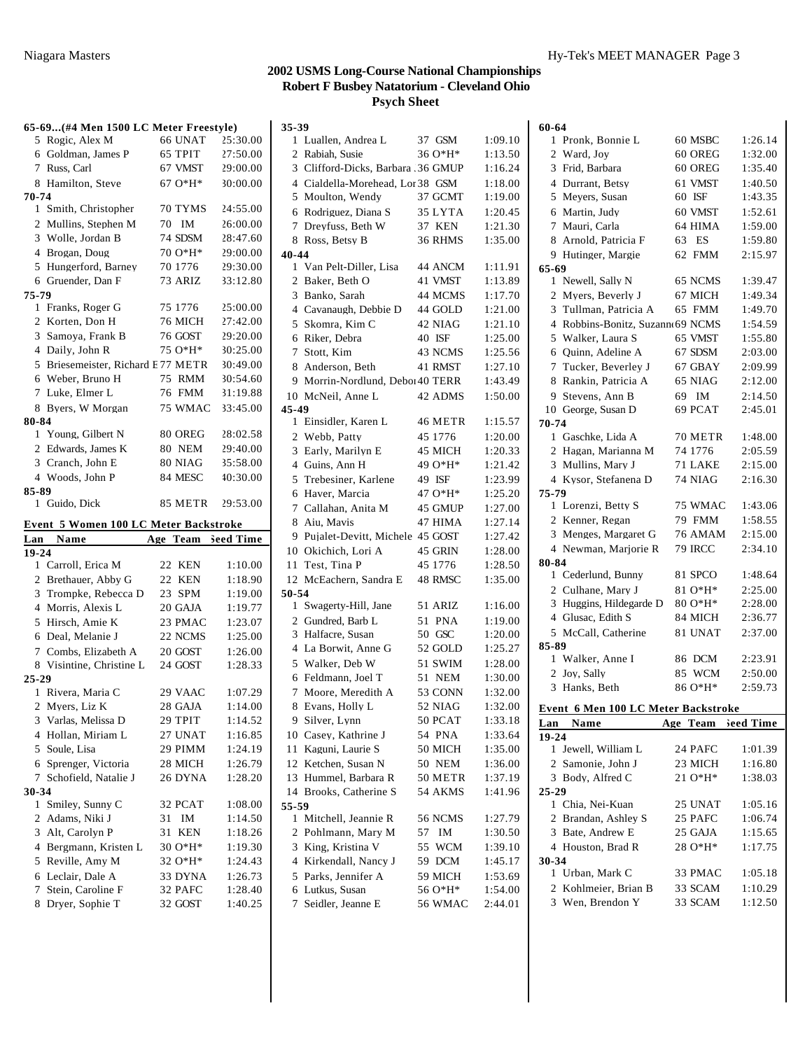# 2002 USMS Long-Course National Championships
## Robert F Busbey Natatorium - Cleveland Ohio
### Psych Sheet

**65-69...(#4 Men 1500 LC Meter Freestyle)**

| Lan | Name | Age | Team | Seed Time |
|---|---|---|---|---|
| 5 | Rogic, Alex M | 66 | UNAT | 25:30.00 |
| 6 | Goldman, James P | 65 | TPIT | 27:50.00 |
| 7 | Russ, Carl | 67 | VMST | 29:00.00 |
| 8 | Hamilton, Steve | 67 | O*H* | 30:00.00 |
| **70-74** | | | | |
| 1 | Smith, Christopher | 70 | TYMS | 24:55.00 |
| 2 | Mullins, Stephen M | 70 | IM | 26:00.00 |
| 3 | Wolle, Jordan B | 74 | SDSM | 28:47.60 |
| 4 | Brogan, Doug | 70 | O*H* | 29:00.00 |
| 5 | Hungerford, Barney | 70 | 1776 | 29:30.00 |
| 6 | Gruender, Dan F | 73 | ARIZ | 33:12.80 |
| **75-79** | | | | |
| 1 | Franks, Roger G | 75 | 1776 | 25:00.00 |
| 2 | Korten, Don H | 76 | MICH | 27:42.00 |
| 3 | Samoya, Frank B | 76 | GOST | 29:20.00 |
| 4 | Daily, John R | 75 | O*H* | 30:25.00 |
| 5 | Briesemeister, Richard E | 77 | METR | 30:49.00 |
| 6 | Weber, Bruno H | 75 | RMM | 30:54.60 |
| 7 | Luke, Elmer L | 76 | FMM | 31:19.88 |
| 8 | Byers, W Morgan | 75 | WMAC | 33:45.00 |
| **80-84** | | | | |
| 1 | Young, Gilbert N | 80 | OREG | 28:02.58 |
| 2 | Edwards, James K | 80 | NEM | 29:40.00 |
| 3 | Cranch, John E | 80 | NIAG | 35:58.00 |
| 4 | Woods, John P | 84 | MESC | 40:30.00 |
| **85-89** | | | | |
| 1 | Guido, Dick | 85 | METR | 29:53.00 |

**Event 5 Women 100 LC Meter Backstroke**

| Lan | Name | Age | Team | Seed Time |
|---|---|---|---|---|
| **19-24** | | | | |
| 1 | Carroll, Erica M | 22 | KEN | 1:10.00 |
| 2 | Brethauer, Abby G | 22 | KEN | 1:18.90 |
| 3 | Trompke, Rebecca D | 23 | SPM | 1:19.00 |
| 4 | Morris, Alexis L | 20 | GAJA | 1:19.77 |
| 5 | Hirsch, Amie K | 23 | PMAC | 1:23.07 |
| 6 | Deal, Melanie J | 22 | NCMS | 1:25.00 |
| 7 | Combs, Elizabeth A | 20 | GOST | 1:26.00 |
| 8 | Visintine, Christine L | 24 | GOST | 1:28.33 |
| **25-29** | | | | |
| 1 | Rivera, Maria C | 29 | VAAC | 1:07.29 |
| 2 | Myers, Liz K | 28 | GAJA | 1:14.00 |
| 3 | Varlas, Melissa D | 29 | TPIT | 1:14.52 |
| 4 | Hollan, Miriam L | 27 | UNAT | 1:16.85 |
| 5 | Soule, Lisa | 29 | PIMM | 1:24.19 |
| 6 | Sprenger, Victoria | 28 | MICH | 1:26.79 |
| 7 | Schofield, Natalie J | 26 | DYNA | 1:28.20 |
| **30-34** | | | | |
| 1 | Smiley, Sunny C | 32 | PCAT | 1:08.00 |
| 2 | Adams, Niki J | 31 | IM | 1:14.50 |
| 3 | Alt, Carolyn P | 31 | KEN | 1:18.26 |
| 4 | Bergmann, Kristen L | 30 | O*H* | 1:19.30 |
| 5 | Reville, Amy M | 32 | O*H* | 1:24.43 |
| 6 | Leclair, Dale A | 33 | DYNA | 1:26.73 |
| 7 | Stein, Caroline F | 32 | PAFC | 1:28.40 |
| 8 | Dryer, Sophie T | 32 | GOST | 1:40.25 |
| **35-39** | | | | |
| 1 | Luallen, Andrea L | 37 | GSM | 1:09.10 |
| 2 | Rabiah, Susie | 36 | O*H* | 1:13.50 |
| 3 | Clifford-Dicks, Barbara | 36 | GMUP | 1:16.24 |
| 4 | Cialdella-Morehead, Lor | 38 | GSM | 1:18.00 |
| 5 | Moulton, Wendy | 37 | GCMT | 1:19.00 |
| 6 | Rodriguez, Diana S | 35 | LYTA | 1:20.45 |
| 7 | Dreyfuss, Beth W | 37 | KEN | 1:21.30 |
| 8 | Ross, Betsy B | 36 | RHMS | 1:35.00 |
| **40-44** | | | | |
| 1 | Van Pelt-Diller, Lisa | 44 | ANCM | 1:11.91 |
| 2 | Baker, Beth O | 41 | VMST | 1:13.89 |
| 3 | Banko, Sarah | 44 | MCMS | 1:17.70 |
| 4 | Cavanaugh, Debbie D | 44 | GOLD | 1:21.00 |
| 5 | Skomra, Kim C | 42 | NIAG | 1:21.10 |
| 6 | Riker, Debra | 40 | ISF | 1:25.00 |
| 7 | Stott, Kim | 43 | NCMS | 1:25.56 |
| 8 | Anderson, Beth | 41 | RMST | 1:27.10 |
| 9 | Morrin-Nordlund, Debor | 40 | TERR | 1:43.49 |
| 10 | McNeil, Anne L | 42 | ADMS | 1:50.00 |
| **45-49** | | | | |
| 1 | Einsidler, Karen L | 46 | METR | 1:15.57 |
| 2 | Webb, Patty | 45 | 1776 | 1:20.00 |
| 3 | Early, Marilyn E | 45 | MICH | 1:20.33 |
| 4 | Guins, Ann H | 49 | O*H* | 1:21.42 |
| 5 | Trebesiner, Karlene | 49 | ISF | 1:23.99 |
| 6 | Haver, Marcia | 47 | O*H* | 1:25.20 |
| 7 | Callahan, Anita M | 45 | GMUP | 1:27.00 |
| 8 | Aiu, Mavis | 47 | HIMA | 1:27.14 |
| 9 | Pujalet-Devitt, Michele | 45 | GOST | 1:27.42 |
| 10 | Okichich, Lori A | 45 | GRIN | 1:28.00 |
| 11 | Test, Tina P | 45 | 1776 | 1:28.50 |
| 12 | McEachern, Sandra E | 48 | RMSC | 1:35.00 |
| **50-54** | | | | |
| 1 | Swagerty-Hill, Jane | 51 | ARIZ | 1:16.00 |
| 2 | Gundred, Barb L | 51 | PNA | 1:19.00 |
| 3 | Halfacre, Susan | 50 | GSC | 1:20.00 |
| 4 | La Borwit, Anne G | 52 | GOLD | 1:25.27 |
| 5 | Walker, Deb W | 51 | SWIM | 1:28.00 |
| 6 | Feldmann, Joel T | 51 | NEM | 1:30.00 |
| 7 | Moore, Meredith A | 53 | CONN | 1:32.00 |
| 8 | Evans, Holly L | 52 | NIAG | 1:32.00 |
| 9 | Silver, Lynn | 50 | PCAT | 1:33.18 |
| 10 | Casey, Kathrine J | 54 | PNA | 1:33.64 |
| 11 | Kaguni, Laurie S | 50 | MICH | 1:35.00 |
| 12 | Ketchen, Susan N | 50 | NEM | 1:36.00 |
| 13 | Hummel, Barbara R | 50 | METR | 1:37.19 |
| 14 | Brooks, Catherine S | 54 | AKMS | 1:41.96 |
| **55-59** | | | | |
| 1 | Mitchell, Jeannie R | 56 | NCMS | 1:27.79 |
| 2 | Pohlmann, Mary M | 57 | IM | 1:30.50 |
| 3 | King, Kristina V | 55 | WCM | 1:39.10 |
| 4 | Kirkendall, Nancy J | 59 | DCM | 1:45.17 |
| 5 | Parks, Jennifer A | 59 | MICH | 1:53.69 |
| 6 | Lutkus, Susan | 56 | O*H* | 1:54.00 |
| 7 | Seidler, Jeanne E | 56 | WMAC | 2:44.01 |
| **60-64** | | | | |
| 1 | Pronk, Bonnie L | 60 | MSBC | 1:26.14 |
| 2 | Ward, Joy | 60 | OREG | 1:32.00 |
| 3 | Frid, Barbara | 60 | OREG | 1:35.40 |
| 4 | Durrant, Betsy | 61 | VMST | 1:40.50 |
| 5 | Meyers, Susan | 60 | ISF | 1:43.35 |
| 6 | Martin, Judy | 60 | VMST | 1:52.61 |
| 7 | Mauri, Carla | 64 | HIMA | 1:59.00 |
| 8 | Arnold, Patricia F | 63 | ES | 1:59.80 |
| 9 | Hutinger, Margie | 62 | FMM | 2:15.97 |
| **65-69** | | | | |
| 1 | Newell, Sally N | 65 | NCMS | 1:39.47 |
| 2 | Myers, Beverly J | 67 | MICH | 1:49.34 |
| 3 | Tullman, Patricia A | 65 | FMM | 1:49.70 |
| 4 | Robbins-Bonitz, Suzann | 69 | NCMS | 1:54.59 |
| 5 | Walker, Laura S | 65 | VMST | 1:55.80 |
| 6 | Quinn, Adeline A | 67 | SDSM | 2:03.00 |
| 7 | Tucker, Beverley J | 67 | GBAY | 2:09.99 |
| 8 | Rankin, Patricia A | 65 | NIAG | 2:12.00 |
| 9 | Stevens, Ann B | 69 | IM | 2:14.50 |
| 10 | George, Susan D | 69 | PCAT | 2:45.01 |
| **70-74** | | | | |
| 1 | Gaschke, Lida A | 70 | METR | 1:48.00 |
| 2 | Hagan, Marianna M | 74 | 1776 | 2:05.59 |
| 3 | Mullins, Mary J | 71 | LAKE | 2:15.00 |
| 4 | Kysor, Stefanena D | 74 | NIAG | 2:16.30 |
| **75-79** | | | | |
| 1 | Lorenzi, Betty S | 75 | WMAC | 1:43.06 |
| 2 | Kenner, Regan | 79 | FMM | 1:58.55 |
| 3 | Menges, Margaret G | 76 | AMAM | 2:15.00 |
| 4 | Newman, Marjorie R | 79 | IRCC | 2:34.10 |
| **80-84** | | | | |
| 1 | Cederlund, Bunny | 81 | SPCO | 1:48.64 |
| 2 | Culhane, Mary J | 81 | O*H* | 2:25.00 |
| 3 | Huggins, Hildegarde D | 80 | O*H* | 2:28.00 |
| 4 | Glusac, Edith S | 84 | MICH | 2:36.77 |
| 5 | McCall, Catherine | 81 | UNAT | 2:37.00 |
| **85-89** | | | | |
| 1 | Walker, Anne I | 86 | DCM | 2:23.91 |
| 2 | Joy, Sally | 85 | WCM | 2:50.00 |
| 3 | Hanks, Beth | 86 | O*H* | 2:59.73 |

**Event 6 Men 100 LC Meter Backstroke**

| Lan | Name | Age | Team | Seed Time |
|---|---|---|---|---|
| **19-24** | | | | |
| 1 | Jewell, William L | 24 | PAFC | 1:01.39 |
| 2 | Samonie, John J | 23 | MICH | 1:16.80 |
| 3 | Body, Alfred C | 21 | O*H* | 1:38.03 |
| **25-29** | | | | |
| 1 | Chia, Nei-Kuan | 25 | UNAT | 1:05.16 |
| 2 | Brandan, Ashley S | 25 | PAFC | 1:06.74 |
| 3 | Bate, Andrew E | 25 | GAJA | 1:15.65 |
| 4 | Houston, Brad R | 28 | O*H* | 1:17.75 |
| **30-34** | | | | |
| 1 | Urban, Mark C | 33 | PMAC | 1:05.18 |
| 2 | Kohlmeier, Brian B | 33 | SCAM | 1:10.29 |
| 3 | Wen, Brendon Y | 33 | SCAM | 1:12.50 |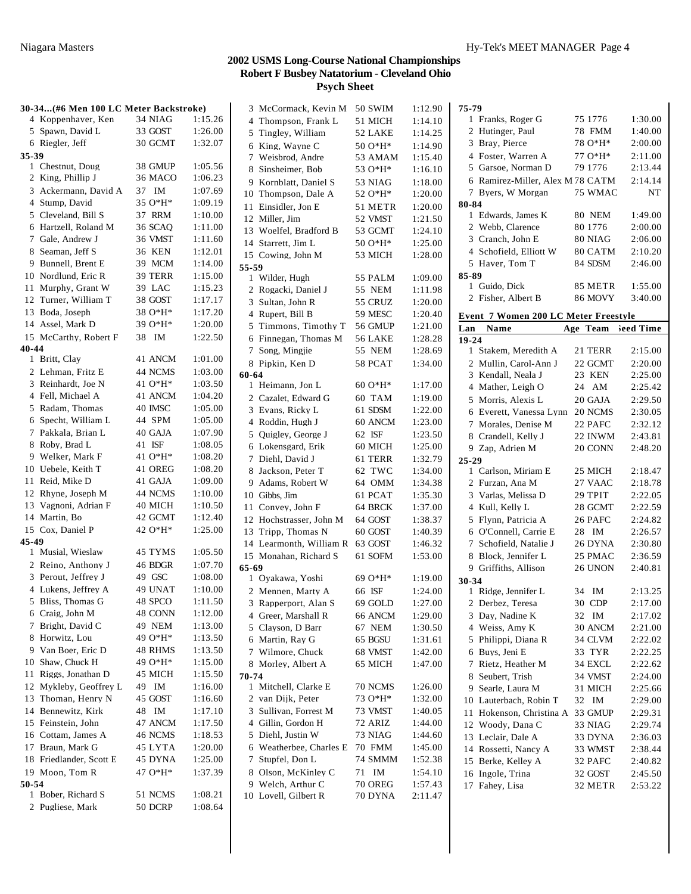# 2002 USMS Long-Course National Championships
## Robert F Busbey Natatorium - Cleveland Ohio
### Psych Sheet

**30-34...(#6 Men 100 LC Meter Backstroke)**

| Lane | Name | Age | Team | Seed Time |
|---|---|---|---|---|
| 4 | Koppenhaver, Ken | 34 | NIAG | 1:15.26 |
| 5 | Spawn, David L | 33 | GOST | 1:26.00 |
| 6 | Riegler, Jeff | 30 | GCMT | 1:32.07 |

**35-39**

| Lane | Name | Age | Team | Seed Time |
|---|---|---|---|---|
| 1 | Chestnut, Doug | 38 | GMUP | 1:05.56 |
| 2 | King, Phillip J | 36 | MACO | 1:06.23 |
| 3 | Ackermann, David A | 37 | IM | 1:07.69 |
| 4 | Stump, David | 35 | O*H* | 1:09.19 |
| 5 | Cleveland, Bill S | 37 | RRM | 1:10.00 |
| 6 | Hartzell, Roland M | 36 | SCAQ | 1:11.00 |
| 7 | Gale, Andrew J | 36 | VMST | 1:11.60 |
| 8 | Seaman, Jeff S | 36 | KEN | 1:12.01 |
| 9 | Bunnell, Brent E | 39 | MCM | 1:14.00 |
| 10 | Nordlund, Eric R | 39 | TERR | 1:15.00 |
| 11 | Murphy, Grant W | 39 | LAC | 1:15.23 |
| 12 | Turner, William T | 38 | GOST | 1:17.17 |
| 13 | Boda, Joseph | 38 | O*H* | 1:17.20 |
| 14 | Assel, Mark D | 39 | O*H* | 1:20.00 |
| 15 | McCarthy, Robert F | 38 | IM | 1:22.50 |

**40-44**

| Lane | Name | Age | Team | Seed Time |
|---|---|---|---|---|
| 1 | Britt, Clay | 41 | ANCM | 1:01.00 |
| 2 | Lehman, Fritz E | 44 | NCMS | 1:03.00 |
| 3 | Reinhardt, Joe N | 41 | O*H* | 1:03.50 |
| 4 | Fell, Michael A | 41 | ANCM | 1:04.20 |
| 5 | Radam, Thomas | 40 | IMSC | 1:05.00 |
| 6 | Specht, William L | 44 | SPM | 1:05.00 |
| 7 | Pakkala, Brian L | 40 | GAJA | 1:07.90 |
| 8 | Roby, Brad L | 41 | ISF | 1:08.05 |
| 9 | Welker, Mark F | 41 | O*H* | 1:08.20 |
| 10 | Uebele, Keith T | 41 | OREG | 1:08.20 |
| 11 | Reid, Mike D | 41 | GAJA | 1:09.00 |
| 12 | Rhyne, Joseph M | 44 | NCMS | 1:10.00 |
| 13 | Vagnoni, Adrian F | 40 | MICH | 1:10.50 |
| 14 | Martin, Bo | 42 | GCMT | 1:12.40 |
| 15 | Cox, Daniel P | 42 | O*H* | 1:25.00 |

**45-49**

| Lane | Name | Age | Team | Seed Time |
|---|---|---|---|---|
| 1 | Musial, Wieslaw | 45 | TYMS | 1:05.50 |
| 2 | Reino, Anthony J | 46 | BDGR | 1:07.70 |
| 3 | Perout, Jeffrey J | 49 | GSC | 1:08.00 |
| 4 | Lukens, Jeffrey A | 49 | UNAT | 1:10.00 |
| 5 | Bliss, Thomas G | 48 | SPCO | 1:11.50 |
| 6 | Craig, John M | 48 | CONN | 1:12.00 |
| 7 | Bright, David C | 49 | NEM | 1:13.00 |
| 8 | Horwitz, Lou | 49 | O*H* | 1:13.50 |
| 9 | Van Boer, Eric D | 48 | RHMS | 1:13.50 |
| 10 | Shaw, Chuck H | 49 | O*H* | 1:15.00 |
| 11 | Riggs, Jonathan D | 45 | MICH | 1:15.50 |
| 12 | Mykleby, Geoffrey L | 49 | IM | 1:16.00 |
| 13 | Thoman, Henry N | 45 | GOST | 1:16.60 |
| 14 | Bennewitz, Kirk | 48 | IM | 1:17.10 |
| 15 | Feinstein, John | 47 | ANCM | 1:17.50 |
| 16 | Cottam, James A | 46 | NCMS | 1:18.53 |
| 17 | Braun, Mark G | 45 | LYTA | 1:20.00 |
| 18 | Friedlander, Scott E | 45 | DYNA | 1:25.00 |
| 19 | Moon, Tom R | 47 | O*H* | 1:37.39 |

**50-54**

| Lane | Name | Age | Team | Seed Time |
|---|---|---|---|---|
| 1 | Bober, Richard S | 51 | NCMS | 1:08.21 |
| 2 | Pugliese, Mark | 50 | DCRP | 1:08.64 |
| 3 | McCormack, Kevin M | 50 | SWIM | 1:12.90 |
| 4 | Thompson, Frank L | 51 | MICH | 1:14.10 |
| 5 | Tingley, William | 52 | LAKE | 1:14.25 |
| 6 | King, Wayne C | 50 | O*H* | 1:14.90 |
| 7 | Weisbrod, Andre | 53 | AMAM | 1:15.40 |
| 8 | Sinsheimer, Bob | 53 | O*H* | 1:16.10 |
| 9 | Kornblatt, Daniel S | 53 | NIAG | 1:18.00 |
| 10 | Thompson, Dale A | 52 | O*H* | 1:20.00 |
| 11 | Einsidler, Jon E | 51 | METR | 1:20.00 |
| 12 | Miller, Jim | 52 | VMST | 1:21.50 |
| 13 | Woelfel, Bradford B | 53 | GCMT | 1:24.10 |
| 14 | Starrett, Jim L | 50 | O*H* | 1:25.00 |
| 15 | Cowing, John M | 53 | MICH | 1:28.00 |

**55-59**

| Lane | Name | Age | Team | Seed Time |
|---|---|---|---|---|
| 1 | Wilder, Hugh | 55 | PALM | 1:09.00 |
| 2 | Rogacki, Daniel J | 55 | NEM | 1:11.98 |
| 3 | Sultan, John R | 55 | CRUZ | 1:20.00 |
| 4 | Rupert, Bill B | 59 | MESC | 1:20.40 |
| 5 | Timmons, Timothy T | 56 | GMUP | 1:21.00 |
| 6 | Finnegan, Thomas M | 56 | LAKE | 1:28.28 |
| 7 | Song, Mingjie | 55 | NEM | 1:28.69 |
| 8 | Pipkin, Ken D | 58 | PCAT | 1:34.00 |

**60-64**

| Lane | Name | Age | Team | Seed Time |
|---|---|---|---|---|
| 1 | Heimann, Jon L | 60 | O*H* | 1:17.00 |
| 2 | Cazalet, Edward G | 60 | TAM | 1:19.00 |
| 3 | Evans, Ricky L | 61 | SDSM | 1:22.00 |
| 4 | Roddin, Hugh J | 60 | ANCM | 1:23.00 |
| 5 | Quigley, George J | 62 | ISF | 1:23.50 |
| 6 | Lokensgard, Erik | 60 | MICH | 1:25.00 |
| 7 | Diehl, David J | 61 | TERR | 1:32.79 |
| 8 | Jackson, Peter T | 62 | TWC | 1:34.00 |
| 9 | Adams, Robert W | 64 | OMM | 1:34.38 |
| 10 | Gibbs, Jim | 61 | PCAT | 1:35.30 |
| 11 | Convey, John F | 64 | BRCK | 1:37.00 |
| 12 | Hochstrasser, John M | 64 | GOST | 1:38.37 |
| 13 | Tripp, Thomas N | 60 | GOST | 1:40.39 |
| 14 | Learmonth, William R | 63 | GOST | 1:46.32 |
| 15 | Monahan, Richard S | 61 | SOFM | 1:53.00 |

**65-69**

| Lane | Name | Age | Team | Seed Time |
|---|---|---|---|---|
| 1 | Oyakawa, Yoshi | 69 | O*H* | 1:19.00 |
| 2 | Mennen, Marty A | 66 | ISF | 1:24.00 |
| 3 | Rapperport, Alan S | 69 | GOLD | 1:27.00 |
| 4 | Greer, Marshall R | 66 | ANCM | 1:29.00 |
| 5 | Clayson, D Barr | 67 | NEM | 1:30.50 |
| 6 | Martin, Ray G | 65 | BGSU | 1:31.61 |
| 7 | Wilmore, Chuck | 68 | VMST | 1:42.00 |
| 8 | Morley, Albert A | 65 | MICH | 1:47.00 |

**70-74**

| Lane | Name | Age | Team | Seed Time |
|---|---|---|---|---|
| 1 | Mitchell, Clarke E | 70 | NCMS | 1:26.00 |
| 2 | van Dijk, Peter | 73 | O*H* | 1:32.00 |
| 3 | Sullivan, Forrest M | 73 | VMST | 1:40.05 |
| 4 | Gillin, Gordon H | 72 | ARIZ | 1:44.00 |
| 5 | Diehl, Justin W | 73 | NIAG | 1:44.60 |
| 6 | Weatherbee, Charles E | 70 | FMM | 1:45.00 |
| 7 | Stupfel, Don L | 74 | SMMM | 1:52.38 |
| 8 | Olson, McKinley C | 71 | IM | 1:54.10 |
| 9 | Welch, Arthur C | 70 | OREG | 1:57.43 |
| 10 | Lovell, Gilbert R | 70 | DYNA | 2:11.47 |

**75-79**

| Lane | Name | Age | Team | Seed Time |
|---|---|---|---|---|
| 1 | Franks, Roger G | 75 | 1776 | 1:30.00 |
| 2 | Hutinger, Paul | 78 | FMM | 1:40.00 |
| 3 | Bray, Pierce | 78 | O*H* | 2:00.00 |
| 4 | Foster, Warren A | 77 | O*H* | 2:11.00 |
| 5 | Garsoe, Norman D | 79 | 1776 | 2:13.44 |
| 6 | Ramirez-Miller, Alex M | 78 | CATM | 2:14.14 |
| 7 | Byers, W Morgan | 75 | WMAC | NT |

**80-84**

| Lane | Name | Age | Team | Seed Time |
|---|---|---|---|---|
| 1 | Edwards, James K | 80 | NEM | 1:49.00 |
| 2 | Webb, Clarence | 80 | 1776 | 2:00.00 |
| 3 | Cranch, John E | 80 | NIAG | 2:06.00 |
| 4 | Schofield, Elliott W | 80 | CATM | 2:10.20 |
| 5 | Haver, Tom T | 84 | SDSM | 2:46.00 |

**85-89**

| Lane | Name | Age | Team | Seed Time |
|---|---|---|---|---|
| 1 | Guido, Dick | 85 | METR | 1:55.00 |
| 2 | Fisher, Albert B | 86 | MOVY | 3:40.00 |

## Event 7 Women 200 LC Meter Freestyle

**19-24**

| Lane | Name | Age | Team | Seed Time |
|---|---|---|---|---|
| 1 | Stakem, Meredith A | 21 | TERR | 2:15.00 |
| 2 | Mullin, Carol-Ann J | 22 | GCMT | 2:20.00 |
| 3 | Kendall, Neala J | 23 | KEN | 2:25.00 |
| 4 | Mather, Leigh O | 24 | AM | 2:25.42 |
| 5 | Morris, Alexis L | 20 | GAJA | 2:29.50 |
| 6 | Everett, Vanessa Lynn | 20 | NCMS | 2:30.05 |
| 7 | Morales, Denise M | 22 | PAFC | 2:32.12 |
| 8 | Crandell, Kelly J | 22 | INWM | 2:43.81 |
| 9 | Zap, Adrien M | 20 | CONN | 2:48.20 |

**25-29**

| Lane | Name | Age | Team | Seed Time |
|---|---|---|---|---|
| 1 | Carlson, Miriam E | 25 | MICH | 2:18.47 |
| 2 | Furzan, Ana M | 27 | VAAC | 2:18.78 |
| 3 | Varlas, Melissa D | 29 | TPIT | 2:22.05 |
| 4 | Kull, Kelly L | 28 | GCMT | 2:22.59 |
| 5 | Flynn, Patricia A | 26 | PAFC | 2:24.82 |
| 6 | O'Connell, Carrie E | 28 | IM | 2:26.57 |
| 7 | Schofield, Natalie J | 26 | DYNA | 2:30.80 |
| 8 | Block, Jennifer L | 25 | PMAC | 2:36.59 |
| 9 | Griffiths, Allison | 26 | UNON | 2:40.81 |

**30-34**

| Lane | Name | Age | Team | Seed Time |
|---|---|---|---|---|
| 1 | Ridge, Jennifer L | 34 | IM | 2:13.25 |
| 2 | Derbez, Teresa | 30 | CDP | 2:17.00 |
| 3 | Day, Nadine K | 32 | IM | 2:17.02 |
| 4 | Weiss, Amy K | 30 | ANCM | 2:21.00 |
| 5 | Philippi, Diana R | 34 | CLVM | 2:22.02 |
| 6 | Buys, Jeni E | 33 | TYR | 2:22.25 |
| 7 | Rietz, Heather M | 34 | EXCL | 2:22.62 |
| 8 | Seubert, Trish | 34 | VMST | 2:24.00 |
| 9 | Searle, Laura M | 31 | MICH | 2:25.66 |
| 10 | Lauterbach, Robin T | 32 | IM | 2:29.00 |
| 11 | Hokenson, Christina A | 33 | GMUP | 2:29.31 |
| 12 | Woody, Dana C | 33 | NIAG | 2:29.74 |
| 13 | Leclair, Dale A | 33 | DYNA | 2:36.03 |
| 14 | Rossetti, Nancy A | 33 | WMST | 2:38.44 |
| 15 | Berke, Kelley A | 32 | PAFC | 2:40.82 |
| 16 | Ingole, Trina | 32 | GOST | 2:45.50 |
| 17 | Fahey, Lisa | 32 | METR | 2:53.22 |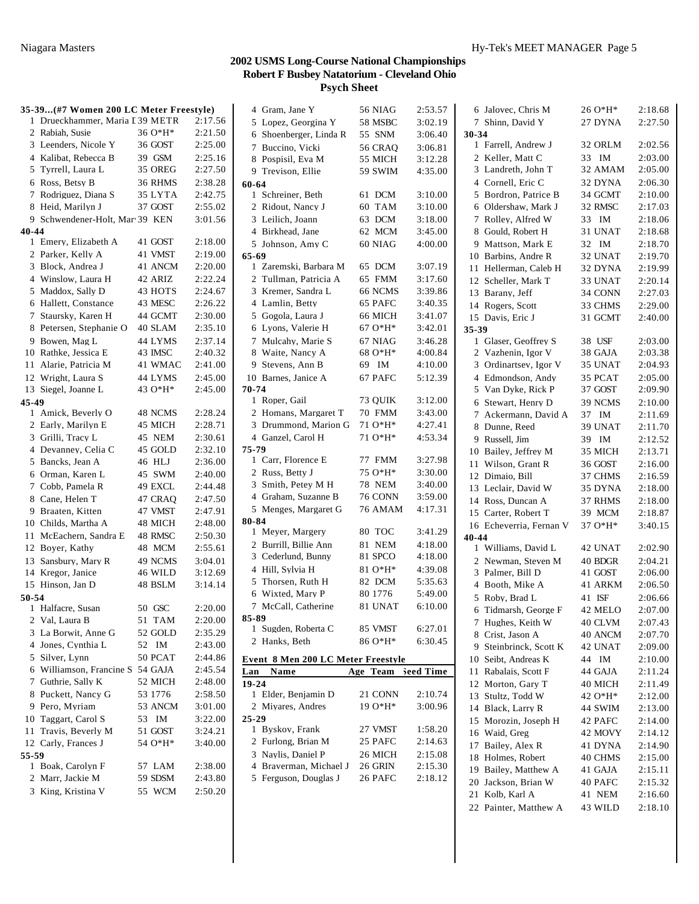# 2002 USMS Long-Course National Championships

## Robert F Busbey Natatorium - Cleveland Ohio

### Psych Sheet

**35-39...(#7 Women 200 LC Meter Freestyle)**

| | Name | Age | Team | Seed Time |
|---|---|---|---|---|
| 1 | Drueckhammer, Maria I | 39 | METR | 2:17.56 |
| 2 | Rabiah, Susie | 36 | O*H* | 2:21.50 |
| 3 | Leenders, Nicole Y | 36 | GOST | 2:25.00 |
| 4 | Kalibat, Rebecca B | 39 | GSM | 2:25.16 |
| 5 | Tyrrell, Laura L | 35 | OREG | 2:27.50 |
| 6 | Ross, Betsy B | 36 | RHMS | 2:38.28 |
| 7 | Rodriguez, Diana S | 35 | LYTA | 2:42.75 |
| 8 | Heid, Marilyn J | 37 | GOST | 2:55.02 |
| 9 | Schwendener-Holt, Mar | 39 | KEN | 3:01.56 |

**40-44**

| | Name | Age | Team | Seed Time |
|---|---|---|---|---|
| 1 | Emery, Elizabeth A | 41 | GOST | 2:18.00 |
| 2 | Parker, Kelly A | 41 | VMST | 2:19.00 |
| 3 | Block, Andrea J | 41 | ANCM | 2:20.00 |
| 4 | Winslow, Laura H | 42 | ARIZ | 2:22.24 |
| 5 | Maddox, Sally D | 43 | HOTS | 2:24.67 |
| 6 | Hallett, Constance | 43 | MESC | 2:26.22 |
| 7 | Staursky, Karen H | 44 | GCMT | 2:30.00 |
| 8 | Petersen, Stephanie O | 40 | SLAM | 2:35.10 |
| 9 | Bowen, Mag L | 44 | LYMS | 2:37.14 |
| 10 | Rathke, Jessica E | 43 | IMSC | 2:40.32 |
| 11 | Alarie, Patricia M | 41 | WMAC | 2:41.00 |
| 12 | Wright, Laura S | 44 | LYMS | 2:45.00 |
| 13 | Siegel, Joanne L | 43 | O*H* | 2:45.00 |

**45-49**

| | Name | Age | Team | Seed Time |
|---|---|---|---|---|
| 1 | Amick, Beverly O | 48 | NCMS | 2:28.24 |
| 2 | Early, Marilyn E | 45 | MICH | 2:28.71 |
| 3 | Grilli, Tracy L | 45 | NEM | 2:30.61 |
| 4 | Devanney, Celia C | 45 | GOLD | 2:32.10 |
| 5 | Bancks, Jean A | 46 | HLJ | 2:36.00 |
| 6 | Orman, Karen L | 45 | SWM | 2:40.00 |
| 7 | Cobb, Pamela R | 49 | EXCL | 2:44.48 |
| 8 | Cane, Helen T | 47 | CRAQ | 2:47.50 |
| 9 | Braaten, Kitten | 47 | VMST | 2:47.91 |
| 10 | Childs, Martha A | 48 | MICH | 2:48.00 |
| 11 | McEachern, Sandra E | 48 | RMSC | 2:50.30 |
| 12 | Boyer, Kathy | 48 | MCM | 2:55.61 |
| 13 | Sansbury, Mary R | 49 | NCMS | 3:04.01 |
| 14 | Kregor, Janice | 46 | WILD | 3:12.69 |
| 15 | Hinson, Jan D | 48 | BSLM | 3:14.14 |

**50-54**

| | Name | Age | Team | Seed Time |
|---|---|---|---|---|
| 1 | Halfacre, Susan | 50 | GSC | 2:20.00 |
| 2 | Val, Laura B | 51 | TAM | 2:20.00 |
| 3 | La Borwit, Anne G | 52 | GOLD | 2:35.29 |
| 4 | Jones, Cynthia L | 52 | IM | 2:43.00 |
| 5 | Silver, Lynn | 50 | PCAT | 2:44.86 |
| 6 | Williamson, Francine S | 54 | GAJA | 2:45.54 |
| 7 | Guthrie, Sally K | 52 | MICH | 2:48.00 |
| 8 | Puckett, Nancy G | 53 | 1776 | 2:58.50 |
| 9 | Pero, Myriam | 53 | ANCM | 3:01.00 |
| 10 | Taggart, Carol S | 53 | IM | 3:22.00 |
| 11 | Travis, Beverly M | 51 | GOST | 3:24.21 |
| 12 | Carly, Frances J | 54 | O*H* | 3:40.00 |

**55-59**

| | Name | Age | Team | Seed Time |
|---|---|---|---|---|
| 1 | Boak, Carolyn F | 57 | LAM | 2:38.00 |
| 2 | Marr, Jackie M | 59 | SDSM | 2:43.80 |
| 3 | King, Kristina V | 55 | WCM | 2:50.20 |
| 4 | Gram, Jane Y | 56 | NIAG | 2:53.57 |
| 5 | Lopez, Georgina Y | 58 | MSBC | 3:02.19 |
| 6 | Shoenberger, Linda R | 55 | SNM | 3:06.40 |
| 7 | Buccino, Vicki | 56 | CRAQ | 3:06.81 |
| 8 | Pospisil, Eva M | 55 | MICH | 3:12.28 |
| 9 | Trevison, Ellie | 59 | SWIM | 4:35.00 |

**60-64**

| | Name | Age | Team | Seed Time |
|---|---|---|---|---|
| 1 | Schreiner, Beth | 61 | DCM | 3:10.00 |
| 2 | Ridout, Nancy J | 60 | TAM | 3:10.00 |
| 3 | Leilich, Joann | 63 | DCM | 3:18.00 |
| 4 | Birkhead, Jane | 62 | MCM | 3:45.00 |
| 5 | Johnson, Amy C | 60 | NIAG | 4:00.00 |

**65-69**

| | Name | Age | Team | Seed Time |
|---|---|---|---|---|
| 1 | Zaremski, Barbara M | 65 | DCM | 3:07.19 |
| 2 | Tullman, Patricia A | 65 | FMM | 3:17.60 |
| 3 | Kremer, Sandra L | 66 | NCMS | 3:39.86 |
| 4 | Lamlin, Betty | 65 | PAFC | 3:40.35 |
| 5 | Gogola, Laura J | 66 | MICH | 3:41.07 |
| 6 | Lyons, Valerie H | 67 | O*H* | 3:42.01 |
| 7 | Mulcahy, Marie S | 67 | NIAG | 3:46.28 |
| 8 | Waite, Nancy A | 68 | O*H* | 4:00.84 |
| 9 | Stevens, Ann B | 69 | IM | 4:10.00 |
| 10 | Barnes, Janice A | 67 | PAFC | 5:12.39 |

**70-74**

| | Name | Age | Team | Seed Time |
|---|---|---|---|---|
| 1 | Roper, Gail | 73 | QUIK | 3:12.00 |
| 2 | Homans, Margaret T | 70 | FMM | 3:43.00 |
| 3 | Drummond, Marion G | 71 | O*H* | 4:27.41 |
| 4 | Ganzel, Carol H | 71 | O*H* | 4:53.34 |

**75-79**

| | Name | Age | Team | Seed Time |
|---|---|---|---|---|
| 1 | Carr, Florence E | 77 | FMM | 3:27.98 |
| 2 | Russ, Betty J | 75 | O*H* | 3:30.00 |
| 3 | Smith, Petey M H | 78 | NEM | 3:40.00 |
| 4 | Graham, Suzanne B | 76 | CONN | 3:59.00 |
| 5 | Menges, Margaret G | 76 | AMAM | 4:17.31 |

**80-84**

| | Name | Age | Team | Seed Time |
|---|---|---|---|---|
| 1 | Meyer, Margery | 80 | TOC | 3:41.29 |
| 2 | Burrill, Billie Ann | 81 | NEM | 4:18.00 |
| 3 | Cederlund, Bunny | 81 | SPCO | 4:18.00 |
| 4 | Hill, Sylvia H | 81 | O*H* | 4:39.08 |
| 5 | Thorsen, Ruth H | 82 | DCM | 5:35.63 |
| 6 | Wixted, Mary P | 80 | 1776 | 5:49.00 |
| 7 | McCall, Catherine | 81 | UNAT | 6:10.00 |

**85-89**

| | Name | Age | Team | Seed Time |
|---|---|---|---|---|
| 1 | Sugden, Roberta C | 85 | VMST | 6:27.01 |
| 2 | Hanks, Beth | 86 | O*H* | 6:30.45 |

**Event 8 Men 200 LC Meter Freestyle**

**19-24**

| Lan | Name | Age | Team | Seed Time |
|---|---|---|---|---|
| 1 | Elder, Benjamin D | 21 | CONN | 2:10.74 |
| 2 | Miyares, Andres | 19 | O*H* | 3:00.96 |

**25-29**

| Lan | Name | Age | Team | Seed Time |
|---|---|---|---|---|
| 1 | Byskov, Frank | 27 | VMST | 1:58.20 |
| 2 | Furlong, Brian M | 25 | PAFC | 2:14.63 |
| 3 | Naylis, Daniel P | 26 | MICH | 2:15.08 |
| 4 | Braverman, Michael J | 26 | GRIN | 2:15.30 |
| 5 | Ferguson, Douglas J | 26 | PAFC | 2:18.12 |
| 6 | Jalovec, Chris M | 26 | O*H* | 2:18.68 |
| 7 | Shinn, David Y | 27 | DYNA | 2:27.50 |

**30-34**

| Lan | Name | Age | Team | Seed Time |
|---|---|---|---|---|
| 1 | Farrell, Andrew J | 32 | ORLM | 2:02.56 |
| 2 | Keller, Matt C | 33 | IM | 2:03.00 |
| 3 | Landreth, John T | 32 | AMAM | 2:05.00 |
| 4 | Cornell, Eric C | 32 | DYNA | 2:06.30 |
| 5 | Bordron, Patrice B | 34 | GCMT | 2:10.00 |
| 6 | Oldershaw, Mark J | 32 | RMSC | 2:17.03 |
| 7 | Rolley, Alfred W | 33 | IM | 2:18.06 |
| 8 | Gould, Robert H | 31 | UNAT | 2:18.68 |
| 9 | Mattson, Mark E | 32 | IM | 2:18.70 |
| 10 | Barbins, Andre R | 32 | UNAT | 2:19.70 |
| 11 | Hellerman, Caleb H | 32 | DYNA | 2:19.99 |
| 12 | Scheller, Mark T | 33 | UNAT | 2:20.14 |
| 13 | Barany, Jeff | 34 | CONN | 2:27.03 |
| 14 | Rogers, Scott | 33 | CHMS | 2:29.00 |
| 15 | Davis, Eric J | 31 | GCMT | 2:40.00 |

**35-39**

| Lan | Name | Age | Team | Seed Time |
|---|---|---|---|---|
| 1 | Glaser, Geoffrey S | 38 | USF | 2:03.00 |
| 2 | Vazhenin, Igor V | 38 | GAJA | 2:03.38 |
| 3 | Ordinartsev, Igor V | 35 | UNAT | 2:04.93 |
| 4 | Edmondson, Andy | 35 | PCAT | 2:05.00 |
| 5 | Van Dyke, Rick P | 37 | GOST | 2:09.90 |
| 6 | Stewart, Henry D | 39 | NCMS | 2:10.00 |
| 7 | Ackermann, David A | 37 | IM | 2:11.69 |
| 8 | Dunne, Reed | 39 | UNAT | 2:11.70 |
| 9 | Russell, Jim | 39 | IM | 2:12.52 |
| 10 | Bailey, Jeffrey M | 35 | MICH | 2:13.71 |
| 11 | Wilson, Grant R | 36 | GOST | 2:16.00 |
| 12 | Dimaio, Bill | 37 | CHMS | 2:16.59 |
| 13 | Leclair, David W | 35 | DYNA | 2:18.00 |
| 14 | Ross, Duncan A | 37 | RHMS | 2:18.00 |
| 15 | Carter, Robert T | 39 | MCM | 2:18.87 |
| 16 | Echeverria, Fernan V | 37 | O*H* | 3:40.15 |

**40-44**

| Lan | Name | Age | Team | Seed Time |
|---|---|---|---|---|
| 1 | Williams, David L | 42 | UNAT | 2:02.90 |
| 2 | Newman, Steven M | 40 | BDGR | 2:04.21 |
| 3 | Palmer, Bill D | 41 | GOST | 2:06.00 |
| 4 | Booth, Mike A | 41 | ARKM | 2:06.50 |
| 5 | Roby, Brad L | 41 | ISF | 2:06.66 |
| 6 | Tidmarsh, George F | 42 | MELO | 2:07.00 |
| 7 | Hughes, Keith W | 40 | CLVM | 2:07.43 |
| 8 | Crist, Jason A | 40 | ANCM | 2:07.70 |
| 9 | Steinbrinck, Scott K | 42 | UNAT | 2:09.00 |
| 10 | Seibt, Andreas K | 44 | IM | 2:10.00 |
| 11 | Rabalais, Scott F | 44 | GAJA | 2:11.24 |
| 12 | Morton, Gary T | 40 | MICH | 2:11.49 |
| 13 | Stultz, Todd W | 42 | O*H* | 2:12.00 |
| 14 | Black, Larry R | 44 | SWIM | 2:13.00 |
| 15 | Morozin, Joseph H | 42 | PAFC | 2:14.00 |
| 16 | Waid, Greg | 42 | MOVY | 2:14.12 |
| 17 | Bailey, Alex R | 41 | DYNA | 2:14.90 |
| 18 | Holmes, Robert | 40 | CHMS | 2:15.00 |
| 19 | Bailey, Matthew A | 41 | GAJA | 2:15.11 |
| 20 | Jackson, Brian W | 40 | PAFC | 2:15.32 |
| 21 | Kolb, Karl A | 41 | NEM | 2:16.60 |
| 22 | Painter, Matthew A | 43 | WILD | 2:18.10 |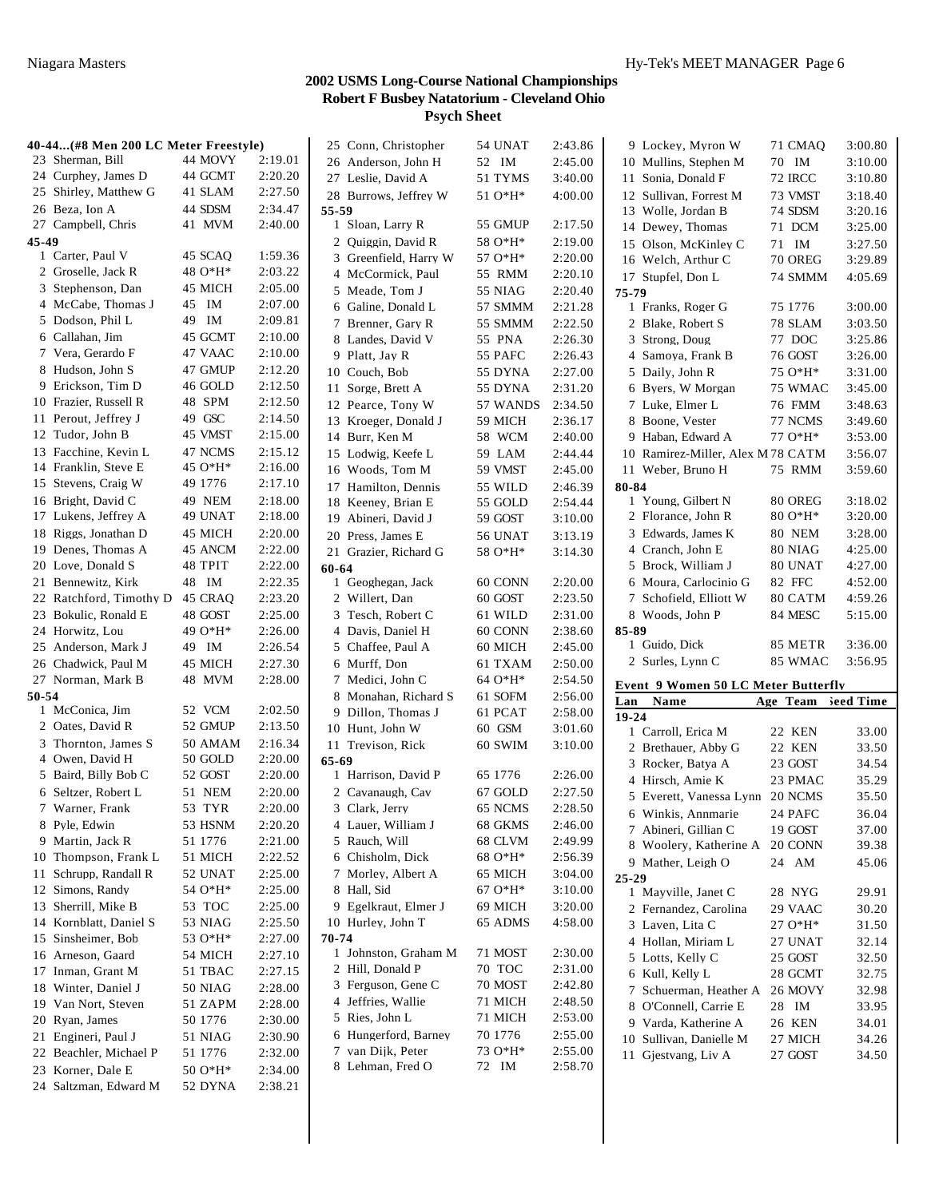# 2002 USMS Long-Course National Championships

## Robert F Busbey Natatorium - Cleveland Ohio

## Psych Sheet

**40-44...(#8 Men 200 LC Meter Freestyle)**

| Lane | Name | Age Team | Seed Time |
|---|---|---|---|
| 23 | Sherman, Bill | 44 MOVY | 2:19.01 |
| 24 | Curphey, James D | 44 GCMT | 2:20.20 |
| 25 | Shirley, Matthew G | 41 SLAM | 2:27.50 |
| 26 | Beza, Ion A | 44 SDSM | 2:34.47 |
| 27 | Campbell, Chris | 41 MVM | 2:40.00 |

**45-49**

| Lane | Name | Age Team | Seed Time |
|---|---|---|---|
| 1 | Carter, Paul V | 45 SCAQ | 1:59.36 |
| 2 | Groselle, Jack R | 48 O*H* | 2:03.22 |
| 3 | Stephenson, Dan | 45 MICH | 2:05.00 |
| 4 | McCabe, Thomas J | 45 IM | 2:07.00 |
| 5 | Dodson, Phil L | 49 IM | 2:09.81 |
| 6 | Callahan, Jim | 45 GCMT | 2:10.00 |
| 7 | Vera, Gerardo F | 47 VAAC | 2:10.00 |
| 8 | Hudson, John S | 47 GMUP | 2:12.20 |
| 9 | Erickson, Tim D | 46 GOLD | 2:12.50 |
| 10 | Frazier, Russell R | 48 SPM | 2:12.50 |
| 11 | Perout, Jeffrey J | 49 GSC | 2:14.50 |
| 12 | Tudor, John B | 45 VMST | 2:15.00 |
| 13 | Facchine, Kevin L | 47 NCMS | 2:15.12 |
| 14 | Franklin, Steve E | 45 O*H* | 2:16.00 |
| 15 | Stevens, Craig W | 49 1776 | 2:17.10 |
| 16 | Bright, David C | 49 NEM | 2:18.00 |
| 17 | Lukens, Jeffrey A | 49 UNAT | 2:18.00 |
| 18 | Riggs, Jonathan D | 45 MICH | 2:20.00 |
| 19 | Denes, Thomas A | 45 ANCM | 2:22.00 |
| 20 | Love, Donald S | 48 TPIT | 2:22.00 |
| 21 | Bennewitz, Kirk | 48 IM | 2:22.35 |
| 22 | Ratchford, Timothy D | 45 CRAQ | 2:23.20 |
| 23 | Bokulic, Ronald E | 48 GOST | 2:25.00 |
| 24 | Horwitz, Lou | 49 O*H* | 2:26.00 |
| 25 | Anderson, Mark J | 49 IM | 2:26.54 |
| 26 | Chadwick, Paul M | 45 MICH | 2:27.30 |
| 27 | Norman, Mark B | 48 MVM | 2:28.00 |

**50-54**

| Lane | Name | Age Team | Seed Time |
|---|---|---|---|
| 1 | McConica, Jim | 52 VCM | 2:02.50 |
| 2 | Oates, David R | 52 GMUP | 2:13.50 |
| 3 | Thornton, James S | 50 AMAM | 2:16.34 |
| 4 | Owen, David H | 50 GOLD | 2:20.00 |
| 5 | Baird, Billy Bob C | 52 GOST | 2:20.00 |
| 6 | Seltzer, Robert L | 51 NEM | 2:20.00 |
| 7 | Warner, Frank | 53 TYR | 2:20.00 |
| 8 | Pyle, Edwin | 53 HSNM | 2:20.20 |
| 9 | Martin, Jack R | 51 1776 | 2:21.00 |
| 10 | Thompson, Frank L | 51 MICH | 2:22.52 |
| 11 | Schrupp, Randall R | 52 UNAT | 2:25.00 |
| 12 | Simons, Randy | 54 O*H* | 2:25.00 |
| 13 | Sherrill, Mike B | 53 TOC | 2:25.00 |
| 14 | Kornblatt, Daniel S | 53 NIAG | 2:25.50 |
| 15 | Sinsheimer, Bob | 53 O*H* | 2:27.00 |
| 16 | Arneson, Gaard | 54 MICH | 2:27.10 |
| 17 | Inman, Grant M | 51 TBAC | 2:27.15 |
| 18 | Winter, Daniel J | 50 NIAG | 2:28.00 |
| 19 | Van Nort, Steven | 51 ZAPM | 2:28.00 |
| 20 | Ryan, James | 50 1776 | 2:30.00 |
| 21 | Engineri, Paul J | 51 NIAG | 2:30.90 |
| 22 | Beachler, Michael P | 51 1776 | 2:32.00 |
| 23 | Korner, Dale E | 50 O*H* | 2:34.00 |
| 24 | Saltzman, Edward M | 52 DYNA | 2:38.21 |
| 25 | Conn, Christopher | 54 UNAT | 2:43.86 |
| 26 | Anderson, John H | 52 IM | 2:45.00 |
| 27 | Leslie, David A | 51 TYMS | 3:40.00 |
| 28 | Burrows, Jeffrey W | 51 O*H* | 4:00.00 |

**55-59**

| Lane | Name | Age Team | Seed Time |
|---|---|---|---|
| 1 | Sloan, Larry R | 55 GMUP | 2:17.50 |
| 2 | Quiggin, David R | 58 O*H* | 2:19.00 |
| 3 | Greenfield, Harry W | 57 O*H* | 2:20.00 |
| 4 | McCormick, Paul | 55 RMM | 2:20.10 |
| 5 | Meade, Tom J | 55 NIAG | 2:20.40 |
| 6 | Galine, Donald L | 57 SMMM | 2:21.28 |
| 7 | Brenner, Gary R | 55 SMMM | 2:22.50 |
| 8 | Landes, David V | 55 PNA | 2:26.30 |
| 9 | Platt, Jay R | 55 PAFC | 2:26.43 |
| 10 | Couch, Bob | 55 DYNA | 2:27.00 |
| 11 | Sorge, Brett A | 55 DYNA | 2:31.20 |
| 12 | Pearce, Tony W | 57 WANDS | 2:34.50 |
| 13 | Kroeger, Donald J | 59 MICH | 2:36.17 |
| 14 | Burr, Ken M | 58 WCM | 2:40.00 |
| 15 | Lodwig, Keefe L | 59 LAM | 2:44.44 |
| 16 | Woods, Tom M | 59 VMST | 2:45.00 |
| 17 | Hamilton, Dennis | 55 WILD | 2:46.39 |
| 18 | Keeney, Brian E | 55 GOLD | 2:54.44 |
| 19 | Abineri, David J | 59 GOST | 3:10.00 |
| 20 | Press, James E | 56 UNAT | 3:13.19 |
| 21 | Grazier, Richard G | 58 O*H* | 3:14.30 |

**60-64**

| Lane | Name | Age Team | Seed Time |
|---|---|---|---|
| 1 | Geoghegan, Jack | 60 CONN | 2:20.00 |
| 2 | Willert, Dan | 60 GOST | 2:23.50 |
| 3 | Tesch, Robert C | 61 WILD | 2:31.00 |
| 4 | Davis, Daniel H | 60 CONN | 2:38.60 |
| 5 | Chaffee, Paul A | 60 MICH | 2:45.00 |
| 6 | Murff, Don | 61 TXAM | 2:50.00 |
| 7 | Medici, John C | 64 O*H* | 2:54.50 |
| 8 | Monahan, Richard S | 61 SOFM | 2:56.00 |
| 9 | Dillon, Thomas J | 61 PCAT | 2:58.00 |
| 10 | Hunt, John W | 60 GSM | 3:01.60 |
| 11 | Trevison, Rick | 60 SWIM | 3:10.00 |

**65-69**

| Lane | Name | Age Team | Seed Time |
|---|---|---|---|
| 1 | Harrison, David P | 65 1776 | 2:26.00 |
| 2 | Cavanaugh, Cav | 67 GOLD | 2:27.50 |
| 3 | Clark, Jerry | 65 NCMS | 2:28.50 |
| 4 | Lauer, William J | 68 GKMS | 2:46.00 |
| 5 | Rauch, Will | 68 CLVM | 2:49.99 |
| 6 | Chisholm, Dick | 68 O*H* | 2:56.39 |
| 7 | Morley, Albert A | 65 MICH | 3:04.00 |
| 8 | Hall, Sid | 67 O*H* | 3:10.00 |
| 9 | Egelkraut, Elmer J | 69 MICH | 3:20.00 |
| 10 | Hurley, John T | 65 ADMS | 4:58.00 |

**70-74**

| Lane | Name | Age Team | Seed Time |
|---|---|---|---|
| 1 | Johnston, Graham M | 71 MOST | 2:30.00 |
| 2 | Hill, Donald P | 70 TOC | 2:31.00 |
| 3 | Ferguson, Gene C | 70 MOST | 2:42.80 |
| 4 | Jeffries, Wallie | 71 MICH | 2:48.50 |
| 5 | Ries, John L | 71 MICH | 2:53.00 |
| 6 | Hungerford, Barney | 70 1776 | 2:55.00 |
| 7 | van Dijk, Peter | 73 O*H* | 2:55.00 |
| 8 | Lehman, Fred O | 72 IM | 2:58.70 |
| 9 | Lockey, Myron W | 71 CMAQ | 3:00.80 |
| 10 | Mullins, Stephen M | 70 IM | 3:10.00 |
| 11 | Sonia, Donald F | 72 IRCC | 3:10.80 |
| 12 | Sullivan, Forrest M | 73 VMST | 3:18.40 |
| 13 | Wolle, Jordan B | 74 SDSM | 3:20.16 |
| 14 | Dewey, Thomas | 71 DCM | 3:25.00 |
| 15 | Olson, McKinley C | 71 IM | 3:27.50 |
| 16 | Welch, Arthur C | 70 OREG | 3:29.89 |
| 17 | Stupfel, Don L | 74 SMMM | 4:05.69 |

**75-79**

| Lane | Name | Age Team | Seed Time |
|---|---|---|---|
| 1 | Franks, Roger G | 75 1776 | 3:00.00 |
| 2 | Blake, Robert S | 78 SLAM | 3:03.50 |
| 3 | Strong, Doug | 77 DOC | 3:25.86 |
| 4 | Samoya, Frank B | 76 GOST | 3:26.00 |
| 5 | Daily, John R | 75 O*H* | 3:31.00 |
| 6 | Byers, W Morgan | 75 WMAC | 3:45.00 |
| 7 | Luke, Elmer L | 76 FMM | 3:48.63 |
| 8 | Boone, Vester | 77 NCMS | 3:49.60 |
| 9 | Haban, Edward A | 77 O*H* | 3:53.00 |
| 10 | Ramirez-Miller, Alex M | 78 CATM | 3:56.07 |
| 11 | Weber, Bruno H | 75 RMM | 3:59.60 |

**80-84**

| Lane | Name | Age Team | Seed Time |
|---|---|---|---|
| 1 | Young, Gilbert N | 80 OREG | 3:18.02 |
| 2 | Florance, John R | 80 O*H* | 3:20.00 |
| 3 | Edwards, James K | 80 NEM | 3:28.00 |
| 4 | Cranch, John E | 80 NIAG | 4:25.00 |
| 5 | Brock, William J | 80 UNAT | 4:27.00 |
| 6 | Moura, Carlocinio G | 82 FFC | 4:52.00 |
| 7 | Schofield, Elliott W | 80 CATM | 4:59.26 |
| 8 | Woods, John P | 84 MESC | 5:15.00 |

**85-89**

| Lane | Name | Age Team | Seed Time |
|---|---|---|---|
| 1 | Guido, Dick | 85 METR | 3:36.00 |
| 2 | Surles, Lynn C | 85 WMAC | 3:56.95 |

### Event 9 Women 50 LC Meter Butterfly

**19-24**

| Lane | Name | Age Team | Seed Time |
|---|---|---|---|
| 1 | Carroll, Erica M | 22 KEN | 33.00 |
| 2 | Brethauer, Abby G | 22 KEN | 33.50 |
| 3 | Rocker, Batya A | 23 GOST | 34.54 |
| 4 | Hirsch, Amie K | 23 PMAC | 35.29 |
| 5 | Everett, Vanessa Lynn | 20 NCMS | 35.50 |
| 6 | Winkis, Annmarie | 24 PAFC | 36.04 |
| 7 | Abineri, Gillian C | 19 GOST | 37.00 |
| 8 | Woolery, Katherine A | 20 CONN | 39.38 |
| 9 | Mather, Leigh O | 24 AM | 45.06 |

**25-29**

| Lane | Name | Age Team | Seed Time |
|---|---|---|---|
| 1 | Mayville, Janet C | 28 NYG | 29.91 |
| 2 | Fernandez, Carolina | 29 VAAC | 30.20 |
| 3 | Laven, Lita C | 27 O*H* | 31.50 |
| 4 | Hollan, Miriam L | 27 UNAT | 32.14 |
| 5 | Lotts, Kelly C | 25 GOST | 32.50 |
| 6 | Kull, Kelly L | 28 GCMT | 32.75 |
| 7 | Schuerman, Heather A | 26 MOVY | 32.98 |
| 8 | O'Connell, Carrie E | 28 IM | 33.95 |
| 9 | Varda, Katherine A | 26 KEN | 34.01 |
| 10 | Sullivan, Danielle M | 27 MICH | 34.26 |
| 11 | Gjestvang, Liv A | 27 GOST | 34.50 |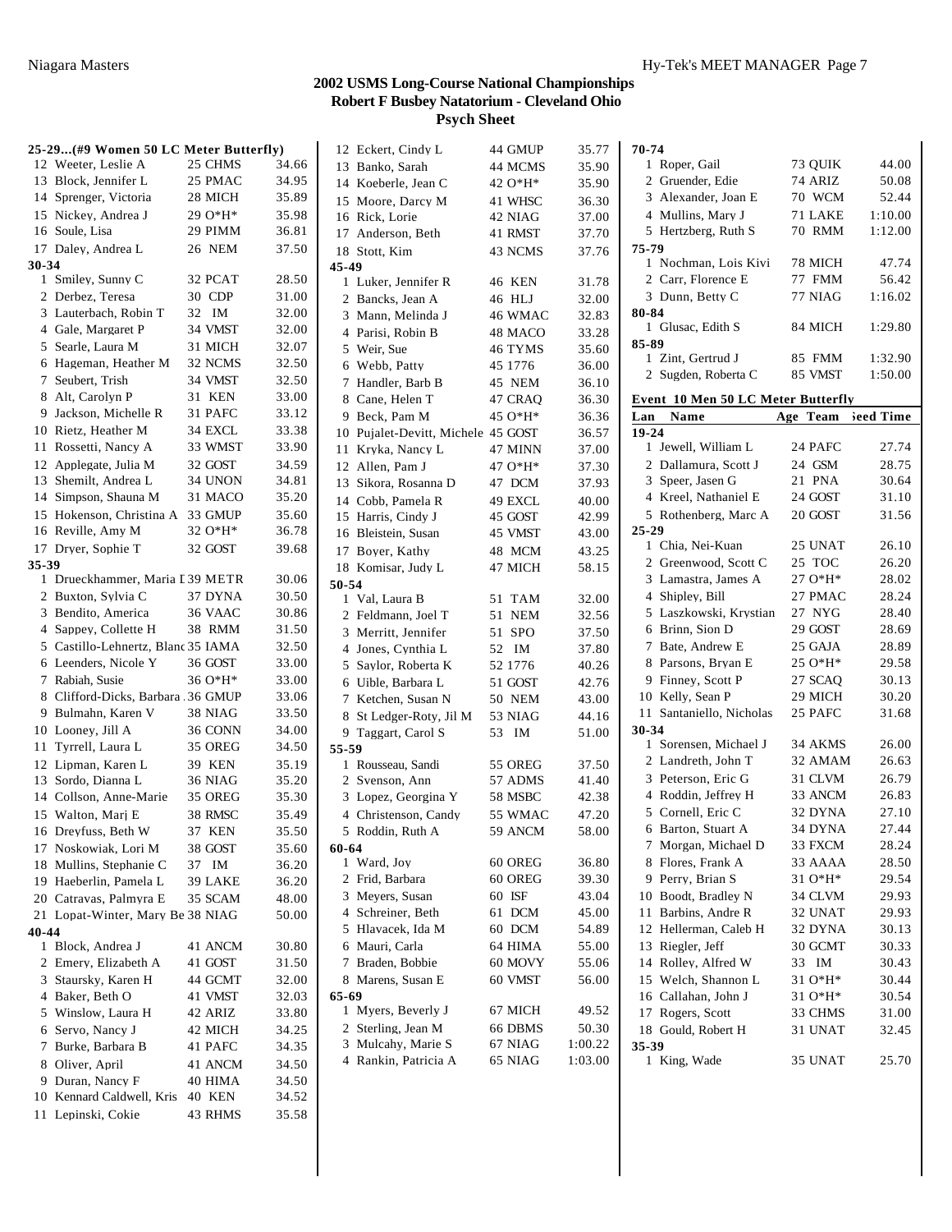# 2002 USMS Long-Course National Championships
## Robert F Busbey Natatorium - Cleveland Ohio
### Psych Sheet

**25-29...(#9 Women 50 LC Meter Butterfly)**

| | Name | Age | Team | Seed Time |
|---|---|---|---|---|
| 12 | Weeter, Leslie A | 25 | CHMS | 34.66 |
| 13 | Block, Jennifer L | 25 | PMAC | 34.95 |
| 14 | Sprenger, Victoria | 28 | MICH | 35.89 |
| 15 | Nickey, Andrea J | 29 | O*H* | 35.98 |
| 16 | Soule, Lisa | 29 | PIMM | 36.81 |
| 17 | Daley, Andrea L | 26 | NEM | 37.50 |
| **30-34** | | | | |
| 1 | Smiley, Sunny C | 32 | PCAT | 28.50 |
| 2 | Derbez, Teresa | 30 | CDP | 31.00 |
| 3 | Lauterbach, Robin T | 32 | IM | 32.00 |
| 4 | Gale, Margaret P | 34 | VMST | 32.00 |
| 5 | Searle, Laura M | 31 | MICH | 32.07 |
| 6 | Hageman, Heather M | 32 | NCMS | 32.50 |
| 7 | Seubert, Trish | 34 | VMST | 32.50 |
| 8 | Alt, Carolyn P | 31 | KEN | 33.00 |
| 9 | Jackson, Michelle R | 31 | PAFC | 33.12 |
| 10 | Rietz, Heather M | 34 | EXCL | 33.38 |
| 11 | Rossetti, Nancy A | 33 | WMST | 33.90 |
| 12 | Applegate, Julia M | 32 | GOST | 34.59 |
| 13 | Shemilt, Andrea L | 34 | UNON | 34.81 |
| 14 | Simpson, Shauna M | 31 | MACO | 35.20 |
| 15 | Hokenson, Christina A | 33 | GMUP | 35.60 |
| 16 | Reville, Amy M | 32 | O*H* | 36.78 |
| 17 | Dryer, Sophie T | 32 | GOST | 39.68 |
| **35-39** | | | | |
| 1 | Drueckhammer, Maria I | 39 | METR | 30.06 |
| 2 | Buxton, Sylvia C | 37 | DYNA | 30.50 |
| 3 | Bendito, America | 36 | VAAC | 30.86 |
| 4 | Sappey, Collette H | 38 | RMM | 31.50 |
| 5 | Castillo-Lehnertz, Blanc | 35 | IAMA | 32.50 |
| 6 | Leenders, Nicole Y | 36 | GOST | 33.00 |
| 7 | Rabiah, Susie | 36 | O*H* | 33.00 |
| 8 | Clifford-Dicks, Barbara | 36 | GMUP | 33.06 |
| 9 | Bulmahn, Karen V | 38 | NIAG | 33.50 |
| 10 | Looney, Jill A | 36 | CONN | 34.00 |
| 11 | Tyrrell, Laura L | 35 | OREG | 34.50 |
| 12 | Lipman, Karen L | 39 | KEN | 35.19 |
| 13 | Sordo, Dianna L | 36 | NIAG | 35.20 |
| 14 | Collson, Anne-Marie | 35 | OREG | 35.30 |
| 15 | Walton, Marj E | 38 | RMSC | 35.49 |
| 16 | Dreyfuss, Beth W | 37 | KEN | 35.50 |
| 17 | Noskowiak, Lori M | 38 | GOST | 35.60 |
| 18 | Mullins, Stephanie C | 37 | IM | 36.20 |
| 19 | Haeberlin, Pamela L | 39 | LAKE | 36.20 |
| 20 | Catravas, Palmyra E | 35 | SCAM | 48.00 |
| 21 | Lopat-Winter, Mary Be | 38 | NIAG | 50.00 |
| **40-44** | | | | |
| 1 | Block, Andrea J | 41 | ANCM | 30.80 |
| 2 | Emery, Elizabeth A | 41 | GOST | 31.50 |
| 3 | Staursky, Karen H | 44 | GCMT | 32.00 |
| 4 | Baker, Beth O | 41 | VMST | 32.03 |
| 5 | Winslow, Laura H | 42 | ARIZ | 33.80 |
| 6 | Servo, Nancy J | 42 | MICH | 34.25 |
| 7 | Burke, Barbara B | 41 | PAFC | 34.35 |
| 8 | Oliver, April | 41 | ANCM | 34.50 |
| 9 | Duran, Nancy F | 40 | HIMA | 34.50 |
| 10 | Kennard Caldwell, Kris | 40 | KEN | 34.52 |
| 11 | Lepinski, Cokie | 43 | RHMS | 35.58 |
| 12 | Eckert, Cindy L | 44 | GMUP | 35.77 |
| 13 | Banko, Sarah | 44 | MCMS | 35.90 |
| 14 | Koeberle, Jean C | 42 | O*H* | 35.90 |
| 15 | Moore, Darcy M | 41 | WHSC | 36.30 |
| 16 | Rick, Lorie | 42 | NIAG | 37.00 |
| 17 | Anderson, Beth | 41 | RMST | 37.70 |
| 18 | Stott, Kim | 43 | NCMS | 37.76 |
| **45-49** | | | | |
| 1 | Luker, Jennifer R | 46 | KEN | 31.78 |
| 2 | Bancks, Jean A | 46 | HLJ | 32.00 |
| 3 | Mann, Melinda J | 46 | WMAC | 32.83 |
| 4 | Parisi, Robin B | 48 | MACO | 33.28 |
| 5 | Weir, Sue | 46 | TYMS | 35.60 |
| 6 | Webb, Patty | 45 | 1776 | 36.00 |
| 7 | Handler, Barb B | 45 | NEM | 36.10 |
| 8 | Cane, Helen T | 47 | CRAQ | 36.30 |
| 9 | Beck, Pam M | 45 | O*H* | 36.36 |
| 10 | Pujalet-Devitt, Michele | 45 | GOST | 36.57 |
| 11 | Kryka, Nancy L | 47 | MINN | 37.00 |
| 12 | Allen, Pam J | 47 | O*H* | 37.30 |
| 13 | Sikora, Rosanna D | 47 | DCM | 37.93 |
| 14 | Cobb, Pamela R | 49 | EXCL | 40.00 |
| 15 | Harris, Cindy J | 45 | GOST | 42.99 |
| 16 | Bleistein, Susan | 45 | VMST | 43.00 |
| 17 | Boyer, Kathy | 48 | MCM | 43.25 |
| 18 | Komisar, Judy L | 47 | MICH | 58.15 |
| **50-54** | | | | |
| 1 | Val, Laura B | 51 | TAM | 32.00 |
| 2 | Feldmann, Joel T | 51 | NEM | 32.56 |
| 3 | Merritt, Jennifer | 51 | SPO | 37.50 |
| 4 | Jones, Cynthia L | 52 | IM | 37.80 |
| 5 | Saylor, Roberta K | 52 | 1776 | 40.26 |
| 6 | Uible, Barbara L | 51 | GOST | 42.76 |
| 7 | Ketchen, Susan N | 50 | NEM | 43.00 |
| 8 | St Ledger-Roty, Jil M | 53 | NIAG | 44.16 |
| 9 | Taggart, Carol S | 53 | IM | 51.00 |
| **55-59** | | | | |
| 1 | Rousseau, Sandi | 55 | OREG | 37.50 |
| 2 | Svenson, Ann | 57 | ADMS | 41.40 |
| 3 | Lopez, Georgina Y | 58 | MSBC | 42.38 |
| 4 | Christenson, Candy | 55 | WMAC | 47.20 |
| 5 | Roddin, Ruth A | 59 | ANCM | 58.00 |
| **60-64** | | | | |
| 1 | Ward, Joy | 60 | OREG | 36.80 |
| 2 | Frid, Barbara | 60 | OREG | 39.30 |
| 3 | Meyers, Susan | 60 | ISF | 43.04 |
| 4 | Schreiner, Beth | 61 | DCM | 45.00 |
| 5 | Hlavacek, Ida M | 60 | DCM | 54.89 |
| 6 | Mauri, Carla | 64 | HIMA | 55.00 |
| 7 | Braden, Bobbie | 60 | MOVY | 55.06 |
| 8 | Marens, Susan E | 60 | VMST | 56.00 |
| **65-69** | | | | |
| 1 | Myers, Beverly J | 67 | MICH | 49.52 |
| 2 | Sterling, Jean M | 66 | DBMS | 50.30 |
| 3 | Mulcahy, Marie S | 67 | NIAG | 1:00.22 |
| 4 | Rankin, Patricia A | 65 | NIAG | 1:03.00 |
| **70-74** | | | | |
| 1 | Roper, Gail | 73 | QUIK | 44.00 |
| 2 | Gruender, Edie | 74 | ARIZ | 50.08 |
| 3 | Alexander, Joan E | 70 | WCM | 52.44 |
| 4 | Mullins, Mary J | 71 | LAKE | 1:10.00 |
| 5 | Hertzberg, Ruth S | 70 | RMM | 1:12.00 |
| **75-79** | | | | |
| 1 | Nochman, Lois Kivi | 78 | MICH | 47.74 |
| 2 | Carr, Florence E | 77 | FMM | 56.42 |
| 3 | Dunn, Betty C | 77 | NIAG | 1:16.02 |
| **80-84** | | | | |
| 1 | Glusac, Edith S | 84 | MICH | 1:29.80 |
| **85-89** | | | | |
| 1 | Zint, Gertrud J | 85 | FMM | 1:32.90 |
| 2 | Sugden, Roberta C | 85 | VMST | 1:50.00 |

**Event 10 Men 50 LC Meter Butterfly**

| Lan | Name | Age | Team | Seed Time |
|---|---|---|---|---|
| **19-24** | | | | |
| 1 | Jewell, William L | 24 | PAFC | 27.74 |
| 2 | Dallamura, Scott J | 24 | GSM | 28.75 |
| 3 | Speer, Jasen G | 21 | PNA | 30.64 |
| 4 | Kreel, Nathaniel E | 24 | GOST | 31.10 |
| 5 | Rothenberg, Marc A | 20 | GOST | 31.56 |
| **25-29** | | | | |
| 1 | Chia, Nei-Kuan | 25 | UNAT | 26.10 |
| 2 | Greenwood, Scott C | 25 | TOC | 26.20 |
| 3 | Lamastra, James A | 27 | O*H* | 28.02 |
| 4 | Shipley, Bill | 27 | PMAC | 28.24 |
| 5 | Laszkowski, Krystian | 27 | NYG | 28.40 |
| 6 | Brinn, Sion D | 29 | GOST | 28.69 |
| 7 | Bate, Andrew E | 25 | GAJA | 28.89 |
| 8 | Parsons, Bryan E | 25 | O*H* | 29.58 |
| 9 | Finney, Scott P | 27 | SCAQ | 30.13 |
| 10 | Kelly, Sean P | 29 | MICH | 30.20 |
| 11 | Santaniello, Nicholas | 25 | PAFC | 31.68 |
| **30-34** | | | | |
| 1 | Sorensen, Michael J | 34 | AKMS | 26.00 |
| 2 | Landreth, John T | 32 | AMAM | 26.63 |
| 3 | Peterson, Eric G | 31 | CLVM | 26.79 |
| 4 | Roddin, Jeffrey H | 33 | ANCM | 26.83 |
| 5 | Cornell, Eric C | 32 | DYNA | 27.10 |
| 6 | Barton, Stuart A | 34 | DYNA | 27.44 |
| 7 | Morgan, Michael D | 33 | FXCM | 28.24 |
| 8 | Flores, Frank A | 33 | AAAA | 28.50 |
| 9 | Perry, Brian S | 31 | O*H* | 29.54 |
| 10 | Boodt, Bradley N | 34 | CLVM | 29.93 |
| 11 | Barbins, Andre R | 32 | UNAT | 29.93 |
| 12 | Hellerman, Caleb H | 32 | DYNA | 30.13 |
| 13 | Riegler, Jeff | 30 | GCMT | 30.33 |
| 14 | Rolley, Alfred W | 33 | IM | 30.43 |
| 15 | Welch, Shannon L | 31 | O*H* | 30.44 |
| 16 | Callahan, John J | 31 | O*H* | 30.54 |
| 17 | Rogers, Scott | 33 | CHMS | 31.00 |
| 18 | Gould, Robert H | 31 | UNAT | 32.45 |
| **35-39** | | | | |
| 1 | King, Wade | 35 | UNAT | 25.70 |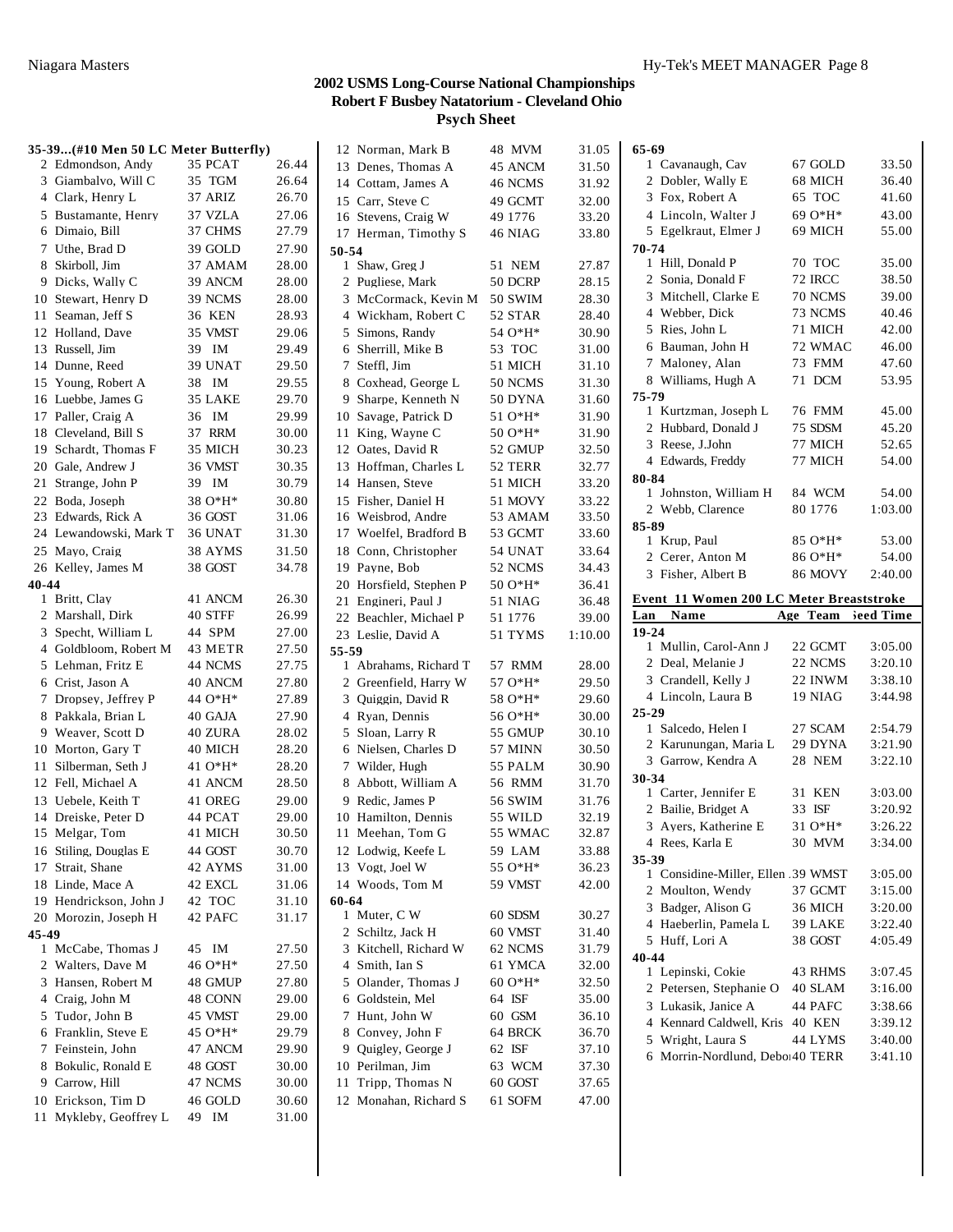## 2002 USMS Long-Course National Championships
### Robert F Busbey Natatorium - Cleveland Ohio
### Psych Sheet

**35-39...(#10 Men 50 LC Meter Butterfly)**

| | Name | Age Team | Seed Time |
|---|---|---|---|
| 2 | Edmondson, Andy | 35 PCAT | 26.44 |
| 3 | Giambalvo, Will C | 35 TGM | 26.64 |
| 4 | Clark, Henry L | 37 ARIZ | 26.70 |
| 5 | Bustamante, Henry | 37 VZLA | 27.06 |
| 6 | Dimaio, Bill | 37 CHMS | 27.79 |
| 7 | Uthe, Brad D | 39 GOLD | 27.90 |
| 8 | Skirboll, Jim | 37 AMAM | 28.00 |
| 9 | Dicks, Wally C | 39 ANCM | 28.00 |
| 10 | Stewart, Henry D | 39 NCMS | 28.00 |
| 11 | Seaman, Jeff S | 36 KEN | 28.93 |
| 12 | Holland, Dave | 35 VMST | 29.06 |
| 13 | Russell, Jim | 39 IM | 29.49 |
| 14 | Dunne, Reed | 39 UNAT | 29.50 |
| 15 | Young, Robert A | 38 IM | 29.55 |
| 16 | Luebbe, James G | 35 LAKE | 29.70 |
| 17 | Paller, Craig A | 36 IM | 29.99 |
| 18 | Cleveland, Bill S | 37 RRM | 30.00 |
| 19 | Schardt, Thomas F | 35 MICH | 30.23 |
| 20 | Gale, Andrew J | 36 VMST | 30.35 |
| 21 | Strange, John P | 39 IM | 30.79 |
| 22 | Boda, Joseph | 38 O*H* | 30.80 |
| 23 | Edwards, Rick A | 36 GOST | 31.06 |
| 24 | Lewandowski, Mark T | 36 UNAT | 31.30 |
| 25 | Mayo, Craig | 38 AYMS | 31.50 |
| 26 | Kelley, James M | 38 GOST | 34.78 |

**40-44**

| | Name | Age Team | Seed Time |
|---|---|---|---|
| 1 | Britt, Clay | 41 ANCM | 26.30 |
| 2 | Marshall, Dirk | 40 STFF | 26.99 |
| 3 | Specht, William L | 44 SPM | 27.00 |
| 4 | Goldbloom, Robert M | 43 METR | 27.50 |
| 5 | Lehman, Fritz E | 44 NCMS | 27.75 |
| 6 | Crist, Jason A | 40 ANCM | 27.80 |
| 7 | Dropsey, Jeffrey P | 44 O*H* | 27.89 |
| 8 | Pakkala, Brian L | 40 GAJA | 27.90 |
| 9 | Weaver, Scott D | 40 ZURA | 28.02 |
| 10 | Morton, Gary T | 40 MICH | 28.20 |
| 11 | Silberman, Seth J | 41 O*H* | 28.20 |
| 12 | Fell, Michael A | 41 ANCM | 28.50 |
| 13 | Uebele, Keith T | 41 OREG | 29.00 |
| 14 | Dreiske, Peter D | 44 PCAT | 29.00 |
| 15 | Melgar, Tom | 41 MICH | 30.50 |
| 16 | Stiling, Douglas E | 44 GOST | 30.70 |
| 17 | Strait, Shane | 42 AYMS | 31.00 |
| 18 | Linde, Mace A | 42 EXCL | 31.06 |
| 19 | Hendrickson, John J | 42 TOC | 31.10 |
| 20 | Morozin, Joseph H | 42 PAFC | 31.17 |

**45-49**

| | Name | Age Team | Seed Time |
|---|---|---|---|
| 1 | McCabe, Thomas J | 45 IM | 27.50 |
| 2 | Walters, Dave M | 46 O*H* | 27.50 |
| 3 | Hansen, Robert M | 48 GMUP | 27.80 |
| 4 | Craig, John M | 48 CONN | 29.00 |
| 5 | Tudor, John B | 45 VMST | 29.00 |
| 6 | Franklin, Steve E | 45 O*H* | 29.79 |
| 7 | Feinstein, John | 47 ANCM | 29.90 |
| 8 | Bokulic, Ronald E | 48 GOST | 30.00 |
| 9 | Carrow, Hill | 47 NCMS | 30.00 |
| 10 | Erickson, Tim D | 46 GOLD | 30.60 |
| 11 | Mykleby, Geoffrey L | 49 IM | 31.00 |
| 12 | Norman, Mark B | 48 MVM | 31.05 |
| 13 | Denes, Thomas A | 45 ANCM | 31.50 |
| 14 | Cottam, James A | 46 NCMS | 31.92 |
| 15 | Carr, Steve C | 49 GCMT | 32.00 |
| 16 | Stevens, Craig W | 49 1776 | 33.20 |
| 17 | Herman, Timothy S | 46 NIAG | 33.80 |

**50-54**

| | Name | Age Team | Seed Time |
|---|---|---|---|
| 1 | Shaw, Greg J | 51 NEM | 27.87 |
| 2 | Pugliese, Mark | 50 DCRP | 28.15 |
| 3 | McCormack, Kevin M | 50 SWIM | 28.30 |
| 4 | Wickham, Robert C | 52 STAR | 28.40 |
| 5 | Simons, Randy | 54 O*H* | 30.90 |
| 6 | Sherrill, Mike B | 53 TOC | 31.00 |
| 7 | Steffl, Jim | 51 MICH | 31.10 |
| 8 | Coxhead, George L | 50 NCMS | 31.30 |
| 9 | Sharpe, Kenneth N | 50 DYNA | 31.60 |
| 10 | Savage, Patrick D | 51 O*H* | 31.90 |
| 11 | King, Wayne C | 50 O*H* | 31.90 |
| 12 | Oates, David R | 52 GMUP | 32.50 |
| 13 | Hoffman, Charles L | 52 TERR | 32.77 |
| 14 | Hansen, Steve | 51 MICH | 33.20 |
| 15 | Fisher, Daniel H | 51 MOVY | 33.22 |
| 16 | Weisbrod, Andre | 53 AMAM | 33.50 |
| 17 | Woelfel, Bradford B | 53 GCMT | 33.60 |
| 18 | Conn, Christopher | 54 UNAT | 33.64 |
| 19 | Payne, Bob | 52 NCMS | 34.43 |
| 20 | Horsfield, Stephen P | 50 O*H* | 36.41 |
| 21 | Engineri, Paul J | 51 NIAG | 36.48 |
| 22 | Beachler, Michael P | 51 1776 | 39.00 |
| 23 | Leslie, David A | 51 TYMS | 1:10.00 |

**55-59**

| | Name | Age Team | Seed Time |
|---|---|---|---|
| 1 | Abrahams, Richard T | 57 RMM | 28.00 |
| 2 | Greenfield, Harry W | 57 O*H* | 29.50 |
| 3 | Quiggin, David R | 58 O*H* | 29.60 |
| 4 | Ryan, Dennis | 56 O*H* | 30.00 |
| 5 | Sloan, Larry R | 55 GMUP | 30.10 |
| 6 | Nielsen, Charles D | 57 MINN | 30.50 |
| 7 | Wilder, Hugh | 55 PALM | 30.90 |
| 8 | Abbott, William A | 56 RMM | 31.70 |
| 9 | Redic, James P | 56 SWIM | 31.76 |
| 10 | Hamilton, Dennis | 55 WILD | 32.19 |
| 11 | Meehan, Tom G | 55 WMAC | 32.87 |
| 12 | Lodwig, Keefe L | 59 LAM | 33.88 |
| 13 | Vogt, Joel W | 55 O*H* | 36.23 |
| 14 | Woods, Tom M | 59 VMST | 42.00 |

**60-64**

| | Name | Age Team | Seed Time |
|---|---|---|---|
| 1 | Muter, C W | 60 SDSM | 30.27 |
| 2 | Schiltz, Jack H | 60 VMST | 31.40 |
| 3 | Kitchell, Richard W | 62 NCMS | 31.79 |
| 4 | Smith, Ian S | 61 YMCA | 32.00 |
| 5 | Olander, Thomas J | 60 O*H* | 32.50 |
| 6 | Goldstein, Mel | 64 ISF | 35.00 |
| 7 | Hunt, John W | 60 GSM | 36.10 |
| 8 | Convey, John F | 64 BRCK | 36.70 |
| 9 | Quigley, George J | 62 ISF | 37.10 |
| 10 | Perilman, Jim | 63 WCM | 37.30 |
| 11 | Tripp, Thomas N | 60 GOST | 37.65 |
| 12 | Monahan, Richard S | 61 SOFM | 47.00 |

**65-69**

| | Name | Age Team | Seed Time |
|---|---|---|---|
| 1 | Cavanaugh, Cav | 67 GOLD | 33.50 |
| 2 | Dobler, Wally E | 68 MICH | 36.40 |
| 3 | Fox, Robert A | 65 TOC | 41.60 |
| 4 | Lincoln, Walter J | 69 O*H* | 43.00 |
| 5 | Egelkraut, Elmer J | 69 MICH | 55.00 |

**70-74**

| | Name | Age Team | Seed Time |
|---|---|---|---|
| 1 | Hill, Donald P | 70 TOC | 35.00 |
| 2 | Sonia, Donald F | 72 IRCC | 38.50 |
| 3 | Mitchell, Clarke E | 70 NCMS | 39.00 |
| 4 | Webber, Dick | 73 NCMS | 40.46 |
| 5 | Ries, John L | 71 MICH | 42.00 |
| 6 | Bauman, John H | 72 WMAC | 46.00 |
| 7 | Maloney, Alan | 73 FMM | 47.60 |
| 8 | Williams, Hugh A | 71 DCM | 53.95 |

**75-79**

| | Name | Age Team | Seed Time |
|---|---|---|---|
| 1 | Kurtzman, Joseph L | 76 FMM | 45.00 |
| 2 | Hubbard, Donald J | 75 SDSM | 45.20 |
| 3 | Reese, J.John | 77 MICH | 52.65 |
| 4 | Edwards, Freddy | 77 MICH | 54.00 |

**80-84**

| | Name | Age Team | Seed Time |
|---|---|---|---|
| 1 | Johnston, William H | 84 WCM | 54.00 |
| 2 | Webb, Clarence | 80 1776 | 1:03.00 |

**85-89**

| | Name | Age Team | Seed Time |
|---|---|---|---|
| 1 | Krup, Paul | 85 O*H* | 53.00 |
| 2 | Cerer, Anton M | 86 O*H* | 54.00 |
| 3 | Fisher, Albert B | 86 MOVY | 2:40.00 |

### Event 11 Women 200 LC Meter Breaststroke

**19-24**

| Lan | Name | Age Team | Seed Time |
|---|---|---|---|
| 1 | Mullin, Carol-Ann J | 22 GCMT | 3:05.00 |
| 2 | Deal, Melanie J | 22 NCMS | 3:20.10 |
| 3 | Crandell, Kelly J | 22 INWM | 3:38.10 |
| 4 | Lincoln, Laura B | 19 NIAG | 3:44.98 |

**25-29**

| Lan | Name | Age Team | Seed Time |
|---|---|---|---|
| 1 | Salcedo, Helen I | 27 SCAM | 2:54.79 |
| 2 | Karunungan, Maria L | 29 DYNA | 3:21.90 |
| 3 | Garrow, Kendra A | 28 NEM | 3:22.10 |

**30-34**

| Lan | Name | Age Team | Seed Time |
|---|---|---|---|
| 1 | Carter, Jennifer E | 31 KEN | 3:03.00 |
| 2 | Bailie, Bridget A | 33 ISF | 3:20.92 |
| 3 | Ayers, Katherine E | 31 O*H* | 3:26.22 |
| 4 | Rees, Karla E | 30 MVM | 3:34.00 |

**35-39**

| Lan | Name | Age Team | Seed Time |
|---|---|---|---|
| 1 | Considine-Miller, Ellen | 39 WMST | 3:05.00 |
| 2 | Moulton, Wendy | 37 GCMT | 3:15.00 |
| 3 | Badger, Alison G | 36 MICH | 3:20.00 |
| 4 | Haeberlin, Pamela L | 39 LAKE | 3:22.40 |
| 5 | Huff, Lori A | 38 GOST | 4:05.49 |

**40-44**

| Lan | Name | Age Team | Seed Time |
|---|---|---|---|
| 1 | Lepinski, Cokie | 43 RHMS | 3:07.45 |
| 2 | Petersen, Stephanie O | 40 SLAM | 3:16.00 |
| 3 | Lukasik, Janice A | 44 PAFC | 3:38.66 |
| 4 | Kennard Caldwell, Kris | 40 KEN | 3:39.12 |
| 5 | Wright, Laura S | 44 LYMS | 3:40.00 |
| 6 | Morrin-Nordlund, Debo | 40 TERR | 3:41.10 |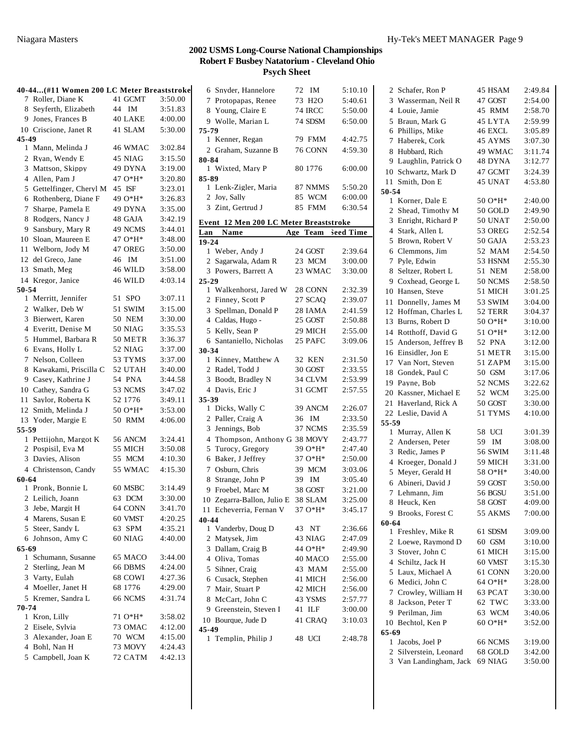# 2002 USMS Long-Course National Championships
## Robert F Busbey Natatorium - Cleveland Ohio
### Psych Sheet

**40-44...(#11 Women 200 LC Meter Breaststroke)**

| Lan | Name | Age | Team | Seed Time |
|---|---|---|---|---|
| 7 | Roller, Diane K | 41 | GCMT | 3:50.00 |
| 8 | Seyferth, Elizabeth | 44 | IM | 3:51.83 |
| 9 | Jones, Frances B | 40 | LAKE | 4:00.00 |
| 10 | Criscione, Janet R | 41 | SLAM | 5:30.00 |
| **45-49** | | | | |
| 1 | Mann, Melinda J | 46 | WMAC | 3:02.84 |
| 2 | Ryan, Wendy E | 45 | NIAG | 3:15.50 |
| 3 | Mattson, Skippy | 49 | DYNA | 3:19.00 |
| 4 | Allen, Pam J | 47 | O*H* | 3:20.80 |
| 5 | Gettelfinger, Cheryl M | 45 | ISF | 3:23.01 |
| 6 | Rothenberg, Diane F | 49 | O*H* | 3:26.83 |
| 7 | Sharpe, Pamela E | 49 | DYNA | 3:35.00 |
| 8 | Rodgers, Nancy J | 48 | GAJA | 3:42.19 |
| 9 | Sansbury, Mary R | 49 | NCMS | 3:44.01 |
| 10 | Sloan, Maureen E | 47 | O*H* | 3:48.00 |
| 11 | Welborn, Jody M | 47 | OREG | 3:50.00 |
| 12 | del Greco, Jane | 46 | IM | 3:51.00 |
| 13 | Smath, Meg | 46 | WILD | 3:58.00 |
| 14 | Kregor, Janice | 46 | WILD | 4:03.14 |
| **50-54** | | | | |
| 1 | Merritt, Jennifer | 51 | SPO | 3:07.11 |
| 2 | Walker, Deb W | 51 | SWIM | 3:15.00 |
| 3 | Bierwert, Karen | 50 | NEM | 3:30.00 |
| 4 | Everitt, Denise M | 50 | NIAG | 3:35.53 |
| 5 | Hummel, Barbara R | 50 | METR | 3:36.37 |
| 6 | Evans, Holly L | 52 | NIAG | 3:37.00 |
| 7 | Nelson, Colleen | 53 | TYMS | 3:37.00 |
| 8 | Kawakami, Priscilla C | 52 | UTAH | 3:40.00 |
| 9 | Casey, Kathrine J | 54 | PNA | 3:44.58 |
| 10 | Cathey, Sandra G | 53 | NCMS | 3:47.02 |
| 11 | Saylor, Roberta K | 52 | 1776 | 3:49.11 |
| 12 | Smith, Melinda J | 50 | O*H* | 3:53.00 |
| 13 | Yoder, Margie E | 50 | RMM | 4:06.00 |
| **55-59** | | | | |
| 1 | Pettijohn, Margot K | 56 | ANCM | 3:24.41 |
| 2 | Pospisil, Eva M | 55 | MICH | 3:50.08 |
| 3 | Davies, Alison | 55 | MCM | 4:10.30 |
| 4 | Christenson, Candy | 55 | WMAC | 4:15.30 |
| **60-64** | | | | |
| 1 | Pronk, Bonnie L | 60 | MSBC | 3:14.49 |
| 2 | Leilich, Joann | 63 | DCM | 3:30.00 |
| 3 | Jebe, Margit H | 64 | CONN | 3:41.70 |
| 4 | Marens, Susan E | 60 | VMST | 4:20.25 |
| 5 | Steer, Sandy L | 63 | SPM | 4:35.21 |
| 6 | Johnson, Amy C | 60 | NIAG | 4:40.00 |
| **65-69** | | | | |
| 1 | Schumann, Susanne | 65 | MACO | 3:44.00 |
| 2 | Sterling, Jean M | 66 | DBMS | 4:24.00 |
| 3 | Varty, Eulah | 68 | COWI | 4:27.36 |
| 4 | Moeller, Janet H | 68 | 1776 | 4:29.00 |
| 5 | Kremer, Sandra L | 66 | NCMS | 4:31.74 |
| **70-74** | | | | |
| 1 | Kron, Lilly | 71 | O*H* | 3:58.02 |
| 2 | Eisele, Sylvia | 73 | OMAC | 4:12.00 |
| 3 | Alexander, Joan E | 70 | WCM | 4:15.00 |
| 4 | Bohl, Nan H | 73 | MOVY | 4:24.43 |
| 5 | Campbell, Joan K | 72 | CATM | 4:42.13 |
| 6 | Snyder, Hannelore | 72 | IM | 5:10.10 |
| 7 | Protopapas, Renee | 73 | H2O | 5:40.61 |
| 8 | Young, Claire E | 74 | IRCC | 5:50.00 |
| 9 | Wolle, Marian L | 74 | SDSM | 6:50.00 |
| **75-79** | | | | |
| 1 | Kenner, Regan | 79 | FMM | 4:42.75 |
| 2 | Graham, Suzanne B | 76 | CONN | 4:59.30 |
| **80-84** | | | | |
| 1 | Wixted, Mary P | 80 | 1776 | 6:00.00 |
| **85-89** | | | | |
| 1 | Lenk-Zigler, Maria | 87 | NMMS | 5:50.20 |
| 2 | Joy, Sally | 85 | WCM | 6:00.00 |
| 3 | Zint, Gertrud J | 85 | FMM | 6:30.54 |

**Event 12 Men 200 LC Meter Breaststroke**

| Lan | Name | Age | Team | Seed Time |
|---|---|---|---|---|
| **19-24** | | | | |
| 1 | Weber, Andy J | 24 | GOST | 2:39.64 |
| 2 | Sagarwala, Adam R | 23 | MCM | 3:00.00 |
| 3 | Powers, Barrett A | 23 | WMAC | 3:30.00 |
| **25-29** | | | | |
| 1 | Walkenhorst, Jared W | 28 | CONN | 2:32.39 |
| 2 | Finney, Scott P | 27 | SCAQ | 2:39.07 |
| 3 | Spellman, Donald P | 28 | IAMA | 2:41.59 |
| 4 | Caldas, Hugo - | 25 | GOST | 2:50.88 |
| 5 | Kelly, Sean P | 29 | MICH | 2:55.00 |
| 6 | Santaniello, Nicholas | 25 | PAFC | 3:09.06 |
| **30-34** | | | | |
| 1 | Kinney, Matthew A | 32 | KEN | 2:31.50 |
| 2 | Radel, Todd J | 30 | GOST | 2:33.55 |
| 3 | Boodt, Bradley N | 34 | CLVM | 2:53.99 |
| 4 | Davis, Eric J | 31 | GCMT | 2:57.55 |
| **35-39** | | | | |
| 1 | Dicks, Wally C | 39 | ANCM | 2:26.07 |
| 2 | Paller, Craig A | 36 | IM | 2:33.50 |
| 3 | Jennings, Bob | 37 | NCMS | 2:35.59 |
| 4 | Thompson, Anthony G | 38 | MOVY | 2:43.77 |
| 5 | Turocy, Gregory | 39 | O*H* | 2:47.40 |
| 6 | Baker, J Jeffrey | 37 | O*H* | 2:50.00 |
| 7 | Osburn, Chris | 39 | MCM | 3:03.06 |
| 8 | Strange, John P | 39 | IM | 3:05.40 |
| 9 | Froebel, Marc M | 38 | GOST | 3:21.00 |
| 10 | Zegarra-Ballon, Julio E | 38 | SLAM | 3:25.00 |
| 11 | Echeverria, Fernan V | 37 | O*H* | 3:45.17 |
| **40-44** | | | | |
| 1 | Vanderby, Doug D | 43 | NT | 2:36.66 |
| 2 | Matysek, Jim | 43 | NIAG | 2:47.09 |
| 3 | Dallam, Craig B | 44 | O*H* | 2:49.90 |
| 4 | Oliva, Tomas | 40 | MACO | 2:55.00 |
| 5 | Sihner, Craig | 43 | MAM | 2:55.00 |
| 6 | Cusack, Stephen | 41 | MICH | 2:56.00 |
| 7 | Mair, Stuart P | 42 | MICH | 2:56.00 |
| 8 | McCart, John C | 43 | YSMS | 2:57.77 |
| 9 | Greenstein, Steven I | 41 | ILF | 3:00.00 |
| 10 | Bourque, Jude D | 41 | CRAQ | 3:10.03 |
| **45-49** | | | | |
| 1 | Templin, Philip J | 48 | UCI | 2:48.78 |
| 2 | Schafer, Ron P | 45 | HSAM | 2:49.84 |
| 3 | Wasserman, Neil R | 47 | GOST | 2:54.00 |
| 4 | Louie, Jamie | 45 | RMM | 2:58.70 |
| 5 | Braun, Mark G | 45 | LYTA | 2:59.99 |
| 6 | Phillips, Mike | 46 | EXCL | 3:05.89 |
| 7 | Haberek, Cork | 45 | AYMS | 3:07.30 |
| 8 | Hubbard, Rich | 49 | WMAC | 3:11.74 |
| 9 | Laughlin, Patrick O | 48 | DYNA | 3:12.77 |
| 10 | Schwartz, Mark D | 47 | GCMT | 3:24.39 |
| 11 | Smith, Don E | 45 | UNAT | 4:53.80 |
| **50-54** | | | | |
| 1 | Korner, Dale E | 50 | O*H* | 2:40.00 |
| 2 | Shead, Timothy M | 50 | GOLD | 2:49.90 |
| 3 | Enright, Richard P | 50 | UNAT | 2:50.00 |
| 4 | Stark, Allen L | 53 | OREG | 2:52.54 |
| 5 | Brown, Robert V | 50 | GAJA | 2:53.23 |
| 6 | Clemmons, Jim | 52 | MAM | 2:54.50 |
| 7 | Pyle, Edwin | 53 | HSNM | 2:55.30 |
| 8 | Seltzer, Robert L | 51 | NEM | 2:58.00 |
| 9 | Coxhead, George L | 50 | NCMS | 2:58.50 |
| 10 | Hansen, Steve | 51 | MICH | 3:01.25 |
| 11 | Donnelly, James M | 53 | SWIM | 3:04.00 |
| 12 | Hoffman, Charles L | 52 | TERR | 3:04.37 |
| 13 | Burns, Robert D | 50 | O*H* | 3:10.00 |
| 14 | Rotthoff, David G | 51 | O*H* | 3:12.00 |
| 15 | Anderson, Jeffrey B | 52 | PNA | 3:12.00 |
| 16 | Einsidler, Jon E | 51 | METR | 3:15.00 |
| 17 | Van Nort, Steven | 51 | ZAPM | 3:15.00 |
| 18 | Gondek, Paul C | 50 | GSM | 3:17.06 |
| 19 | Payne, Bob | 52 | NCMS | 3:22.62 |
| 20 | Kassner, Michael E | 52 | WCM | 3:25.00 |
| 21 | Haverland, Rick A | 50 | GOST | 3:30.00 |
| 22 | Leslie, David A | 51 | TYMS | 4:10.00 |
| **55-59** | | | | |
| 1 | Murray, Allen K | 58 | UCI | 3:01.39 |
| 2 | Andersen, Peter | 59 | IM | 3:08.00 |
| 3 | Redic, James P | 56 | SWIM | 3:11.48 |
| 4 | Kroeger, Donald J | 59 | MICH | 3:31.00 |
| 5 | Meyer, Gerald H | 58 | O*H* | 3:40.00 |
| 6 | Abineri, David J | 59 | GOST | 3:50.00 |
| 7 | Lehmann, Jim | 56 | BGSU | 3:51.00 |
| 8 | Heuck, Ken | 58 | GOST | 4:09.00 |
| 9 | Brooks, Forest C | 55 | AKMS | 7:00.00 |
| **60-64** | | | | |
| 1 | Freshley, Mike R | 61 | SDSM | 3:09.00 |
| 2 | Loewe, Raymond D | 60 | GSM | 3:10.00 |
| 3 | Stover, John C | 61 | MICH | 3:15.00 |
| 4 | Schiltz, Jack H | 60 | VMST | 3:15.30 |
| 5 | Laux, Michael A | 61 | CONN | 3:20.00 |
| 6 | Medici, John C | 64 | O*H* | 3:28.00 |
| 7 | Crowley, William H | 63 | PCAT | 3:30.00 |
| 8 | Jackson, Peter T | 62 | TWC | 3:33.00 |
| 9 | Perilman, Jim | 63 | WCM | 3:40.06 |
| 10 | Bechtol, Ken P | 60 | O*H* | 3:52.00 |
| **65-69** | | | | |
| 1 | Jacobs, Joel P | 66 | NCMS | 3:19.00 |
| 2 | Silverstein, Leonard | 68 | GOLD | 3:42.00 |
| 3 | Van Landingham, Jack | 69 | NIAG | 3:50.00 |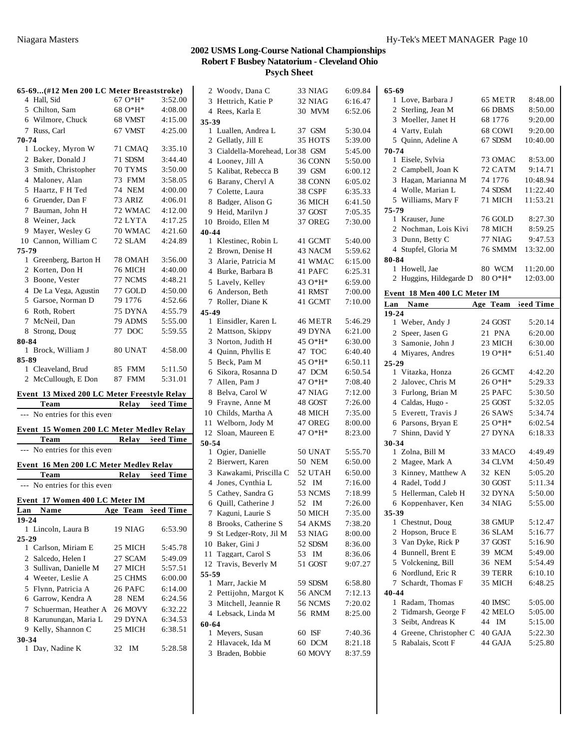# 2002 USMS Long-Course National Championships
## Robert F Busbey Natatorium - Cleveland Ohio
### Psych Sheet

**65-69...(#12 Men 200 LC Meter Breaststroke)**

| Lan | Name | Age | Team | Seed Time |
|---|---|---|---|---|
| 4 | Hall, Sid | 67 | O*H* | 3:52.00 |
| 5 | Chilton, Sam | 68 | O*H* | 4:08.00 |
| 6 | Wilmore, Chuck | 68 | VMST | 4:15.00 |
| 7 | Russ, Carl | 67 | VMST | 4:25.00 |
| **70-74** | | | | |
| 1 | Lockey, Myron W | 71 | CMAQ | 3:35.10 |
| 2 | Baker, Donald J | 71 | SDSM | 3:44.40 |
| 3 | Smith, Christopher | 70 | TYMS | 3:50.00 |
| 4 | Maloney, Alan | 73 | FMM | 3:58.05 |
| 5 | Haartz, F H Ted | 74 | NEM | 4:00.00 |
| 6 | Gruender, Dan F | 73 | ARIZ | 4:06.01 |
| 7 | Bauman, John H | 72 | WMAC | 4:12.00 |
| 8 | Weiner, Jack | 72 | LYTA | 4:17.25 |
| 9 | Mayer, Wesley G | 70 | WMAC | 4:21.60 |
| 10 | Cannon, William C | 72 | SLAM | 4:24.89 |
| **75-79** | | | | |
| 1 | Greenberg, Barton H | 78 | OMAH | 3:56.00 |
| 2 | Korten, Don H | 76 | MICH | 4:40.00 |
| 3 | Boone, Vester | 77 | NCMS | 4:48.21 |
| 4 | De La Vega, Agustin | 77 | GOLD | 4:50.00 |
| 5 | Garsoe, Norman D | 79 | 1776 | 4:52.66 |
| 6 | Roth, Robert | 75 | DYNA | 4:55.79 |
| 7 | McNeil, Dan | 79 | ADMS | 5:55.00 |
| 8 | Strong, Doug | 77 | DOC | 5:59.55 |
| **80-84** | | | | |
| 1 | Brock, William J | 80 | UNAT | 4:58.00 |
| **85-89** | | | | |
| 1 | Cleaveland, Brud | 85 | FMM | 5:11.50 |
| 2 | McCullough, E Don | 87 | FMM | 5:31.01 |

**Event 13 Mixed 200 LC Meter Freestyle Relay**

| Team | Relay | Seed Time |
|---|---|---|
| --- No entries for this event | | |

**Event 15 Women 200 LC Meter Medley Relay**

| Team | Relay | Seed Time |
|---|---|---|
| --- No entries for this event | | |

**Event 16 Men 200 LC Meter Medley Relay**

| Team | Relay | Seed Time |
|---|---|---|
| --- No entries for this event | | |

**Event 17 Women 400 LC Meter IM**

| Lan | Name | Age | Team | Seed Time |
|---|---|---|---|---|
| **19-24** | | | | |
| 1 | Lincoln, Laura B | 19 | NIAG | 6:53.90 |
| **25-29** | | | | |
| 1 | Carlson, Miriam E | 25 | MICH | 5:45.78 |
| 2 | Salcedo, Helen I | 27 | SCAM | 5:49.09 |
| 3 | Sullivan, Danielle M | 27 | MICH | 5:57.51 |
| 4 | Weeter, Leslie A | 25 | CHMS | 6:00.00 |
| 5 | Flynn, Patricia A | 26 | PAFC | 6:14.00 |
| 6 | Garrow, Kendra A | 28 | NEM | 6:24.56 |
| 7 | Schuerman, Heather A | 26 | MOVY | 6:32.22 |
| 8 | Karunungan, Maria L | 29 | DYNA | 6:34.53 |
| 9 | Kelly, Shannon C | 25 | MICH | 6:38.51 |
| **30-34** | | | | |
| 1 | Day, Nadine K | 32 | IM | 5:28.58 |
| 2 | Woody, Dana C | 33 | NIAG | 6:09.84 |
| 3 | Hettrich, Katie P | 32 | NIAG | 6:16.47 |
| 4 | Rees, Karla E | 30 | MVM | 6:52.06 |
| **35-39** | | | | |
| 1 | Luallen, Andrea L | 37 | GSM | 5:30.04 |
| 2 | Gellatly, Jill E | 35 | HOTS | 5:39.00 |
| 3 | Cialdella-Morehead, Lor | 38 | GSM | 5:45.00 |
| 4 | Looney, Jill A | 36 | CONN | 5:50.00 |
| 5 | Kalibat, Rebecca B | 39 | GSM | 6:00.12 |
| 6 | Barany, Cheryl A | 38 | CONN | 6:05.02 |
| 7 | Colette, Laura | 38 | CSPF | 6:35.33 |
| 8 | Badger, Alison G | 36 | MICH | 6:41.50 |
| 9 | Heid, Marilyn J | 37 | GOST | 7:05.35 |
| 10 | Broido, Ellen M | 37 | OREG | 7:30.00 |
| **40-44** | | | | |
| 1 | Klestinec, Robin L | 41 | GCMT | 5:40.00 |
| 2 | Brown, Denise H | 43 | NACM | 5:59.62 |
| 3 | Alarie, Patricia M | 41 | WMAC | 6:15.00 |
| 4 | Burke, Barbara B | 41 | PAFC | 6:25.31 |
| 5 | Lavely, Kelley | 43 | O*H* | 6:59.00 |
| 6 | Anderson, Beth | 41 | RMST | 7:00.00 |
| 7 | Roller, Diane K | 41 | GCMT | 7:10.00 |
| **45-49** | | | | |
| 1 | Einsidler, Karen L | 46 | METR | 5:46.29 |
| 2 | Mattson, Skippy | 49 | DYNA | 6:21.00 |
| 3 | Norton, Judith H | 45 | O*H* | 6:30.00 |
| 4 | Quinn, Phyllis E | 47 | TOC | 6:40.40 |
| 5 | Beck, Pam M | 45 | O*H* | 6:50.11 |
| 6 | Sikora, Rosanna D | 47 | DCM | 6:50.54 |
| 7 | Allen, Pam J | 47 | O*H* | 7:08.40 |
| 8 | Belva, Carol W | 47 | NIAG | 7:12.00 |
| 9 | Frayne, Anne M | 48 | GOST | 7:26.00 |
| 10 | Childs, Martha A | 48 | MICH | 7:35.00 |
| 11 | Welborn, Jody M | 47 | OREG | 8:00.00 |
| 12 | Sloan, Maureen E | 47 | O*H* | 8:23.00 |
| **50-54** | | | | |
| 1 | Ogier, Danielle | 50 | UNAT | 5:55.70 |
| 2 | Bierwert, Karen | 50 | NEM | 6:50.00 |
| 3 | Kawakami, Priscilla C | 52 | UTAH | 6:50.00 |
| 4 | Jones, Cynthia L | 52 | IM | 7:16.00 |
| 5 | Cathey, Sandra G | 53 | NCMS | 7:18.99 |
| 6 | Quill, Catherine J | 52 | IM | 7:26.00 |
| 7 | Kaguni, Laurie S | 50 | MICH | 7:35.00 |
| 8 | Brooks, Catherine S | 54 | AKMS | 7:38.20 |
| 9 | St Ledger-Roty, Jil M | 53 | NIAG | 8:00.00 |
| 10 | Baker, Gini J | 52 | SDSM | 8:36.00 |
| 11 | Taggart, Carol S | 53 | IM | 8:36.06 |
| 12 | Travis, Beverly M | 51 | GOST | 9:07.27 |
| **55-59** | | | | |
| 1 | Marr, Jackie M | 59 | SDSM | 6:58.80 |
| 2 | Pettijohn, Margot K | 56 | ANCM | 7:12.13 |
| 3 | Mitchell, Jeannie R | 56 | NCMS | 7:20.02 |
| 4 | Lebsack, Linda M | 56 | RMM | 8:25.00 |
| **60-64** | | | | |
| 1 | Meyers, Susan | 60 | ISF | 7:40.36 |
| 2 | Hlavacek, Ida M | 60 | DCM | 8:21.18 |
| 3 | Braden, Bobbie | 60 | MOVY | 8:37.59 |
| **65-69** | | | | |
| 1 | Love, Barbara J | 65 | METR | 8:48.00 |
| 2 | Sterling, Jean M | 66 | DBMS | 8:50.00 |
| 3 | Moeller, Janet H | 68 | 1776 | 9:20.00 |
| 4 | Varty, Eulah | 68 | COWI | 9:20.00 |
| 5 | Quinn, Adeline A | 67 | SDSM | 10:40.00 |
| **70-74** | | | | |
| 1 | Eisele, Sylvia | 73 | OMAC | 8:53.00 |
| 2 | Campbell, Joan K | 72 | CATM | 9:14.71 |
| 3 | Hagan, Marianna M | 74 | 1776 | 10:48.94 |
| 4 | Wolle, Marian L | 74 | SDSM | 11:22.40 |
| 5 | Williams, Mary F | 71 | MICH | 11:53.21 |
| **75-79** | | | | |
| 1 | Krauser, June | 76 | GOLD | 8:27.30 |
| 2 | Nochman, Lois Kivi | 78 | MICH | 8:59.25 |
| 3 | Dunn, Betty C | 77 | NIAG | 9:47.53 |
| 4 | Stupfel, Gloria M | 76 | SMMM | 13:32.00 |
| **80-84** | | | | |
| 1 | Howell, Jae | 80 | WCM | 11:20.00 |
| 2 | Huggins, Hildegarde D | 80 | O*H* | 12:03.00 |

**Event 18 Men 400 LC Meter IM**

| Lan | Name | Age | Team | Seed Time |
|---|---|---|---|---|
| **19-24** | | | | |
| 1 | Weber, Andy J | 24 | GOST | 5:20.14 |
| 2 | Speer, Jasen G | 21 | PNA | 6:20.00 |
| 3 | Samonie, John J | 23 | MICH | 6:30.00 |
| 4 | Miyares, Andres | 19 | O*H* | 6:51.40 |
| **25-29** | | | | |
| 1 | Vitazka, Honza | 26 | GCMT | 4:42.20 |
| 2 | Jalovec, Chris M | 26 | O*H* | 5:29.33 |
| 3 | Furlong, Brian M | 25 | PAFC | 5:30.50 |
| 4 | Caldas, Hugo - | 25 | GOST | 5:32.05 |
| 5 | Everett, Travis J | 26 | SAWS | 5:34.74 |
| 6 | Parsons, Bryan E | 25 | O*H* | 6:02.54 |
| 7 | Shinn, David Y | 27 | DYNA | 6:18.33 |
| **30-34** | | | | |
| 1 | Zolna, Bill M | 33 | MACO | 4:49.49 |
| 2 | Magee, Mark A | 34 | CLVM | 4:50.49 |
| 3 | Kinney, Matthew A | 32 | KEN | 5:05.20 |
| 4 | Radel, Todd J | 30 | GOST | 5:11.34 |
| 5 | Hellerman, Caleb H | 32 | DYNA | 5:50.00 |
| 6 | Koppenhaver, Ken | 34 | NIAG | 5:55.00 |
| **35-39** | | | | |
| 1 | Chestnut, Doug | 38 | GMUP | 5:12.47 |
| 2 | Hopson, Bruce E | 36 | SLAM | 5:16.77 |
| 3 | Van Dyke, Rick P | 37 | GOST | 5:16.90 |
| 4 | Bunnell, Brent E | 39 | MCM | 5:49.00 |
| 5 | Volckening, Bill | 36 | NEM | 5:54.49 |
| 6 | Nordlund, Eric R | 39 | TERR | 6:10.10 |
| 7 | Schardt, Thomas F | 35 | MICH | 6:48.25 |
| **40-44** | | | | |
| 1 | Radam, Thomas | 40 | IMSC | 5:05.00 |
| 2 | Tidmarsh, George F | 42 | MELO | 5:05.00 |
| 3 | Seibt, Andreas K | 44 | IM | 5:15.00 |
| 4 | Greene, Christopher C | 40 | GAJA | 5:22.30 |
| 5 | Rabalais, Scott F | 44 | GAJA | 5:25.80 |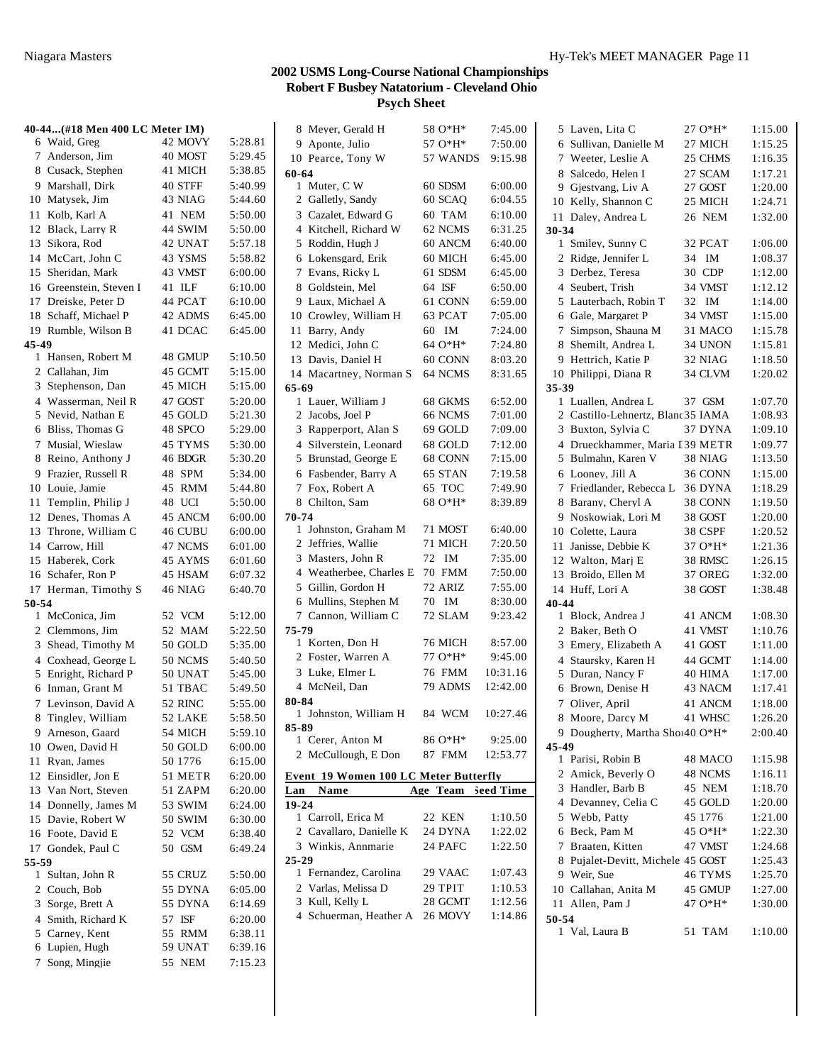## 2002 USMS Long-Course National Championships
## Robert F Busbey Natatorium - Cleveland Ohio
## Psych Sheet

**40-44...(#18 Men 400 LC Meter IM)**

| | Name | Age Team | Seed Time |
|---|---|---|---|
| 6 | Waid, Greg | 42 MOVY | 5:28.81 |
| 7 | Anderson, Jim | 40 MOST | 5:29.45 |
| 8 | Cusack, Stephen | 41 MICH | 5:38.85 |
| 9 | Marshall, Dirk | 40 STFF | 5:40.99 |
| 10 | Matysek, Jim | 43 NIAG | 5:44.60 |
| 11 | Kolb, Karl A | 41 NEM | 5:50.00 |
| 12 | Black, Larry R | 44 SWIM | 5:50.00 |
| 13 | Sikora, Rod | 42 UNAT | 5:57.18 |
| 14 | McCart, John C | 43 YSMS | 5:58.82 |
| 15 | Sheridan, Mark | 43 VMST | 6:00.00 |
| 16 | Greenstein, Steven I | 41 ILF | 6:10.00 |
| 17 | Dreiske, Peter D | 44 PCAT | 6:10.00 |
| 18 | Schaff, Michael P | 42 ADMS | 6:45.00 |
| 19 | Rumble, Wilson B | 41 DCAC | 6:45.00 |
| **45-49** | | | |
| 1 | Hansen, Robert M | 48 GMUP | 5:10.50 |
| 2 | Callahan, Jim | 45 GCMT | 5:15.00 |
| 3 | Stephenson, Dan | 45 MICH | 5:15.00 |
| 4 | Wasserman, Neil R | 47 GOST | 5:20.00 |
| 5 | Nevid, Nathan E | 45 GOLD | 5:21.30 |
| 6 | Bliss, Thomas G | 48 SPCO | 5:29.00 |
| 7 | Musial, Wieslaw | 45 TYMS | 5:30.00 |
| 8 | Reino, Anthony J | 46 BDGR | 5:30.20 |
| 9 | Frazier, Russell R | 48 SPM | 5:34.00 |
| 10 | Louie, Jamie | 45 RMM | 5:44.80 |
| 11 | Templin, Philip J | 48 UCI | 5:50.00 |
| 12 | Denes, Thomas A | 45 ANCM | 6:00.00 |
| 13 | Throne, William C | 46 CUBU | 6:00.00 |
| 14 | Carrow, Hill | 47 NCMS | 6:01.00 |
| 15 | Haberek, Cork | 45 AYMS | 6:01.60 |
| 16 | Schafer, Ron P | 45 HSAM | 6:07.32 |
| 17 | Herman, Timothy S | 46 NIAG | 6:40.70 |
| **50-54** | | | |
| 1 | McConica, Jim | 52 VCM | 5:12.00 |
| 2 | Clemmons, Jim | 52 MAM | 5:22.50 |
| 3 | Shead, Timothy M | 50 GOLD | 5:35.00 |
| 4 | Coxhead, George L | 50 NCMS | 5:40.50 |
| 5 | Enright, Richard P | 50 UNAT | 5:45.00 |
| 6 | Inman, Grant M | 51 TBAC | 5:49.50 |
| 7 | Levinson, David A | 52 RINC | 5:55.00 |
| 8 | Tingley, William | 52 LAKE | 5:58.50 |
| 9 | Arneson, Gaard | 54 MICH | 5:59.10 |
| 10 | Owen, David H | 50 GOLD | 6:00.00 |
| 11 | Ryan, James | 50 1776 | 6:15.00 |
| 12 | Einsidler, Jon E | 51 METR | 6:20.00 |
| 13 | Van Nort, Steven | 51 ZAPM | 6:20.00 |
| 14 | Donnelly, James M | 53 SWIM | 6:24.00 |
| 15 | Davie, Robert W | 50 SWIM | 6:30.00 |
| 16 | Foote, David E | 52 VCM | 6:38.40 |
| 17 | Gondek, Paul C | 50 GSM | 6:49.24 |
| **55-59** | | | |
| 1 | Sultan, John R | 55 CRUZ | 5:50.00 |
| 2 | Couch, Bob | 55 DYNA | 6:05.00 |
| 3 | Sorge, Brett A | 55 DYNA | 6:14.69 |
| 4 | Smith, Richard K | 57 ISF | 6:20.00 |
| 5 | Carney, Kent | 55 RMM | 6:38.11 |
| 6 | Lupien, Hugh | 59 UNAT | 6:39.16 |
| 7 | Song, Mingjie | 55 NEM | 7:15.23 |
| 8 | Meyer, Gerald H | 58 O*H* | 7:45.00 |
| 9 | Aponte, Julio | 57 O*H* | 7:50.00 |
| 10 | Pearce, Tony W | 57 WANDS | 9:15.98 |
| **60-64** | | | |
| 1 | Muter, C W | 60 SDSM | 6:00.00 |
| 2 | Galletly, Sandy | 60 SCAQ | 6:04.55 |
| 3 | Cazalet, Edward G | 60 TAM | 6:10.00 |
| 4 | Kitchell, Richard W | 62 NCMS | 6:31.25 |
| 5 | Roddin, Hugh J | 60 ANCM | 6:40.00 |
| 6 | Lokensgard, Erik | 60 MICH | 6:45.00 |
| 7 | Evans, Ricky L | 61 SDSM | 6:45.00 |
| 8 | Goldstein, Mel | 64 ISF | 6:50.00 |
| 9 | Laux, Michael A | 61 CONN | 6:59.00 |
| 10 | Crowley, William H | 63 PCAT | 7:05.00 |
| 11 | Barry, Andy | 60 IM | 7:24.00 |
| 12 | Medici, John C | 64 O*H* | 7:24.80 |
| 13 | Davis, Daniel H | 60 CONN | 8:03.20 |
| 14 | Macartney, Norman S | 64 NCMS | 8:31.65 |
| **65-69** | | | |
| 1 | Lauer, William J | 68 GKMS | 6:52.00 |
| 2 | Jacobs, Joel P | 66 NCMS | 7:01.00 |
| 3 | Rapperport, Alan S | 69 GOLD | 7:09.00 |
| 4 | Silverstein, Leonard | 68 GOLD | 7:12.00 |
| 5 | Brunstad, George E | 68 CONN | 7:15.00 |
| 6 | Fasbender, Barry A | 65 STAN | 7:19.58 |
| 7 | Fox, Robert A | 65 TOC | 7:49.90 |
| 8 | Chilton, Sam | 68 O*H* | 8:39.89 |
| **70-74** | | | |
| 1 | Johnston, Graham M | 71 MOST | 6:40.00 |
| 2 | Jeffries, Wallie | 71 MICH | 7:20.50 |
| 3 | Masters, John R | 72 IM | 7:35.00 |
| 4 | Weatherbee, Charles E | 70 FMM | 7:50.00 |
| 5 | Gillin, Gordon H | 72 ARIZ | 7:55.00 |
| 6 | Mullins, Stephen M | 70 IM | 8:30.00 |
| 7 | Cannon, William C | 72 SLAM | 9:23.42 |
| **75-79** | | | |
| 1 | Korten, Don H | 76 MICH | 8:57.00 |
| 2 | Foster, Warren A | 77 O*H* | 9:45.00 |
| 3 | Luke, Elmer L | 76 FMM | 10:31.16 |
| 4 | McNeil, Dan | 79 ADMS | 12:42.00 |
| **80-84** | | | |
| 1 | Johnston, William H | 84 WCM | 10:27.46 |
| **85-89** | | | |
| 1 | Cerer, Anton M | 86 O*H* | 9:25.00 |
| 2 | McCullough, E Don | 87 FMM | 12:53.77 |

### Event 19 Women 100 LC Meter Butterfly

| Lan | Name | Age Team | Seed Time |
|---|---|---|---|
| **19-24** | | | |
| 1 | Carroll, Erica M | 22 KEN | 1:10.50 |
| 2 | Cavallaro, Danielle K | 24 DYNA | 1:22.02 |
| 3 | Winkis, Annmarie | 24 PAFC | 1:22.50 |
| **25-29** | | | |
| 1 | Fernandez, Carolina | 29 VAAC | 1:07.43 |
| 2 | Varlas, Melissa D | 29 TPIT | 1:10.53 |
| 3 | Kull, Kelly L | 28 GCMT | 1:12.56 |
| 4 | Schuerman, Heather A | 26 MOVY | 1:14.86 |
| 5 | Laven, Lita C | 27 O*H* | 1:15.00 |
| 6 | Sullivan, Danielle M | 27 MICH | 1:15.25 |
| 7 | Weeter, Leslie A | 25 CHMS | 1:16.35 |
| 8 | Salcedo, Helen I | 27 SCAM | 1:17.21 |
| 9 | Gjestvang, Liv A | 27 GOST | 1:20.00 |
| 10 | Kelly, Shannon C | 25 MICH | 1:24.71 |
| 11 | Daley, Andrea L | 26 NEM | 1:32.00 |
| **30-34** | | | |
| 1 | Smiley, Sunny C | 32 PCAT | 1:06.00 |
| 2 | Ridge, Jennifer L | 34 IM | 1:08.37 |
| 3 | Derbez, Teresa | 30 CDP | 1:12.00 |
| 4 | Seubert, Trish | 34 VMST | 1:12.12 |
| 5 | Lauterbach, Robin T | 32 IM | 1:14.00 |
| 6 | Gale, Margaret P | 34 VMST | 1:15.00 |
| 7 | Simpson, Shauna M | 31 MACO | 1:15.78 |
| 8 | Shemilt, Andrea L | 34 UNON | 1:15.81 |
| 9 | Hettrich, Katie P | 32 NIAG | 1:18.50 |
| 10 | Philippi, Diana R | 34 CLVM | 1:20.02 |
| **35-39** | | | |
| 1 | Luallen, Andrea L | 37 GSM | 1:07.70 |
| 2 | Castillo-Lehnertz, Blanc | 35 IAMA | 1:08.93 |
| 3 | Buxton, Sylvia C | 37 DYNA | 1:09.10 |
| 4 | Drueckhammer, Maria I | 39 METR | 1:09.77 |
| 5 | Bulmahn, Karen V | 38 NIAG | 1:13.50 |
| 6 | Looney, Jill A | 36 CONN | 1:15.00 |
| 7 | Friedlander, Rebecca L | 36 DYNA | 1:18.29 |
| 8 | Barany, Cheryl A | 38 CONN | 1:19.50 |
| 9 | Noskowiak, Lori M | 38 GOST | 1:20.00 |
| 10 | Colette, Laura | 38 CSPF | 1:20.52 |
| 11 | Janisse, Debbie K | 37 O*H* | 1:21.36 |
| 12 | Walton, Marj E | 38 RMSC | 1:26.15 |
| 13 | Broido, Ellen M | 37 OREG | 1:32.00 |
| 14 | Huff, Lori A | 38 GOST | 1:38.48 |
| **40-44** | | | |
| 1 | Block, Andrea J | 41 ANCM | 1:08.30 |
| 2 | Baker, Beth O | 41 VMST | 1:10.76 |
| 3 | Emery, Elizabeth A | 41 GOST | 1:11.00 |
| 4 | Staursky, Karen H | 44 GCMT | 1:14.00 |
| 5 | Duran, Nancy F | 40 HIMA | 1:17.00 |
| 6 | Brown, Denise H | 43 NACM | 1:17.41 |
| 7 | Oliver, April | 41 ANCM | 1:18.00 |
| 8 | Moore, Darcy M | 41 WHSC | 1:26.20 |
| 9 | Dougherty, Martha Sho | 40 O*H* | 2:00.40 |
| **45-49** | | | |
| 1 | Parisi, Robin B | 48 MACO | 1:15.98 |
| 2 | Amick, Beverly O | 48 NCMS | 1:16.11 |
| 3 | Handler, Barb B | 45 NEM | 1:18.70 |
| 4 | Devanney, Celia C | 45 GOLD | 1:20.00 |
| 5 | Webb, Patty | 45 1776 | 1:21.00 |
| 6 | Beck, Pam M | 45 O*H* | 1:22.30 |
| 7 | Braaten, Kitten | 47 VMST | 1:24.68 |
| 8 | Pujalet-Devitt, Michele | 45 GOST | 1:25.43 |
| 9 | Weir, Sue | 46 TYMS | 1:25.70 |
| 10 | Callahan, Anita M | 45 GMUP | 1:27.00 |
| 11 | Allen, Pam J | 47 O*H* | 1:30.00 |
| **50-54** | | | |
| 1 | Val, Laura B | 51 TAM | 1:10.00 |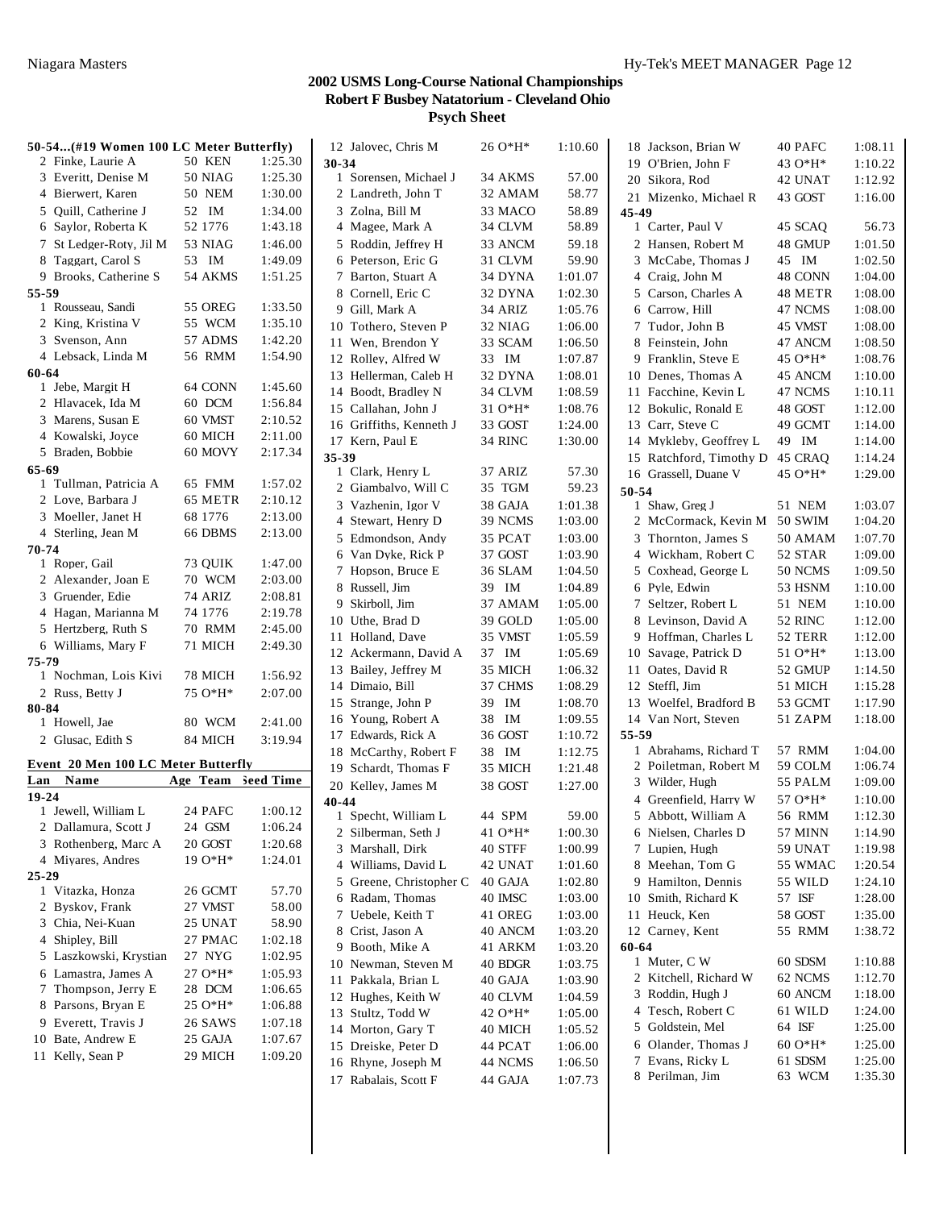# 2002 USMS Long-Course National Championships
## Robert F Busbey Natatorium - Cleveland Ohio
### Psych Sheet

**50-54...(#19 Women 100 LC Meter Butterfly)**

| Lane | Name | Age | Team | Seed Time |
|---|---|---|---|---|
| 2 | Finke, Laurie A | 50 | KEN | 1:25.30 |
| 3 | Everitt, Denise M | 50 | NIAG | 1:25.30 |
| 4 | Bierwert, Karen | 50 | NEM | 1:30.00 |
| 5 | Quill, Catherine J | 52 | IM | 1:34.00 |
| 6 | Saylor, Roberta K | 52 | 1776 | 1:43.18 |
| 7 | St Ledger-Roty, Jil M | 53 | NIAG | 1:46.00 |
| 8 | Taggart, Carol S | 53 | IM | 1:49.09 |
| 9 | Brooks, Catherine S | 54 | AKMS | 1:51.25 |
| **55-59** | | | | |
| 1 | Rousseau, Sandi | 55 | OREG | 1:33.50 |
| 2 | King, Kristina V | 55 | WCM | 1:35.10 |
| 3 | Svenson, Ann | 57 | ADMS | 1:42.20 |
| 4 | Lebsack, Linda M | 56 | RMM | 1:54.90 |
| **60-64** | | | | |
| 1 | Jebe, Margit H | 64 | CONN | 1:45.60 |
| 2 | Hlavacek, Ida M | 60 | DCM | 1:56.84 |
| 3 | Marens, Susan E | 60 | VMST | 2:10.52 |
| 4 | Kowalski, Joyce | 60 | MICH | 2:11.00 |
| 5 | Braden, Bobbie | 60 | MOVY | 2:17.34 |
| **65-69** | | | | |
| 1 | Tullman, Patricia A | 65 | FMM | 1:57.02 |
| 2 | Love, Barbara J | 65 | METR | 2:10.12 |
| 3 | Moeller, Janet H | 68 | 1776 | 2:13.00 |
| 4 | Sterling, Jean M | 66 | DBMS | 2:13.00 |
| **70-74** | | | | |
| 1 | Roper, Gail | 73 | QUIK | 1:47.00 |
| 2 | Alexander, Joan E | 70 | WCM | 2:03.00 |
| 3 | Gruender, Edie | 74 | ARIZ | 2:08.81 |
| 4 | Hagan, Marianna M | 74 | 1776 | 2:19.78 |
| 5 | Hertzberg, Ruth S | 70 | RMM | 2:45.00 |
| 6 | Williams, Mary F | 71 | MICH | 2:49.30 |
| **75-79** | | | | |
| 1 | Nochman, Lois Kivi | 78 | MICH | 1:56.92 |
| 2 | Russ, Betty J | 75 | O*H* | 2:07.00 |
| **80-84** | | | | |
| 1 | Howell, Jae | 80 | WCM | 2:41.00 |
| 2 | Glusac, Edith S | 84 | MICH | 3:19.94 |

**Event 20 Men 100 LC Meter Butterfly**

| Lan | Name | Age | Team | Seed Time |
|---|---|---|---|---|
| **19-24** | | | | |
| 1 | Jewell, William L | 24 | PAFC | 1:00.12 |
| 2 | Dallamura, Scott J | 24 | GSM | 1:06.24 |
| 3 | Rothenberg, Marc A | 20 | GOST | 1:20.68 |
| 4 | Miyares, Andres | 19 | O*H* | 1:24.01 |
| **25-29** | | | | |
| 1 | Vitazka, Honza | 26 | GCMT | 57.70 |
| 2 | Byskov, Frank | 27 | VMST | 58.00 |
| 3 | Chia, Nei-Kuan | 25 | UNAT | 58.90 |
| 4 | Shipley, Bill | 27 | PMAC | 1:02.18 |
| 5 | Laszkowski, Krystian | 27 | NYG | 1:02.95 |
| 6 | Lamastra, James A | 27 | O*H* | 1:05.93 |
| 7 | Thompson, Jerry E | 28 | DCM | 1:06.65 |
| 8 | Parsons, Bryan E | 25 | O*H* | 1:06.88 |
| 9 | Everett, Travis J | 26 | SAWS | 1:07.18 |
| 10 | Bate, Andrew E | 25 | GAJA | 1:07.67 |
| 11 | Kelly, Sean P | 29 | MICH | 1:09.20 |
| 12 | Jalovec, Chris M | 26 | O*H* | 1:10.60 |
| **30-34** | | | | |
| 1 | Sorensen, Michael J | 34 | AKMS | 57.00 |
| 2 | Landreth, John T | 32 | AMAM | 58.77 |
| 3 | Zolna, Bill M | 33 | MACO | 58.89 |
| 4 | Magee, Mark A | 34 | CLVM | 58.89 |
| 5 | Roddin, Jeffrey H | 33 | ANCM | 59.18 |
| 6 | Peterson, Eric G | 31 | CLVM | 59.90 |
| 7 | Barton, Stuart A | 34 | DYNA | 1:01.07 |
| 8 | Cornell, Eric C | 32 | DYNA | 1:02.30 |
| 9 | Gill, Mark A | 34 | ARIZ | 1:05.76 |
| 10 | Tothero, Steven P | 32 | NIAG | 1:06.00 |
| 11 | Wen, Brendon Y | 33 | SCAM | 1:06.50 |
| 12 | Rolley, Alfred W | 33 | IM | 1:07.87 |
| 13 | Hellerman, Caleb H | 32 | DYNA | 1:08.01 |
| 14 | Boodt, Bradley N | 34 | CLVM | 1:08.59 |
| 15 | Callahan, John J | 31 | O*H* | 1:08.76 |
| 16 | Griffiths, Kenneth J | 33 | GOST | 1:24.00 |
| 17 | Kern, Paul E | 34 | RINC | 1:30.00 |
| **35-39** | | | | |
| 1 | Clark, Henry L | 37 | ARIZ | 57.30 |
| 2 | Giambalvo, Will C | 35 | TGM | 59.23 |
| 3 | Vazhenin, Igor V | 38 | GAJA | 1:01.38 |
| 4 | Stewart, Henry D | 39 | NCMS | 1:03.00 |
| 5 | Edmondson, Andy | 35 | PCAT | 1:03.00 |
| 6 | Van Dyke, Rick P | 37 | GOST | 1:03.90 |
| 7 | Hopson, Bruce E | 36 | SLAM | 1:04.50 |
| 8 | Russell, Jim | 39 | IM | 1:04.89 |
| 9 | Skirboll, Jim | 37 | AMAM | 1:05.00 |
| 10 | Uthe, Brad D | 39 | GOLD | 1:05.00 |
| 11 | Holland, Dave | 35 | VMST | 1:05.59 |
| 12 | Ackermann, David A | 37 | IM | 1:05.69 |
| 13 | Bailey, Jeffrey M | 35 | MICH | 1:06.32 |
| 14 | Dimaio, Bill | 37 | CHMS | 1:08.29 |
| 15 | Strange, John P | 39 | IM | 1:08.70 |
| 16 | Young, Robert A | 38 | IM | 1:09.55 |
| 17 | Edwards, Rick A | 36 | GOST | 1:10.72 |
| 18 | McCarthy, Robert F | 38 | IM | 1:12.75 |
| 19 | Schardt, Thomas F | 35 | MICH | 1:21.48 |
| 20 | Kelley, James M | 38 | GOST | 1:27.00 |
| **40-44** | | | | |
| 1 | Specht, William L | 44 | SPM | 59.00 |
| 2 | Silberman, Seth J | 41 | O*H* | 1:00.30 |
| 3 | Marshall, Dirk | 40 | STFF | 1:00.99 |
| 4 | Williams, David L | 42 | UNAT | 1:01.60 |
| 5 | Greene, Christopher C | 40 | GAJA | 1:02.80 |
| 6 | Radam, Thomas | 40 | IMSC | 1:03.00 |
| 7 | Uebele, Keith T | 41 | OREG | 1:03.00 |
| 8 | Crist, Jason A | 40 | ANCM | 1:03.20 |
| 9 | Booth, Mike A | 41 | ARKM | 1:03.20 |
| 10 | Newman, Steven M | 40 | BDGR | 1:03.75 |
| 11 | Pakkala, Brian L | 40 | GAJA | 1:03.90 |
| 12 | Hughes, Keith W | 40 | CLVM | 1:04.59 |
| 13 | Stultz, Todd W | 42 | O*H* | 1:05.00 |
| 14 | Morton, Gary T | 40 | MICH | 1:05.52 |
| 15 | Dreiske, Peter D | 44 | PCAT | 1:06.00 |
| 16 | Rhyne, Joseph M | 44 | NCMS | 1:06.50 |
| 17 | Rabalais, Scott F | 44 | GAJA | 1:07.73 |
| 18 | Jackson, Brian W | 40 | PAFC | 1:08.11 |
| 19 | O'Brien, John F | 43 | O*H* | 1:10.22 |
| 20 | Sikora, Rod | 42 | UNAT | 1:12.92 |
| 21 | Mizenko, Michael R | 43 | GOST | 1:16.00 |
| **45-49** | | | | |
| 1 | Carter, Paul V | 45 | SCAQ | 56.73 |
| 2 | Hansen, Robert M | 48 | GMUP | 1:01.50 |
| 3 | McCabe, Thomas J | 45 | IM | 1:02.50 |
| 4 | Craig, John M | 48 | CONN | 1:04.00 |
| 5 | Carson, Charles A | 48 | METR | 1:08.00 |
| 6 | Carrow, Hill | 47 | NCMS | 1:08.00 |
| 7 | Tudor, John B | 45 | VMST | 1:08.00 |
| 8 | Feinstein, John | 47 | ANCM | 1:08.50 |
| 9 | Franklin, Steve E | 45 | O*H* | 1:08.76 |
| 10 | Denes, Thomas A | 45 | ANCM | 1:10.00 |
| 11 | Facchine, Kevin L | 47 | NCMS | 1:10.11 |
| 12 | Bokulic, Ronald E | 48 | GOST | 1:12.00 |
| 13 | Carr, Steve C | 49 | GCMT | 1:14.00 |
| 14 | Mykleby, Geoffrey L | 49 | IM | 1:14.00 |
| 15 | Ratchford, Timothy D | 45 | CRAQ | 1:14.24 |
| 16 | Grassell, Duane V | 45 | O*H* | 1:29.00 |
| **50-54** | | | | |
| 1 | Shaw, Greg J | 51 | NEM | 1:03.07 |
| 2 | McCormack, Kevin M | 50 | SWIM | 1:04.20 |
| 3 | Thornton, James S | 50 | AMAM | 1:07.70 |
| 4 | Wickham, Robert C | 52 | STAR | 1:09.00 |
| 5 | Coxhead, George L | 50 | NCMS | 1:09.50 |
| 6 | Pyle, Edwin | 53 | HSNM | 1:10.00 |
| 7 | Seltzer, Robert L | 51 | NEM | 1:10.00 |
| 8 | Levinson, David A | 52 | RINC | 1:12.00 |
| 9 | Hoffman, Charles L | 52 | TERR | 1:12.00 |
| 10 | Savage, Patrick D | 51 | O*H* | 1:13.00 |
| 11 | Oates, David R | 52 | GMUP | 1:14.50 |
| 12 | Steffl, Jim | 51 | MICH | 1:15.28 |
| 13 | Woelfel, Bradford B | 53 | GCMT | 1:17.90 |
| 14 | Van Nort, Steven | 51 | ZAPM | 1:18.00 |
| **55-59** | | | | |
| 1 | Abrahams, Richard T | 57 | RMM | 1:04.00 |
| 2 | Poiletman, Robert M | 59 | COLM | 1:06.74 |
| 3 | Wilder, Hugh | 55 | PALM | 1:09.00 |
| 4 | Greenfield, Harry W | 57 | O*H* | 1:10.00 |
| 5 | Abbott, William A | 56 | RMM | 1:12.30 |
| 6 | Nielsen, Charles D | 57 | MINN | 1:14.90 |
| 7 | Lupien, Hugh | 59 | UNAT | 1:19.98 |
| 8 | Meehan, Tom G | 55 | WMAC | 1:20.54 |
| 9 | Hamilton, Dennis | 55 | WILD | 1:24.10 |
| 10 | Smith, Richard K | 57 | ISF | 1:28.00 |
| 11 | Heuck, Ken | 58 | GOST | 1:35.00 |
| 12 | Carney, Kent | 55 | RMM | 1:38.72 |
| **60-64** | | | | |
| 1 | Muter, C W | 60 | SDSM | 1:10.88 |
| 2 | Kitchell, Richard W | 62 | NCMS | 1:12.70 |
| 3 | Roddin, Hugh J | 60 | ANCM | 1:18.00 |
| 4 | Tesch, Robert C | 61 | WILD | 1:24.00 |
| 5 | Goldstein, Mel | 64 | ISF | 1:25.00 |
| 6 | Olander, Thomas J | 60 | O*H* | 1:25.00 |
| 7 | Evans, Ricky L | 61 | SDSM | 1:25.00 |
| 8 | Perilman, Jim | 63 | WCM | 1:35.30 |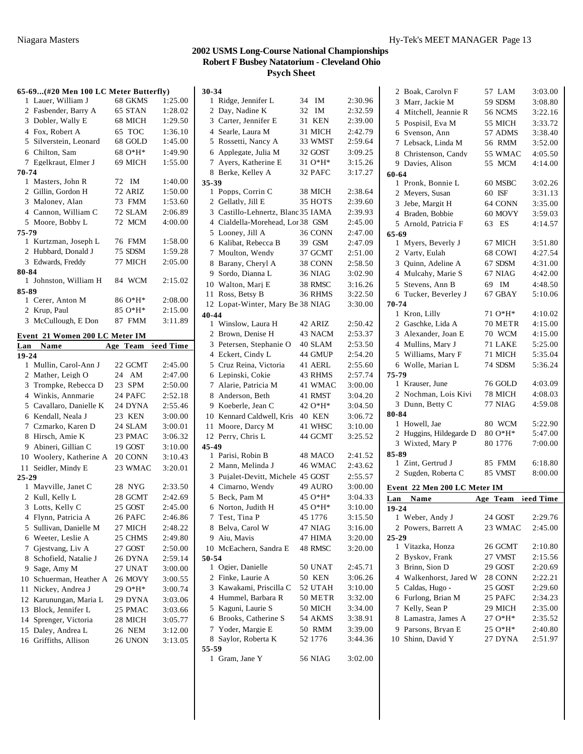# 2002 USMS Long-Course National Championships
## Robert F Busbey Natatorium - Cleveland Ohio
### Psych Sheet

**65-69...(#20 Men 100 LC Meter Butterfly)**

| Lan | Name | Age | Team | Seed Time |
|---|---|---|---|---|
| 1 | Lauer, William J | 68 | GKMS | 1:25.00 |
| 2 | Fasbender, Barry A | 65 | STAN | 1:28.02 |
| 3 | Dobler, Wally E | 68 | MICH | 1:29.50 |
| 4 | Fox, Robert A | 65 | TOC | 1:36.10 |
| 5 | Silverstein, Leonard | 68 | GOLD | 1:45.00 |
| 6 | Chilton, Sam | 68 | O*H* | 1:49.90 |
| 7 | Egelkraut, Elmer J | 69 | MICH | 1:55.00 |
| **70-74** | | | | |
| 1 | Masters, John R | 72 | IM | 1:40.00 |
| 2 | Gillin, Gordon H | 72 | ARIZ | 1:50.00 |
| 3 | Maloney, Alan | 73 | FMM | 1:53.60 |
| 4 | Cannon, William C | 72 | SLAM | 2:06.89 |
| 5 | Moore, Bobby L | 72 | MCM | 4:00.00 |
| **75-79** | | | | |
| 1 | Kurtzman, Joseph L | 76 | FMM | 1:58.00 |
| 2 | Hubbard, Donald J | 75 | SDSM | 1:59.28 |
| 3 | Edwards, Freddy | 77 | MICH | 2:05.00 |
| **80-84** | | | | |
| 1 | Johnston, William H | 84 | WCM | 2:15.02 |
| **85-89** | | | | |
| 1 | Cerer, Anton M | 86 | O*H* | 2:08.00 |
| 2 | Krup, Paul | 85 | O*H* | 2:15.00 |
| 3 | McCullough, E Don | 87 | FMM | 3:11.89 |

**Event 21 Women 200 LC Meter IM**

| Lan | Name | Age | Team | Seed Time |
|---|---|---|---|---|
| **19-24** | | | | |
| 1 | Mullin, Carol-Ann J | 22 | GCMT | 2:45.00 |
| 2 | Mather, Leigh O | 24 | AM | 2:47.00 |
| 3 | Trompke, Rebecca D | 23 | SPM | 2:50.00 |
| 4 | Winkis, Annmarie | 24 | PAFC | 2:52.18 |
| 5 | Cavallaro, Danielle K | 24 | DYNA | 2:55.46 |
| 6 | Kendall, Neala J | 23 | KEN | 3:00.00 |
| 7 | Czmarko, Karen D | 24 | SLAM | 3:00.01 |
| 8 | Hirsch, Amie K | 23 | PMAC | 3:06.32 |
| 9 | Abineri, Gillian C | 19 | GOST | 3:10.00 |
| 10 | Woolery, Katherine A | 20 | CONN | 3:10.43 |
| 11 | Seidler, Mindy E | 23 | WMAC | 3:20.01 |
| **25-29** | | | | |
| 1 | Mayville, Janet C | 28 | NYG | 2:33.50 |
| 2 | Kull, Kelly L | 28 | GCMT | 2:42.69 |
| 3 | Lotts, Kelly C | 25 | GOST | 2:45.00 |
| 4 | Flynn, Patricia A | 26 | PAFC | 2:46.86 |
| 5 | Sullivan, Danielle M | 27 | MICH | 2:48.22 |
| 6 | Weeter, Leslie A | 25 | CHMS | 2:49.80 |
| 7 | Gjestvang, Liv A | 27 | GOST | 2:50.00 |
| 8 | Schofield, Natalie J | 26 | DYNA | 2:59.14 |
| 9 | Sage, Amy M | 27 | UNAT | 3:00.00 |
| 10 | Schuerman, Heather A | 26 | MOVY | 3:00.55 |
| 11 | Nickey, Andrea J | 29 | O*H* | 3:00.74 |
| 12 | Karunungan, Maria L | 29 | DYNA | 3:03.06 |
| 13 | Block, Jennifer L | 25 | PMAC | 3:03.66 |
| 14 | Sprenger, Victoria | 28 | MICH | 3:05.77 |
| 15 | Daley, Andrea L | 26 | NEM | 3:12.00 |
| 16 | Griffiths, Allison | 26 | UNON | 3:13.05 |
| **30-34** | | | | |
| 1 | Ridge, Jennifer L | 34 | IM | 2:30.96 |
| 2 | Day, Nadine K | 32 | IM | 2:32.59 |
| 3 | Carter, Jennifer E | 31 | KEN | 2:39.00 |
| 4 | Searle, Laura M | 31 | MICH | 2:42.79 |
| 5 | Rossetti, Nancy A | 33 | WMST | 2:59.64 |
| 6 | Applegate, Julia M | 32 | GOST | 3:09.25 |
| 7 | Ayers, Katherine E | 31 | O*H* | 3:15.26 |
| 8 | Berke, Kelley A | 32 | PAFC | 3:17.27 |
| **35-39** | | | | |
| 1 | Popps, Corrin C | 38 | MICH | 2:38.64 |
| 2 | Gellatly, Jill E | 35 | HOTS | 2:39.60 |
| 3 | Castillo-Lehnertz, Blanc | 35 | IAMA | 2:39.93 |
| 4 | Cialdella-Morehead, Lor | 38 | GSM | 2:45.00 |
| 5 | Looney, Jill A | 36 | CONN | 2:47.00 |
| 6 | Kalibat, Rebecca B | 39 | GSM | 2:47.09 |
| 7 | Moulton, Wendy | 37 | GCMT | 2:51.00 |
| 8 | Barany, Cheryl A | 38 | CONN | 2:58.50 |
| 9 | Sordo, Dianna L | 36 | NIAG | 3:02.90 |
| 10 | Walton, Marj E | 38 | RMSC | 3:16.26 |
| 11 | Ross, Betsy B | 36 | RHMS | 3:22.50 |
| 12 | Lopat-Winter, Mary Be | 38 | NIAG | 3:30.00 |
| **40-44** | | | | |
| 1 | Winslow, Laura H | 42 | ARIZ | 2:50.42 |
| 2 | Brown, Denise H | 43 | NACM | 2:53.37 |
| 3 | Petersen, Stephanie O | 40 | SLAM | 2:53.50 |
| 4 | Eckert, Cindy L | 44 | GMUP | 2:54.20 |
| 5 | Cruz Reina, Victoria | 41 | AERL | 2:55.60 |
| 6 | Lepinski, Cokie | 43 | RHMS | 2:57.74 |
| 7 | Alarie, Patricia M | 41 | WMAC | 3:00.00 |
| 8 | Anderson, Beth | 41 | RMST | 3:04.20 |
| 9 | Koeberle, Jean C | 42 | O*H* | 3:04.50 |
| 10 | Kennard Caldwell, Kris | 40 | KEN | 3:06.72 |
| 11 | Moore, Darcy M | 41 | WHSC | 3:10.00 |
| 12 | Perry, Chris L | 44 | GCMT | 3:25.52 |
| **45-49** | | | | |
| 1 | Parisi, Robin B | 48 | MACO | 2:41.52 |
| 2 | Mann, Melinda J | 46 | WMAC | 2:43.62 |
| 3 | Pujalet-Devitt, Michele | 45 | GOST | 2:55.57 |
| 4 | Cimarno, Wendy | 49 | AURO | 3:00.00 |
| 5 | Beck, Pam M | 45 | O*H* | 3:04.33 |
| 6 | Norton, Judith H | 45 | O*H* | 3:10.00 |
| 7 | Test, Tina P | 45 | 1776 | 3:15.50 |
| 8 | Belva, Carol W | 47 | NIAG | 3:16.00 |
| 9 | Aiu, Mavis | 47 | HIMA | 3:20.00 |
| 10 | McEachern, Sandra E | 48 | RMSC | 3:20.00 |
| **50-54** | | | | |
| 1 | Ogier, Danielle | 50 | UNAT | 2:45.71 |
| 2 | Finke, Laurie A | 50 | KEN | 3:06.26 |
| 3 | Kawakami, Priscilla C | 52 | UTAH | 3:10.00 |
| 4 | Hummel, Barbara R | 50 | METR | 3:32.00 |
| 5 | Kaguni, Laurie S | 50 | MICH | 3:34.00 |
| 6 | Brooks, Catherine S | 54 | AKMS | 3:38.91 |
| 7 | Yoder, Margie E | 50 | RMM | 3:39.00 |
| 8 | Saylor, Roberta K | 52 | 1776 | 3:44.36 |
| **55-59** | | | | |
| 1 | Gram, Jane Y | 56 | NIAG | 3:02.00 |
| 2 | Boak, Carolyn F | 57 | LAM | 3:03.00 |
| 3 | Marr, Jackie M | 59 | SDSM | 3:08.80 |
| 4 | Mitchell, Jeannie R | 56 | NCMS | 3:22.16 |
| 5 | Pospisil, Eva M | 55 | MICH | 3:33.72 |
| 6 | Svenson, Ann | 57 | ADMS | 3:38.40 |
| 7 | Lebsack, Linda M | 56 | RMM | 3:52.00 |
| 8 | Christenson, Candy | 55 | WMAC | 4:05.50 |
| 9 | Davies, Alison | 55 | MCM | 4:14.00 |
| **60-64** | | | | |
| 1 | Pronk, Bonnie L | 60 | MSBC | 3:02.26 |
| 2 | Meyers, Susan | 60 | ISF | 3:31.13 |
| 3 | Jebe, Margit H | 64 | CONN | 3:35.00 |
| 4 | Braden, Bobbie | 60 | MOVY | 3:59.03 |
| 5 | Arnold, Patricia F | 63 | ES | 4:14.57 |
| **65-69** | | | | |
| 1 | Myers, Beverly J | 67 | MICH | 3:51.80 |
| 2 | Varty, Eulah | 68 | COWI | 4:27.54 |
| 3 | Quinn, Adeline A | 67 | SDSM | 4:31.00 |
| 4 | Mulcahy, Marie S | 67 | NIAG | 4:42.00 |
| 5 | Stevens, Ann B | 69 | IM | 4:48.50 |
| 6 | Tucker, Beverley J | 67 | GBAY | 5:10.06 |
| **70-74** | | | | |
| 1 | Kron, Lilly | 71 | O*H* | 4:10.02 |
| 2 | Gaschke, Lida A | 70 | METR | 4:15.00 |
| 3 | Alexander, Joan E | 70 | WCM | 4:15.00 |
| 4 | Mullins, Mary J | 71 | LAKE | 5:25.00 |
| 5 | Williams, Mary F | 71 | MICH | 5:35.04 |
| 6 | Wolle, Marian L | 74 | SDSM | 5:36.24 |
| **75-79** | | | | |
| 1 | Krauser, June | 76 | GOLD | 4:03.09 |
| 2 | Nochman, Lois Kivi | 78 | MICH | 4:08.03 |
| 3 | Dunn, Betty C | 77 | NIAG | 4:59.08 |
| **80-84** | | | | |
| 1 | Howell, Jae | 80 | WCM | 5:22.90 |
| 2 | Huggins, Hildegarde D | 80 | O*H* | 5:47.00 |
| 3 | Wixted, Mary P | 80 | 1776 | 7:00.00 |
| **85-89** | | | | |
| 1 | Zint, Gertrud J | 85 | FMM | 6:18.80 |
| 2 | Sugden, Roberta C | 85 | VMST | 8:00.00 |

**Event 22 Men 200 LC Meter IM**

| Lan | Name | Age | Team | Seed Time |
|---|---|---|---|---|
| **19-24** | | | | |
| 1 | Weber, Andy J | 24 | GOST | 2:29.76 |
| 2 | Powers, Barrett A | 23 | WMAC | 2:45.00 |
| **25-29** | | | | |
| 1 | Vitazka, Honza | 26 | GCMT | 2:10.80 |
| 2 | Byskov, Frank | 27 | VMST | 2:15.56 |
| 3 | Brinn, Sion D | 29 | GOST | 2:20.69 |
| 4 | Walkenhorst, Jared W | 28 | CONN | 2:22.21 |
| 5 | Caldas, Hugo - | 25 | GOST | 2:29.60 |
| 6 | Furlong, Brian M | 25 | PAFC | 2:34.23 |
| 7 | Kelly, Sean P | 29 | MICH | 2:35.00 |
| 8 | Lamastra, James A | 27 | O*H* | 2:35.52 |
| 9 | Parsons, Bryan E | 25 | O*H* | 2:40.80 |
| 10 | Shinn, David Y | 27 | DYNA | 2:51.97 |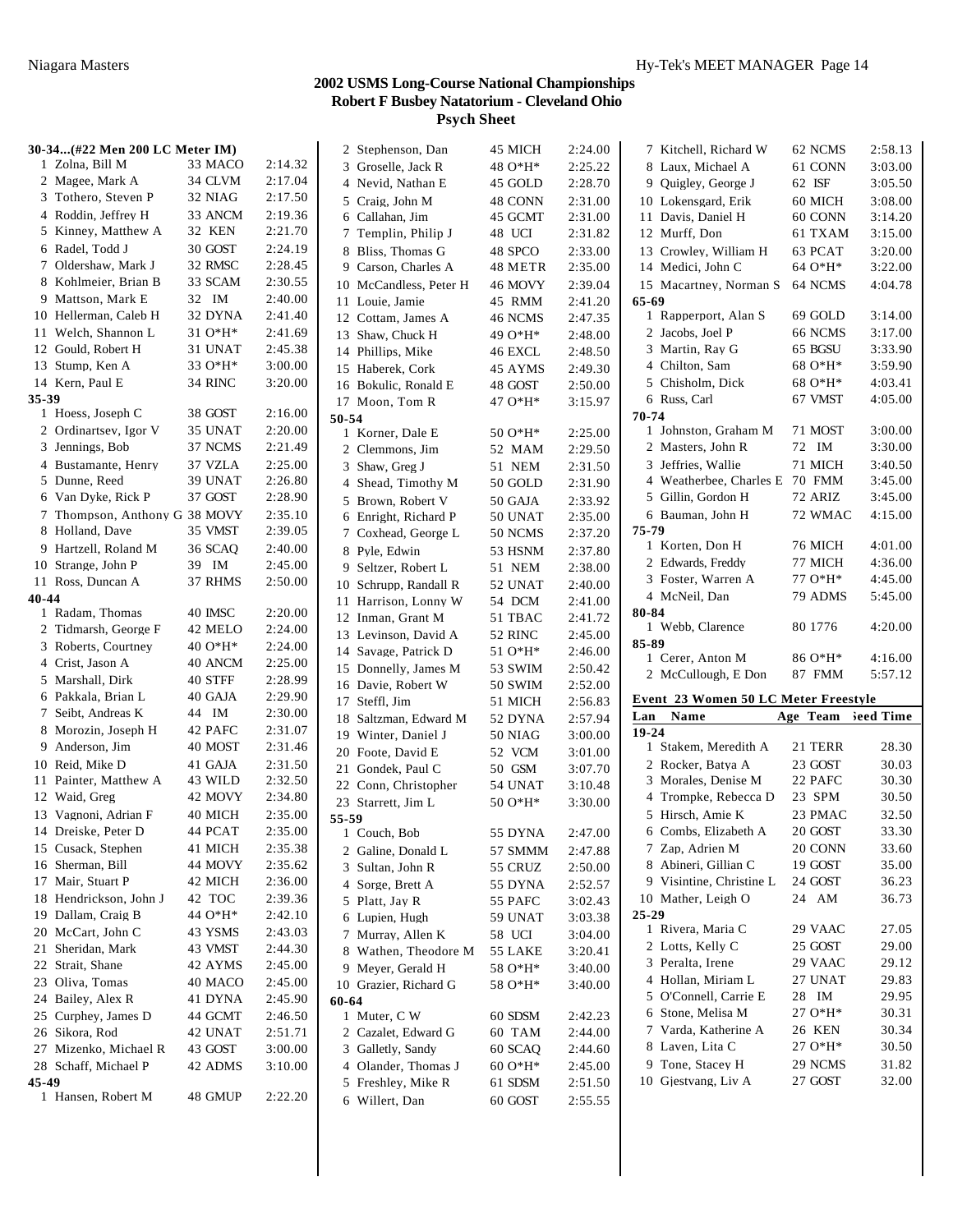## 2002 USMS Long-Course National Championships
### Robert F Busbey Natatorium - Cleveland Ohio
### Psych Sheet

**30-34...(#22 Men 200 LC Meter IM)**

| | Name | Age Team | Seed Time |
|---|---|---|---|
| 1 | Zolna, Bill M | 33 MACO | 2:14.32 |
| 2 | Magee, Mark A | 34 CLVM | 2:17.04 |
| 3 | Tothero, Steven P | 32 NIAG | 2:17.50 |
| 4 | Roddin, Jeffrey H | 33 ANCM | 2:19.36 |
| 5 | Kinney, Matthew A | 32 KEN | 2:21.70 |
| 6 | Radel, Todd J | 30 GOST | 2:24.19 |
| 7 | Oldershaw, Mark J | 32 RMSC | 2:28.45 |
| 8 | Kohlmeier, Brian B | 33 SCAM | 2:30.55 |
| 9 | Mattson, Mark E | 32 IM | 2:40.00 |
| 10 | Hellerman, Caleb H | 32 DYNA | 2:41.40 |
| 11 | Welch, Shannon L | 31 O*H* | 2:41.69 |
| 12 | Gould, Robert H | 31 UNAT | 2:45.38 |
| 13 | Stump, Ken A | 33 O*H* | 3:00.00 |
| 14 | Kern, Paul E | 34 RINC | 3:20.00 |
| **35-39** | | | |
| 1 | Hoess, Joseph C | 38 GOST | 2:16.00 |
| 2 | Ordinartsev, Igor V | 35 UNAT | 2:20.00 |
| 3 | Jennings, Bob | 37 NCMS | 2:21.49 |
| 4 | Bustamante, Henry | 37 VZLA | 2:25.00 |
| 5 | Dunne, Reed | 39 UNAT | 2:26.80 |
| 6 | Van Dyke, Rick P | 37 GOST | 2:28.90 |
| 7 | Thompson, Anthony G | 38 MOVY | 2:35.10 |
| 8 | Holland, Dave | 35 VMST | 2:39.05 |
| 9 | Hartzell, Roland M | 36 SCAQ | 2:40.00 |
| 10 | Strange, John P | 39 IM | 2:45.00 |
| 11 | Ross, Duncan A | 37 RHMS | 2:50.00 |
| **40-44** | | | |
| 1 | Radam, Thomas | 40 IMSC | 2:20.00 |
| 2 | Tidmarsh, George F | 42 MELO | 2:24.00 |
| 3 | Roberts, Courtney | 40 O*H* | 2:24.00 |
| 4 | Crist, Jason A | 40 ANCM | 2:25.00 |
| 5 | Marshall, Dirk | 40 STFF | 2:28.99 |
| 6 | Pakkala, Brian L | 40 GAJA | 2:29.90 |
| 7 | Seibt, Andreas K | 44 IM | 2:30.00 |
| 8 | Morozin, Joseph H | 42 PAFC | 2:31.07 |
| 9 | Anderson, Jim | 40 MOST | 2:31.46 |
| 10 | Reid, Mike D | 41 GAJA | 2:31.50 |
| 11 | Painter, Matthew A | 43 WILD | 2:32.50 |
| 12 | Waid, Greg | 42 MOVY | 2:34.80 |
| 13 | Vagnoni, Adrian F | 40 MICH | 2:35.00 |
| 14 | Dreiske, Peter D | 44 PCAT | 2:35.00 |
| 15 | Cusack, Stephen | 41 MICH | 2:35.38 |
| 16 | Sherman, Bill | 44 MOVY | 2:35.62 |
| 17 | Mair, Stuart P | 42 MICH | 2:36.00 |
| 18 | Hendrickson, John J | 42 TOC | 2:39.36 |
| 19 | Dallam, Craig B | 44 O*H* | 2:42.10 |
| 20 | McCart, John C | 43 YSMS | 2:43.03 |
| 21 | Sheridan, Mark | 43 VMST | 2:44.30 |
| 22 | Strait, Shane | 42 AYMS | 2:45.00 |
| 23 | Oliva, Tomas | 40 MACO | 2:45.00 |
| 24 | Bailey, Alex R | 41 DYNA | 2:45.90 |
| 25 | Curphey, James D | 44 GCMT | 2:46.50 |
| 26 | Sikora, Rod | 42 UNAT | 2:51.71 |
| 27 | Mizenko, Michael R | 43 GOST | 3:00.00 |
| 28 | Schaff, Michael P | 42 ADMS | 3:10.00 |
| **45-49** | | | |
| 1 | Hansen, Robert M | 48 GMUP | 2:22.20 |
| 2 | Stephenson, Dan | 45 MICH | 2:24.00 |
| 3 | Groselle, Jack R | 48 O*H* | 2:25.22 |
| 4 | Nevid, Nathan E | 45 GOLD | 2:28.70 |
| 5 | Craig, John M | 48 CONN | 2:31.00 |
| 6 | Callahan, Jim | 45 GCMT | 2:31.00 |
| 7 | Templin, Philip J | 48 UCI | 2:31.82 |
| 8 | Bliss, Thomas G | 48 SPCO | 2:33.00 |
| 9 | Carson, Charles A | 48 METR | 2:35.00 |
| 10 | McCandless, Peter H | 46 MOVY | 2:39.04 |
| 11 | Louie, Jamie | 45 RMM | 2:41.20 |
| 12 | Cottam, James A | 46 NCMS | 2:47.35 |
| 13 | Shaw, Chuck H | 49 O*H* | 2:48.00 |
| 14 | Phillips, Mike | 46 EXCL | 2:48.50 |
| 15 | Haberek, Cork | 45 AYMS | 2:49.30 |
| 16 | Bokulic, Ronald E | 48 GOST | 2:50.00 |
| 17 | Moon, Tom R | 47 O*H* | 3:15.97 |
| **50-54** | | | |
| 1 | Korner, Dale E | 50 O*H* | 2:25.00 |
| 2 | Clemmons, Jim | 52 MAM | 2:29.50 |
| 3 | Shaw, Greg J | 51 NEM | 2:31.50 |
| 4 | Shead, Timothy M | 50 GOLD | 2:31.90 |
| 5 | Brown, Robert V | 50 GAJA | 2:33.92 |
| 6 | Enright, Richard P | 50 UNAT | 2:35.00 |
| 7 | Coxhead, George L | 50 NCMS | 2:37.20 |
| 8 | Pyle, Edwin | 53 HSNM | 2:37.80 |
| 9 | Seltzer, Robert L | 51 NEM | 2:38.00 |
| 10 | Schrupp, Randall R | 52 UNAT | 2:40.00 |
| 11 | Harrison, Lonny W | 54 DCM | 2:41.00 |
| 12 | Inman, Grant M | 51 TBAC | 2:41.72 |
| 13 | Levinson, David A | 52 RINC | 2:45.00 |
| 14 | Savage, Patrick D | 51 O*H* | 2:46.00 |
| 15 | Donnelly, James M | 53 SWIM | 2:50.42 |
| 16 | Davie, Robert W | 50 SWIM | 2:52.00 |
| 17 | Steffl, Jim | 51 MICH | 2:56.83 |
| 18 | Saltzman, Edward M | 52 DYNA | 2:57.94 |
| 19 | Winter, Daniel J | 50 NIAG | 3:00.00 |
| 20 | Foote, David E | 52 VCM | 3:01.00 |
| 21 | Gondek, Paul C | 50 GSM | 3:07.70 |
| 22 | Conn, Christopher | 54 UNAT | 3:10.48 |
| 23 | Starrett, Jim L | 50 O*H* | 3:30.00 |
| **55-59** | | | |
| 1 | Couch, Bob | 55 DYNA | 2:47.00 |
| 2 | Galine, Donald L | 57 SMMM | 2:47.88 |
| 3 | Sultan, John R | 55 CRUZ | 2:50.00 |
| 4 | Sorge, Brett A | 55 DYNA | 2:52.57 |
| 5 | Platt, Jay R | 55 PAFC | 3:02.43 |
| 6 | Lupien, Hugh | 59 UNAT | 3:03.38 |
| 7 | Murray, Allen K | 58 UCI | 3:04.00 |
| 8 | Wathen, Theodore M | 55 LAKE | 3:20.41 |
| 9 | Meyer, Gerald H | 58 O*H* | 3:40.00 |
| 10 | Grazier, Richard G | 58 O*H* | 3:40.00 |
| **60-64** | | | |
| 1 | Muter, C W | 60 SDSM | 2:42.23 |
| 2 | Cazalet, Edward G | 60 TAM | 2:44.00 |
| 3 | Galletly, Sandy | 60 SCAQ | 2:44.60 |
| 4 | Olander, Thomas J | 60 O*H* | 2:45.00 |
| 5 | Freshley, Mike R | 61 SDSM | 2:51.50 |
| 6 | Willert, Dan | 60 GOST | 2:55.55 |
| 7 | Kitchell, Richard W | 62 NCMS | 2:58.13 |
| 8 | Laux, Michael A | 61 CONN | 3:03.00 |
| 9 | Quigley, George J | 62 ISF | 3:05.50 |
| 10 | Lokensgard, Erik | 60 MICH | 3:08.00 |
| 11 | Davis, Daniel H | 60 CONN | 3:14.20 |
| 12 | Murff, Don | 61 TXAM | 3:15.00 |
| 13 | Crowley, William H | 63 PCAT | 3:20.00 |
| 14 | Medici, John C | 64 O*H* | 3:22.00 |
| 15 | Macartney, Norman S | 64 NCMS | 4:04.78 |
| **65-69** | | | |
| 1 | Rapperport, Alan S | 69 GOLD | 3:14.00 |
| 2 | Jacobs, Joel P | 66 NCMS | 3:17.00 |
| 3 | Martin, Ray G | 65 BGSU | 3:33.90 |
| 4 | Chilton, Sam | 68 O*H* | 3:59.90 |
| 5 | Chisholm, Dick | 68 O*H* | 4:03.41 |
| 6 | Russ, Carl | 67 VMST | 4:05.00 |
| **70-74** | | | |
| 1 | Johnston, Graham M | 71 MOST | 3:00.00 |
| 2 | Masters, John R | 72 IM | 3:30.00 |
| 3 | Jeffries, Wallie | 71 MICH | 3:40.50 |
| 4 | Weatherbee, Charles E | 70 FMM | 3:45.00 |
| 5 | Gillin, Gordon H | 72 ARIZ | 3:45.00 |
| 6 | Bauman, John H | 72 WMAC | 4:15.00 |
| **75-79** | | | |
| 1 | Korten, Don H | 76 MICH | 4:01.00 |
| 2 | Edwards, Freddy | 77 MICH | 4:36.00 |
| 3 | Foster, Warren A | 77 O*H* | 4:45.00 |
| 4 | McNeil, Dan | 79 ADMS | 5:45.00 |
| **80-84** | | | |
| 1 | Webb, Clarence | 80 1776 | 4:20.00 |
| **85-89** | | | |
| 1 | Cerer, Anton M | 86 O*H* | 4:16.00 |
| 2 | McCullough, E Don | 87 FMM | 5:57.12 |

**Event 23 Women 50 LC Meter Freestyle**

| Lan | Name | Age Team | Seed Time |
|---|---|---|---|
| **19-24** | | | |
| 1 | Stakem, Meredith A | 21 TERR | 28.30 |
| 2 | Rocker, Batya A | 23 GOST | 30.03 |
| 3 | Morales, Denise M | 22 PAFC | 30.30 |
| 4 | Trompke, Rebecca D | 23 SPM | 30.50 |
| 5 | Hirsch, Amie K | 23 PMAC | 32.50 |
| 6 | Combs, Elizabeth A | 20 GOST | 33.30 |
| 7 | Zap, Adrien M | 20 CONN | 33.60 |
| 8 | Abineri, Gillian C | 19 GOST | 35.00 |
| 9 | Visintine, Christine L | 24 GOST | 36.23 |
| 10 | Mather, Leigh O | 24 AM | 36.73 |
| **25-29** | | | |
| 1 | Rivera, Maria C | 29 VAAC | 27.05 |
| 2 | Lotts, Kelly C | 25 GOST | 29.00 |
| 3 | Peralta, Irene | 29 VAAC | 29.12 |
| 4 | Hollan, Miriam L | 27 UNAT | 29.83 |
| 5 | O'Connell, Carrie E | 28 IM | 29.95 |
| 6 | Stone, Melisa M | 27 O*H* | 30.31 |
| 7 | Varda, Katherine A | 26 KEN | 30.34 |
| 8 | Laven, Lita C | 27 O*H* | 30.50 |
| 9 | Tone, Stacey H | 29 NCMS | 31.82 |
| 10 | Gjestvang, Liv A | 27 GOST | 32.00 |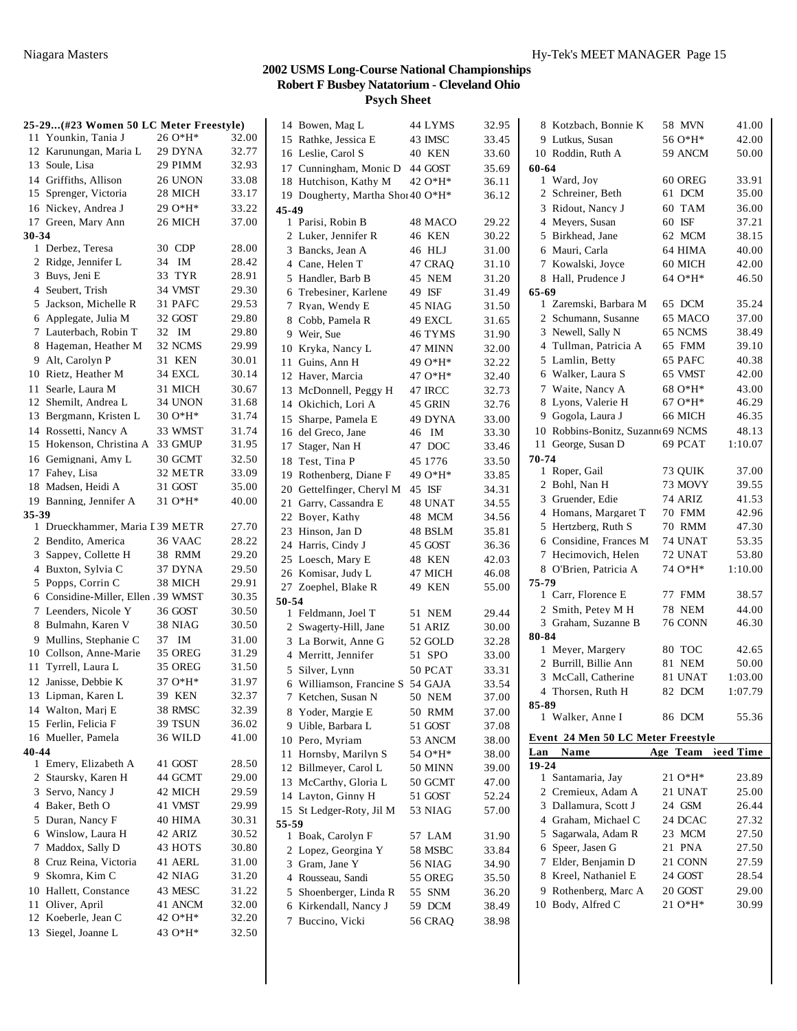# 2002 USMS Long-Course National Championships
## Robert F Busbey Natatorium - Cleveland Ohio
### Psych Sheet

**25-29...(#23 Women 50 LC Meter Freestyle)**

| | Name | Age Team | Seed Time |
|---|---|---|---|
| 11 | Younkin, Tania J | 26 O*H* | 32.00 |
| 12 | Karunungan, Maria L | 29 DYNA | 32.77 |
| 13 | Soule, Lisa | 29 PIMM | 32.93 |
| 14 | Griffiths, Allison | 26 UNON | 33.08 |
| 15 | Sprenger, Victoria | 28 MICH | 33.17 |
| 16 | Nickey, Andrea J | 29 O*H* | 33.22 |
| 17 | Green, Mary Ann | 26 MICH | 37.00 |

**30-34**

| | Name | Age Team | Seed Time |
|---|---|---|---|
| 1 | Derbez, Teresa | 30 CDP | 28.00 |
| 2 | Ridge, Jennifer L | 34 IM | 28.42 |
| 3 | Buys, Jeni E | 33 TYR | 28.91 |
| 4 | Seubert, Trish | 34 VMST | 29.30 |
| 5 | Jackson, Michelle R | 31 PAFC | 29.53 |
| 6 | Applegate, Julia M | 32 GOST | 29.80 |
| 7 | Lauterbach, Robin T | 32 IM | 29.80 |
| 8 | Hageman, Heather M | 32 NCMS | 29.99 |
| 9 | Alt, Carolyn P | 31 KEN | 30.01 |
| 10 | Rietz, Heather M | 34 EXCL | 30.14 |
| 11 | Searle, Laura M | 31 MICH | 30.67 |
| 12 | Shemilt, Andrea L | 34 UNON | 31.68 |
| 13 | Bergmann, Kristen L | 30 O*H* | 31.74 |
| 14 | Rossetti, Nancy A | 33 WMST | 31.74 |
| 15 | Hokenson, Christina A | 33 GMUP | 31.95 |
| 16 | Gemignani, Amy L | 30 GCMT | 32.50 |
| 17 | Fahey, Lisa | 32 METR | 33.09 |
| 18 | Madsen, Heidi A | 31 GOST | 35.00 |
| 19 | Banning, Jennifer A | 31 O*H* | 40.00 |

**35-39**

| | Name | Age Team | Seed Time |
|---|---|---|---|
| 1 | Drueckhammer, Maria I | 39 METR | 27.70 |
| 2 | Bendito, America | 36 VAAC | 28.22 |
| 3 | Sappey, Collette H | 38 RMM | 29.20 |
| 4 | Buxton, Sylvia C | 37 DYNA | 29.50 |
| 5 | Popps, Corrin C | 38 MICH | 29.91 |
| 6 | Considine-Miller, Ellen . | 39 WMST | 30.35 |
| 7 | Leenders, Nicole Y | 36 GOST | 30.50 |
| 8 | Bulmahn, Karen V | 38 NIAG | 30.50 |
| 9 | Mullins, Stephanie C | 37 IM | 31.00 |
| 10 | Collson, Anne-Marie | 35 OREG | 31.29 |
| 11 | Tyrrell, Laura L | 35 OREG | 31.50 |
| 12 | Janisse, Debbie K | 37 O*H* | 31.97 |
| 13 | Lipman, Karen L | 39 KEN | 32.37 |
| 14 | Walton, Marj E | 38 RMSC | 32.39 |
| 15 | Ferlin, Felicia F | 39 TSUN | 36.02 |
| 16 | Mueller, Pamela | 36 WILD | 41.00 |

**40-44**

| | Name | Age Team | Seed Time |
|---|---|---|---|
| 1 | Emery, Elizabeth A | 41 GOST | 28.50 |
| 2 | Staursky, Karen H | 44 GCMT | 29.00 |
| 3 | Servo, Nancy J | 42 MICH | 29.59 |
| 4 | Baker, Beth O | 41 VMST | 29.99 |
| 5 | Duran, Nancy F | 40 HIMA | 30.31 |
| 6 | Winslow, Laura H | 42 ARIZ | 30.52 |
| 7 | Maddox, Sally D | 43 HOTS | 30.80 |
| 8 | Cruz Reina, Victoria | 41 AERL | 31.00 |
| 9 | Skomra, Kim C | 42 NIAG | 31.20 |
| 10 | Hallett, Constance | 43 MESC | 31.22 |
| 11 | Oliver, April | 41 ANCM | 32.00 |
| 12 | Koeberle, Jean C | 42 O*H* | 32.20 |
| 13 | Siegel, Joanne L | 43 O*H* | 32.50 |
| 14 | Bowen, Mag L | 44 LYMS | 32.95 |
| 15 | Rathke, Jessica E | 43 IMSC | 33.45 |
| 16 | Leslie, Carol S | 40 KEN | 33.60 |
| 17 | Cunningham, Monic D | 44 GOST | 35.69 |
| 18 | Hutchison, Kathy M | 42 O*H* | 36.11 |
| 19 | Dougherty, Martha Shor | 40 O*H* | 36.12 |

**45-49**

| | Name | Age Team | Seed Time |
|---|---|---|---|
| 1 | Parisi, Robin B | 48 MACO | 29.22 |
| 2 | Luker, Jennifer R | 46 KEN | 30.22 |
| 3 | Bancks, Jean A | 46 HLJ | 31.00 |
| 4 | Cane, Helen T | 47 CRAQ | 31.10 |
| 5 | Handler, Barb B | 45 NEM | 31.20 |
| 6 | Trebesiner, Karlene | 49 ISF | 31.49 |
| 7 | Ryan, Wendy E | 45 NIAG | 31.50 |
| 8 | Cobb, Pamela R | 49 EXCL | 31.65 |
| 9 | Weir, Sue | 46 TYMS | 31.90 |
| 10 | Kryka, Nancy L | 47 MINN | 32.00 |
| 11 | Guins, Ann H | 49 O*H* | 32.22 |
| 12 | Haver, Marcia | 47 O*H* | 32.40 |
| 13 | McDonnell, Peggy H | 47 IRCC | 32.73 |
| 14 | Okichich, Lori A | 45 GRIN | 32.76 |
| 15 | Sharpe, Pamela E | 49 DYNA | 33.00 |
| 16 | del Greco, Jane | 46 IM | 33.30 |
| 17 | Stager, Nan H | 47 DOC | 33.46 |
| 18 | Test, Tina P | 45 1776 | 33.50 |
| 19 | Rothenberg, Diane F | 49 O*H* | 33.85 |
| 20 | Gettelfinger, Cheryl M | 45 ISF | 34.31 |
| 21 | Garry, Cassandra E | 48 UNAT | 34.55 |
| 22 | Boyer, Kathy | 48 MCM | 34.56 |
| 23 | Hinson, Jan D | 48 BSLM | 35.81 |
| 24 | Harris, Cindy J | 45 GOST | 36.36 |
| 25 | Loesch, Mary E | 48 KEN | 42.03 |
| 26 | Komisar, Judy L | 47 MICH | 46.08 |
| 27 | Zoephel, Blake R | 49 KEN | 55.00 |

**50-54**

| | Name | Age Team | Seed Time |
|---|---|---|---|
| 1 | Feldmann, Joel T | 51 NEM | 29.44 |
| 2 | Swagerty-Hill, Jane | 51 ARIZ | 30.00 |
| 3 | La Borwit, Anne G | 52 GOLD | 32.28 |
| 4 | Merritt, Jennifer | 51 SPO | 33.00 |
| 5 | Silver, Lynn | 50 PCAT | 33.31 |
| 6 | Williamson, Francine S | 54 GAJA | 33.54 |
| 7 | Ketchen, Susan N | 50 NEM | 37.00 |
| 8 | Yoder, Margie E | 50 RMM | 37.00 |
| 9 | Uible, Barbara L | 51 GOST | 37.08 |
| 10 | Pero, Myriam | 53 ANCM | 38.00 |
| 11 | Hornsby, Marilyn S | 54 O*H* | 38.00 |
| 12 | Billmeyer, Carol L | 50 MINN | 39.00 |
| 13 | McCarthy, Gloria L | 50 GCMT | 47.00 |
| 14 | Layton, Ginny H | 51 GOST | 52.24 |
| 15 | St Ledger-Roty, Jil M | 53 NIAG | 57.00 |

**55-59**

| | Name | Age Team | Seed Time |
|---|---|---|---|
| 1 | Boak, Carolyn F | 57 LAM | 31.90 |
| 2 | Lopez, Georgina Y | 58 MSBC | 33.84 |
| 3 | Gram, Jane Y | 56 NIAG | 34.90 |
| 4 | Rousseau, Sandi | 55 OREG | 35.50 |
| 5 | Shoenberger, Linda R | 55 SNM | 36.20 |
| 6 | Kirkendall, Nancy J | 59 DCM | 38.49 |
| 7 | Buccino, Vicki | 56 CRAQ | 38.98 |
| 8 | Kotzbach, Bonnie K | 58 MVN | 41.00 |
| 9 | Lutkus, Susan | 56 O*H* | 42.00 |
| 10 | Roddin, Ruth A | 59 ANCM | 50.00 |

**60-64**

| | Name | Age Team | Seed Time |
|---|---|---|---|
| 1 | Ward, Joy | 60 OREG | 33.91 |
| 2 | Schreiner, Beth | 61 DCM | 35.00 |
| 3 | Ridout, Nancy J | 60 TAM | 36.00 |
| 4 | Meyers, Susan | 60 ISF | 37.21 |
| 5 | Birkhead, Jane | 62 MCM | 38.15 |
| 6 | Mauri, Carla | 64 HIMA | 40.00 |
| 7 | Kowalski, Joyce | 60 MICH | 42.00 |
| 8 | Hall, Prudence J | 64 O*H* | 46.50 |

**65-69**

| | Name | Age Team | Seed Time |
|---|---|---|---|
| 1 | Zaremski, Barbara M | 65 DCM | 35.24 |
| 2 | Schumann, Susanne | 65 MACO | 37.00 |
| 3 | Newell, Sally N | 65 NCMS | 38.49 |
| 4 | Tullman, Patricia A | 65 FMM | 39.10 |
| 5 | Lamlin, Betty | 65 PAFC | 40.38 |
| 6 | Walker, Laura S | 65 VMST | 42.00 |
| 7 | Waite, Nancy A | 68 O*H* | 43.00 |
| 8 | Lyons, Valerie H | 67 O*H* | 46.29 |
| 9 | Gogola, Laura J | 66 MICH | 46.35 |
| 10 | Robbins-Bonitz, Suzann | 69 NCMS | 48.13 |
| 11 | George, Susan D | 69 PCAT | 1:10.07 |

**70-74**

| | Name | Age Team | Seed Time |
|---|---|---|---|
| 1 | Roper, Gail | 73 QUIK | 37.00 |
| 2 | Bohl, Nan H | 73 MOVY | 39.55 |
| 3 | Gruender, Edie | 74 ARIZ | 41.53 |
| 4 | Homans, Margaret T | 70 FMM | 42.96 |
| 5 | Hertzberg, Ruth S | 70 RMM | 47.30 |
| 6 | Considine, Frances M | 74 UNAT | 53.35 |
| 7 | Hecimovich, Helen | 72 UNAT | 53.80 |
| 8 | O'Brien, Patricia A | 74 O*H* | 1:10.00 |

**75-79**

| | Name | Age Team | Seed Time |
|---|---|---|---|
| 1 | Carr, Florence E | 77 FMM | 38.57 |
| 2 | Smith, Petey M H | 78 NEM | 44.00 |
| 3 | Graham, Suzanne B | 76 CONN | 46.30 |

**80-84**

| | Name | Age Team | Seed Time |
|---|---|---|---|
| 1 | Meyer, Margery | 80 TOC | 42.65 |
| 2 | Burrill, Billie Ann | 81 NEM | 50.00 |
| 3 | McCall, Catherine | 81 UNAT | 1:03.00 |
| 4 | Thorsen, Ruth H | 82 DCM | 1:07.79 |

**85-89**

| | Name | Age Team | Seed Time |
|---|---|---|---|
| 1 | Walker, Anne I | 86 DCM | 55.36 |

### Event 24 Men 50 LC Meter Freestyle

| Lan | Name | Age Team | Seed Time |
|---|---|---|---|
| **19-24** | | | |
| 1 | Santamaria, Jay | 21 O*H* | 23.89 |
| 2 | Cremieux, Adam A | 21 UNAT | 25.00 |
| 3 | Dallamura, Scott J | 24 GSM | 26.44 |
| 4 | Graham, Michael C | 24 DCAC | 27.32 |
| 5 | Sagarwala, Adam R | 23 MCM | 27.50 |
| 6 | Speer, Jasen G | 21 PNA | 27.50 |
| 7 | Elder, Benjamin D | 21 CONN | 27.59 |
| 8 | Kreel, Nathaniel E | 24 GOST | 28.54 |
| 9 | Rothenberg, Marc A | 20 GOST | 29.00 |
| 10 | Body, Alfred C | 21 O*H* | 30.99 |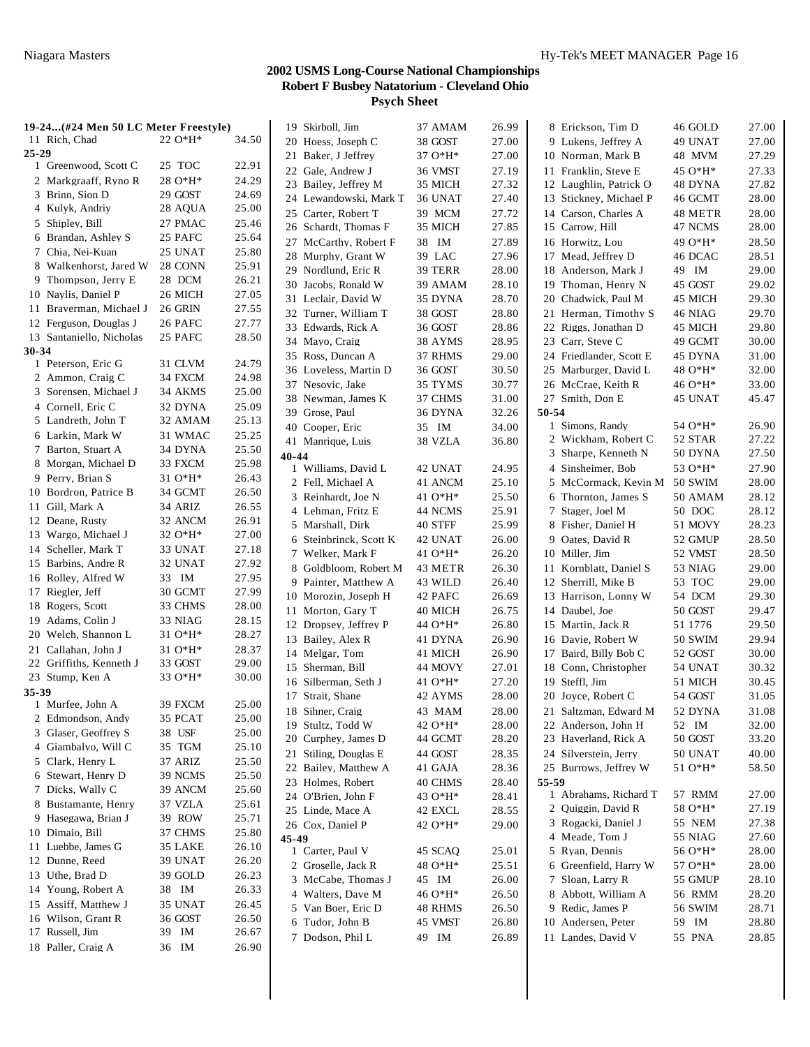# 2002 USMS Long-Course National Championships
## Robert F Busbey Natatorium - Cleveland Ohio
### Psych Sheet

**19-24...(#24 Men 50 LC Meter Freestyle)**

| # | Name | Age | Team | Seed |
|---|---|---|---|---|
| 11 | Rich, Chad | 22 | O*H* | 34.50 |

**25-29**

| # | Name | Age | Team | Seed |
|---|---|---|---|---|
| 1 | Greenwood, Scott C | 25 | TOC | 22.91 |
| 2 | Markgraaff, Ryno R | 28 | O*H* | 24.29 |
| 3 | Brinn, Sion D | 29 | GOST | 24.69 |
| 4 | Kulyk, Andriy | 28 | AQUA | 25.00 |
| 5 | Shipley, Bill | 27 | PMAC | 25.46 |
| 6 | Brandan, Ashley S | 25 | PAFC | 25.64 |
| 7 | Chia, Nei-Kuan | 25 | UNAT | 25.80 |
| 8 | Walkenhorst, Jared W | 28 | CONN | 25.91 |
| 9 | Thompson, Jerry E | 28 | DCM | 26.21 |
| 10 | Naylis, Daniel P | 26 | MICH | 27.05 |
| 11 | Braverman, Michael J | 26 | GRIN | 27.55 |
| 12 | Ferguson, Douglas J | 26 | PAFC | 27.77 |
| 13 | Santaniello, Nicholas | 25 | PAFC | 28.50 |

**30-34**

| # | Name | Age | Team | Seed |
|---|---|---|---|---|
| 1 | Peterson, Eric G | 31 | CLVM | 24.79 |
| 2 | Ammon, Craig C | 34 | FXCM | 24.98 |
| 3 | Sorensen, Michael J | 34 | AKMS | 25.00 |
| 4 | Cornell, Eric C | 32 | DYNA | 25.09 |
| 5 | Landreth, John T | 32 | AMAM | 25.13 |
| 6 | Larkin, Mark W | 31 | WMAC | 25.25 |
| 7 | Barton, Stuart A | 34 | DYNA | 25.50 |
| 8 | Morgan, Michael D | 33 | FXCM | 25.98 |
| 9 | Perry, Brian S | 31 | O*H* | 26.43 |
| 10 | Bordron, Patrice B | 34 | GCMT | 26.50 |
| 11 | Gill, Mark A | 34 | ARIZ | 26.55 |
| 12 | Deane, Rusty | 32 | ANCM | 26.91 |
| 13 | Wargo, Michael J | 32 | O*H* | 27.00 |
| 14 | Scheller, Mark T | 33 | UNAT | 27.18 |
| 15 | Barbins, Andre R | 32 | UNAT | 27.92 |
| 16 | Rolley, Alfred W | 33 | IM | 27.95 |
| 17 | Riegler, Jeff | 30 | GCMT | 27.99 |
| 18 | Rogers, Scott | 33 | CHMS | 28.00 |
| 19 | Adams, Colin J | 33 | NIAG | 28.15 |
| 20 | Welch, Shannon L | 31 | O*H* | 28.27 |
| 21 | Callahan, John J | 31 | O*H* | 28.37 |
| 22 | Griffiths, Kenneth J | 33 | GOST | 29.00 |
| 23 | Stump, Ken A | 33 | O*H* | 30.00 |

**35-39**

| # | Name | Age | Team | Seed |
|---|---|---|---|---|
| 1 | Murfee, John A | 39 | FXCM | 25.00 |
| 2 | Edmondson, Andy | 35 | PCAT | 25.00 |
| 3 | Glaser, Geoffrey S | 38 | USF | 25.00 |
| 4 | Giambalvo, Will C | 35 | TGM | 25.10 |
| 5 | Clark, Henry L | 37 | ARIZ | 25.50 |
| 6 | Stewart, Henry D | 39 | NCMS | 25.50 |
| 7 | Dicks, Wally C | 39 | ANCM | 25.60 |
| 8 | Bustamante, Henry | 37 | VZLA | 25.61 |
| 9 | Hasegawa, Brian J | 39 | ROW | 25.71 |
| 10 | Dimaio, Bill | 37 | CHMS | 25.80 |
| 11 | Luebbe, James G | 35 | LAKE | 26.10 |
| 12 | Dunne, Reed | 39 | UNAT | 26.20 |
| 13 | Uthe, Brad D | 39 | GOLD | 26.23 |
| 14 | Young, Robert A | 38 | IM | 26.33 |
| 15 | Assiff, Matthew J | 35 | UNAT | 26.45 |
| 16 | Wilson, Grant R | 36 | GOST | 26.50 |
| 17 | Russell, Jim | 39 | IM | 26.67 |
| 18 | Paller, Craig A | 36 | IM | 26.90 |
| 19 | Skirboll, Jim | 37 | AMAM | 26.99 |
| 20 | Hoess, Joseph C | 38 | GOST | 27.00 |
| 21 | Baker, J Jeffrey | 37 | O*H* | 27.00 |
| 22 | Gale, Andrew J | 36 | VMST | 27.19 |
| 23 | Bailey, Jeffrey M | 35 | MICH | 27.32 |
| 24 | Lewandowski, Mark T | 36 | UNAT | 27.40 |
| 25 | Carter, Robert T | 39 | MCM | 27.72 |
| 26 | Schardt, Thomas F | 35 | MICH | 27.85 |
| 27 | McCarthy, Robert F | 38 | IM | 27.89 |
| 28 | Murphy, Grant W | 39 | LAC | 27.96 |
| 29 | Nordlund, Eric R | 39 | TERR | 28.00 |
| 30 | Jacobs, Ronald W | 39 | AMAM | 28.10 |
| 31 | Leclair, David W | 35 | DYNA | 28.70 |
| 32 | Turner, William T | 38 | GOST | 28.80 |
| 33 | Edwards, Rick A | 36 | GOST | 28.86 |
| 34 | Mayo, Craig | 38 | AYMS | 28.95 |
| 35 | Ross, Duncan A | 37 | RHMS | 29.00 |
| 36 | Loveless, Martin D | 36 | GOST | 30.50 |
| 37 | Nesovic, Jake | 35 | TYMS | 30.77 |
| 38 | Newman, James K | 37 | CHMS | 31.00 |
| 39 | Grose, Paul | 36 | DYNA | 32.26 |
| 40 | Cooper, Eric | 35 | IM | 34.00 |
| 41 | Manrique, Luis | 38 | VZLA | 36.80 |

**40-44**

| # | Name | Age | Team | Seed |
|---|---|---|---|---|
| 1 | Williams, David L | 42 | UNAT | 24.95 |
| 2 | Fell, Michael A | 41 | ANCM | 25.10 |
| 3 | Reinhardt, Joe N | 41 | O*H* | 25.50 |
| 4 | Lehman, Fritz E | 44 | NCMS | 25.91 |
| 5 | Marshall, Dirk | 40 | STFF | 25.99 |
| 6 | Steinbrinck, Scott K | 42 | UNAT | 26.00 |
| 7 | Welker, Mark F | 41 | O*H* | 26.20 |
| 8 | Goldbloom, Robert M | 43 | METR | 26.30 |
| 9 | Painter, Matthew A | 43 | WILD | 26.40 |
| 10 | Morozin, Joseph H | 42 | PAFC | 26.69 |
| 11 | Morton, Gary T | 40 | MICH | 26.75 |
| 12 | Dropsey, Jeffrey P | 44 | O*H* | 26.80 |
| 13 | Bailey, Alex R | 41 | DYNA | 26.90 |
| 14 | Melgar, Tom | 41 | MICH | 26.90 |
| 15 | Sherman, Bill | 44 | MOVY | 27.01 |
| 16 | Silberman, Seth J | 41 | O*H* | 27.20 |
| 17 | Strait, Shane | 42 | AYMS | 28.00 |
| 18 | Sihner, Craig | 43 | MAM | 28.00 |
| 19 | Stultz, Todd W | 42 | O*H* | 28.00 |
| 20 | Curphey, James D | 44 | GCMT | 28.20 |
| 21 | Stiling, Douglas E | 44 | GOST | 28.35 |
| 22 | Bailey, Matthew A | 41 | GAJA | 28.36 |
| 23 | Holmes, Robert | 40 | CHMS | 28.40 |
| 24 | O'Brien, John F | 43 | O*H* | 28.41 |
| 25 | Linde, Mace A | 42 | EXCL | 28.55 |
| 26 | Cox, Daniel P | 42 | O*H* | 29.00 |

**45-49**

| # | Name | Age | Team | Seed |
|---|---|---|---|---|
| 1 | Carter, Paul V | 45 | SCAQ | 25.01 |
| 2 | Groselle, Jack R | 48 | O*H* | 25.51 |
| 3 | McCabe, Thomas J | 45 | IM | 26.00 |
| 4 | Walters, Dave M | 46 | O*H* | 26.50 |
| 5 | Van Boer, Eric D | 48 | RHMS | 26.50 |
| 6 | Tudor, John B | 45 | VMST | 26.80 |
| 7 | Dodson, Phil L | 49 | IM | 26.89 |
| 8 | Erickson, Tim D | 46 | GOLD | 27.00 |
| 9 | Lukens, Jeffrey A | 49 | UNAT | 27.00 |
| 10 | Norman, Mark B | 48 | MVM | 27.29 |
| 11 | Franklin, Steve E | 45 | O*H* | 27.33 |
| 12 | Laughlin, Patrick O | 48 | DYNA | 27.82 |
| 13 | Stickney, Michael P | 46 | GCMT | 28.00 |
| 14 | Carson, Charles A | 48 | METR | 28.00 |
| 15 | Carrow, Hill | 47 | NCMS | 28.00 |
| 16 | Horwitz, Lou | 49 | O*H* | 28.50 |
| 17 | Mead, Jeffrey D | 46 | DCAC | 28.51 |
| 18 | Anderson, Mark J | 49 | IM | 29.00 |
| 19 | Thoman, Henry N | 45 | GOST | 29.02 |
| 20 | Chadwick, Paul M | 45 | MICH | 29.30 |
| 21 | Herman, Timothy S | 46 | NIAG | 29.70 |
| 22 | Riggs, Jonathan D | 45 | MICH | 29.80 |
| 23 | Carr, Steve C | 49 | GCMT | 30.00 |
| 24 | Friedlander, Scott E | 45 | DYNA | 31.00 |
| 25 | Marburger, David L | 48 | O*H* | 32.00 |
| 26 | McCrae, Keith R | 46 | O*H* | 33.00 |
| 27 | Smith, Don E | 45 | UNAT | 45.47 |

**50-54**

| # | Name | Age | Team | Seed |
|---|---|---|---|---|
| 1 | Simons, Randy | 54 | O*H* | 26.90 |
| 2 | Wickham, Robert C | 52 | STAR | 27.22 |
| 3 | Sharpe, Kenneth N | 50 | DYNA | 27.50 |
| 4 | Sinsheimer, Bob | 53 | O*H* | 27.90 |
| 5 | McCormack, Kevin M | 50 | SWIM | 28.00 |
| 6 | Thornton, James S | 50 | AMAM | 28.12 |
| 7 | Stager, Joel M | 50 | DOC | 28.12 |
| 8 | Fisher, Daniel H | 51 | MOVY | 28.23 |
| 9 | Oates, David R | 52 | GMUP | 28.50 |
| 10 | Miller, Jim | 52 | VMST | 28.50 |
| 11 | Kornblatt, Daniel S | 53 | NIAG | 29.00 |
| 12 | Sherrill, Mike B | 53 | TOC | 29.00 |
| 13 | Harrison, Lonny W | 54 | DCM | 29.30 |
| 14 | Daubel, Joe | 50 | GOST | 29.47 |
| 15 | Martin, Jack R | 51 | 1776 | 29.50 |
| 16 | Davie, Robert W | 50 | SWIM | 29.94 |
| 17 | Baird, Billy Bob C | 52 | GOST | 30.00 |
| 18 | Conn, Christopher | 54 | UNAT | 30.32 |
| 19 | Steffl, Jim | 51 | MICH | 30.45 |
| 20 | Joyce, Robert C | 54 | GOST | 31.05 |
| 21 | Saltzman, Edward M | 52 | DYNA | 31.08 |
| 22 | Anderson, John H | 52 | IM | 32.00 |
| 23 | Haverland, Rick A | 50 | GOST | 33.20 |
| 24 | Silverstein, Jerry | 50 | UNAT | 40.00 |
| 25 | Burrows, Jeffrey W | 51 | O*H* | 58.50 |

**55-59**

| # | Name | Age | Team | Seed |
|---|---|---|---|---|
| 1 | Abrahams, Richard T | 57 | RMM | 27.00 |
| 2 | Quiggin, David R | 58 | O*H* | 27.19 |
| 3 | Rogacki, Daniel J | 55 | NEM | 27.38 |
| 4 | Meade, Tom J | 55 | NIAG | 27.60 |
| 5 | Ryan, Dennis | 56 | O*H* | 28.00 |
| 6 | Greenfield, Harry W | 57 | O*H* | 28.00 |
| 7 | Sloan, Larry R | 55 | GMUP | 28.10 |
| 8 | Abbott, William A | 56 | RMM | 28.20 |
| 9 | Redic, James P | 56 | SWIM | 28.71 |
| 10 | Andersen, Peter | 59 | IM | 28.80 |
| 11 | Landes, David V | 55 | PNA | 28.85 |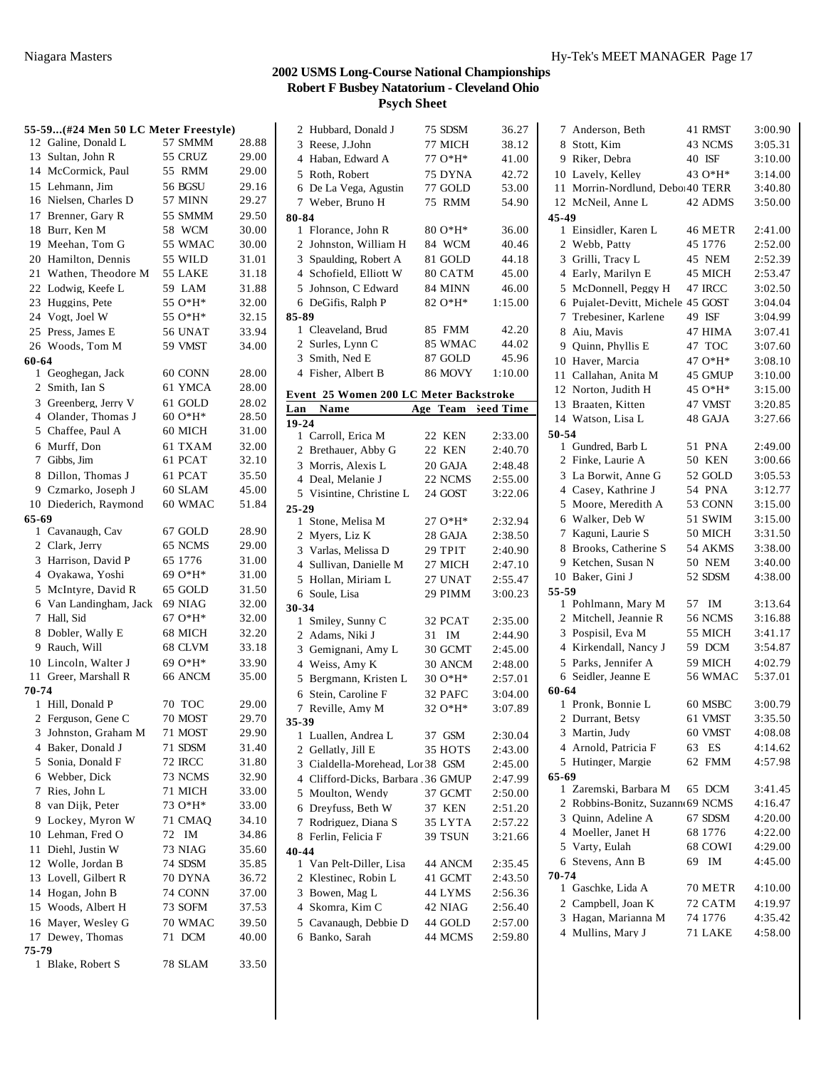## 2002 USMS Long-Course National Championships
### Robert F Busbey Natatorium - Cleveland Ohio
### Psych Sheet

**55-59...(#24 Men 50 LC Meter Freestyle)**

| | Name | Age Team | Seed Time |
|---|---|---|---|
| 12 | Galine, Donald L | 57 SMMM | 28.88 |
| 13 | Sultan, John R | 55 CRUZ | 29.00 |
| 14 | McCormick, Paul | 55 RMM | 29.00 |
| 15 | Lehmann, Jim | 56 BGSU | 29.16 |
| 16 | Nielsen, Charles D | 57 MINN | 29.27 |
| 17 | Brenner, Gary R | 55 SMMM | 29.50 |
| 18 | Burr, Ken M | 58 WCM | 30.00 |
| 19 | Meehan, Tom G | 55 WMAC | 30.00 |
| 20 | Hamilton, Dennis | 55 WILD | 31.01 |
| 21 | Wathen, Theodore M | 55 LAKE | 31.18 |
| 22 | Lodwig, Keefe L | 59 LAM | 31.88 |
| 23 | Huggins, Pete | 55 O*H* | 32.00 |
| 24 | Vogt, Joel W | 55 O*H* | 32.15 |
| 25 | Press, James E | 56 UNAT | 33.94 |
| 26 | Woods, Tom M | 59 VMST | 34.00 |
| **60-64** | | | |
| 1 | Geoghegan, Jack | 60 CONN | 28.00 |
| 2 | Smith, Ian S | 61 YMCA | 28.00 |
| 3 | Greenberg, Jerry V | 61 GOLD | 28.02 |
| 4 | Olander, Thomas J | 60 O*H* | 28.50 |
| 5 | Chaffee, Paul A | 60 MICH | 31.00 |
| 6 | Murff, Don | 61 TXAM | 32.00 |
| 7 | Gibbs, Jim | 61 PCAT | 32.10 |
| 8 | Dillon, Thomas J | 61 PCAT | 35.50 |
| 9 | Czmarko, Joseph J | 60 SLAM | 45.00 |
| 10 | Diederich, Raymond | 60 WMAC | 51.84 |
| **65-69** | | | |
| 1 | Cavanaugh, Cav | 67 GOLD | 28.90 |
| 2 | Clark, Jerry | 65 NCMS | 29.00 |
| 3 | Harrison, David P | 65 1776 | 31.00 |
| 4 | Oyakawa, Yoshi | 69 O*H* | 31.00 |
| 5 | McIntyre, David R | 65 GOLD | 31.50 |
| 6 | Van Landingham, Jack | 69 NIAG | 32.00 |
| 7 | Hall, Sid | 67 O*H* | 32.00 |
| 8 | Dobler, Wally E | 68 MICH | 32.20 |
| 9 | Rauch, Will | 68 CLVM | 33.18 |
| 10 | Lincoln, Walter J | 69 O*H* | 33.90 |
| 11 | Greer, Marshall R | 66 ANCM | 35.00 |
| **70-74** | | | |
| 1 | Hill, Donald P | 70 TOC | 29.00 |
| 2 | Ferguson, Gene C | 70 MOST | 29.70 |
| 3 | Johnston, Graham M | 71 MOST | 29.90 |
| 4 | Baker, Donald J | 71 SDSM | 31.40 |
| 5 | Sonia, Donald F | 72 IRCC | 31.80 |
| 6 | Webber, Dick | 73 NCMS | 32.90 |
| 7 | Ries, John L | 71 MICH | 33.00 |
| 8 | van Dijk, Peter | 73 O*H* | 33.00 |
| 9 | Lockey, Myron W | 71 CMAQ | 34.10 |
| 10 | Lehman, Fred O | 72 IM | 34.86 |
| 11 | Diehl, Justin W | 73 NIAG | 35.60 |
| 12 | Wolle, Jordan B | 74 SDSM | 35.85 |
| 13 | Lovell, Gilbert R | 70 DYNA | 36.72 |
| 14 | Hogan, John B | 74 CONN | 37.00 |
| 15 | Woods, Albert H | 73 SOFM | 37.53 |
| 16 | Mayer, Wesley G | 70 WMAC | 39.50 |
| 17 | Dewey, Thomas | 71 DCM | 40.00 |
| **75-79** | | | |
| 1 | Blake, Robert S | 78 SLAM | 33.50 |
| 2 | Hubbard, Donald J | 75 SDSM | 36.27 |
| 3 | Reese, J.John | 77 MICH | 38.12 |
| 4 | Haban, Edward A | 77 O*H* | 41.00 |
| 5 | Roth, Robert | 75 DYNA | 42.72 |
| 6 | De La Vega, Agustin | 77 GOLD | 53.00 |
| 7 | Weber, Bruno H | 75 RMM | 54.90 |
| **80-84** | | | |
| 1 | Florance, John R | 80 O*H* | 36.00 |
| 2 | Johnston, William H | 84 WCM | 40.46 |
| 3 | Spaulding, Robert A | 81 GOLD | 44.18 |
| 4 | Schofield, Elliott W | 80 CATM | 45.00 |
| 5 | Johnson, C Edward | 84 MINN | 46.00 |
| 6 | DeGifis, Ralph P | 82 O*H* | 1:15.00 |
| **85-89** | | | |
| 1 | Cleaveland, Brud | 85 FMM | 42.20 |
| 2 | Surles, Lynn C | 85 WMAC | 44.02 |
| 3 | Smith, Ned E | 87 GOLD | 45.96 |
| 4 | Fisher, Albert B | 86 MOVY | 1:10.00 |

**Event 25 Women 200 LC Meter Backstroke**

| Lan | Name | Age Team | Seed Time |
|---|---|---|---|
| **19-24** | | | |
| 1 | Carroll, Erica M | 22 KEN | 2:33.00 |
| 2 | Brethauer, Abby G | 22 KEN | 2:40.70 |
| 3 | Morris, Alexis L | 20 GAJA | 2:48.48 |
| 4 | Deal, Melanie J | 22 NCMS | 2:55.00 |
| 5 | Visintine, Christine L | 24 GOST | 3:22.06 |
| **25-29** | | | |
| 1 | Stone, Melisa M | 27 O*H* | 2:32.94 |
| 2 | Myers, Liz K | 28 GAJA | 2:38.50 |
| 3 | Varlas, Melissa D | 29 TPIT | 2:40.90 |
| 4 | Sullivan, Danielle M | 27 MICH | 2:47.10 |
| 5 | Hollan, Miriam L | 27 UNAT | 2:55.47 |
| 6 | Soule, Lisa | 29 PIMM | 3:00.23 |
| **30-34** | | | |
| 1 | Smiley, Sunny C | 32 PCAT | 2:35.00 |
| 2 | Adams, Niki J | 31 IM | 2:44.90 |
| 3 | Gemignani, Amy L | 30 GCMT | 2:45.00 |
| 4 | Weiss, Amy K | 30 ANCM | 2:48.00 |
| 5 | Bergmann, Kristen L | 30 O*H* | 2:57.01 |
| 6 | Stein, Caroline F | 32 PAFC | 3:04.00 |
| 7 | Reville, Amy M | 32 O*H* | 3:07.89 |
| **35-39** | | | |
| 1 | Luallen, Andrea L | 37 GSM | 2:30.04 |
| 2 | Gellatly, Jill E | 35 HOTS | 2:43.00 |
| 3 | Cialdella-Morehead, Lor | 38 GSM | 2:45.00 |
| 4 | Clifford-Dicks, Barbara . | 36 GMUP | 2:47.99 |
| 5 | Moulton, Wendy | 37 GCMT | 2:50.00 |
| 6 | Dreyfuss, Beth W | 37 KEN | 2:51.20 |
| 7 | Rodriguez, Diana S | 35 LYTA | 2:57.22 |
| 8 | Ferlin, Felicia F | 39 TSUN | 3:21.66 |
| **40-44** | | | |
| 1 | Van Pelt-Diller, Lisa | 44 ANCM | 2:35.45 |
| 2 | Klestinec, Robin L | 41 GCMT | 2:43.50 |
| 3 | Bowen, Mag L | 44 LYMS | 2:56.36 |
| 4 | Skomra, Kim C | 42 NIAG | 2:56.40 |
| 5 | Cavanaugh, Debbie D | 44 GOLD | 2:57.00 |
| 6 | Banko, Sarah | 44 MCMS | 2:59.80 |
| 7 | Anderson, Beth | 41 RMST | 3:00.90 |
| 8 | Stott, Kim | 43 NCMS | 3:05.31 |
| 9 | Riker, Debra | 40 ISF | 3:10.00 |
| 10 | Lavely, Kelley | 43 O*H* | 3:14.00 |
| 11 | Morrin-Nordlund, Debo | 40 TERR | 3:40.80 |
| 12 | McNeil, Anne L | 42 ADMS | 3:50.00 |
| **45-49** | | | |
| 1 | Einsidler, Karen L | 46 METR | 2:41.00 |
| 2 | Webb, Patty | 45 1776 | 2:52.00 |
| 3 | Grilli, Tracy L | 45 NEM | 2:52.39 |
| 4 | Early, Marilyn E | 45 MICH | 2:53.47 |
| 5 | McDonnell, Peggy H | 47 IRCC | 3:02.50 |
| 6 | Pujalet-Devitt, Michele | 45 GOST | 3:04.04 |
| 7 | Trebesiner, Karlene | 49 ISF | 3:04.99 |
| 8 | Aiu, Mavis | 47 HIMA | 3:07.41 |
| 9 | Quinn, Phyllis E | 47 TOC | 3:07.60 |
| 10 | Haver, Marcia | 47 O*H* | 3:08.10 |
| 11 | Callahan, Anita M | 45 GMUP | 3:10.00 |
| 12 | Norton, Judith H | 45 O*H* | 3:15.00 |
| 13 | Braaten, Kitten | 47 VMST | 3:20.85 |
| 14 | Watson, Lisa L | 48 GAJA | 3:27.66 |
| **50-54** | | | |
| 1 | Gundred, Barb L | 51 PNA | 2:49.00 |
| 2 | Finke, Laurie A | 50 KEN | 3:00.66 |
| 3 | La Borwit, Anne G | 52 GOLD | 3:05.53 |
| 4 | Casey, Kathrine J | 54 PNA | 3:12.77 |
| 5 | Moore, Meredith A | 53 CONN | 3:15.00 |
| 6 | Walker, Deb W | 51 SWIM | 3:15.00 |
| 7 | Kaguni, Laurie S | 50 MICH | 3:31.50 |
| 8 | Brooks, Catherine S | 54 AKMS | 3:38.00 |
| 9 | Ketchen, Susan N | 50 NEM | 3:40.00 |
| 10 | Baker, Gini J | 52 SDSM | 4:38.00 |
| **55-59** | | | |
| 1 | Pohlmann, Mary M | 57 IM | 3:13.64 |
| 2 | Mitchell, Jeannie R | 56 NCMS | 3:16.88 |
| 3 | Pospisil, Eva M | 55 MICH | 3:41.17 |
| 4 | Kirkendall, Nancy J | 59 DCM | 3:54.87 |
| 5 | Parks, Jennifer A | 59 MICH | 4:02.79 |
| 6 | Seidler, Jeanne E | 56 WMAC | 5:37.01 |
| **60-64** | | | |
| 1 | Pronk, Bonnie L | 60 MSBC | 3:00.79 |
| 2 | Durrant, Betsy | 61 VMST | 3:35.50 |
| 3 | Martin, Judy | 60 VMST | 4:08.08 |
| 4 | Arnold, Patricia F | 63 ES | 4:14.62 |
| 5 | Hutinger, Margie | 62 FMM | 4:57.98 |
| **65-69** | | | |
| 1 | Zaremski, Barbara M | 65 DCM | 3:41.45 |
| 2 | Robbins-Bonitz, Suzann | 69 NCMS | 4:16.47 |
| 3 | Quinn, Adeline A | 67 SDSM | 4:20.00 |
| 4 | Moeller, Janet H | 68 1776 | 4:22.00 |
| 5 | Varty, Eulah | 68 COWI | 4:29.00 |
| 6 | Stevens, Ann B | 69 IM | 4:45.00 |
| **70-74** | | | |
| 1 | Gaschke, Lida A | 70 METR | 4:10.00 |
| 2 | Campbell, Joan K | 72 CATM | 4:19.97 |
| 3 | Hagan, Marianna M | 74 1776 | 4:35.42 |
| 4 | Mullins, Mary J | 71 LAKE | 4:58.00 |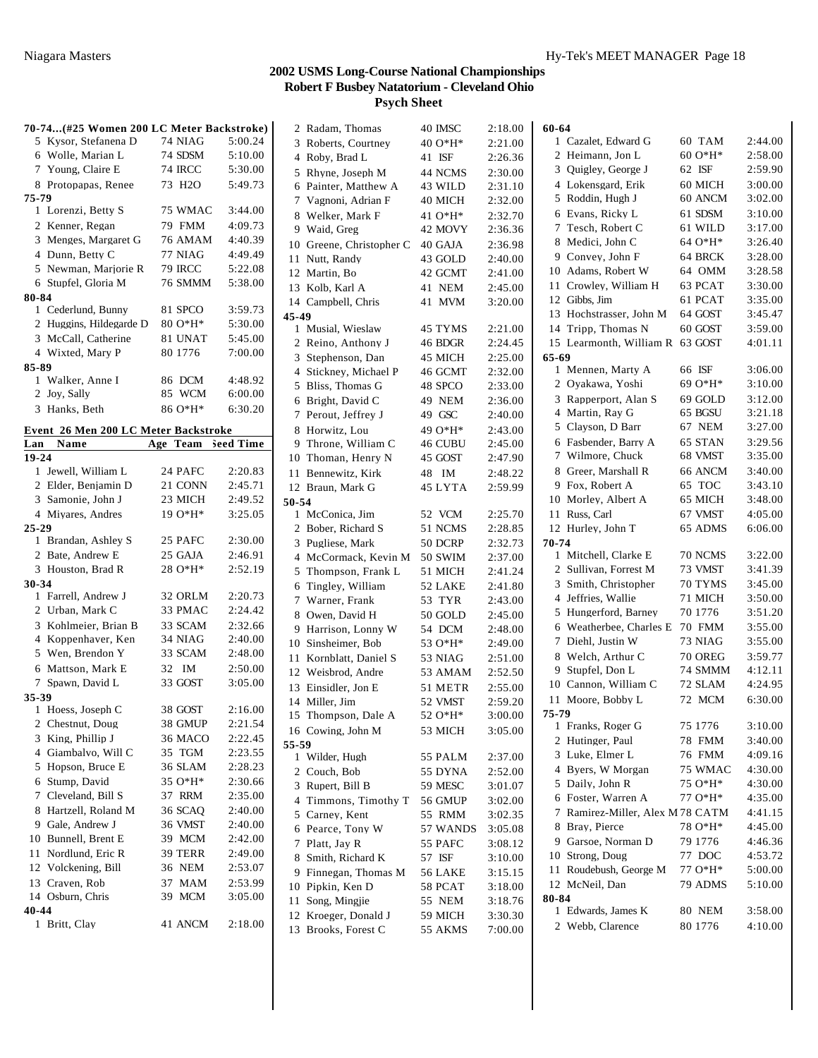# 2002 USMS Long-Course National Championships
## Robert F Busbey Natatorium - Cleveland Ohio
### Psych Sheet

**70-74...(#25 Women 200 LC Meter Backstroke)**

| Lan | Name | Age | Team | Seed Time |
|---|---|---|---|---|
| 5 | Kysor, Stefanena D | 74 | NIAG | 5:00.24 |
| 6 | Wolle, Marian L | 74 | SDSM | 5:10.00 |
| 7 | Young, Claire E | 74 | IRCC | 5:30.00 |
| 8 | Protopapas, Renee | 73 | H2O | 5:49.73 |
| **75-79** | | | | |
| 1 | Lorenzi, Betty S | 75 | WMAC | 3:44.00 |
| 2 | Kenner, Regan | 79 | FMM | 4:09.73 |
| 3 | Menges, Margaret G | 76 | AMAM | 4:40.39 |
| 4 | Dunn, Betty C | 77 | NIAG | 4:49.49 |
| 5 | Newman, Marjorie R | 79 | IRCC | 5:22.08 |
| 6 | Stupfel, Gloria M | 76 | SMMM | 5:38.00 |
| **80-84** | | | | |
| 1 | Cederlund, Bunny | 81 | SPCO | 3:59.73 |
| 2 | Huggins, Hildegarde D | 80 | O*H* | 5:30.00 |
| 3 | McCall, Catherine | 81 | UNAT | 5:45.00 |
| 4 | Wixted, Mary P | 80 | 1776 | 7:00.00 |
| **85-89** | | | | |
| 1 | Walker, Anne I | 86 | DCM | 4:48.92 |
| 2 | Joy, Sally | 85 | WCM | 6:00.00 |
| 3 | Hanks, Beth | 86 | O*H* | 6:30.20 |

**Event 26 Men 200 LC Meter Backstroke**

| Lan | Name | Age | Team | Seed Time |
|---|---|---|---|---|
| **19-24** | | | | |
| 1 | Jewell, William L | 24 | PAFC | 2:20.83 |
| 2 | Elder, Benjamin D | 21 | CONN | 2:45.71 |
| 3 | Samonie, John J | 23 | MICH | 2:49.52 |
| 4 | Miyares, Andres | 19 | O*H* | 3:25.05 |
| **25-29** | | | | |
| 1 | Brandan, Ashley S | 25 | PAFC | 2:30.00 |
| 2 | Bate, Andrew E | 25 | GAJA | 2:46.91 |
| 3 | Houston, Brad R | 28 | O*H* | 2:52.19 |
| **30-34** | | | | |
| 1 | Farrell, Andrew J | 32 | ORLM | 2:20.73 |
| 2 | Urban, Mark C | 33 | PMAC | 2:24.42 |
| 3 | Kohlmeier, Brian B | 33 | SCAM | 2:32.66 |
| 4 | Koppenhaver, Ken | 34 | NIAG | 2:40.00 |
| 5 | Wen, Brendon Y | 33 | SCAM | 2:48.00 |
| 6 | Mattson, Mark E | 32 | IM | 2:50.00 |
| 7 | Spawn, David L | 33 | GOST | 3:05.00 |
| **35-39** | | | | |
| 1 | Hoess, Joseph C | 38 | GOST | 2:16.00 |
| 2 | Chestnut, Doug | 38 | GMUP | 2:21.54 |
| 3 | King, Phillip J | 36 | MACO | 2:22.45 |
| 4 | Giambalvo, Will C | 35 | TGM | 2:23.55 |
| 5 | Hopson, Bruce E | 36 | SLAM | 2:28.23 |
| 6 | Stump, David | 35 | O*H* | 2:30.66 |
| 7 | Cleveland, Bill S | 37 | RRM | 2:35.00 |
| 8 | Hartzell, Roland M | 36 | SCAQ | 2:40.00 |
| 9 | Gale, Andrew J | 36 | VMST | 2:40.00 |
| 10 | Bunnell, Brent E | 39 | MCM | 2:42.00 |
| 11 | Nordlund, Eric R | 39 | TERR | 2:49.00 |
| 12 | Volckening, Bill | 36 | NEM | 2:53.07 |
| 13 | Craven, Rob | 37 | MAM | 2:53.99 |
| 14 | Osburn, Chris | 39 | MCM | 3:05.00 |
| **40-44** | | | | |
| 1 | Britt, Clay | 41 | ANCM | 2:18.00 |
| 2 | Radam, Thomas | 40 | IMSC | 2:18.00 |
| 3 | Roberts, Courtney | 40 | O*H* | 2:21.00 |
| 4 | Roby, Brad L | 41 | ISF | 2:26.36 |
| 5 | Rhyne, Joseph M | 44 | NCMS | 2:30.00 |
| 6 | Painter, Matthew A | 43 | WILD | 2:31.10 |
| 7 | Vagnoni, Adrian F | 40 | MICH | 2:32.00 |
| 8 | Welker, Mark F | 41 | O*H* | 2:32.70 |
| 9 | Waid, Greg | 42 | MOVY | 2:36.36 |
| 10 | Greene, Christopher C | 40 | GAJA | 2:36.98 |
| 11 | Nutt, Randy | 43 | GOLD | 2:40.00 |
| 12 | Martin, Bo | 42 | GCMT | 2:41.00 |
| 13 | Kolb, Karl A | 41 | NEM | 2:45.00 |
| 14 | Campbell, Chris | 41 | MVM | 3:20.00 |
| **45-49** | | | | |
| 1 | Musial, Wieslaw | 45 | TYMS | 2:21.00 |
| 2 | Reino, Anthony J | 46 | BDGR | 2:24.45 |
| 3 | Stephenson, Dan | 45 | MICH | 2:25.00 |
| 4 | Stickney, Michael P | 46 | GCMT | 2:32.00 |
| 5 | Bliss, Thomas G | 48 | SPCO | 2:33.00 |
| 6 | Bright, David C | 49 | NEM | 2:36.00 |
| 7 | Perout, Jeffrey J | 49 | GSC | 2:40.00 |
| 8 | Horwitz, Lou | 49 | O*H* | 2:43.00 |
| 9 | Throne, William C | 46 | CUBU | 2:45.00 |
| 10 | Thoman, Henry N | 45 | GOST | 2:47.90 |
| 11 | Bennewitz, Kirk | 48 | IM | 2:48.22 |
| 12 | Braun, Mark G | 45 | LYTA | 2:59.99 |
| **50-54** | | | | |
| 1 | McConica, Jim | 52 | VCM | 2:25.70 |
| 2 | Bober, Richard S | 51 | NCMS | 2:28.85 |
| 3 | Pugliese, Mark | 50 | DCRP | 2:32.73 |
| 4 | McCormack, Kevin M | 50 | SWIM | 2:37.00 |
| 5 | Thompson, Frank L | 51 | MICH | 2:41.24 |
| 6 | Tingley, William | 52 | LAKE | 2:41.80 |
| 7 | Warner, Frank | 53 | TYR | 2:43.00 |
| 8 | Owen, David H | 50 | GOLD | 2:45.00 |
| 9 | Harrison, Lonny W | 54 | DCM | 2:48.00 |
| 10 | Sinsheimer, Bob | 53 | O*H* | 2:49.00 |
| 11 | Kornblatt, Daniel S | 53 | NIAG | 2:51.00 |
| 12 | Weisbrod, Andre | 53 | AMAM | 2:52.50 |
| 13 | Einsidler, Jon E | 51 | METR | 2:55.00 |
| 14 | Miller, Jim | 52 | VMST | 2:59.20 |
| 15 | Thompson, Dale A | 52 | O*H* | 3:00.00 |
| 16 | Cowing, John M | 53 | MICH | 3:05.00 |
| **55-59** | | | | |
| 1 | Wilder, Hugh | 55 | PALM | 2:37.00 |
| 2 | Couch, Bob | 55 | DYNA | 2:52.00 |
| 3 | Rupert, Bill B | 59 | MESC | 3:01.07 |
| 4 | Timmons, Timothy T | 56 | GMUP | 3:02.00 |
| 5 | Carney, Kent | 55 | RMM | 3:02.35 |
| 6 | Pearce, Tony W | 57 | WANDS | 3:05.08 |
| 7 | Platt, Jay R | 55 | PAFC | 3:08.12 |
| 8 | Smith, Richard K | 57 | ISF | 3:10.00 |
| 9 | Finnegan, Thomas M | 56 | LAKE | 3:15.15 |
| 10 | Pipkin, Ken D | 58 | PCAT | 3:18.00 |
| 11 | Song, Mingjie | 55 | NEM | 3:18.76 |
| 12 | Kroeger, Donald J | 59 | MICH | 3:30.30 |
| 13 | Brooks, Forest C | 55 | AKMS | 7:00.00 |
| **60-64** | | | | |
| 1 | Cazalet, Edward G | 60 | TAM | 2:44.00 |
| 2 | Heimann, Jon L | 60 | O*H* | 2:58.00 |
| 3 | Quigley, George J | 62 | ISF | 2:59.90 |
| 4 | Lokensgard, Erik | 60 | MICH | 3:00.00 |
| 5 | Roddin, Hugh J | 60 | ANCM | 3:02.00 |
| 6 | Evans, Ricky L | 61 | SDSM | 3:10.00 |
| 7 | Tesch, Robert C | 61 | WILD | 3:17.00 |
| 8 | Medici, John C | 64 | O*H* | 3:26.40 |
| 9 | Convey, John F | 64 | BRCK | 3:28.00 |
| 10 | Adams, Robert W | 64 | OMM | 3:28.58 |
| 11 | Crowley, William H | 63 | PCAT | 3:30.00 |
| 12 | Gibbs, Jim | 61 | PCAT | 3:35.00 |
| 13 | Hochstrasser, John M | 64 | GOST | 3:45.47 |
| 14 | Tripp, Thomas N | 60 | GOST | 3:59.00 |
| 15 | Learmonth, William R | 63 | GOST | 4:01.11 |
| **65-69** | | | | |
| 1 | Mennen, Marty A | 66 | ISF | 3:06.00 |
| 2 | Oyakawa, Yoshi | 69 | O*H* | 3:10.00 |
| 3 | Rapperport, Alan S | 69 | GOLD | 3:12.00 |
| 4 | Martin, Ray G | 65 | BGSU | 3:21.18 |
| 5 | Clayson, D Barr | 67 | NEM | 3:27.00 |
| 6 | Fasbender, Barry A | 65 | STAN | 3:29.56 |
| 7 | Wilmore, Chuck | 68 | VMST | 3:35.00 |
| 8 | Greer, Marshall R | 66 | ANCM | 3:40.00 |
| 9 | Fox, Robert A | 65 | TOC | 3:43.10 |
| 10 | Morley, Albert A | 65 | MICH | 3:48.00 |
| 11 | Russ, Carl | 67 | VMST | 4:05.00 |
| 12 | Hurley, John T | 65 | ADMS | 6:06.00 |
| **70-74** | | | | |
| 1 | Mitchell, Clarke E | 70 | NCMS | 3:22.00 |
| 2 | Sullivan, Forrest M | 73 | VMST | 3:41.39 |
| 3 | Smith, Christopher | 70 | TYMS | 3:45.00 |
| 4 | Jeffries, Wallie | 71 | MICH | 3:50.00 |
| 5 | Hungerford, Barney | 70 | 1776 | 3:51.20 |
| 6 | Weatherbee, Charles E | 70 | FMM | 3:55.00 |
| 7 | Diehl, Justin W | 73 | NIAG | 3:55.00 |
| 8 | Welch, Arthur C | 70 | OREG | 3:59.77 |
| 9 | Stupfel, Don L | 74 | SMMM | 4:12.11 |
| 10 | Cannon, William C | 72 | SLAM | 4:24.95 |
| 11 | Moore, Bobby L | 72 | MCM | 6:30.00 |
| **75-79** | | | | |
| 1 | Franks, Roger G | 75 | 1776 | 3:10.00 |
| 2 | Hutinger, Paul | 78 | FMM | 3:40.00 |
| 3 | Luke, Elmer L | 76 | FMM | 4:09.16 |
| 4 | Byers, W Morgan | 75 | WMAC | 4:30.00 |
| 5 | Daily, John R | 75 | O*H* | 4:30.00 |
| 6 | Foster, Warren A | 77 | O*H* | 4:35.00 |
| 7 | Ramirez-Miller, Alex M | 78 | CATM | 4:41.15 |
| 8 | Bray, Pierce | 78 | O*H* | 4:45.00 |
| 9 | Garsoe, Norman D | 79 | 1776 | 4:46.36 |
| 10 | Strong, Doug | 77 | DOC | 4:53.72 |
| 11 | Roudebush, George M | 77 | O*H* | 5:00.00 |
| 12 | McNeil, Dan | 79 | ADMS | 5:10.00 |
| **80-84** | | | | |
| 1 | Edwards, James K | 80 | NEM | 3:58.00 |
| 2 | Webb, Clarence | 80 | 1776 | 4:10.00 |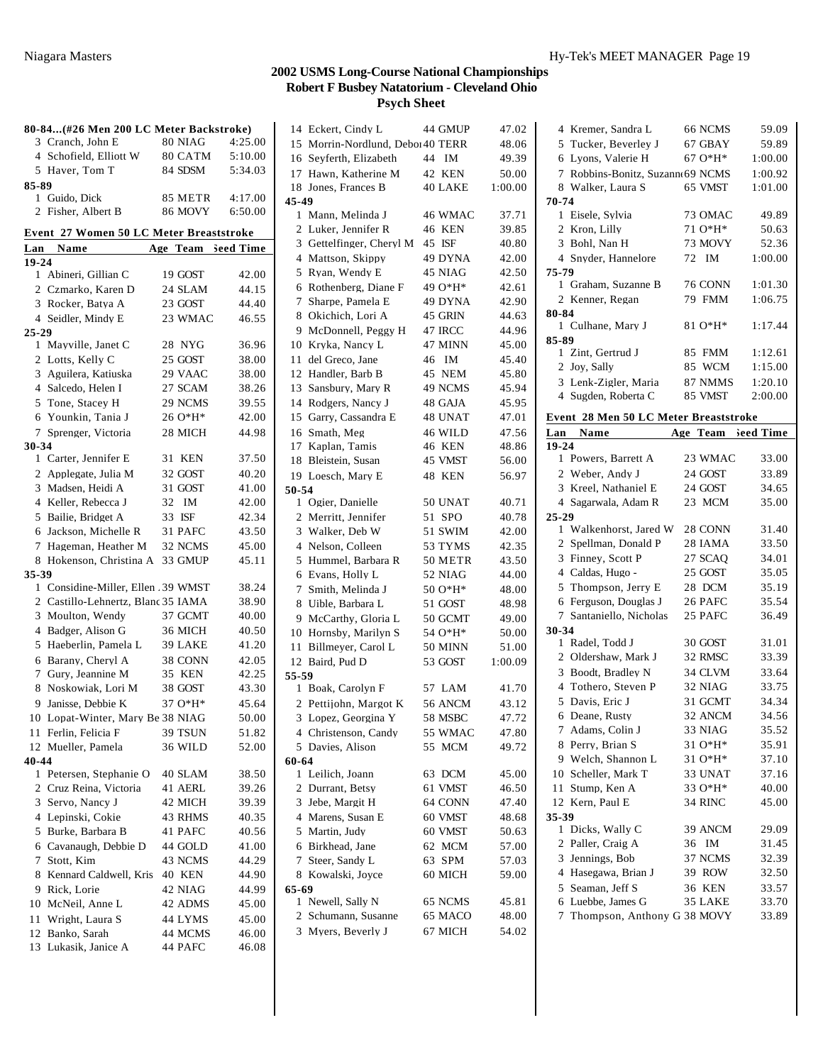## 2002 USMS Long-Course National Championships
### Robert F Busbey Natatorium - Cleveland Ohio
### Psych Sheet

**80-84...(#26 Men 200 LC Meter Backstroke)**

| Lan | Name | Age | Team | Seed Time |
|---|---|---|---|---|
| 3 | Cranch, John E | 80 | NIAG | 4:25.00 |
| 4 | Schofield, Elliott W | 80 | CATM | 5:10.00 |
| 5 | Haver, Tom T | 84 | SDSM | 5:34.03 |
| **85-89** | | | | |
| 1 | Guido, Dick | 85 | METR | 4:17.00 |
| 2 | Fisher, Albert B | 86 | MOVY | 6:50.00 |

**Event 27 Women 50 LC Meter Breaststroke**

| Lan | Name | Age | Team | Seed Time |
|---|---|---|---|---|
| **19-24** | | | | |
| 1 | Abineri, Gillian C | 19 | GOST | 42.00 |
| 2 | Czmarko, Karen D | 24 | SLAM | 44.15 |
| 3 | Rocker, Batya A | 23 | GOST | 44.40 |
| 4 | Seidler, Mindy E | 23 | WMAC | 46.55 |
| **25-29** | | | | |
| 1 | Mayville, Janet C | 28 | NYG | 36.96 |
| 2 | Lotts, Kelly C | 25 | GOST | 38.00 |
| 3 | Aguilera, Katiuska | 29 | VAAC | 38.00 |
| 4 | Salcedo, Helen I | 27 | SCAM | 38.26 |
| 5 | Tone, Stacey H | 29 | NCMS | 39.55 |
| 6 | Younkin, Tania J | 26 | O*H* | 42.00 |
| 7 | Sprenger, Victoria | 28 | MICH | 44.98 |
| **30-34** | | | | |
| 1 | Carter, Jennifer E | 31 | KEN | 37.50 |
| 2 | Applegate, Julia M | 32 | GOST | 40.20 |
| 3 | Madsen, Heidi A | 31 | GOST | 41.00 |
| 4 | Keller, Rebecca J | 32 | IM | 42.00 |
| 5 | Bailie, Bridget A | 33 | ISF | 42.34 |
| 6 | Jackson, Michelle R | 31 | PAFC | 43.50 |
| 7 | Hageman, Heather M | 32 | NCMS | 45.00 |
| 8 | Hokenson, Christina A | 33 | GMUP | 45.11 |
| **35-39** | | | | |
| 1 | Considine-Miller, Ellen | 39 | WMST | 38.24 |
| 2 | Castillo-Lehnertz, Blanc | 35 | IAMA | 38.90 |
| 3 | Moulton, Wendy | 37 | GCMT | 40.00 |
| 4 | Badger, Alison G | 36 | MICH | 40.50 |
| 5 | Haeberlin, Pamela L | 39 | LAKE | 41.20 |
| 6 | Barany, Cheryl A | 38 | CONN | 42.05 |
| 7 | Gury, Jeannine M | 35 | KEN | 42.25 |
| 8 | Noskowiak, Lori M | 38 | GOST | 43.30 |
| 9 | Janisse, Debbie K | 37 | O*H* | 45.64 |
| 10 | Lopat-Winter, Mary Be | 38 | NIAG | 50.00 |
| 11 | Ferlin, Felicia F | 39 | TSUN | 51.82 |
| 12 | Mueller, Pamela | 36 | WILD | 52.00 |
| **40-44** | | | | |
| 1 | Petersen, Stephanie O | 40 | SLAM | 38.50 |
| 2 | Cruz Reina, Victoria | 41 | AERL | 39.26 |
| 3 | Servo, Nancy J | 42 | MICH | 39.39 |
| 4 | Lepinski, Cokie | 43 | RHMS | 40.35 |
| 5 | Burke, Barbara B | 41 | PAFC | 40.56 |
| 6 | Cavanaugh, Debbie D | 44 | GOLD | 41.00 |
| 7 | Stott, Kim | 43 | NCMS | 44.29 |
| 8 | Kennard Caldwell, Kris | 40 | KEN | 44.90 |
| 9 | Rick, Lorie | 42 | NIAG | 44.99 |
| 10 | McNeil, Anne L | 42 | ADMS | 45.00 |
| 11 | Wright, Laura S | 44 | LYMS | 45.00 |
| 12 | Banko, Sarah | 44 | MCMS | 46.00 |
| 13 | Lukasik, Janice A | 44 | PAFC | 46.08 |
| 14 | Eckert, Cindy L | 44 | GMUP | 47.02 |
| 15 | Morrin-Nordlund, Debo | 40 | TERR | 48.06 |
| 16 | Seyferth, Elizabeth | 44 | IM | 49.39 |
| 17 | Hawn, Katherine M | 42 | KEN | 50.00 |
| 18 | Jones, Frances B | 40 | LAKE | 1:00.00 |
| **45-49** | | | | |
| 1 | Mann, Melinda J | 46 | WMAC | 37.71 |
| 2 | Luker, Jennifer R | 46 | KEN | 39.85 |
| 3 | Gettelfinger, Cheryl M | 45 | ISF | 40.80 |
| 4 | Mattson, Skippy | 49 | DYNA | 42.00 |
| 5 | Ryan, Wendy E | 45 | NIAG | 42.50 |
| 6 | Rothenberg, Diane F | 49 | O*H* | 42.61 |
| 7 | Sharpe, Pamela E | 49 | DYNA | 42.90 |
| 8 | Okichich, Lori A | 45 | GRIN | 44.63 |
| 9 | McDonnell, Peggy H | 47 | IRCC | 44.96 |
| 10 | Kryka, Nancy L | 47 | MINN | 45.00 |
| 11 | del Greco, Jane | 46 | IM | 45.40 |
| 12 | Handler, Barb B | 45 | NEM | 45.80 |
| 13 | Sansbury, Mary R | 49 | NCMS | 45.94 |
| 14 | Rodgers, Nancy J | 48 | GAJA | 45.95 |
| 15 | Garry, Cassandra E | 48 | UNAT | 47.01 |
| 16 | Smath, Meg | 46 | WILD | 47.56 |
| 17 | Kaplan, Tamis | 46 | KEN | 48.86 |
| 18 | Bleistein, Susan | 45 | VMST | 56.00 |
| 19 | Loesch, Mary E | 48 | KEN | 56.97 |
| **50-54** | | | | |
| 1 | Ogier, Danielle | 50 | UNAT | 40.71 |
| 2 | Merritt, Jennifer | 51 | SPO | 40.78 |
| 3 | Walker, Deb W | 51 | SWIM | 42.00 |
| 4 | Nelson, Colleen | 53 | TYMS | 42.35 |
| 5 | Hummel, Barbara R | 50 | METR | 43.50 |
| 6 | Evans, Holly L | 52 | NIAG | 44.00 |
| 7 | Smith, Melinda J | 50 | O*H* | 48.00 |
| 8 | Uible, Barbara L | 51 | GOST | 48.98 |
| 9 | McCarthy, Gloria L | 50 | GCMT | 49.00 |
| 10 | Hornsby, Marilyn S | 54 | O*H* | 50.00 |
| 11 | Billmeyer, Carol L | 50 | MINN | 51.00 |
| 12 | Baird, Pud D | 53 | GOST | 1:00.09 |
| **55-59** | | | | |
| 1 | Boak, Carolyn F | 57 | LAM | 41.70 |
| 2 | Pettijohn, Margot K | 56 | ANCM | 43.12 |
| 3 | Lopez, Georgina Y | 58 | MSBC | 47.72 |
| 4 | Christenson, Candy | 55 | WMAC | 47.80 |
| 5 | Davies, Alison | 55 | MCM | 49.72 |
| **60-64** | | | | |
| 1 | Leilich, Joann | 63 | DCM | 45.00 |
| 2 | Durrant, Betsy | 61 | VMST | 46.50 |
| 3 | Jebe, Margit H | 64 | CONN | 47.40 |
| 4 | Marens, Susan E | 60 | VMST | 48.68 |
| 5 | Martin, Judy | 60 | VMST | 50.63 |
| 6 | Birkhead, Jane | 62 | MCM | 57.00 |
| 7 | Steer, Sandy L | 63 | SPM | 57.03 |
| 8 | Kowalski, Joyce | 60 | MICH | 59.00 |
| **65-69** | | | | |
| 1 | Newell, Sally N | 65 | NCMS | 45.81 |
| 2 | Schumann, Susanne | 65 | MACO | 48.00 |
| 3 | Myers, Beverly J | 67 | MICH | 54.02 |
| 4 | Kremer, Sandra L | 66 | NCMS | 59.09 |
| 5 | Tucker, Beverley J | 67 | GBAY | 59.89 |
| 6 | Lyons, Valerie H | 67 | O*H* | 1:00.00 |
| 7 | Robbins-Bonitz, Suzann | 69 | NCMS | 1:00.92 |
| 8 | Walker, Laura S | 65 | VMST | 1:01.00 |
| **70-74** | | | | |
| 1 | Eisele, Sylvia | 73 | OMAC | 49.89 |
| 2 | Kron, Lilly | 71 | O*H* | 50.63 |
| 3 | Bohl, Nan H | 73 | MOVY | 52.36 |
| 4 | Snyder, Hannelore | 72 | IM | 1:00.00 |
| **75-79** | | | | |
| 1 | Graham, Suzanne B | 76 | CONN | 1:01.30 |
| 2 | Kenner, Regan | 79 | FMM | 1:06.75 |
| **80-84** | | | | |
| 1 | Culhane, Mary J | 81 | O*H* | 1:17.44 |
| **85-89** | | | | |
| 1 | Zint, Gertrud J | 85 | FMM | 1:12.61 |
| 2 | Joy, Sally | 85 | WCM | 1:15.00 |
| 3 | Lenk-Zigler, Maria | 87 | NMMS | 1:20.10 |
| 4 | Sugden, Roberta C | 85 | VMST | 2:00.00 |

**Event 28 Men 50 LC Meter Breaststroke**

| Lan | Name | Age | Team | Seed Time |
|---|---|---|---|---|
| **19-24** | | | | |
| 1 | Powers, Barrett A | 23 | WMAC | 33.00 |
| 2 | Weber, Andy J | 24 | GOST | 33.89 |
| 3 | Kreel, Nathaniel E | 24 | GOST | 34.65 |
| 4 | Sagarwala, Adam R | 23 | MCM | 35.00 |
| **25-29** | | | | |
| 1 | Walkenhorst, Jared W | 28 | CONN | 31.40 |
| 2 | Spellman, Donald P | 28 | IAMA | 33.50 |
| 3 | Finney, Scott P | 27 | SCAQ | 34.01 |
| 4 | Caldas, Hugo - | 25 | GOST | 35.05 |
| 5 | Thompson, Jerry E | 28 | DCM | 35.19 |
| 6 | Ferguson, Douglas J | 26 | PAFC | 35.54 |
| 7 | Santaniello, Nicholas | 25 | PAFC | 36.49 |
| **30-34** | | | | |
| 1 | Radel, Todd J | 30 | GOST | 31.01 |
| 2 | Oldershaw, Mark J | 32 | RMSC | 33.39 |
| 3 | Boodt, Bradley N | 34 | CLVM | 33.64 |
| 4 | Tothero, Steven P | 32 | NIAG | 33.75 |
| 5 | Davis, Eric J | 31 | GCMT | 34.34 |
| 6 | Deane, Rusty | 32 | ANCM | 34.56 |
| 7 | Adams, Colin J | 33 | NIAG | 35.52 |
| 8 | Perry, Brian S | 31 | O*H* | 35.91 |
| 9 | Welch, Shannon L | 31 | O*H* | 37.10 |
| 10 | Scheller, Mark T | 33 | UNAT | 37.16 |
| 11 | Stump, Ken A | 33 | O*H* | 40.00 |
| 12 | Kern, Paul E | 34 | RINC | 45.00 |
| **35-39** | | | | |
| 1 | Dicks, Wally C | 39 | ANCM | 29.09 |
| 2 | Paller, Craig A | 36 | IM | 31.45 |
| 3 | Jennings, Bob | 37 | NCMS | 32.39 |
| 4 | Hasegawa, Brian J | 39 | ROW | 32.50 |
| 5 | Seaman, Jeff S | 36 | KEN | 33.57 |
| 6 | Luebbe, James G | 35 | LAKE | 33.70 |
| 7 | Thompson, Anthony G | 38 | MOVY | 33.89 |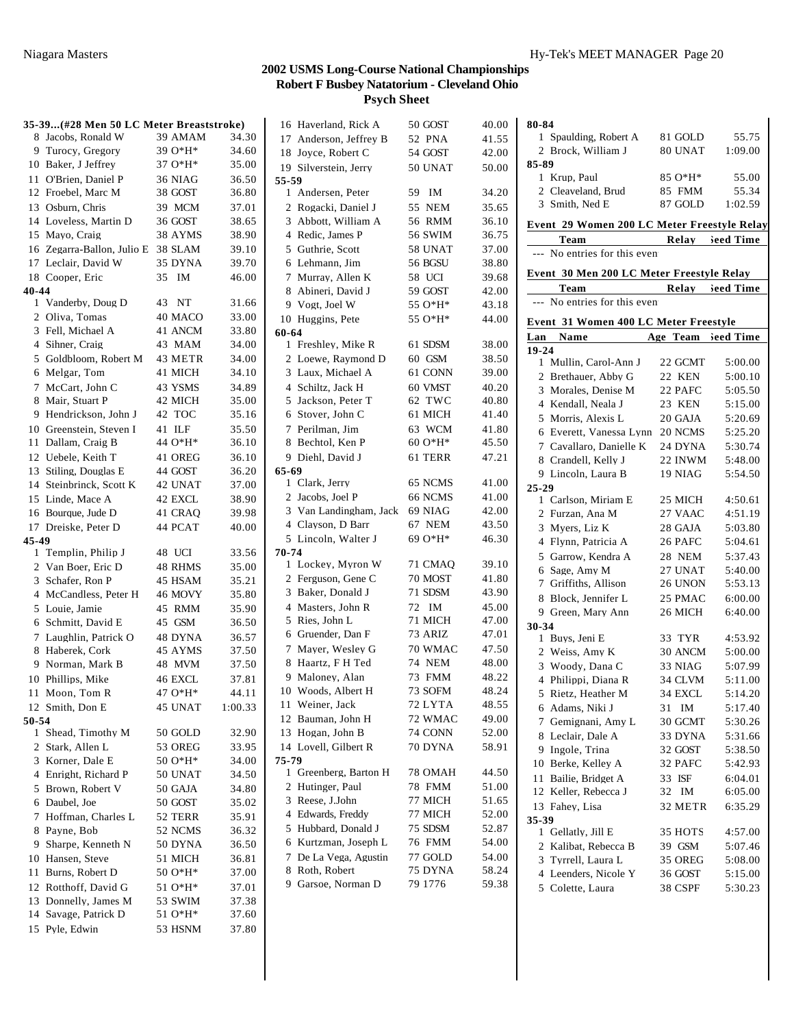## 2002 USMS Long-Course National Championships
### Robert F Busbey Natatorium - Cleveland Ohio
### Psych Sheet

**35-39...(#28 Men 50 LC Meter Breaststroke)**

| | Name | Age Team | Seed Time |
|---|---|---|---|
| 8 | Jacobs, Ronald W | 39 AMAM | 34.30 |
| 9 | Turocy, Gregory | 39 O*H* | 34.60 |
| 10 | Baker, J Jeffrey | 37 O*H* | 35.00 |
| 11 | O'Brien, Daniel P | 36 NIAG | 36.50 |
| 12 | Froebel, Marc M | 38 GOST | 36.80 |
| 13 | Osburn, Chris | 39 MCM | 37.01 |
| 14 | Loveless, Martin D | 36 GOST | 38.65 |
| 15 | Mayo, Craig | 38 AYMS | 38.90 |
| 16 | Zegarra-Ballon, Julio E | 38 SLAM | 39.10 |
| 17 | Leclair, David W | 35 DYNA | 39.70 |
| 18 | Cooper, Eric | 35 IM | 46.00 |

**40-44**

| | Name | Age Team | Seed Time |
|---|---|---|---|
| 1 | Vanderby, Doug D | 43 NT | 31.66 |
| 2 | Oliva, Tomas | 40 MACO | 33.00 |
| 3 | Fell, Michael A | 41 ANCM | 33.80 |
| 4 | Sihner, Craig | 43 MAM | 34.00 |
| 5 | Goldbloom, Robert M | 43 METR | 34.00 |
| 6 | Melgar, Tom | 41 MICH | 34.10 |
| 7 | McCart, John C | 43 YSMS | 34.89 |
| 8 | Mair, Stuart P | 42 MICH | 35.00 |
| 9 | Hendrickson, John J | 42 TOC | 35.16 |
| 10 | Greenstein, Steven I | 41 ILF | 35.50 |
| 11 | Dallam, Craig B | 44 O*H* | 36.10 |
| 12 | Uebele, Keith T | 41 OREG | 36.10 |
| 13 | Stiling, Douglas E | 44 GOST | 36.20 |
| 14 | Steinbrinck, Scott K | 42 UNAT | 37.00 |
| 15 | Linde, Mace A | 42 EXCL | 38.90 |
| 16 | Bourque, Jude D | 41 CRAQ | 39.98 |
| 17 | Dreiske, Peter D | 44 PCAT | 40.00 |

**45-49**

| | Name | Age Team | Seed Time |
|---|---|---|---|
| 1 | Templin, Philip J | 48 UCI | 33.56 |
| 2 | Van Boer, Eric D | 48 RHMS | 35.00 |
| 3 | Schafer, Ron P | 45 HSAM | 35.21 |
| 4 | McCandless, Peter H | 46 MOVY | 35.80 |
| 5 | Louie, Jamie | 45 RMM | 35.90 |
| 6 | Schmitt, David E | 45 GSM | 36.50 |
| 7 | Laughlin, Patrick O | 48 DYNA | 36.57 |
| 8 | Haberek, Cork | 45 AYMS | 37.50 |
| 9 | Norman, Mark B | 48 MVM | 37.50 |
| 10 | Phillips, Mike | 46 EXCL | 37.81 |
| 11 | Moon, Tom R | 47 O*H* | 44.11 |
| 12 | Smith, Don E | 45 UNAT | 1:00.33 |

**50-54**

| | Name | Age Team | Seed Time |
|---|---|---|---|
| 1 | Shead, Timothy M | 50 GOLD | 32.90 |
| 2 | Stark, Allen L | 53 OREG | 33.95 |
| 3 | Korner, Dale E | 50 O*H* | 34.00 |
| 4 | Enright, Richard P | 50 UNAT | 34.50 |
| 5 | Brown, Robert V | 50 GAJA | 34.80 |
| 6 | Daubel, Joe | 50 GOST | 35.02 |
| 7 | Hoffman, Charles L | 52 TERR | 35.91 |
| 8 | Payne, Bob | 52 NCMS | 36.32 |
| 9 | Sharpe, Kenneth N | 50 DYNA | 36.50 |
| 10 | Hansen, Steve | 51 MICH | 36.81 |
| 11 | Burns, Robert D | 50 O*H* | 37.00 |
| 12 | Rotthoff, David G | 51 O*H* | 37.01 |
| 13 | Donnelly, James M | 53 SWIM | 37.38 |
| 14 | Savage, Patrick D | 51 O*H* | 37.60 |
| 15 | Pyle, Edwin | 53 HSNM | 37.80 |
| 16 | Haverland, Rick A | 50 GOST | 40.00 |
| 17 | Anderson, Jeffrey B | 52 PNA | 41.55 |
| 18 | Joyce, Robert C | 54 GOST | 42.00 |
| 19 | Silverstein, Jerry | 50 UNAT | 50.00 |

**55-59**

| | Name | Age Team | Seed Time |
|---|---|---|---|
| 1 | Andersen, Peter | 59 IM | 34.20 |
| 2 | Rogacki, Daniel J | 55 NEM | 35.65 |
| 3 | Abbott, William A | 56 RMM | 36.10 |
| 4 | Redic, James P | 56 SWIM | 36.75 |
| 5 | Guthrie, Scott | 58 UNAT | 37.00 |
| 6 | Lehmann, Jim | 56 BGSU | 38.80 |
| 7 | Murray, Allen K | 58 UCI | 39.68 |
| 8 | Abineri, David J | 59 GOST | 42.00 |
| 9 | Vogt, Joel W | 55 O*H* | 43.18 |
| 10 | Huggins, Pete | 55 O*H* | 44.00 |

**60-64**

| | Name | Age Team | Seed Time |
|---|---|---|---|
| 1 | Freshley, Mike R | 61 SDSM | 38.00 |
| 2 | Loewe, Raymond D | 60 GSM | 38.50 |
| 3 | Laux, Michael A | 61 CONN | 39.00 |
| 4 | Schiltz, Jack H | 60 VMST | 40.20 |
| 5 | Jackson, Peter T | 62 TWC | 40.80 |
| 6 | Stover, John C | 61 MICH | 41.40 |
| 7 | Perilman, Jim | 63 WCM | 41.80 |
| 8 | Bechtol, Ken P | 60 O*H* | 45.50 |
| 9 | Diehl, David J | 61 TERR | 47.21 |

**65-69**

| | Name | Age Team | Seed Time |
|---|---|---|---|
| 1 | Clark, Jerry | 65 NCMS | 41.00 |
| 2 | Jacobs, Joel P | 66 NCMS | 41.00 |
| 3 | Van Landingham, Jack | 69 NIAG | 42.00 |
| 4 | Clayson, D Barr | 67 NEM | 43.50 |
| 5 | Lincoln, Walter J | 69 O*H* | 46.30 |

**70-74**

| | Name | Age Team | Seed Time |
|---|---|---|---|
| 1 | Lockey, Myron W | 71 CMAQ | 39.10 |
| 2 | Ferguson, Gene C | 70 MOST | 41.80 |
| 3 | Baker, Donald J | 71 SDSM | 43.90 |
| 4 | Masters, John R | 72 IM | 45.00 |
| 5 | Ries, John L | 71 MICH | 47.00 |
| 6 | Gruender, Dan F | 73 ARIZ | 47.01 |
| 7 | Mayer, Wesley G | 70 WMAC | 47.50 |
| 8 | Haartz, F H Ted | 74 NEM | 48.00 |
| 9 | Maloney, Alan | 73 FMM | 48.22 |
| 10 | Woods, Albert H | 73 SOFM | 48.24 |
| 11 | Weiner, Jack | 72 LYTA | 48.55 |
| 12 | Bauman, John H | 72 WMAC | 49.00 |
| 13 | Hogan, John B | 74 CONN | 52.00 |
| 14 | Lovell, Gilbert R | 70 DYNA | 58.91 |

**75-79**

| | Name | Age Team | Seed Time |
|---|---|---|---|
| 1 | Greenberg, Barton H | 78 OMAH | 44.50 |
| 2 | Hutinger, Paul | 78 FMM | 51.00 |
| 3 | Reese, J.John | 77 MICH | 51.65 |
| 4 | Edwards, Freddy | 77 MICH | 52.00 |
| 5 | Hubbard, Donald J | 75 SDSM | 52.87 |
| 6 | Kurtzman, Joseph L | 76 FMM | 54.00 |
| 7 | De La Vega, Agustin | 77 GOLD | 54.00 |
| 8 | Roth, Robert | 75 DYNA | 58.24 |
| 9 | Garsoe, Norman D | 79 1776 | 59.38 |

**80-84**

| | Name | Age Team | Seed Time |
|---|---|---|---|
| 1 | Spaulding, Robert A | 81 GOLD | 55.75 |
| 2 | Brock, William J | 80 UNAT | 1:09.00 |

**85-89**

| | Name | Age Team | Seed Time |
|---|---|---|---|
| 1 | Krup, Paul | 85 O*H* | 55.00 |
| 2 | Cleaveland, Brud | 85 FMM | 55.34 |
| 3 | Smith, Ned E | 87 GOLD | 1:02.59 |

### Event 29 Women 200 LC Meter Freestyle Relay

| Team | Relay | Seed Time |
|---|---|---|
| --- No entries for this even | | |

### Event 30 Men 200 LC Meter Freestyle Relay

| Team | Relay | Seed Time |
|---|---|---|
| --- No entries for this even | | |

### Event 31 Women 400 LC Meter Freestyle

**19-24**

| Lan | Name | Age Team | Seed Time |
|---|---|---|---|
| 1 | Mullin, Carol-Ann J | 22 GCMT | 5:00.00 |
| 2 | Brethauer, Abby G | 22 KEN | 5:00.10 |
| 3 | Morales, Denise M | 22 PAFC | 5:05.50 |
| 4 | Kendall, Neala J | 23 KEN | 5:15.00 |
| 5 | Morris, Alexis L | 20 GAJA | 5:20.69 |
| 6 | Everett, Vanessa Lynn | 20 NCMS | 5:25.20 |
| 7 | Cavallaro, Danielle K | 24 DYNA | 5:30.74 |
| 8 | Crandell, Kelly J | 22 INWM | 5:48.00 |
| 9 | Lincoln, Laura B | 19 NIAG | 5:54.50 |

**25-29**

| Lan | Name | Age Team | Seed Time |
|---|---|---|---|
| 1 | Carlson, Miriam E | 25 MICH | 4:50.61 |
| 2 | Furzan, Ana M | 27 VAAC | 4:51.19 |
| 3 | Myers, Liz K | 28 GAJA | 5:03.80 |
| 4 | Flynn, Patricia A | 26 PAFC | 5:04.61 |
| 5 | Garrow, Kendra A | 28 NEM | 5:37.43 |
| 6 | Sage, Amy M | 27 UNAT | 5:40.00 |
| 7 | Griffiths, Allison | 26 UNON | 5:53.13 |
| 8 | Block, Jennifer L | 25 PMAC | 6:00.00 |
| 9 | Green, Mary Ann | 26 MICH | 6:40.00 |

**30-34**

| Lan | Name | Age Team | Seed Time |
|---|---|---|---|
| 1 | Buys, Jeni E | 33 TYR | 4:53.92 |
| 2 | Weiss, Amy K | 30 ANCM | 5:00.00 |
| 3 | Woody, Dana C | 33 NIAG | 5:07.99 |
| 4 | Philippi, Diana R | 34 CLVM | 5:11.00 |
| 5 | Rietz, Heather M | 34 EXCL | 5:14.20 |
| 6 | Adams, Niki J | 31 IM | 5:17.40 |
| 7 | Gemignani, Amy L | 30 GCMT | 5:30.26 |
| 8 | Leclair, Dale A | 33 DYNA | 5:31.66 |
| 9 | Ingole, Trina | 32 GOST | 5:38.50 |
| 10 | Berke, Kelley A | 32 PAFC | 5:42.93 |
| 11 | Bailie, Bridget A | 33 ISF | 6:04.01 |
| 12 | Keller, Rebecca J | 32 IM | 6:05.00 |
| 13 | Fahey, Lisa | 32 METR | 6:35.29 |

**35-39**

| Lan | Name | Age Team | Seed Time |
|---|---|---|---|
| 1 | Gellatly, Jill E | 35 HOTS | 4:57.00 |
| 2 | Kalibat, Rebecca B | 39 GSM | 5:07.46 |
| 3 | Tyrrell, Laura L | 35 OREG | 5:08.00 |
| 4 | Leenders, Nicole Y | 36 GOST | 5:15.00 |
| 5 | Colette, Laura | 38 CSPF | 5:30.23 |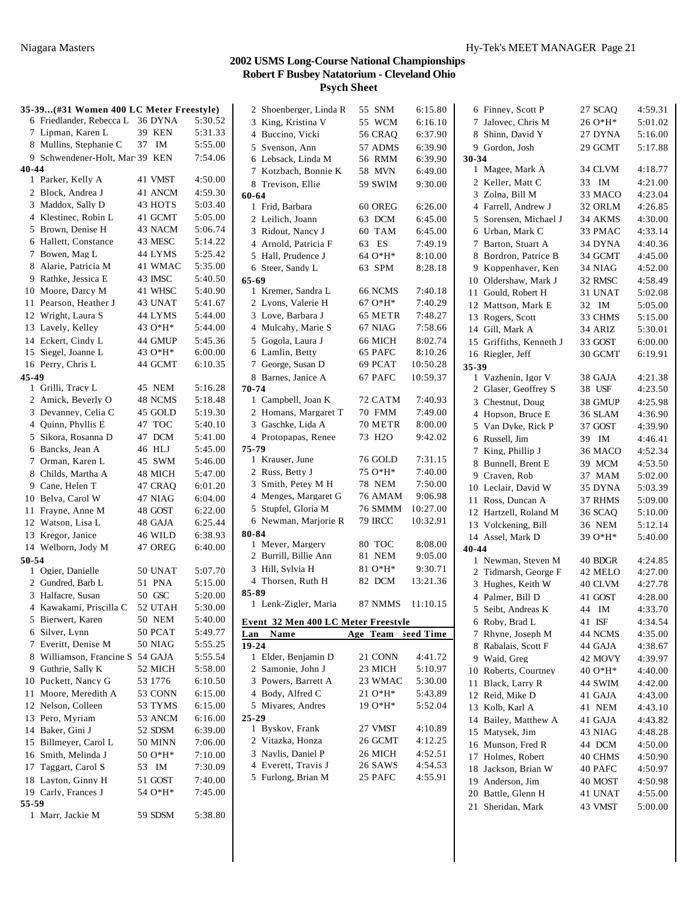# 2002 USMS Long-Course National Championships
## Robert F Busbey Natatorium - Cleveland Ohio
### Psych Sheet

**35-39...(#31 Women 400 LC Meter Freestyle)**

| | Name | Age Team | Seed Time |
|---|---|---|---|
| 6 | Friedlander, Rebecca L | 36 DYNA | 5:30.52 |
| 7 | Lipman, Karen L | 39 KEN | 5:31.33 |
| 8 | Mullins, Stephanie C | 37 IM | 5:55.00 |
| 9 | Schwendener-Holt, Mar | 39 KEN | 7:54.06 |
| **40-44** | | | |
| 1 | Parker, Kelly A | 41 VMST | 4:50.00 |
| 2 | Block, Andrea J | 41 ANCM | 4:59.30 |
| 3 | Maddox, Sally D | 43 HOTS | 5:03.40 |
| 4 | Klestinec, Robin L | 41 GCMT | 5:05.00 |
| 5 | Brown, Denise H | 43 NACM | 5:06.74 |
| 6 | Hallett, Constance | 43 MESC | 5:14.22 |
| 7 | Bowen, Mag L | 44 LYMS | 5:25.42 |
| 8 | Alarie, Patricia M | 41 WMAC | 5:35.00 |
| 9 | Rathke, Jessica E | 43 IMSC | 5:40.50 |
| 10 | Moore, Darcy M | 41 WHSC | 5:40.90 |
| 11 | Pearson, Heather J | 43 UNAT | 5:41.67 |
| 12 | Wright, Laura S | 44 LYMS | 5:44.00 |
| 13 | Lavely, Kelley | 43 O*H* | 5:44.00 |
| 14 | Eckert, Cindy L | 44 GMUP | 5:45.36 |
| 15 | Siegel, Joanne L | 43 O*H* | 6:00.00 |
| 16 | Perry, Chris L | 44 GCMT | 6:10.35 |
| **45-49** | | | |
| 1 | Grilli, Tracy L | 45 NEM | 5:16.28 |
| 2 | Amick, Beverly O | 48 NCMS | 5:18.48 |
| 3 | Devanney, Celia C | 45 GOLD | 5:19.30 |
| 4 | Quinn, Phyllis E | 47 TOC | 5:40.10 |
| 5 | Sikora, Rosanna D | 47 DCM | 5:41.00 |
| 6 | Bancks, Jean A | 46 HLJ | 5:45.00 |
| 7 | Orman, Karen L | 45 SWM | 5:46.00 |
| 8 | Childs, Martha A | 48 MICH | 5:47.00 |
| 9 | Cane, Helen T | 47 CRAQ | 6:01.20 |
| 10 | Belva, Carol W | 47 NIAG | 6:04.00 |
| 11 | Frayne, Anne M | 48 GOST | 6:22.00 |
| 12 | Watson, Lisa L | 48 GAJA | 6:25.44 |
| 13 | Kregor, Janice | 46 WILD | 6:38.93 |
| 14 | Welborn, Jody M | 47 OREG | 6:40.00 |
| **50-54** | | | |
| 1 | Ogier, Danielle | 50 UNAT | 5:07.70 |
| 2 | Gundred, Barb L | 51 PNA | 5:15.00 |
| 3 | Halfacre, Susan | 50 GSC | 5:20.00 |
| 4 | Kawakami, Priscilla C | 52 UTAH | 5:30.00 |
| 5 | Bierwert, Karen | 50 NEM | 5:40.00 |
| 6 | Silver, Lynn | 50 PCAT | 5:49.77 |
| 7 | Everitt, Denise M | 50 NIAG | 5:55.25 |
| 8 | Williamson, Francine S | 54 GAJA | 5:55.54 |
| 9 | Guthrie, Sally K | 52 MICH | 5:58.00 |
| 10 | Puckett, Nancy G | 53 1776 | 6:10.50 |
| 11 | Moore, Meredith A | 53 CONN | 6:15.00 |
| 12 | Nelson, Colleen | 53 TYMS | 6:15.00 |
| 13 | Pero, Myriam | 53 ANCM | 6:16.00 |
| 14 | Baker, Gini J | 52 SDSM | 6:39.00 |
| 15 | Billmeyer, Carol L | 50 MINN | 7:06.00 |
| 16 | Smith, Melinda J | 50 O*H* | 7:10.00 |
| 17 | Taggart, Carol S | 53 IM | 7:30.09 |
| 18 | Layton, Ginny H | 51 GOST | 7:40.00 |
| 19 | Carly, Frances J | 54 O*H* | 7:45.00 |
| **55-59** | | | |
| 1 | Marr, Jackie M | 59 SDSM | 5:38.80 |
| 2 | Shoenberger, Linda R | 55 SNM | 6:15.80 |
| 3 | King, Kristina V | 55 WCM | 6:16.10 |
| 4 | Buccino, Vicki | 56 CRAQ | 6:37.90 |
| 5 | Svenson, Ann | 57 ADMS | 6:39.90 |
| 6 | Lebsack, Linda M | 56 RMM | 6:39.90 |
| 7 | Kotzbach, Bonnie K | 58 MVN | 6:49.00 |
| 8 | Trevison, Ellie | 59 SWIM | 9:30.00 |
| **60-64** | | | |
| 1 | Frid, Barbara | 60 OREG | 6:26.00 |
| 2 | Leilich, Joann | 63 DCM | 6:45.00 |
| 3 | Ridout, Nancy J | 60 TAM | 6:45.00 |
| 4 | Arnold, Patricia F | 63 ES | 7:49.19 |
| 5 | Hall, Prudence J | 64 O*H* | 8:10.00 |
| 6 | Steer, Sandy L | 63 SPM | 8:28.18 |
| **65-69** | | | |
| 1 | Kremer, Sandra L | 66 NCMS | 7:40.18 |
| 2 | Lyons, Valerie H | 67 O*H* | 7:40.29 |
| 3 | Love, Barbara J | 65 METR | 7:48.27 |
| 4 | Mulcahy, Marie S | 67 NIAG | 7:58.66 |
| 5 | Gogola, Laura J | 66 MICH | 8:02.74 |
| 6 | Lamlin, Betty | 65 PAFC | 8:10.26 |
| 7 | George, Susan D | 69 PCAT | 10:50.28 |
| 8 | Barnes, Janice A | 67 PAFC | 10:59.37 |
| **70-74** | | | |
| 1 | Campbell, Joan K | 72 CATM | 7:40.93 |
| 2 | Homans, Margaret T | 70 FMM | 7:49.00 |
| 3 | Gaschke, Lida A | 70 METR | 8:00.00 |
| 4 | Protopapas, Renee | 73 H2O | 9:42.02 |
| **75-79** | | | |
| 1 | Krauser, June | 76 GOLD | 7:31.15 |
| 2 | Russ, Betty J | 75 O*H* | 7:40.00 |
| 3 | Smith, Petey M H | 78 NEM | 7:50.00 |
| 4 | Menges, Margaret G | 76 AMAM | 9:06.98 |
| 5 | Stupfel, Gloria M | 76 SMMM | 10:27.00 |
| 6 | Newman, Marjorie R | 79 IRCC | 10:32.91 |
| **80-84** | | | |
| 1 | Meyer, Margery | 80 TOC | 8:08.00 |
| 2 | Burrill, Billie Ann | 81 NEM | 9:05.00 |
| 3 | Hill, Sylvia H | 81 O*H* | 9:30.71 |
| 4 | Thorsen, Ruth H | 82 DCM | 13:21.36 |
| **85-89** | | | |
| 1 | Lenk-Zigler, Maria | 87 NMMS | 11:10.15 |

**Event 32 Men 400 LC Meter Freestyle**

| Lan | Name | Age Team | Seed Time |
|---|---|---|---|
| **19-24** | | | |
| 1 | Elder, Benjamin D | 21 CONN | 4:41.72 |
| 2 | Samonie, John J | 23 MICH | 5:10.97 |
| 3 | Powers, Barrett A | 23 WMAC | 5:30.00 |
| 4 | Body, Alfred C | 21 O*H* | 5:43.89 |
| 5 | Miyares, Andres | 19 O*H* | 5:52.04 |
| **25-29** | | | |
| 1 | Byskov, Frank | 27 VMST | 4:10.89 |
| 2 | Vitazka, Honza | 26 GCMT | 4:12.25 |
| 3 | Naylis, Daniel P | 26 MICH | 4:52.51 |
| 4 | Everett, Travis J | 26 SAWS | 4:54.53 |
| 5 | Furlong, Brian M | 25 PAFC | 4:55.91 |
| 6 | Finney, Scott P | 27 SCAQ | 4:59.31 |
| 7 | Jalovec, Chris M | 26 O*H* | 5:01.02 |
| 8 | Shinn, David Y | 27 DYNA | 5:16.00 |
| 9 | Gordon, Josh | 29 GCMT | 5:17.88 |
| **30-34** | | | |
| 1 | Magee, Mark A | 34 CLVM | 4:18.77 |
| 2 | Keller, Matt C | 33 IM | 4:21.00 |
| 3 | Zolna, Bill M | 33 MACO | 4:23.04 |
| 4 | Farrell, Andrew J | 32 ORLM | 4:26.85 |
| 5 | Sorensen, Michael J | 34 AKMS | 4:30.00 |
| 6 | Urban, Mark C | 33 PMAC | 4:33.14 |
| 7 | Barton, Stuart A | 34 DYNA | 4:40.36 |
| 8 | Bordron, Patrice B | 34 GCMT | 4:45.00 |
| 9 | Koppenhaver, Ken | 34 NIAG | 4:52.00 |
| 10 | Oldershaw, Mark J | 32 RMSC | 4:58.49 |
| 11 | Gould, Robert H | 31 UNAT | 5:02.08 |
| 12 | Mattson, Mark E | 32 IM | 5:05.00 |
| 13 | Rogers, Scott | 33 CHMS | 5:15.00 |
| 14 | Gill, Mark A | 34 ARIZ | 5:30.01 |
| 15 | Griffiths, Kenneth J | 33 GOST | 6:00.00 |
| 16 | Riegler, Jeff | 30 GCMT | 6:19.91 |
| **35-39** | | | |
| 1 | Vazhenin, Igor V | 38 GAJA | 4:21.38 |
| 2 | Glaser, Geoffrey S | 38 USF | 4:23.50 |
| 3 | Chestnut, Doug | 38 GMUP | 4:25.98 |
| 4 | Hopson, Bruce E | 36 SLAM | 4:36.90 |
| 5 | Van Dyke, Rick P | 37 GOST | 4:39.90 |
| 6 | Russell, Jim | 39 IM | 4:46.41 |
| 7 | King, Phillip J | 36 MACO | 4:52.34 |
| 8 | Bunnell, Brent E | 39 MCM | 4:53.50 |
| 9 | Craven, Rob | 37 MAM | 5:02.00 |
| 10 | Leclair, David W | 35 DYNA | 5:03.39 |
| 11 | Ross, Duncan A | 37 RHMS | 5:09.00 |
| 12 | Hartzell, Roland M | 36 SCAQ | 5:10.00 |
| 13 | Volckening, Bill | 36 NEM | 5:12.14 |
| 14 | Assel, Mark D | 39 O*H* | 5:40.00 |
| **40-44** | | | |
| 1 | Newman, Steven M | 40 BDGR | 4:24.85 |
| 2 | Tidmarsh, George F | 42 MELO | 4:27.00 |
| 3 | Hughes, Keith W | 40 CLVM | 4:27.78 |
| 4 | Palmer, Bill D | 41 GOST | 4:28.00 |
| 5 | Seibt, Andreas K | 44 IM | 4:33.70 |
| 6 | Roby, Brad L | 41 ISF | 4:34.54 |
| 7 | Rhyne, Joseph M | 44 NCMS | 4:35.00 |
| 8 | Rabalais, Scott F | 44 GAJA | 4:38.67 |
| 9 | Waid, Greg | 42 MOVY | 4:39.97 |
| 10 | Roberts, Courtney | 40 O*H* | 4:40.00 |
| 11 | Black, Larry R | 44 SWIM | 4:42.00 |
| 12 | Reid, Mike D | 41 GAJA | 4:43.00 |
| 13 | Kolb, Karl A | 41 NEM | 4:43.10 |
| 14 | Bailey, Matthew A | 41 GAJA | 4:43.82 |
| 15 | Matysek, Jim | 43 NIAG | 4:48.28 |
| 16 | Munson, Fred R | 44 DCM | 4:50.00 |
| 17 | Holmes, Robert | 40 CHMS | 4:50.90 |
| 18 | Jackson, Brian W | 40 PAFC | 4:50.97 |
| 19 | Anderson, Jim | 40 MOST | 4:50.98 |
| 20 | Battle, Glenn H | 41 UNAT | 4:55.00 |
| 21 | Sheridan, Mark | 43 VMST | 5:00.00 |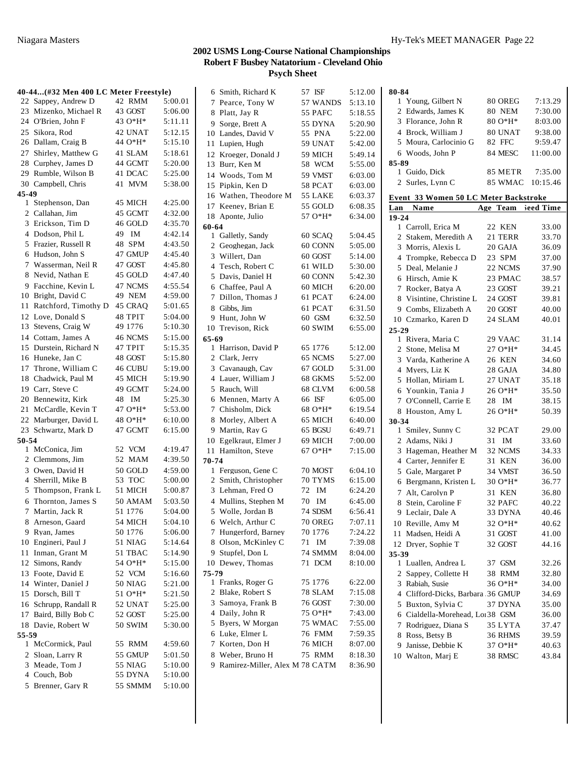## 2002 USMS Long-Course National Championships
## Robert F Busbey Natatorium - Cleveland Ohio
## Psych Sheet

**40-44...(#32 Men 400 LC Meter Freestyle)**

| Lan | Name | Age | Team | Seed Time |
|---|---|---|---|---|
| 22 | Sappey, Andrew D | 42 | RMM | 5:00.01 |
| 23 | Mizenko, Michael R | 43 | GOST | 5:06.00 |
| 24 | O'Brien, John F | 43 | O*H* | 5:11.11 |
| 25 | Sikora, Rod | 42 | UNAT | 5:12.15 |
| 26 | Dallam, Craig B | 44 | O*H* | 5:15.10 |
| 27 | Shirley, Matthew G | 41 | SLAM | 5:18.61 |
| 28 | Curphey, James D | 44 | GCMT | 5:20.00 |
| 29 | Rumble, Wilson B | 41 | DCAC | 5:25.00 |
| 30 | Campbell, Chris | 41 | MVM | 5:38.00 |

**45-49**

| Lan | Name | Age | Team | Seed Time |
|---|---|---|---|---|
| 1 | Stephenson, Dan | 45 | MICH | 4:25.00 |
| 2 | Callahan, Jim | 45 | GCMT | 4:32.00 |
| 3 | Erickson, Tim D | 46 | GOLD | 4:35.70 |
| 4 | Dodson, Phil L | 49 | IM | 4:42.14 |
| 5 | Frazier, Russell R | 48 | SPM | 4:43.50 |
| 6 | Hudson, John S | 47 | GMUP | 4:45.40 |
| 7 | Wasserman, Neil R | 47 | GOST | 4:45.80 |
| 8 | Nevid, Nathan E | 45 | GOLD | 4:47.40 |
| 9 | Facchine, Kevin L | 47 | NCMS | 4:55.54 |
| 10 | Bright, David C | 49 | NEM | 4:59.00 |
| 11 | Ratchford, Timothy D | 45 | CRAQ | 5:01.65 |
| 12 | Love, Donald S | 48 | TPIT | 5:04.00 |
| 13 | Stevens, Craig W | 49 | 1776 | 5:10.30 |
| 14 | Cottam, James A | 46 | NCMS | 5:15.00 |
| 15 | Durstein, Richard N | 47 | TPIT | 5:15.35 |
| 16 | Huneke, Jan C | 48 | GOST | 5:15.80 |
| 17 | Throne, William C | 46 | CUBU | 5:19.00 |
| 18 | Chadwick, Paul M | 45 | MICH | 5:19.90 |
| 19 | Carr, Steve C | 49 | GCMT | 5:24.00 |
| 20 | Bennewitz, Kirk | 48 | IM | 5:25.30 |
| 21 | McCardle, Kevin T | 47 | O*H* | 5:53.00 |
| 22 | Marburger, David L | 48 | O*H* | 6:10.00 |
| 23 | Schwartz, Mark D | 47 | GCMT | 6:15.00 |

**50-54**

| Lan | Name | Age | Team | Seed Time |
|---|---|---|---|---|
| 1 | McConica, Jim | 52 | VCM | 4:19.47 |
| 2 | Clemmons, Jim | 52 | MAM | 4:39.50 |
| 3 | Owen, David H | 50 | GOLD | 4:59.00 |
| 4 | Sherrill, Mike B | 53 | TOC | 5:00.00 |
| 5 | Thompson, Frank L | 51 | MICH | 5:00.87 |
| 6 | Thornton, James S | 50 | AMAM | 5:03.50 |
| 7 | Martin, Jack R | 51 | 1776 | 5:04.00 |
| 8 | Arneson, Gaard | 54 | MICH | 5:04.10 |
| 9 | Ryan, James | 50 | 1776 | 5:06.00 |
| 10 | Engineri, Paul J | 51 | NIAG | 5:14.64 |
| 11 | Inman, Grant M | 51 | TBAC | 5:14.90 |
| 12 | Simons, Randy | 54 | O*H* | 5:15.00 |
| 13 | Foote, David E | 52 | VCM | 5:16.60 |
| 14 | Winter, Daniel J | 50 | NIAG | 5:21.00 |
| 15 | Dorsch, Bill T | 51 | O*H* | 5:21.50 |
| 16 | Schrupp, Randall R | 52 | UNAT | 5:25.00 |
| 17 | Baird, Billy Bob C | 52 | GOST | 5:25.00 |
| 18 | Davie, Robert W | 50 | SWIM | 5:30.00 |

**55-59**

| Lan | Name | Age | Team | Seed Time |
|---|---|---|---|---|
| 1 | McCormick, Paul | 55 | RMM | 4:59.60 |
| 2 | Sloan, Larry R | 55 | GMUP | 5:01.50 |
| 3 | Meade, Tom J | 55 | NIAG | 5:10.00 |
| 4 | Couch, Bob | 55 | DYNA | 5:10.00 |
| 5 | Brenner, Gary R | 55 | SMMM | 5:10.00 |
| 6 | Smith, Richard K | 57 | ISF | 5:12.00 |
| 7 | Pearce, Tony W | 57 | WANDS | 5:13.10 |
| 8 | Platt, Jay R | 55 | PAFC | 5:18.55 |
| 9 | Sorge, Brett A | 55 | DYNA | 5:20.90 |
| 10 | Landes, David V | 55 | PNA | 5:22.00 |
| 11 | Lupien, Hugh | 59 | UNAT | 5:42.00 |
| 12 | Kroeger, Donald J | 59 | MICH | 5:49.14 |
| 13 | Burr, Ken M | 58 | WCM | 5:55.00 |
| 14 | Woods, Tom M | 59 | VMST | 6:03.00 |
| 15 | Pipkin, Ken D | 58 | PCAT | 6:03.00 |
| 16 | Wathen, Theodore M | 55 | LAKE | 6:03.37 |
| 17 | Keeney, Brian E | 55 | GOLD | 6:08.35 |
| 18 | Aponte, Julio | 57 | O*H* | 6:34.00 |

**60-64**

| Lan | Name | Age | Team | Seed Time |
|---|---|---|---|---|
| 1 | Galletly, Sandy | 60 | SCAQ | 5:04.45 |
| 2 | Geoghegan, Jack | 60 | CONN | 5:05.00 |
| 3 | Willert, Dan | 60 | GOST | 5:14.00 |
| 4 | Tesch, Robert C | 61 | WILD | 5:30.00 |
| 5 | Davis, Daniel H | 60 | CONN | 5:42.30 |
| 6 | Chaffee, Paul A | 60 | MICH | 6:20.00 |
| 7 | Dillon, Thomas J | 61 | PCAT | 6:24.00 |
| 8 | Gibbs, Jim | 61 | PCAT | 6:31.50 |
| 9 | Hunt, John W | 60 | GSM | 6:32.50 |
| 10 | Trevison, Rick | 60 | SWIM | 6:55.00 |

**65-69**

| Lan | Name | Age | Team | Seed Time |
|---|---|---|---|---|
| 1 | Harrison, David P | 65 | 1776 | 5:12.00 |
| 2 | Clark, Jerry | 65 | NCMS | 5:27.00 |
| 3 | Cavanaugh, Cav | 67 | GOLD | 5:31.00 |
| 4 | Lauer, William J | 68 | GKMS | 5:52.00 |
| 5 | Rauch, Will | 68 | CLVM | 6:00.58 |
| 6 | Mennen, Marty A | 66 | ISF | 6:05.00 |
| 7 | Chisholm, Dick | 68 | O*H* | 6:19.54 |
| 8 | Morley, Albert A | 65 | MICH | 6:40.00 |
| 9 | Martin, Ray G | 65 | BGSU | 6:49.71 |
| 10 | Egelkraut, Elmer J | 69 | MICH | 7:00.00 |
| 11 | Hamilton, Steve | 67 | O*H* | 7:15.00 |

**70-74**

| Lan | Name | Age | Team | Seed Time |
|---|---|---|---|---|
| 1 | Ferguson, Gene C | 70 | MOST | 6:04.10 |
| 2 | Smith, Christopher | 70 | TYMS | 6:15.00 |
| 3 | Lehman, Fred O | 72 | IM | 6:24.20 |
| 4 | Mullins, Stephen M | 70 | IM | 6:45.00 |
| 5 | Wolle, Jordan B | 74 | SDSM | 6:56.41 |
| 6 | Welch, Arthur C | 70 | OREG | 7:07.11 |
| 7 | Hungerford, Barney | 70 | 1776 | 7:24.22 |
| 8 | Olson, McKinley C | 71 | IM | 7:39.08 |
| 9 | Stupfel, Don L | 74 | SMMM | 8:04.00 |
| 10 | Dewey, Thomas | 71 | DCM | 8:10.00 |

**75-79**

| Lan | Name | Age | Team | Seed Time |
|---|---|---|---|---|
| 1 | Franks, Roger G | 75 | 1776 | 6:22.00 |
| 2 | Blake, Robert S | 78 | SLAM | 7:15.08 |
| 3 | Samoya, Frank B | 76 | GOST | 7:30.00 |
| 4 | Daily, John R | 75 | O*H* | 7:43.00 |
| 5 | Byers, W Morgan | 75 | WMAC | 7:55.00 |
| 6 | Luke, Elmer L | 76 | FMM | 7:59.35 |
| 7 | Korten, Don H | 76 | MICH | 8:07.00 |
| 8 | Weber, Bruno H | 75 | RMM | 8:18.30 |
| 9 | Ramirez-Miller, Alex M | 78 | CATM | 8:36.90 |

**80-84**

| Lan | Name | Age | Team | Seed Time |
|---|---|---|---|---|
| 1 | Young, Gilbert N | 80 | OREG | 7:13.29 |
| 2 | Edwards, James K | 80 | NEM | 7:30.00 |
| 3 | Florance, John R | 80 | O*H* | 8:03.00 |
| 4 | Brock, William J | 80 | UNAT | 9:38.00 |
| 5 | Moura, Carlocinio G | 82 | FFC | 9:59.47 |
| 6 | Woods, John P | 84 | MESC | 11:00.00 |

**85-89**

| Lan | Name | Age | Team | Seed Time |
|---|---|---|---|---|
| 1 | Guido, Dick | 85 | METR | 7:35.00 |
| 2 | Surles, Lynn C | 85 | WMAC | 10:15.46 |

### Event 33 Women 50 LC Meter Backstroke

**19-24**

| Lan | Name | Age | Team | Seed Time |
|---|---|---|---|---|
| 1 | Carroll, Erica M | 22 | KEN | 33.00 |
| 2 | Stakem, Meredith A | 21 | TERR | 33.70 |
| 3 | Morris, Alexis L | 20 | GAJA | 36.09 |
| 4 | Trompke, Rebecca D | 23 | SPM | 37.00 |
| 5 | Deal, Melanie J | 22 | NCMS | 37.90 |
| 6 | Hirsch, Amie K | 23 | PMAC | 38.57 |
| 7 | Rocker, Batya A | 23 | GOST | 39.21 |
| 8 | Visintine, Christine L | 24 | GOST | 39.81 |
| 9 | Combs, Elizabeth A | 20 | GOST | 40.00 |
| 10 | Czmarko, Karen D | 24 | SLAM | 40.01 |

**25-29**

| Lan | Name | Age | Team | Seed Time |
|---|---|---|---|---|
| 1 | Rivera, Maria C | 29 | VAAC | 31.14 |
| 2 | Stone, Melisa M | 27 | O*H* | 34.45 |
| 3 | Varda, Katherine A | 26 | KEN | 34.60 |
| 4 | Myers, Liz K | 28 | GAJA | 34.80 |
| 5 | Hollan, Miriam L | 27 | UNAT | 35.18 |
| 6 | Younkin, Tania J | 26 | O*H* | 35.50 |
| 7 | O'Connell, Carrie E | 28 | IM | 38.15 |
| 8 | Houston, Amy L | 26 | O*H* | 50.39 |

**30-34**

| Lan | Name | Age | Team | Seed Time |
|---|---|---|---|---|
| 1 | Smiley, Sunny C | 32 | PCAT | 29.00 |
| 2 | Adams, Niki J | 31 | IM | 33.60 |
| 3 | Hageman, Heather M | 32 | NCMS | 34.33 |
| 4 | Carter, Jennifer E | 31 | KEN | 36.00 |
| 5 | Gale, Margaret P | 34 | VMST | 36.50 |
| 6 | Bergmann, Kristen L | 30 | O*H* | 36.77 |
| 7 | Alt, Carolyn P | 31 | KEN | 36.80 |
| 8 | Stein, Caroline F | 32 | PAFC | 40.22 |
| 9 | Leclair, Dale A | 33 | DYNA | 40.46 |
| 10 | Reville, Amy M | 32 | O*H* | 40.62 |
| 11 | Madsen, Heidi A | 31 | GOST | 41.00 |
| 12 | Dryer, Sophie T | 32 | GOST | 44.16 |

**35-39**

| Lan | Name | Age | Team | Seed Time |
|---|---|---|---|---|
| 1 | Luallen, Andrea L | 37 | GSM | 32.26 |
| 2 | Sappey, Collette H | 38 | RMM | 32.80 |
| 3 | Rabiah, Susie | 36 | O*H* | 34.00 |
| 4 | Clifford-Dicks, Barbara | 36 | GMUP | 34.69 |
| 5 | Buxton, Sylvia C | 37 | DYNA | 35.00 |
| 6 | Cialdella-Morehead, Lor | 38 | GSM | 36.00 |
| 7 | Rodriguez, Diana S | 35 | LYTA | 37.47 |
| 8 | Ross, Betsy B | 36 | RHMS | 39.59 |
| 9 | Janisse, Debbie K | 37 | O*H* | 40.63 |
| 10 | Walton, Marj E | 38 | RMSC | 43.84 |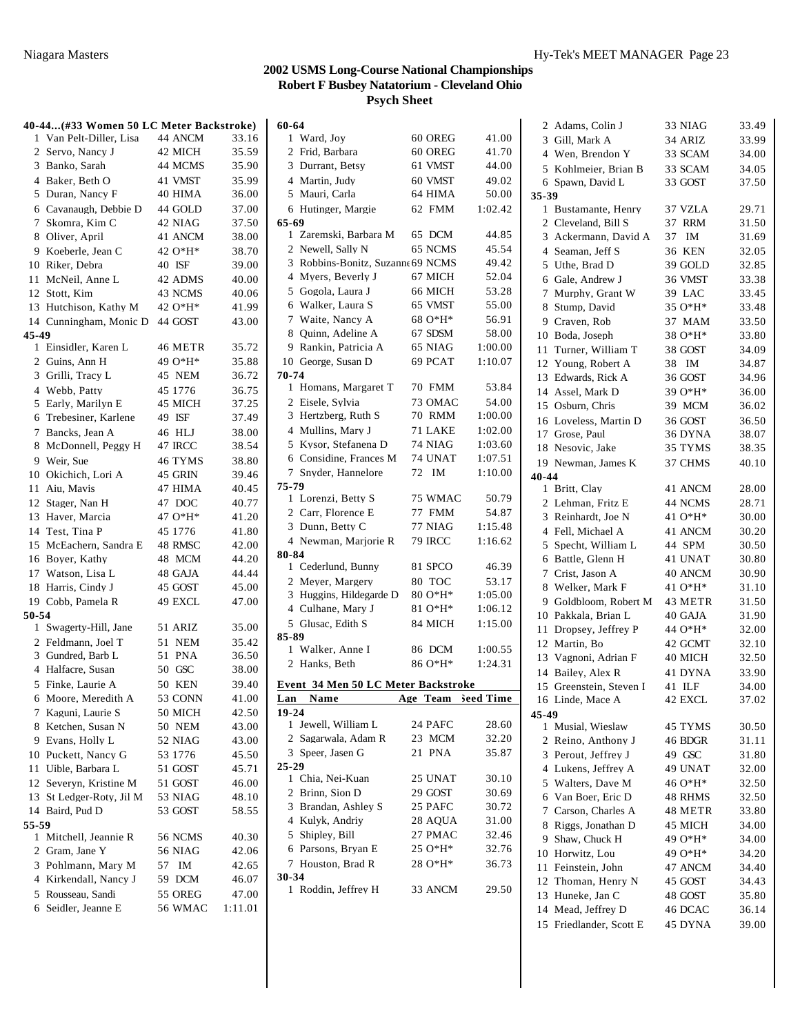# 2002 USMS Long-Course National Championships
## Robert F Busbey Natatorium - Cleveland Ohio
### Psych Sheet

**40-44...(#33 Women 50 LC Meter Backstroke)**

| Lan | Name | Age Team | Seed Time |
|---|---|---|---|
| 1 | Van Pelt-Diller, Lisa | 44 ANCM | 33.16 |
| 2 | Servo, Nancy J | 42 MICH | 35.59 |
| 3 | Banko, Sarah | 44 MCMS | 35.90 |
| 4 | Baker, Beth O | 41 VMST | 35.99 |
| 5 | Duran, Nancy F | 40 HIMA | 36.00 |
| 6 | Cavanaugh, Debbie D | 44 GOLD | 37.00 |
| 7 | Skomra, Kim C | 42 NIAG | 37.50 |
| 8 | Oliver, April | 41 ANCM | 38.00 |
| 9 | Koeberle, Jean C | 42 O*H* | 38.70 |
| 10 | Riker, Debra | 40 ISF | 39.00 |
| 11 | McNeil, Anne L | 42 ADMS | 40.00 |
| 12 | Stott, Kim | 43 NCMS | 40.06 |
| 13 | Hutchison, Kathy M | 42 O*H* | 41.99 |
| 14 | Cunningham, Monic D | 44 GOST | 43.00 |

**45-49**

| Lan | Name | Age Team | Seed Time |
|---|---|---|---|
| 1 | Einsidler, Karen L | 46 METR | 35.72 |
| 2 | Guins, Ann H | 49 O*H* | 35.88 |
| 3 | Grilli, Tracy L | 45 NEM | 36.72 |
| 4 | Webb, Patty | 45 1776 | 36.75 |
| 5 | Early, Marilyn E | 45 MICH | 37.25 |
| 6 | Trebesiner, Karlene | 49 ISF | 37.49 |
| 7 | Bancks, Jean A | 46 HLJ | 38.00 |
| 8 | McDonnell, Peggy H | 47 IRCC | 38.54 |
| 9 | Weir, Sue | 46 TYMS | 38.80 |
| 10 | Okichich, Lori A | 45 GRIN | 39.46 |
| 11 | Aiu, Mavis | 47 HIMA | 40.45 |
| 12 | Stager, Nan H | 47 DOC | 40.77 |
| 13 | Haver, Marcia | 47 O*H* | 41.20 |
| 14 | Test, Tina P | 45 1776 | 41.80 |
| 15 | McEachern, Sandra E | 48 RMSC | 42.00 |
| 16 | Boyer, Kathy | 48 MCM | 44.20 |
| 17 | Watson, Lisa L | 48 GAJA | 44.44 |
| 18 | Harris, Cindy J | 45 GOST | 45.00 |
| 19 | Cobb, Pamela R | 49 EXCL | 47.00 |

**50-54**

| Lan | Name | Age Team | Seed Time |
|---|---|---|---|
| 1 | Swagerty-Hill, Jane | 51 ARIZ | 35.00 |
| 2 | Feldmann, Joel T | 51 NEM | 35.42 |
| 3 | Gundred, Barb L | 51 PNA | 36.50 |
| 4 | Halfacre, Susan | 50 GSC | 38.00 |
| 5 | Finke, Laurie A | 50 KEN | 39.40 |
| 6 | Moore, Meredith A | 53 CONN | 41.00 |
| 7 | Kaguni, Laurie S | 50 MICH | 42.50 |
| 8 | Ketchen, Susan N | 50 NEM | 43.00 |
| 9 | Evans, Holly L | 52 NIAG | 43.00 |
| 10 | Puckett, Nancy G | 53 1776 | 45.50 |
| 11 | Uible, Barbara L | 51 GOST | 45.71 |
| 12 | Severyn, Kristine M | 51 GOST | 46.00 |
| 13 | St Ledger-Roty, Jil M | 53 NIAG | 48.10 |
| 14 | Baird, Pud D | 53 GOST | 58.55 |

**55-59**

| Lan | Name | Age Team | Seed Time |
|---|---|---|---|
| 1 | Mitchell, Jeannie R | 56 NCMS | 40.30 |
| 2 | Gram, Jane Y | 56 NIAG | 42.06 |
| 3 | Pohlmann, Mary M | 57 IM | 42.65 |
| 4 | Kirkendall, Nancy J | 59 DCM | 46.07 |
| 5 | Rousseau, Sandi | 55 OREG | 47.00 |
| 6 | Seidler, Jeanne E | 56 WMAC | 1:11.01 |

**60-64**

| Lan | Name | Age Team | Seed Time |
|---|---|---|---|
| 1 | Ward, Joy | 60 OREG | 41.00 |
| 2 | Frid, Barbara | 60 OREG | 41.70 |
| 3 | Durrant, Betsy | 61 VMST | 44.00 |
| 4 | Martin, Judy | 60 VMST | 49.02 |
| 5 | Mauri, Carla | 64 HIMA | 50.00 |
| 6 | Hutinger, Margie | 62 FMM | 1:02.42 |

**65-69**

| Lan | Name | Age Team | Seed Time |
|---|---|---|---|
| 1 | Zaremski, Barbara M | 65 DCM | 44.85 |
| 2 | Newell, Sally N | 65 NCMS | 45.54 |
| 3 | Robbins-Bonitz, Suzann | 69 NCMS | 49.42 |
| 4 | Myers, Beverly J | 67 MICH | 52.04 |
| 5 | Gogola, Laura J | 66 MICH | 53.28 |
| 6 | Walker, Laura S | 65 VMST | 55.00 |
| 7 | Waite, Nancy A | 68 O*H* | 56.91 |
| 8 | Quinn, Adeline A | 67 SDSM | 58.00 |
| 9 | Rankin, Patricia A | 65 NIAG | 1:00.00 |
| 10 | George, Susan D | 69 PCAT | 1:10.07 |

**70-74**

| Lan | Name | Age Team | Seed Time |
|---|---|---|---|
| 1 | Homans, Margaret T | 70 FMM | 53.84 |
| 2 | Eisele, Sylvia | 73 OMAC | 54.00 |
| 3 | Hertzberg, Ruth S | 70 RMM | 1:00.00 |
| 4 | Mullins, Mary J | 71 LAKE | 1:02.00 |
| 5 | Kysor, Stefanena D | 74 NIAG | 1:03.60 |
| 6 | Considine, Frances M | 74 UNAT | 1:07.51 |
| 7 | Snyder, Hannelore | 72 IM | 1:10.00 |

**75-79**

| Lan | Name | Age Team | Seed Time |
|---|---|---|---|
| 1 | Lorenzi, Betty S | 75 WMAC | 50.79 |
| 2 | Carr, Florence E | 77 FMM | 54.87 |
| 3 | Dunn, Betty C | 77 NIAG | 1:15.48 |
| 4 | Newman, Marjorie R | 79 IRCC | 1:16.62 |

**80-84**

| Lan | Name | Age Team | Seed Time |
|---|---|---|---|
| 1 | Cederlund, Bunny | 81 SPCO | 46.39 |
| 2 | Meyer, Margery | 80 TOC | 53.17 |
| 3 | Huggins, Hildegarde D | 80 O*H* | 1:05.00 |
| 4 | Culhane, Mary J | 81 O*H* | 1:06.12 |
| 5 | Glusac, Edith S | 84 MICH | 1:15.00 |

**85-89**

| Lan | Name | Age Team | Seed Time |
|---|---|---|---|
| 1 | Walker, Anne I | 86 DCM | 1:00.55 |
| 2 | Hanks, Beth | 86 O*H* | 1:24.31 |

## Event 34 Men 50 LC Meter Backstroke

**19-24**

| Lan | Name | Age Team | Seed Time |
|---|---|---|---|
| 1 | Jewell, William L | 24 PAFC | 28.60 |
| 2 | Sagarwala, Adam R | 23 MCM | 32.20 |
| 3 | Speer, Jasen G | 21 PNA | 35.87 |

**25-29**

| Lan | Name | Age Team | Seed Time |
|---|---|---|---|
| 1 | Chia, Nei-Kuan | 25 UNAT | 30.10 |
| 2 | Brinn, Sion D | 29 GOST | 30.69 |
| 3 | Brandan, Ashley S | 25 PAFC | 30.72 |
| 4 | Kulyk, Andriy | 28 AQUA | 31.00 |
| 5 | Shipley, Bill | 27 PMAC | 32.46 |
| 6 | Parsons, Bryan E | 25 O*H* | 32.76 |
| 7 | Houston, Brad R | 28 O*H* | 36.73 |

**30-34**

| Lan | Name | Age Team | Seed Time |
|---|---|---|---|
| 1 | Roddin, Jeffrey H | 33 ANCM | 29.50 |
| 2 | Adams, Colin J | 33 NIAG | 33.49 |
| 3 | Gill, Mark A | 34 ARIZ | 33.99 |
| 4 | Wen, Brendon Y | 33 SCAM | 34.00 |
| 5 | Kohlmeier, Brian B | 33 SCAM | 34.05 |
| 6 | Spawn, David L | 33 GOST | 37.50 |

**35-39**

| Lan | Name | Age Team | Seed Time |
|---|---|---|---|
| 1 | Bustamante, Henry | 37 VZLA | 29.71 |
| 2 | Cleveland, Bill S | 37 RRM | 31.50 |
| 3 | Ackermann, David A | 37 IM | 31.69 |
| 4 | Seaman, Jeff S | 36 KEN | 32.05 |
| 5 | Uthe, Brad D | 39 GOLD | 32.85 |
| 6 | Gale, Andrew J | 36 VMST | 33.38 |
| 7 | Murphy, Grant W | 39 LAC | 33.45 |
| 8 | Stump, David | 35 O*H* | 33.48 |
| 9 | Craven, Rob | 37 MAM | 33.50 |
| 10 | Boda, Joseph | 38 O*H* | 33.80 |
| 11 | Turner, William T | 38 GOST | 34.09 |
| 12 | Young, Robert A | 38 IM | 34.87 |
| 13 | Edwards, Rick A | 36 GOST | 34.96 |
| 14 | Assel, Mark D | 39 O*H* | 36.00 |
| 15 | Osburn, Chris | 39 MCM | 36.02 |
| 16 | Loveless, Martin D | 36 GOST | 36.50 |
| 17 | Grose, Paul | 36 DYNA | 38.07 |
| 18 | Nesovic, Jake | 35 TYMS | 38.35 |
| 19 | Newman, James K | 37 CHMS | 40.10 |

**40-44**

| Lan | Name | Age Team | Seed Time |
|---|---|---|---|
| 1 | Britt, Clay | 41 ANCM | 28.00 |
| 2 | Lehman, Fritz E | 44 NCMS | 28.71 |
| 3 | Reinhardt, Joe N | 41 O*H* | 30.00 |
| 4 | Fell, Michael A | 41 ANCM | 30.20 |
| 5 | Specht, William L | 44 SPM | 30.50 |
| 6 | Battle, Glenn H | 41 UNAT | 30.80 |
| 7 | Crist, Jason A | 40 ANCM | 30.90 |
| 8 | Welker, Mark F | 41 O*H* | 31.10 |
| 9 | Goldbloom, Robert M | 43 METR | 31.50 |
| 10 | Pakkala, Brian L | 40 GAJA | 31.90 |
| 11 | Dropsey, Jeffrey P | 44 O*H* | 32.00 |
| 12 | Martin, Bo | 42 GCMT | 32.10 |
| 13 | Vagnoni, Adrian F | 40 MICH | 32.50 |
| 14 | Bailey, Alex R | 41 DYNA | 33.90 |
| 15 | Greenstein, Steven I | 41 ILF | 34.00 |
| 16 | Linde, Mace A | 42 EXCL | 37.02 |

**45-49**

| Lan | Name | Age Team | Seed Time |
|---|---|---|---|
| 1 | Musial, Wieslaw | 45 TYMS | 30.50 |
| 2 | Reino, Anthony J | 46 BDGR | 31.11 |
| 3 | Perout, Jeffrey J | 49 GSC | 31.80 |
| 4 | Lukens, Jeffrey A | 49 UNAT | 32.00 |
| 5 | Walters, Dave M | 46 O*H* | 32.50 |
| 6 | Van Boer, Eric D | 48 RHMS | 32.50 |
| 7 | Carson, Charles A | 48 METR | 33.80 |
| 8 | Riggs, Jonathan D | 45 MICH | 34.00 |
| 9 | Shaw, Chuck H | 49 O*H* | 34.00 |
| 10 | Horwitz, Lou | 49 O*H* | 34.20 |
| 11 | Feinstein, John | 47 ANCM | 34.40 |
| 12 | Thoman, Henry N | 45 GOST | 34.43 |
| 13 | Huneke, Jan C | 48 GOST | 35.80 |
| 14 | Mead, Jeffrey D | 46 DCAC | 36.14 |
| 15 | Friedlander, Scott E | 45 DYNA | 39.00 |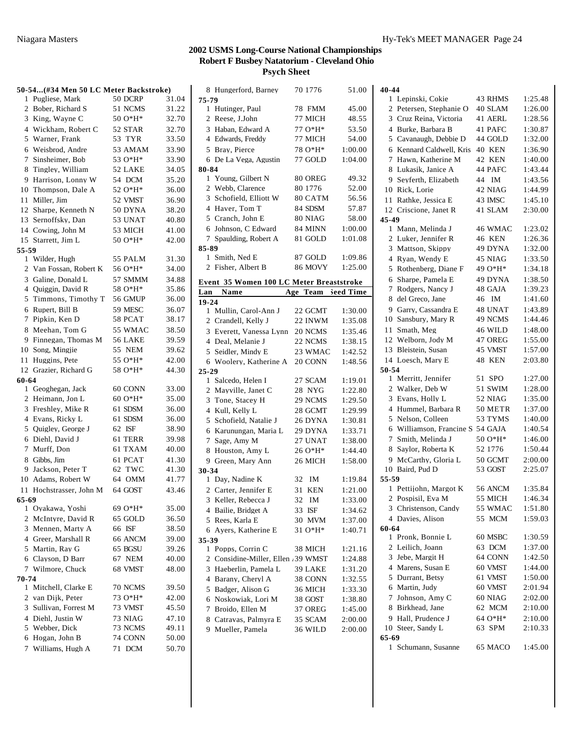# 2002 USMS Long-Course National Championships
## Robert F Busbey Natatorium - Cleveland Ohio
### Psych Sheet

**50-54...(#34 Men 50 LC Meter Backstroke)**

| Lan | Name | Age Team | Seed Time |
|---|---|---|---|
| 1 | Pugliese, Mark | 50 DCRP | 31.04 |
| 2 | Bober, Richard S | 51 NCMS | 31.22 |
| 3 | King, Wayne C | 50 O*H* | 32.70 |
| 4 | Wickham, Robert C | 52 STAR | 32.70 |
| 5 | Warner, Frank | 53 TYR | 33.50 |
| 6 | Weisbrod, Andre | 53 AMAM | 33.90 |
| 7 | Sinsheimer, Bob | 53 O*H* | 33.90 |
| 8 | Tingley, William | 52 LAKE | 34.05 |
| 9 | Harrison, Lonny W | 54 DCM | 35.20 |
| 10 | Thompson, Dale A | 52 O*H* | 36.00 |
| 11 | Miller, Jim | 52 VMST | 36.90 |
| 12 | Sharpe, Kenneth N | 50 DYNA | 38.20 |
| 13 | Sernoffsky, Dan | 53 UNAT | 40.80 |
| 14 | Cowing, John M | 53 MICH | 41.00 |
| 15 | Starrett, Jim L | 50 O*H* | 42.00 |
| **55-59** | | | |
| 1 | Wilder, Hugh | 55 PALM | 31.30 |
| 2 | Van Fossan, Robert K | 56 O*H* | 34.00 |
| 3 | Galine, Donald L | 57 SMMM | 34.88 |
| 4 | Quiggin, David R | 58 O*H* | 35.86 |
| 5 | Timmons, Timothy T | 56 GMUP | 36.00 |
| 6 | Rupert, Bill B | 59 MESC | 36.07 |
| 7 | Pipkin, Ken D | 58 PCAT | 38.17 |
| 8 | Meehan, Tom G | 55 WMAC | 38.50 |
| 9 | Finnegan, Thomas M | 56 LAKE | 39.59 |
| 10 | Song, Mingjie | 55 NEM | 39.62 |
| 11 | Huggins, Pete | 55 O*H* | 42.00 |
| 12 | Grazier, Richard G | 58 O*H* | 44.30 |
| **60-64** | | | |
| 1 | Geoghegan, Jack | 60 CONN | 33.00 |
| 2 | Heimann, Jon L | 60 O*H* | 35.00 |
| 3 | Freshley, Mike R | 61 SDSM | 36.00 |
| 4 | Evans, Ricky L | 61 SDSM | 36.00 |
| 5 | Quigley, George J | 62 ISF | 38.90 |
| 6 | Diehl, David J | 61 TERR | 39.98 |
| 7 | Murff, Don | 61 TXAM | 40.00 |
| 8 | Gibbs, Jim | 61 PCAT | 41.30 |
| 9 | Jackson, Peter T | 62 TWC | 41.30 |
| 10 | Adams, Robert W | 64 OMM | 41.77 |
| 11 | Hochstrasser, John M | 64 GOST | 43.46 |
| **65-69** | | | |
| 1 | Oyakawa, Yoshi | 69 O*H* | 35.00 |
| 2 | McIntyre, David R | 65 GOLD | 36.50 |
| 3 | Mennen, Marty A | 66 ISF | 38.50 |
| 4 | Greer, Marshall R | 66 ANCM | 39.00 |
| 5 | Martin, Ray G | 65 BGSU | 39.26 |
| 6 | Clayson, D Barr | 67 NEM | 40.00 |
| 7 | Wilmore, Chuck | 68 VMST | 48.00 |
| **70-74** | | | |
| 1 | Mitchell, Clarke E | 70 NCMS | 39.50 |
| 2 | van Dijk, Peter | 73 O*H* | 42.00 |
| 3 | Sullivan, Forrest M | 73 VMST | 45.50 |
| 4 | Diehl, Justin W | 73 NIAG | 47.10 |
| 5 | Webber, Dick | 73 NCMS | 49.11 |
| 6 | Hogan, John B | 74 CONN | 50.00 |
| 7 | Williams, Hugh A | 71 DCM | 50.70 |
| 8 | Hungerford, Barney | 70 1776 | 51.00 |
| **75-79** | | | |
| 1 | Hutinger, Paul | 78 FMM | 45.00 |
| 2 | Reese, J.John | 77 MICH | 48.55 |
| 3 | Haban, Edward A | 77 O*H* | 53.50 |
| 4 | Edwards, Freddy | 77 MICH | 54.00 |
| 5 | Bray, Pierce | 78 O*H* | 1:00.00 |
| 6 | De La Vega, Agustin | 77 GOLD | 1:04.00 |
| **80-84** | | | |
| 1 | Young, Gilbert N | 80 OREG | 49.32 |
| 2 | Webb, Clarence | 80 1776 | 52.00 |
| 3 | Schofield, Elliott W | 80 CATM | 56.56 |
| 4 | Haver, Tom T | 84 SDSM | 57.87 |
| 5 | Cranch, John E | 80 NIAG | 58.00 |
| 6 | Johnson, C Edward | 84 MINN | 1:00.00 |
| 7 | Spaulding, Robert A | 81 GOLD | 1:01.08 |
| **85-89** | | | |
| 1 | Smith, Ned E | 87 GOLD | 1:09.86 |
| 2 | Fisher, Albert B | 86 MOVY | 1:25.00 |

**Event 35 Women 100 LC Meter Breaststroke**

| Lan | Name | Age Team | Seed Time |
|---|---|---|---|
| **19-24** | | | |
| 1 | Mullin, Carol-Ann J | 22 GCMT | 1:30.00 |
| 2 | Crandell, Kelly J | 22 INWM | 1:35.08 |
| 3 | Everett, Vanessa Lynn | 20 NCMS | 1:35.46 |
| 4 | Deal, Melanie J | 22 NCMS | 1:38.15 |
| 5 | Seidler, Mindy E | 23 WMAC | 1:42.52 |
| 6 | Woolery, Katherine A | 20 CONN | 1:48.56 |
| **25-29** | | | |
| 1 | Salcedo, Helen I | 27 SCAM | 1:19.01 |
| 2 | Mayville, Janet C | 28 NYG | 1:22.80 |
| 3 | Tone, Stacey H | 29 NCMS | 1:29.50 |
| 4 | Kull, Kelly L | 28 GCMT | 1:29.99 |
| 5 | Schofield, Natalie J | 26 DYNA | 1:30.81 |
| 6 | Karunungan, Maria L | 29 DYNA | 1:33.71 |
| 7 | Sage, Amy M | 27 UNAT | 1:38.00 |
| 8 | Houston, Amy L | 26 O*H* | 1:44.40 |
| 9 | Green, Mary Ann | 26 MICH | 1:58.00 |
| **30-34** | | | |
| 1 | Day, Nadine K | 32 IM | 1:19.84 |
| 2 | Carter, Jennifer E | 31 KEN | 1:21.00 |
| 3 | Keller, Rebecca J | 32 IM | 1:33.00 |
| 4 | Bailie, Bridget A | 33 ISF | 1:34.62 |
| 5 | Rees, Karla E | 30 MVM | 1:37.00 |
| 6 | Ayers, Katherine E | 31 O*H* | 1:40.71 |
| **35-39** | | | |
| 1 | Popps, Corrin C | 38 MICH | 1:21.16 |
| 2 | Considine-Miller, Ellen | 39 WMST | 1:24.88 |
| 3 | Haeberlin, Pamela L | 39 LAKE | 1:31.20 |
| 4 | Barany, Cheryl A | 38 CONN | 1:32.55 |
| 5 | Badger, Alison G | 36 MICH | 1:33.30 |
| 6 | Noskowiak, Lori M | 38 GOST | 1:38.80 |
| 7 | Broido, Ellen M | 37 OREG | 1:45.00 |
| 8 | Catravas, Palmyra E | 35 SCAM | 2:00.00 |
| 9 | Mueller, Pamela | 36 WILD | 2:00.00 |
| **40-44** | | | |
| 1 | Lepinski, Cokie | 43 RHMS | 1:25.48 |
| 2 | Petersen, Stephanie O | 40 SLAM | 1:26.00 |
| 3 | Cruz Reina, Victoria | 41 AERL | 1:28.56 |
| 4 | Burke, Barbara B | 41 PAFC | 1:30.87 |
| 5 | Cavanaugh, Debbie D | 44 GOLD | 1:32.00 |
| 6 | Kennard Caldwell, Kris | 40 KEN | 1:36.90 |
| 7 | Hawn, Katherine M | 42 KEN | 1:40.00 |
| 8 | Lukasik, Janice A | 44 PAFC | 1:43.44 |
| 9 | Seyferth, Elizabeth | 44 IM | 1:43.56 |
| 10 | Rick, Lorie | 42 NIAG | 1:44.99 |
| 11 | Rathke, Jessica E | 43 IMSC | 1:45.10 |
| 12 | Criscione, Janet R | 41 SLAM | 2:30.00 |
| **45-49** | | | |
| 1 | Mann, Melinda J | 46 WMAC | 1:23.02 |
| 2 | Luker, Jennifer R | 46 KEN | 1:26.36 |
| 3 | Mattson, Skippy | 49 DYNA | 1:32.00 |
| 4 | Ryan, Wendy E | 45 NIAG | 1:33.50 |
| 5 | Rothenberg, Diane F | 49 O*H* | 1:34.18 |
| 6 | Sharpe, Pamela E | 49 DYNA | 1:38.50 |
| 7 | Rodgers, Nancy J | 48 GAJA | 1:39.23 |
| 8 | del Greco, Jane | 46 IM | 1:41.60 |
| 9 | Garry, Cassandra E | 48 UNAT | 1:43.89 |
| 10 | Sansbury, Mary R | 49 NCMS | 1:44.46 |
| 11 | Smath, Meg | 46 WILD | 1:48.00 |
| 12 | Welborn, Jody M | 47 OREG | 1:55.00 |
| 13 | Bleistein, Susan | 45 VMST | 1:57.00 |
| 14 | Loesch, Mary E | 48 KEN | 2:03.80 |
| **50-54** | | | |
| 1 | Merritt, Jennifer | 51 SPO | 1:27.00 |
| 2 | Walker, Deb W | 51 SWIM | 1:28.00 |
| 3 | Evans, Holly L | 52 NIAG | 1:35.00 |
| 4 | Hummel, Barbara R | 50 METR | 1:37.00 |
| 5 | Nelson, Colleen | 53 TYMS | 1:40.00 |
| 6 | Williamson, Francine S | 54 GAJA | 1:40.54 |
| 7 | Smith, Melinda J | 50 O*H* | 1:46.00 |
| 8 | Saylor, Roberta K | 52 1776 | 1:50.44 |
| 9 | McCarthy, Gloria L | 50 GCMT | 2:00.00 |
| 10 | Baird, Pud D | 53 GOST | 2:25.07 |
| **55-59** | | | |
| 1 | Pettijohn, Margot K | 56 ANCM | 1:35.84 |
| 2 | Pospisil, Eva M | 55 MICH | 1:46.34 |
| 3 | Christenson, Candy | 55 WMAC | 1:51.80 |
| 4 | Davies, Alison | 55 MCM | 1:59.03 |
| **60-64** | | | |
| 1 | Pronk, Bonnie L | 60 MSBC | 1:30.59 |
| 2 | Leilich, Joann | 63 DCM | 1:37.00 |
| 3 | Jebe, Margit H | 64 CONN | 1:42.50 |
| 4 | Marens, Susan E | 60 VMST | 1:44.00 |
| 5 | Durrant, Betsy | 61 VMST | 1:50.00 |
| 6 | Martin, Judy | 60 VMST | 2:01.94 |
| 7 | Johnson, Amy C | 60 NIAG | 2:02.00 |
| 8 | Birkhead, Jane | 62 MCM | 2:10.00 |
| 9 | Hall, Prudence J | 64 O*H* | 2:10.00 |
| 10 | Steer, Sandy L | 63 SPM | 2:10.33 |
| **65-69** | | | |
| 1 | Schumann, Susanne | 65 MACO | 1:45.00 |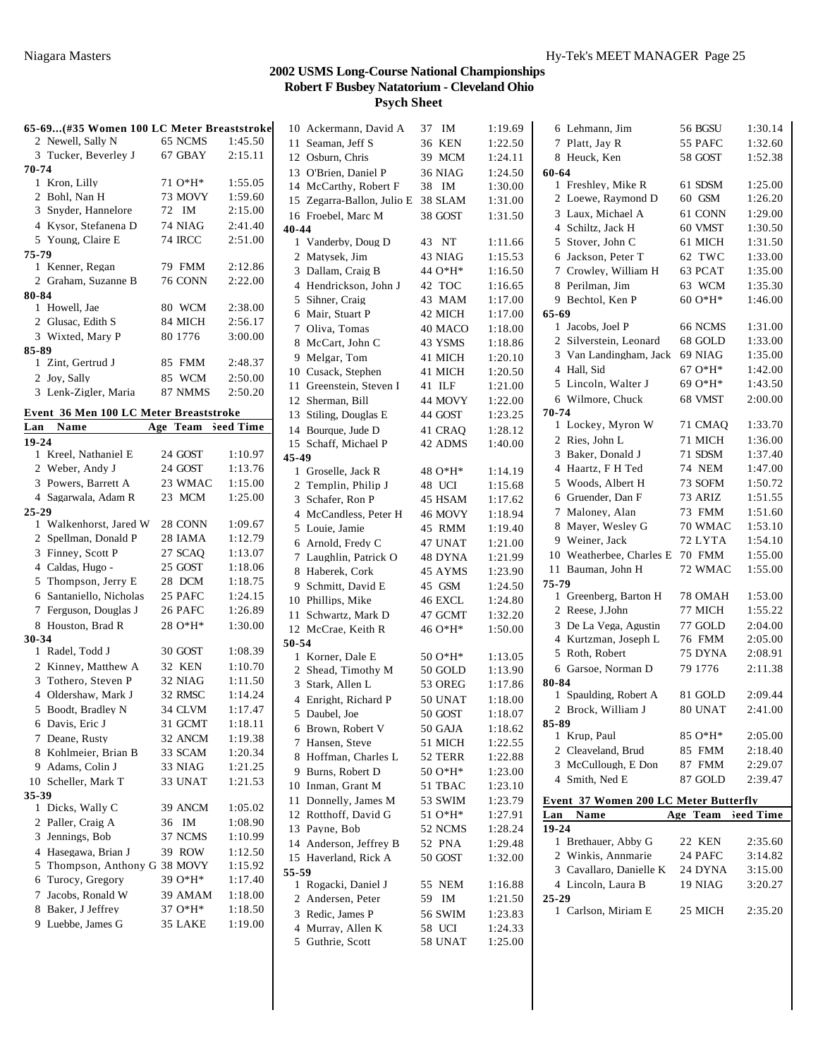# 2002 USMS Long-Course National Championships
## Robert F Busbey Natatorium - Cleveland Ohio
### Psych Sheet

**65-69...(#35 Women 100 LC Meter Breaststroke)**

| Lan | Name | Age | Team | Seed Time |
|---|---|---|---|---|
| 2 | Newell, Sally N | 65 | NCMS | 1:45.50 |
| 3 | Tucker, Beverley J | 67 | GBAY | 2:15.11 |
| **70-74** | | | | |
| 1 | Kron, Lilly | 71 | O*H* | 1:55.05 |
| 2 | Bohl, Nan H | 73 | MOVY | 1:59.60 |
| 3 | Snyder, Hannelore | 72 | IM | 2:15.00 |
| 4 | Kysor, Stefanena D | 74 | NIAG | 2:41.40 |
| 5 | Young, Claire E | 74 | IRCC | 2:51.00 |
| **75-79** | | | | |
| 1 | Kenner, Regan | 79 | FMM | 2:12.86 |
| 2 | Graham, Suzanne B | 76 | CONN | 2:22.00 |
| **80-84** | | | | |
| 1 | Howell, Jae | 80 | WCM | 2:38.00 |
| 2 | Glusac, Edith S | 84 | MICH | 2:56.17 |
| 3 | Wixted, Mary P | 80 | 1776 | 3:00.00 |
| **85-89** | | | | |
| 1 | Zint, Gertrud J | 85 | FMM | 2:48.37 |
| 2 | Joy, Sally | 85 | WCM | 2:50.00 |
| 3 | Lenk-Zigler, Maria | 87 | NMMS | 2:50.20 |

**Event 36 Men 100 LC Meter Breaststroke**

| Lan | Name | Age | Team | Seed Time |
|---|---|---|---|---|
| **19-24** | | | | |
| 1 | Kreel, Nathaniel E | 24 | GOST | 1:10.97 |
| 2 | Weber, Andy J | 24 | GOST | 1:13.76 |
| 3 | Powers, Barrett A | 23 | WMAC | 1:15.00 |
| 4 | Sagarwala, Adam R | 23 | MCM | 1:25.00 |
| **25-29** | | | | |
| 1 | Walkenhorst, Jared W | 28 | CONN | 1:09.67 |
| 2 | Spellman, Donald P | 28 | IAMA | 1:12.79 |
| 3 | Finney, Scott P | 27 | SCAQ | 1:13.07 |
| 4 | Caldas, Hugo - | 25 | GOST | 1:18.06 |
| 5 | Thompson, Jerry E | 28 | DCM | 1:18.75 |
| 6 | Santaniello, Nicholas | 25 | PAFC | 1:24.15 |
| 7 | Ferguson, Douglas J | 26 | PAFC | 1:26.89 |
| 8 | Houston, Brad R | 28 | O*H* | 1:30.00 |
| **30-34** | | | | |
| 1 | Radel, Todd J | 30 | GOST | 1:08.39 |
| 2 | Kinney, Matthew A | 32 | KEN | 1:10.70 |
| 3 | Tothero, Steven P | 32 | NIAG | 1:11.50 |
| 4 | Oldershaw, Mark J | 32 | RMSC | 1:14.24 |
| 5 | Boodt, Bradley N | 34 | CLVM | 1:17.47 |
| 6 | Davis, Eric J | 31 | GCMT | 1:18.11 |
| 7 | Deane, Rusty | 32 | ANCM | 1:19.38 |
| 8 | Kohlmeier, Brian B | 33 | SCAM | 1:20.34 |
| 9 | Adams, Colin J | 33 | NIAG | 1:21.25 |
| 10 | Scheller, Mark T | 33 | UNAT | 1:21.53 |
| **35-39** | | | | |
| 1 | Dicks, Wally C | 39 | ANCM | 1:05.02 |
| 2 | Paller, Craig A | 36 | IM | 1:08.90 |
| 3 | Jennings, Bob | 37 | NCMS | 1:10.99 |
| 4 | Hasegawa, Brian J | 39 | ROW | 1:12.50 |
| 5 | Thompson, Anthony G | 38 | MOVY | 1:15.92 |
| 6 | Turocy, Gregory | 39 | O*H* | 1:17.40 |
| 7 | Jacobs, Ronald W | 39 | AMAM | 1:18.00 |
| 8 | Baker, J Jeffrey | 37 | O*H* | 1:18.50 |
| 9 | Luebbe, James G | 35 | LAKE | 1:19.00 |
| 10 | Ackermann, David A | 37 | IM | 1:19.69 |
| 11 | Seaman, Jeff S | 36 | KEN | 1:22.50 |
| 12 | Osburn, Chris | 39 | MCM | 1:24.11 |
| 13 | O'Brien, Daniel P | 36 | NIAG | 1:24.50 |
| 14 | McCarthy, Robert F | 38 | IM | 1:30.00 |
| 15 | Zegarra-Ballon, Julio E | 38 | SLAM | 1:31.00 |
| 16 | Froebel, Marc M | 38 | GOST | 1:31.50 |
| **40-44** | | | | |
| 1 | Vanderby, Doug D | 43 | NT | 1:11.66 |
| 2 | Matysek, Jim | 43 | NIAG | 1:15.53 |
| 3 | Dallam, Craig B | 44 | O*H* | 1:16.50 |
| 4 | Hendrickson, John J | 42 | TOC | 1:16.65 |
| 5 | Sihner, Craig | 43 | MAM | 1:17.00 |
| 6 | Mair, Stuart P | 42 | MICH | 1:17.00 |
| 7 | Oliva, Tomas | 40 | MACO | 1:18.00 |
| 8 | McCart, John C | 43 | YSMS | 1:18.86 |
| 9 | Melgar, Tom | 41 | MICH | 1:20.10 |
| 10 | Cusack, Stephen | 41 | MICH | 1:20.50 |
| 11 | Greenstein, Steven I | 41 | ILF | 1:21.00 |
| 12 | Sherman, Bill | 44 | MOVY | 1:22.00 |
| 13 | Stiling, Douglas E | 44 | GOST | 1:23.25 |
| 14 | Bourque, Jude D | 41 | CRAQ | 1:28.12 |
| 15 | Schaff, Michael P | 42 | ADMS | 1:40.00 |
| **45-49** | | | | |
| 1 | Groselle, Jack R | 48 | O*H* | 1:14.19 |
| 2 | Templin, Philip J | 48 | UCI | 1:15.68 |
| 3 | Schafer, Ron P | 45 | HSAM | 1:17.62 |
| 4 | McCandless, Peter H | 46 | MOVY | 1:18.94 |
| 5 | Louie, Jamie | 45 | RMM | 1:19.40 |
| 6 | Arnold, Fredy C | 47 | UNAT | 1:21.00 |
| 7 | Laughlin, Patrick O | 48 | DYNA | 1:21.99 |
| 8 | Haberek, Cork | 45 | AYMS | 1:23.90 |
| 9 | Schmitt, David E | 45 | GSM | 1:24.50 |
| 10 | Phillips, Mike | 46 | EXCL | 1:24.80 |
| 11 | Schwartz, Mark D | 47 | GCMT | 1:32.20 |
| 12 | McCrae, Keith R | 46 | O*H* | 1:50.00 |
| **50-54** | | | | |
| 1 | Korner, Dale E | 50 | O*H* | 1:13.05 |
| 2 | Shead, Timothy M | 50 | GOLD | 1:13.90 |
| 3 | Stark, Allen L | 53 | OREG | 1:17.86 |
| 4 | Enright, Richard P | 50 | UNAT | 1:18.00 |
| 5 | Daubel, Joe | 50 | GOST | 1:18.07 |
| 6 | Brown, Robert V | 50 | GAJA | 1:18.62 |
| 7 | Hansen, Steve | 51 | MICH | 1:22.55 |
| 8 | Hoffman, Charles L | 52 | TERR | 1:22.88 |
| 9 | Burns, Robert D | 50 | O*H* | 1:23.00 |
| 10 | Inman, Grant M | 51 | TBAC | 1:23.10 |
| 11 | Donnelly, James M | 53 | SWIM | 1:23.79 |
| 12 | Rotthoff, David G | 51 | O*H* | 1:27.91 |
| 13 | Payne, Bob | 52 | NCMS | 1:28.24 |
| 14 | Anderson, Jeffrey B | 52 | PNA | 1:29.48 |
| 15 | Haverland, Rick A | 50 | GOST | 1:32.00 |
| **55-59** | | | | |
| 1 | Rogacki, Daniel J | 55 | NEM | 1:16.88 |
| 2 | Andersen, Peter | 59 | IM | 1:21.50 |
| 3 | Redic, James P | 56 | SWIM | 1:23.83 |
| 4 | Murray, Allen K | 58 | UCI | 1:24.33 |
| 5 | Guthrie, Scott | 58 | UNAT | 1:25.00 |
| 6 | Lehmann, Jim | 56 | BGSU | 1:30.14 |
| 7 | Platt, Jay R | 55 | PAFC | 1:32.60 |
| 8 | Heuck, Ken | 58 | GOST | 1:52.38 |
| **60-64** | | | | |
| 1 | Freshley, Mike R | 61 | SDSM | 1:25.00 |
| 2 | Loewe, Raymond D | 60 | GSM | 1:26.20 |
| 3 | Laux, Michael A | 61 | CONN | 1:29.00 |
| 4 | Schiltz, Jack H | 60 | VMST | 1:30.50 |
| 5 | Stover, John C | 61 | MICH | 1:31.50 |
| 6 | Jackson, Peter T | 62 | TWC | 1:33.00 |
| 7 | Crowley, William H | 63 | PCAT | 1:35.00 |
| 8 | Perilman, Jim | 63 | WCM | 1:35.30 |
| 9 | Bechtol, Ken P | 60 | O*H* | 1:46.00 |
| **65-69** | | | | |
| 1 | Jacobs, Joel P | 66 | NCMS | 1:31.00 |
| 2 | Silverstein, Leonard | 68 | GOLD | 1:33.00 |
| 3 | Van Landingham, Jack | 69 | NIAG | 1:35.00 |
| 4 | Hall, Sid | 67 | O*H* | 1:42.00 |
| 5 | Lincoln, Walter J | 69 | O*H* | 1:43.50 |
| 6 | Wilmore, Chuck | 68 | VMST | 2:00.00 |
| **70-74** | | | | |
| 1 | Lockey, Myron W | 71 | CMAQ | 1:33.70 |
| 2 | Ries, John L | 71 | MICH | 1:36.00 |
| 3 | Baker, Donald J | 71 | SDSM | 1:37.40 |
| 4 | Haartz, F H Ted | 74 | NEM | 1:47.00 |
| 5 | Woods, Albert H | 73 | SOFM | 1:50.72 |
| 6 | Gruender, Dan F | 73 | ARIZ | 1:51.55 |
| 7 | Maloney, Alan | 73 | FMM | 1:51.60 |
| 8 | Mayer, Wesley G | 70 | WMAC | 1:53.10 |
| 9 | Weiner, Jack | 72 | LYTA | 1:54.10 |
| 10 | Weatherbee, Charles E | 70 | FMM | 1:55.00 |
| 11 | Bauman, John H | 72 | WMAC | 1:55.00 |
| **75-79** | | | | |
| 1 | Greenberg, Barton H | 78 | OMAH | 1:53.00 |
| 2 | Reese, J.John | 77 | MICH | 1:55.22 |
| 3 | De La Vega, Agustin | 77 | GOLD | 2:04.00 |
| 4 | Kurtzman, Joseph L | 76 | FMM | 2:05.00 |
| 5 | Roth, Robert | 75 | DYNA | 2:08.91 |
| 6 | Garsoe, Norman D | 79 | 1776 | 2:11.38 |
| **80-84** | | | | |
| 1 | Spaulding, Robert A | 81 | GOLD | 2:09.44 |
| 2 | Brock, William J | 80 | UNAT | 2:41.00 |
| **85-89** | | | | |
| 1 | Krup, Paul | 85 | O*H* | 2:05.00 |
| 2 | Cleveland, Brud | 85 | FMM | 2:18.40 |
| 3 | McCullough, E Don | 87 | FMM | 2:29.07 |
| 4 | Smith, Ned E | 87 | GOLD | 2:39.47 |

**Event 37 Women 200 LC Meter Butterfly**

| Lan | Name | Age | Team | Seed Time |
|---|---|---|---|---|
| **19-24** | | | | |
| 1 | Brethauer, Abby G | 22 | KEN | 2:35.60 |
| 2 | Winkis, Annmarie | 24 | PAFC | 3:14.82 |
| 3 | Cavallaro, Danielle K | 24 | DYNA | 3:15.00 |
| 4 | Lincoln, Laura B | 19 | NIAG | 3:20.27 |
| **25-29** | | | | |
| 1 | Carlson, Miriam E | 25 | MICH | 2:35.20 |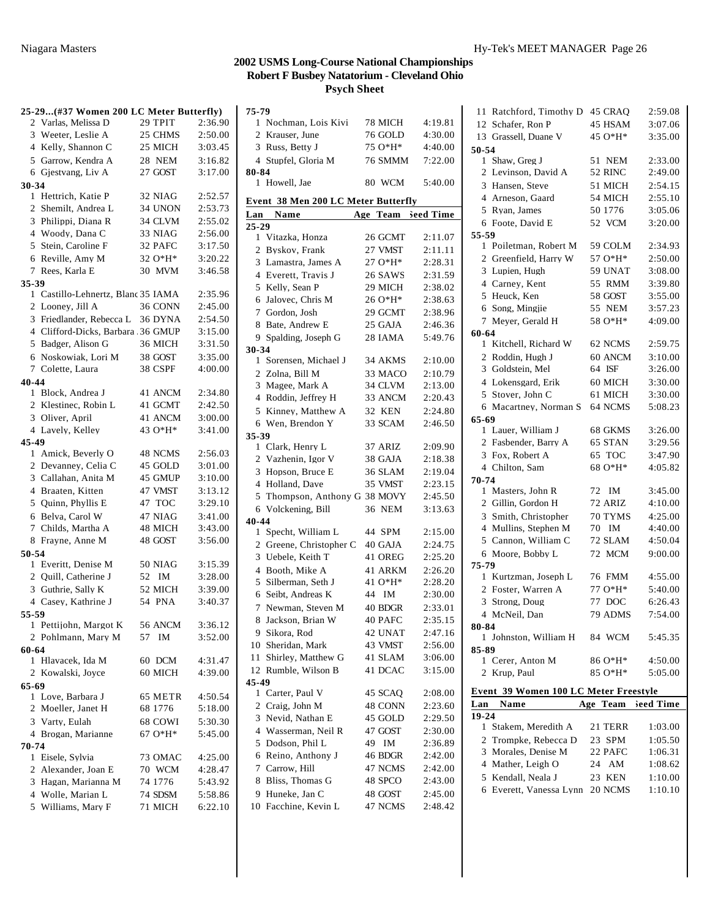# 2002 USMS Long-Course National Championships
## Robert F Busbey Natatorium - Cleveland Ohio
### Psych Sheet

**25-29...(#37 Women 200 LC Meter Butterfly)**

| Lan | Name | Age | Team | Seed Time |
|---|---|---|---|---|
| 2 | Varlas, Melissa D | 29 | TPIT | 2:36.90 |
| 3 | Weeter, Leslie A | 25 | CHMS | 2:50.00 |
| 4 | Kelly, Shannon C | 25 | MICH | 3:03.45 |
| 5 | Garrow, Kendra A | 28 | NEM | 3:16.82 |
| 6 | Gjestvang, Liv A | 27 | GOST | 3:17.00 |
| **30-34** | | | | |
| 1 | Hettrich, Katie P | 32 | NIAG | 2:52.57 |
| 2 | Shemilt, Andrea L | 34 | UNON | 2:53.73 |
| 3 | Philippi, Diana R | 34 | CLVM | 2:55.02 |
| 4 | Woody, Dana C | 33 | NIAG | 2:56.00 |
| 5 | Stein, Caroline F | 32 | PAFC | 3:17.50 |
| 6 | Reville, Amy M | 32 | O*H* | 3:20.22 |
| 7 | Rees, Karla E | 30 | MVM | 3:46.58 |
| **35-39** | | | | |
| 1 | Castillo-Lehnertz, Blanc | 35 | IAMA | 2:35.96 |
| 2 | Looney, Jill A | 36 | CONN | 2:45.00 |
| 3 | Friedlander, Rebecca L | 36 | DYNA | 2:54.50 |
| 4 | Clifford-Dicks, Barbara | 36 | GMUP | 3:15.00 |
| 5 | Badger, Alison G | 36 | MICH | 3:31.50 |
| 6 | Noskowiak, Lori M | 38 | GOST | 3:35.00 |
| 7 | Colette, Laura | 38 | CSPF | 4:00.00 |
| **40-44** | | | | |
| 1 | Block, Andrea J | 41 | ANCM | 2:34.80 |
| 2 | Klestinec, Robin L | 41 | GCMT | 2:42.50 |
| 3 | Oliver, April | 41 | ANCM | 3:00.00 |
| 4 | Lavely, Kelley | 43 | O*H* | 3:41.00 |
| **45-49** | | | | |
| 1 | Amick, Beverly O | 48 | NCMS | 2:56.03 |
| 2 | Devanney, Celia C | 45 | GOLD | 3:01.00 |
| 3 | Callahan, Anita M | 45 | GMUP | 3:10.00 |
| 4 | Braaten, Kitten | 47 | VMST | 3:13.12 |
| 5 | Quinn, Phyllis E | 47 | TOC | 3:29.10 |
| 6 | Belva, Carol W | 47 | NIAG | 3:41.00 |
| 7 | Childs, Martha A | 48 | MICH | 3:43.00 |
| 8 | Frayne, Anne M | 48 | GOST | 3:56.00 |
| **50-54** | | | | |
| 1 | Everitt, Denise M | 50 | NIAG | 3:15.39 |
| 2 | Quill, Catherine J | 52 | IM | 3:28.00 |
| 3 | Guthrie, Sally K | 52 | MICH | 3:39.00 |
| 4 | Casey, Kathrine J | 54 | PNA | 3:40.37 |
| **55-59** | | | | |
| 1 | Pettijohn, Margot K | 56 | ANCM | 3:36.12 |
| 2 | Pohlmann, Mary M | 57 | IM | 3:52.00 |
| **60-64** | | | | |
| 1 | Hlavacek, Ida M | 60 | DCM | 4:31.47 |
| 2 | Kowalski, Joyce | 60 | MICH | 4:39.00 |
| **65-69** | | | | |
| 1 | Love, Barbara J | 65 | METR | 4:50.54 |
| 2 | Moeller, Janet H | 68 | 1776 | 5:18.00 |
| 3 | Varty, Eulah | 68 | COWI | 5:30.30 |
| 4 | Brogan, Marianne | 67 | O*H* | 5:45.00 |
| **70-74** | | | | |
| 1 | Eisele, Sylvia | 73 | OMAC | 4:25.00 |
| 2 | Alexander, Joan E | 70 | WCM | 4:28.47 |
| 3 | Hagan, Marianna M | 74 | 1776 | 5:43.92 |
| 4 | Wolle, Marian L | 74 | SDSM | 5:58.86 |
| 5 | Williams, Mary F | 71 | MICH | 6:22.10 |
| **75-79** | | | | |
| 1 | Nochman, Lois Kivi | 78 | MICH | 4:19.81 |
| 2 | Krauser, June | 76 | GOLD | 4:30.00 |
| 3 | Russ, Betty J | 75 | O*H* | 4:40.00 |
| 4 | Stupfel, Gloria M | 76 | SMMM | 7:22.00 |
| **80-84** | | | | |
| 1 | Howell, Jae | 80 | WCM | 5:40.00 |

**Event 38 Men 200 LC Meter Butterfly**

| Lan | Name | Age | Team | Seed Time |
|---|---|---|---|---|
| **25-29** | | | | |
| 1 | Vitazka, Honza | 26 | GCMT | 2:11.07 |
| 2 | Byskov, Frank | 27 | VMST | 2:11.11 |
| 3 | Lamastra, James A | 27 | O*H* | 2:28.31 |
| 4 | Everett, Travis J | 26 | SAWS | 2:31.59 |
| 5 | Kelly, Sean P | 29 | MICH | 2:38.02 |
| 6 | Jalovec, Chris M | 26 | O*H* | 2:38.63 |
| 7 | Gordon, Josh | 29 | GCMT | 2:38.96 |
| 8 | Bate, Andrew E | 25 | GAJA | 2:46.36 |
| 9 | Spalding, Joseph G | 28 | IAMA | 5:49.76 |
| **30-34** | | | | |
| 1 | Sorensen, Michael J | 34 | AKMS | 2:10.00 |
| 2 | Zolna, Bill M | 33 | MACO | 2:10.79 |
| 3 | Magee, Mark A | 34 | CLVM | 2:13.00 |
| 4 | Roddin, Jeffrey H | 33 | ANCM | 2:20.43 |
| 5 | Kinney, Matthew A | 32 | KEN | 2:24.80 |
| 6 | Wen, Brendon Y | 33 | SCAM | 2:46.50 |
| **35-39** | | | | |
| 1 | Clark, Henry L | 37 | ARIZ | 2:09.90 |
| 2 | Vazhenin, Igor V | 38 | GAJA | 2:18.38 |
| 3 | Hopson, Bruce E | 36 | SLAM | 2:19.04 |
| 4 | Holland, Dave | 35 | VMST | 2:23.15 |
| 5 | Thompson, Anthony G | 38 | MOVY | 2:45.50 |
| 6 | Volckening, Bill | 36 | NEM | 3:13.63 |
| **40-44** | | | | |
| 1 | Specht, William L | 44 | SPM | 2:15.00 |
| 2 | Greene, Christopher C | 40 | GAJA | 2:24.75 |
| 3 | Uebele, Keith T | 41 | OREG | 2:25.20 |
| 4 | Booth, Mike A | 41 | ARKM | 2:26.20 |
| 5 | Silberman, Seth J | 41 | O*H* | 2:28.20 |
| 6 | Seibt, Andreas K | 44 | IM | 2:30.00 |
| 7 | Newman, Steven M | 40 | BDGR | 2:33.01 |
| 8 | Jackson, Brian W | 40 | PAFC | 2:35.15 |
| 9 | Sikora, Rod | 42 | UNAT | 2:47.16 |
| 10 | Sheridan, Mark | 43 | VMST | 2:56.00 |
| 11 | Shirley, Matthew G | 41 | SLAM | 3:06.00 |
| 12 | Rumble, Wilson B | 41 | DCAC | 3:15.00 |
| **45-49** | | | | |
| 1 | Carter, Paul V | 45 | SCAQ | 2:08.00 |
| 2 | Craig, John M | 48 | CONN | 2:23.60 |
| 3 | Nevid, Nathan E | 45 | GOLD | 2:29.50 |
| 4 | Wasserman, Neil R | 47 | GOST | 2:30.00 |
| 5 | Dodson, Phil L | 49 | IM | 2:36.89 |
| 6 | Reino, Anthony J | 46 | BDGR | 2:42.00 |
| 7 | Carrow, Hill | 47 | NCMS | 2:42.00 |
| 8 | Bliss, Thomas G | 48 | SPCO | 2:43.00 |
| 9 | Huneke, Jan C | 48 | GOST | 2:45.00 |
| 10 | Facchine, Kevin L | 47 | NCMS | 2:48.42 |
| 11 | Ratchford, Timothy D | 45 | CRAQ | 2:59.08 |
| 12 | Schafer, Ron P | 45 | HSAM | 3:07.06 |
| 13 | Grassell, Duane V | 45 | O*H* | 3:35.00 |
| **50-54** | | | | |
| 1 | Shaw, Greg J | 51 | NEM | 2:33.00 |
| 2 | Levinson, David A | 52 | RINC | 2:49.00 |
| 3 | Hansen, Steve | 51 | MICH | 2:54.15 |
| 4 | Arneson, Gaard | 54 | MICH | 2:55.10 |
| 5 | Ryan, James | 50 | 1776 | 3:05.06 |
| 6 | Foote, David E | 52 | VCM | 3:20.00 |
| **55-59** | | | | |
| 1 | Poiletman, Robert M | 59 | COLM | 2:34.93 |
| 2 | Greenfield, Harry W | 57 | O*H* | 2:50.00 |
| 3 | Lupien, Hugh | 59 | UNAT | 3:08.00 |
| 4 | Carney, Kent | 55 | RMM | 3:39.80 |
| 5 | Heuck, Ken | 58 | GOST | 3:55.00 |
| 6 | Song, Mingjie | 55 | NEM | 3:57.23 |
| 7 | Meyer, Gerald H | 58 | O*H* | 4:09.00 |
| **60-64** | | | | |
| 1 | Kitchell, Richard W | 62 | NCMS | 2:59.75 |
| 2 | Roddin, Hugh J | 60 | ANCM | 3:10.00 |
| 3 | Goldstein, Mel | 64 | ISF | 3:26.00 |
| 4 | Lokensgard, Erik | 60 | MICH | 3:30.00 |
| 5 | Stover, John C | 61 | MICH | 3:30.00 |
| 6 | Macartney, Norman S | 64 | NCMS | 5:08.23 |
| **65-69** | | | | |
| 1 | Lauer, William J | 68 | GKMS | 3:26.00 |
| 2 | Fasbender, Barry A | 65 | STAN | 3:29.56 |
| 3 | Fox, Robert A | 65 | TOC | 3:47.90 |
| 4 | Chilton, Sam | 68 | O*H* | 4:05.82 |
| **70-74** | | | | |
| 1 | Masters, John R | 72 | IM | 3:45.00 |
| 2 | Gillin, Gordon H | 72 | ARIZ | 4:10.00 |
| 3 | Smith, Christopher | 70 | TYMS | 4:25.00 |
| 4 | Mullins, Stephen M | 70 | IM | 4:40.00 |
| 5 | Cannon, William C | 72 | SLAM | 4:50.04 |
| 6 | Moore, Bobby L | 72 | MCM | 9:00.00 |
| **75-79** | | | | |
| 1 | Kurtzman, Joseph L | 76 | FMM | 4:55.00 |
| 2 | Foster, Warren A | 77 | O*H* | 5:40.00 |
| 3 | Strong, Doug | 77 | DOC | 6:26.43 |
| 4 | McNeil, Dan | 79 | ADMS | 7:54.00 |
| **80-84** | | | | |
| 1 | Johnston, William H | 84 | WCM | 5:45.35 |
| **85-89** | | | | |
| 1 | Cerer, Anton M | 86 | O*H* | 4:50.00 |
| 2 | Krup, Paul | 85 | O*H* | 5:05.00 |

**Event 39 Women 100 LC Meter Freestyle**

| Lan | Name | Age | Team | Seed Time |
|---|---|---|---|---|
| **19-24** | | | | |
| 1 | Stakem, Meredith A | 21 | TERR | 1:03.00 |
| 2 | Trompke, Rebecca D | 23 | SPM | 1:05.50 |
| 3 | Morales, Denise M | 22 | PAFC | 1:06.31 |
| 4 | Mather, Leigh O | 24 | AM | 1:08.62 |
| 5 | Kendall, Neala J | 23 | KEN | 1:10.00 |
| 6 | Everett, Vanessa Lynn | 20 | NCMS | 1:10.10 |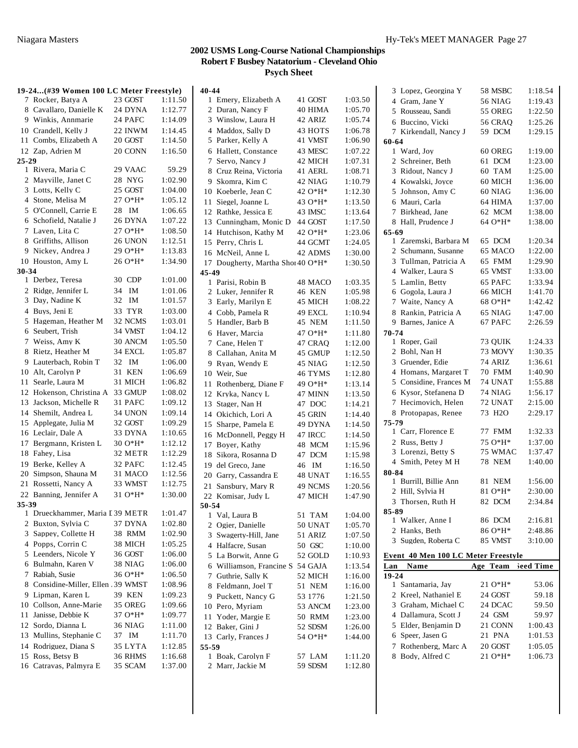## 2002 USMS Long-Course National Championships
### Robert F Busbey Natatorium - Cleveland Ohio
### Psych Sheet

**19-24...(#39 Women 100 LC Meter Freestyle)**

| | Name | Age Team | Seed Time |
|---|---|---|---|
| 7 | Rocker, Batya A | 23 GOST | 1:11.50 |
| 8 | Cavallaro, Danielle K | 24 DYNA | 1:12.77 |
| 9 | Winkis, Annmarie | 24 PAFC | 1:14.09 |
| 10 | Crandell, Kelly J | 22 INWM | 1:14.45 |
| 11 | Combs, Elizabeth A | 20 GOST | 1:14.50 |
| 12 | Zap, Adrien M | 20 CONN | 1:16.50 |

**25-29**

| | Name | Age Team | Seed Time |
|---|---|---|---|
| 1 | Rivera, Maria C | 29 VAAC | 59.29 |
| 2 | Mayville, Janet C | 28 NYG | 1:02.90 |
| 3 | Lotts, Kelly C | 25 GOST | 1:04.00 |
| 4 | Stone, Melisa M | 27 O*H* | 1:05.12 |
| 5 | O'Connell, Carrie E | 28 IM | 1:06.65 |
| 6 | Schofield, Natalie J | 26 DYNA | 1:07.22 |
| 7 | Laven, Lita C | 27 O*H* | 1:08.50 |
| 8 | Griffiths, Allison | 26 UNON | 1:12.51 |
| 9 | Nickey, Andrea J | 29 O*H* | 1:13.83 |
| 10 | Houston, Amy L | 26 O*H* | 1:34.90 |

**30-34**

| | Name | Age Team | Seed Time |
|---|---|---|---|
| 1 | Derbez, Teresa | 30 CDP | 1:01.00 |
| 2 | Ridge, Jennifer L | 34 IM | 1:01.06 |
| 3 | Day, Nadine K | 32 IM | 1:01.57 |
| 4 | Buys, Jeni E | 33 TYR | 1:03.00 |
| 5 | Hageman, Heather M | 32 NCMS | 1:03.01 |
| 6 | Seubert, Trish | 34 VMST | 1:04.12 |
| 7 | Weiss, Amy K | 30 ANCM | 1:05.50 |
| 8 | Rietz, Heather M | 34 EXCL | 1:05.87 |
| 9 | Lauterbach, Robin T | 32 IM | 1:06.00 |
| 10 | Alt, Carolyn P | 31 KEN | 1:06.69 |
| 11 | Searle, Laura M | 31 MICH | 1:06.82 |
| 12 | Hokenson, Christina A | 33 GMUP | 1:08.02 |
| 13 | Jackson, Michelle R | 31 PAFC | 1:09.12 |
| 14 | Shemilt, Andrea L | 34 UNON | 1:09.14 |
| 15 | Applegate, Julia M | 32 GOST | 1:09.29 |
| 16 | Leclair, Dale A | 33 DYNA | 1:10.65 |
| 17 | Bergmann, Kristen L | 30 O*H* | 1:12.12 |
| 18 | Fahey, Lisa | 32 METR | 1:12.29 |
| 19 | Berke, Kelley A | 32 PAFC | 1:12.45 |
| 20 | Simpson, Shauna M | 31 MACO | 1:12.56 |
| 21 | Rossetti, Nancy A | 33 WMST | 1:12.75 |
| 22 | Banning, Jennifer A | 31 O*H* | 1:30.00 |

**35-39**

| | Name | Age Team | Seed Time |
|---|---|---|---|
| 1 | Drueckhammer, Maria I | 39 METR | 1:01.47 |
| 2 | Buxton, Sylvia C | 37 DYNA | 1:02.80 |
| 3 | Sappey, Collette H | 38 RMM | 1:02.90 |
| 4 | Popps, Corrin C | 38 MICH | 1:05.25 |
| 5 | Leenders, Nicole Y | 36 GOST | 1:06.00 |
| 6 | Bulmahn, Karen V | 38 NIAG | 1:06.00 |
| 7 | Rabiah, Susie | 36 O*H* | 1:06.50 |
| 8 | Considine-Miller, Ellen | 39 WMST | 1:08.96 |
| 9 | Lipman, Karen L | 39 KEN | 1:09.23 |
| 10 | Collson, Anne-Marie | 35 OREG | 1:09.66 |
| 11 | Janisse, Debbie K | 37 O*H* | 1:09.77 |
| 12 | Sordo, Dianna L | 36 NIAG | 1:11.00 |
| 13 | Mullins, Stephanie C | 37 IM | 1:11.70 |
| 14 | Rodriguez, Diana S | 35 LYTA | 1:12.85 |
| 15 | Ross, Betsy B | 36 RHMS | 1:16.68 |
| 16 | Catravas, Palmyra E | 35 SCAM | 1:37.00 |

**40-44**

| | Name | Age Team | Seed Time |
|---|---|---|---|
| 1 | Emery, Elizabeth A | 41 GOST | 1:03.50 |
| 2 | Duran, Nancy F | 40 HIMA | 1:05.70 |
| 3 | Winslow, Laura H | 42 ARIZ | 1:05.74 |
| 4 | Maddox, Sally D | 43 HOTS | 1:06.78 |
| 5 | Parker, Kelly A | 41 VMST | 1:06.90 |
| 6 | Hallett, Constance | 43 MESC | 1:07.22 |
| 7 | Servo, Nancy J | 42 MICH | 1:07.31 |
| 8 | Cruz Reina, Victoria | 41 AERL | 1:08.71 |
| 9 | Skomra, Kim C | 42 NIAG | 1:10.79 |
| 10 | Koeberle, Jean C | 42 O*H* | 1:12.30 |
| 11 | Siegel, Joanne L | 43 O*H* | 1:13.50 |
| 12 | Rathke, Jessica E | 43 IMSC | 1:13.64 |
| 13 | Cunningham, Monic D | 44 GOST | 1:17.50 |
| 14 | Hutchison, Kathy M | 42 O*H* | 1:23.06 |
| 15 | Perry, Chris L | 44 GCMT | 1:24.05 |
| 16 | McNeil, Anne L | 42 ADMS | 1:30.00 |
| 17 | Dougherty, Martha Shor | 40 O*H* | 1:30.50 |

**45-49**

| | Name | Age Team | Seed Time |
|---|---|---|---|
| 1 | Parisi, Robin B | 48 MACO | 1:03.35 |
| 2 | Luker, Jennifer R | 46 KEN | 1:05.98 |
| 3 | Early, Marilyn E | 45 MICH | 1:08.22 |
| 4 | Cobb, Pamela R | 49 EXCL | 1:10.94 |
| 5 | Handler, Barb B | 45 NEM | 1:11.50 |
| 6 | Haver, Marcia | 47 O*H* | 1:11.80 |
| 7 | Cane, Helen T | 47 CRAQ | 1:12.00 |
| 8 | Callahan, Anita M | 45 GMUP | 1:12.50 |
| 9 | Ryan, Wendy E | 45 NIAG | 1:12.50 |
| 10 | Weir, Sue | 46 TYMS | 1:12.80 |
| 11 | Rothenberg, Diane F | 49 O*H* | 1:13.14 |
| 12 | Kryka, Nancy L | 47 MINN | 1:13.50 |
| 13 | Stager, Nan H | 47 DOC | 1:14.21 |
| 14 | Okichich, Lori A | 45 GRIN | 1:14.40 |
| 15 | Sharpe, Pamela E | 49 DYNA | 1:14.50 |
| 16 | McDonnell, Peggy H | 47 IRCC | 1:14.50 |
| 17 | Boyer, Kathy | 48 MCM | 1:15.96 |
| 18 | Sikora, Rosanna D | 47 DCM | 1:15.98 |
| 19 | del Greco, Jane | 46 IM | 1:16.50 |
| 20 | Garry, Cassandra E | 48 UNAT | 1:16.55 |
| 21 | Sansbury, Mary R | 49 NCMS | 1:20.56 |
| 22 | Komisar, Judy L | 47 MICH | 1:47.90 |

**50-54**

| | Name | Age Team | Seed Time |
|---|---|---|---|
| 1 | Val, Laura B | 51 TAM | 1:04.00 |
| 2 | Ogier, Danielle | 50 UNAT | 1:05.70 |
| 3 | Swagerty-Hill, Jane | 51 ARIZ | 1:07.50 |
| 4 | Halfacre, Susan | 50 GSC | 1:10.00 |
| 5 | La Borwit, Anne G | 52 GOLD | 1:10.93 |
| 6 | Williamson, Francine S | 54 GAJA | 1:13.54 |
| 7 | Guthrie, Sally K | 52 MICH | 1:16.00 |
| 8 | Feldmann, Joel T | 51 NEM | 1:16.00 |
| 9 | Puckett, Nancy G | 53 1776 | 1:21.50 |
| 10 | Pero, Myriam | 53 ANCM | 1:23.00 |
| 11 | Yoder, Margie E | 50 RMM | 1:23.00 |
| 12 | Baker, Gini J | 52 SDSM | 1:26.00 |
| 13 | Carly, Frances J | 54 O*H* | 1:44.00 |

**55-59**

| | Name | Age Team | Seed Time |
|---|---|---|---|
| 1 | Boak, Carolyn F | 57 LAM | 1:11.20 |
| 2 | Marr, Jackie M | 59 SDSM | 1:12.80 |
| 3 | Lopez, Georgina Y | 58 MSBC | 1:18.54 |
| 4 | Gram, Jane Y | 56 NIAG | 1:19.43 |
| 5 | Rousseau, Sandi | 55 OREG | 1:22.50 |
| 6 | Buccino, Vicki | 56 CRAQ | 1:25.26 |
| 7 | Kirkendall, Nancy J | 59 DCM | 1:29.15 |

**60-64**

| | Name | Age Team | Seed Time |
|---|---|---|---|
| 1 | Ward, Joy | 60 OREG | 1:19.00 |
| 2 | Schreiner, Beth | 61 DCM | 1:23.00 |
| 3 | Ridout, Nancy J | 60 TAM | 1:25.00 |
| 4 | Kowalski, Joyce | 60 MICH | 1:36.00 |
| 5 | Johnson, Amy C | 60 NIAG | 1:36.00 |
| 6 | Mauri, Carla | 64 HIMA | 1:37.00 |
| 7 | Birkhead, Jane | 62 MCM | 1:38.00 |
| 8 | Hall, Prudence J | 64 O*H* | 1:38.00 |

**65-69**

| | Name | Age Team | Seed Time |
|---|---|---|---|
| 1 | Zaremski, Barbara M | 65 DCM | 1:20.34 |
| 2 | Schumann, Susanne | 65 MACO | 1:22.00 |
| 3 | Tullman, Patricia A | 65 FMM | 1:29.90 |
| 4 | Walker, Laura S | 65 VMST | 1:33.00 |
| 5 | Lamlin, Betty | 65 PAFC | 1:33.94 |
| 6 | Gogola, Laura J | 66 MICH | 1:41.70 |
| 7 | Waite, Nancy A | 68 O*H* | 1:42.42 |
| 8 | Rankin, Patricia A | 65 NIAG | 1:47.00 |
| 9 | Barnes, Janice A | 67 PAFC | 2:26.59 |

**70-74**

| | Name | Age Team | Seed Time |
|---|---|---|---|
| 1 | Roper, Gail | 73 QUIK | 1:24.33 |
| 2 | Bohl, Nan H | 73 MOVY | 1:30.35 |
| 3 | Gruender, Edie | 74 ARIZ | 1:36.61 |
| 4 | Homans, Margaret T | 70 FMM | 1:40.90 |
| 5 | Considine, Frances M | 74 UNAT | 1:55.88 |
| 6 | Kysor, Stefanena D | 74 NIAG | 1:56.17 |
| 7 | Hecimovich, Helen | 72 UNAT | 2:15.00 |
| 8 | Protopapas, Renee | 73 H2O | 2:29.17 |

**75-79**

| | Name | Age Team | Seed Time |
|---|---|---|---|
| 1 | Carr, Florence E | 77 FMM | 1:32.33 |
| 2 | Russ, Betty J | 75 O*H* | 1:37.00 |
| 3 | Lorenzi, Betty S | 75 WMAC | 1:37.47 |
| 4 | Smith, Petey M H | 78 NEM | 1:40.00 |

**80-84**

| | Name | Age Team | Seed Time |
|---|---|---|---|
| 1 | Burrill, Billie Ann | 81 NEM | 1:56.00 |
| 2 | Hill, Sylvia H | 81 O*H* | 2:30.00 |
| 3 | Thorsen, Ruth H | 82 DCM | 2:34.84 |

**85-89**

| | Name | Age Team | Seed Time |
|---|---|---|---|
| 1 | Walker, Anne I | 86 DCM | 2:16.81 |
| 2 | Hanks, Beth | 86 O*H* | 2:48.86 |
| 3 | Sugden, Roberta C | 85 VMST | 3:10.00 |

### Event 40 Men 100 LC Meter Freestyle

**19-24**

| Lan | Name | Age Team | Seed Time |
|---|---|---|---|
| 1 | Santamaria, Jay | 21 O*H* | 53.06 |
| 2 | Kreel, Nathaniel E | 24 GOST | 59.18 |
| 3 | Graham, Michael C | 24 DCAC | 59.50 |
| 4 | Dallamura, Scott J | 24 GSM | 59.97 |
| 5 | Elder, Benjamin D | 21 CONN | 1:00.43 |
| 6 | Speer, Jasen G | 21 PNA | 1:01.53 |
| 7 | Rothenberg, Marc A | 20 GOST | 1:05.05 |
| 8 | Body, Alfred C | 21 O*H* | 1:06.73 |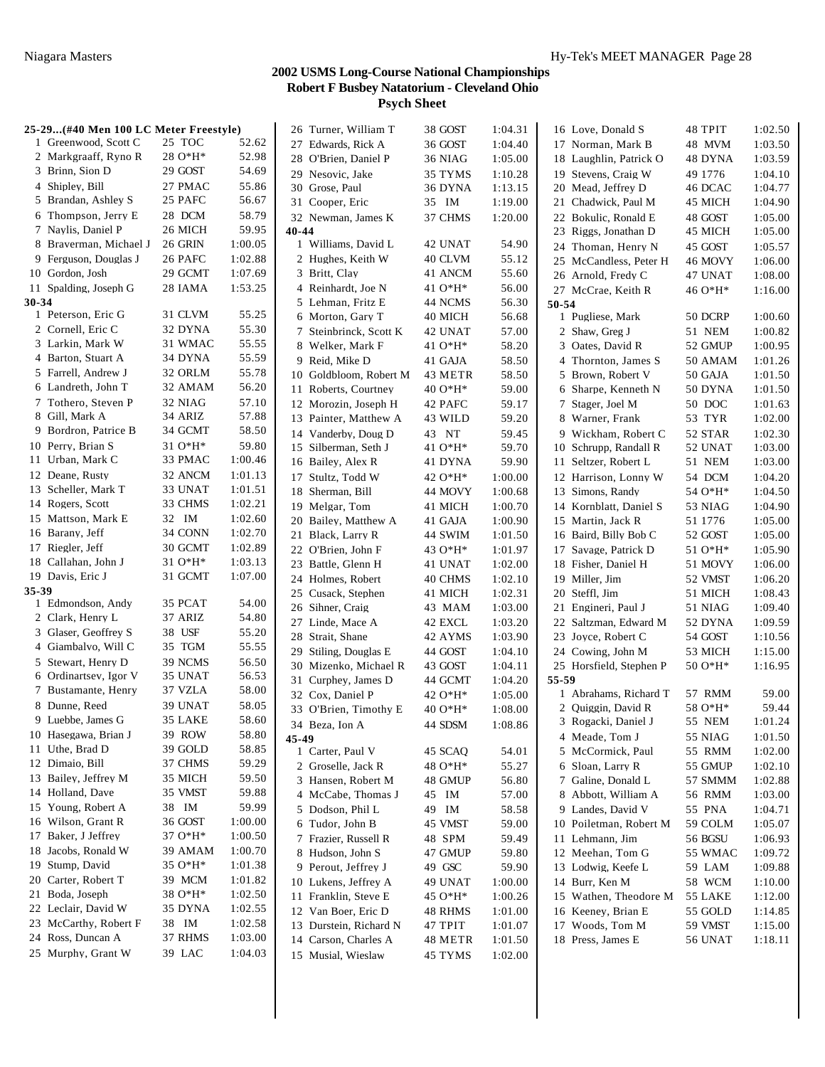# 2002 USMS Long-Course National Championships

## Robert F Busbey Natatorium - Cleveland Ohio

## Psych Sheet

### 25-29...(#40 Men 100 LC Meter Freestyle)

| # | Name | Age Team | Time |
|---|---|---|---|
| 1 | Greenwood, Scott C | 25 TOC | 52.62 |
| 2 | Markgraaff, Ryno R | 28 O*H* | 52.98 |
| 3 | Brinn, Sion D | 29 GOST | 54.69 |
| 4 | Shipley, Bill | 27 PMAC | 55.86 |
| 5 | Brandan, Ashley S | 25 PAFC | 56.67 |
| 6 | Thompson, Jerry E | 28 DCM | 58.79 |
| 7 | Naylis, Daniel P | 26 MICH | 59.95 |
| 8 | Braverman, Michael J | 26 GRIN | 1:00.05 |
| 9 | Ferguson, Douglas J | 26 PAFC | 1:02.88 |
| 10 | Gordon, Josh | 29 GCMT | 1:07.69 |
| 11 | Spalding, Joseph G | 28 IAMA | 1:53.25 |

### 30-34

| # | Name | Age Team | Time |
|---|---|---|---|
| 1 | Peterson, Eric G | 31 CLVM | 55.25 |
| 2 | Cornell, Eric C | 32 DYNA | 55.30 |
| 3 | Larkin, Mark W | 31 WMAC | 55.55 |
| 4 | Barton, Stuart A | 34 DYNA | 55.59 |
| 5 | Farrell, Andrew J | 32 ORLM | 55.78 |
| 6 | Landreth, John T | 32 AMAM | 56.20 |
| 7 | Tothero, Steven P | 32 NIAG | 57.10 |
| 8 | Gill, Mark A | 34 ARIZ | 57.88 |
| 9 | Bordron, Patrice B | 34 GCMT | 58.50 |
| 10 | Perry, Brian S | 31 O*H* | 59.80 |
| 11 | Urban, Mark C | 33 PMAC | 1:00.46 |
| 12 | Deane, Rusty | 32 ANCM | 1:01.13 |
| 13 | Scheller, Mark T | 33 UNAT | 1:01.51 |
| 14 | Rogers, Scott | 33 CHMS | 1:02.21 |
| 15 | Mattson, Mark E | 32 IM | 1:02.60 |
| 16 | Barany, Jeff | 34 CONN | 1:02.70 |
| 17 | Riegler, Jeff | 30 GCMT | 1:02.89 |
| 18 | Callahan, John J | 31 O*H* | 1:03.13 |
| 19 | Davis, Eric J | 31 GCMT | 1:07.00 |

### 35-39

| # | Name | Age Team | Time |
|---|---|---|---|
| 1 | Edmondson, Andy | 35 PCAT | 54.00 |
| 2 | Clark, Henry L | 37 ARIZ | 54.80 |
| 3 | Glaser, Geoffrey S | 38 USF | 55.20 |
| 4 | Giambalvo, Will C | 35 TGM | 55.55 |
| 5 | Stewart, Henry D | 39 NCMS | 56.50 |
| 6 | Ordinartsev, Igor V | 35 UNAT | 56.53 |
| 7 | Bustamante, Henry | 37 VZLA | 58.00 |
| 8 | Dunne, Reed | 39 UNAT | 58.05 |
| 9 | Luebbe, James G | 35 LAKE | 58.60 |
| 10 | Hasegawa, Brian J | 39 ROW | 58.80 |
| 11 | Uthe, Brad D | 39 GOLD | 58.85 |
| 12 | Dimaio, Bill | 37 CHMS | 59.29 |
| 13 | Bailey, Jeffrey M | 35 MICH | 59.50 |
| 14 | Holland, Dave | 35 VMST | 59.88 |
| 15 | Young, Robert A | 38 IM | 59.99 |
| 16 | Wilson, Grant R | 36 GOST | 1:00.00 |
| 17 | Baker, J Jeffrey | 37 O*H* | 1:00.50 |
| 18 | Jacobs, Ronald W | 39 AMAM | 1:00.70 |
| 19 | Stump, David | 35 O*H* | 1:01.38 |
| 20 | Carter, Robert T | 39 MCM | 1:01.82 |
| 21 | Boda, Joseph | 38 O*H* | 1:02.50 |
| 22 | Leclair, David W | 35 DYNA | 1:02.55 |
| 23 | McCarthy, Robert F | 38 IM | 1:02.58 |
| 24 | Ross, Duncan A | 37 RHMS | 1:03.00 |
| 25 | Murphy, Grant W | 39 LAC | 1:04.03 |
| 26 | Turner, William T | 38 GOST | 1:04.31 |
| 27 | Edwards, Rick A | 36 GOST | 1:04.40 |
| 28 | O'Brien, Daniel P | 36 NIAG | 1:05.00 |
| 29 | Nesovic, Jake | 35 TYMS | 1:10.28 |
| 30 | Grose, Paul | 36 DYNA | 1:13.15 |
| 31 | Cooper, Eric | 35 IM | 1:19.00 |
| 32 | Newman, James K | 37 CHMS | 1:20.00 |

### 40-44

| # | Name | Age Team | Time |
|---|---|---|---|
| 1 | Williams, David L | 42 UNAT | 54.90 |
| 2 | Hughes, Keith W | 40 CLVM | 55.12 |
| 3 | Britt, Clay | 41 ANCM | 55.60 |
| 4 | Reinhardt, Joe N | 41 O*H* | 56.00 |
| 5 | Lehman, Fritz E | 44 NCMS | 56.30 |
| 6 | Morton, Gary T | 40 MICH | 56.68 |
| 7 | Steinbrinck, Scott K | 42 UNAT | 57.00 |
| 8 | Welker, Mark F | 41 O*H* | 58.20 |
| 9 | Reid, Mike D | 41 GAJA | 58.50 |
| 10 | Goldbloom, Robert M | 43 METR | 58.50 |
| 11 | Roberts, Courtney | 40 O*H* | 59.00 |
| 12 | Morozin, Joseph H | 42 PAFC | 59.17 |
| 13 | Painter, Matthew A | 43 WILD | 59.20 |
| 14 | Vanderby, Doug D | 43 NT | 59.45 |
| 15 | Silberman, Seth J | 41 O*H* | 59.70 |
| 16 | Bailey, Alex R | 41 DYNA | 59.90 |
| 17 | Stultz, Todd W | 42 O*H* | 1:00.00 |
| 18 | Sherman, Bill | 44 MOVY | 1:00.68 |
| 19 | Melgar, Tom | 41 MICH | 1:00.70 |
| 20 | Bailey, Matthew A | 41 GAJA | 1:00.90 |
| 21 | Black, Larry R | 44 SWIM | 1:01.50 |
| 22 | O'Brien, John F | 43 O*H* | 1:01.97 |
| 23 | Battle, Glenn H | 41 UNAT | 1:02.00 |
| 24 | Holmes, Robert | 40 CHMS | 1:02.10 |
| 25 | Cusack, Stephen | 41 MICH | 1:02.31 |
| 26 | Sihner, Craig | 43 MAM | 1:03.00 |
| 27 | Linde, Mace A | 42 EXCL | 1:03.20 |
| 28 | Strait, Shane | 42 AYMS | 1:03.90 |
| 29 | Stiling, Douglas E | 44 GOST | 1:04.10 |
| 30 | Mizenko, Michael R | 43 GOST | 1:04.11 |
| 31 | Curphey, James D | 44 GCMT | 1:04.20 |
| 32 | Cox, Daniel P | 42 O*H* | 1:05.00 |
| 33 | O'Brien, Timothy E | 40 O*H* | 1:08.00 |
| 34 | Beza, Ion A | 44 SDSM | 1:08.86 |

### 45-49

| # | Name | Age Team | Time |
|---|---|---|---|
| 1 | Carter, Paul V | 45 SCAQ | 54.01 |
| 2 | Groselle, Jack R | 48 O*H* | 55.27 |
| 3 | Hansen, Robert M | 48 GMUP | 56.80 |
| 4 | McCabe, Thomas J | 45 IM | 57.00 |
| 5 | Dodson, Phil L | 49 IM | 58.58 |
| 6 | Tudor, John B | 45 VMST | 59.00 |
| 7 | Frazier, Russell R | 48 SPM | 59.49 |
| 8 | Hudson, John S | 47 GMUP | 59.80 |
| 9 | Perout, Jeffrey J | 49 GSC | 59.90 |
| 10 | Lukens, Jeffrey A | 49 UNAT | 1:00.00 |
| 11 | Franklin, Steve E | 45 O*H* | 1:00.26 |
| 12 | Van Boer, Eric D | 48 RHMS | 1:01.00 |
| 13 | Durstein, Richard N | 47 TPIT | 1:01.07 |
| 14 | Carson, Charles A | 48 METR | 1:01.50 |
| 15 | Musial, Wieslaw | 45 TYMS | 1:02.00 |
| 16 | Love, Donald S | 48 TPIT | 1:02.50 |
| 17 | Norman, Mark B | 48 MVM | 1:03.50 |
| 18 | Laughlin, Patrick O | 48 DYNA | 1:03.59 |
| 19 | Stevens, Craig W | 49 1776 | 1:04.10 |
| 20 | Mead, Jeffrey D | 46 DCAC | 1:04.77 |
| 21 | Chadwick, Paul M | 45 MICH | 1:04.90 |
| 22 | Bokulic, Ronald E | 48 GOST | 1:05.00 |
| 23 | Riggs, Jonathan D | 45 MICH | 1:05.00 |
| 24 | Thoman, Henry N | 45 GOST | 1:05.57 |
| 25 | McCandless, Peter H | 46 MOVY | 1:06.00 |
| 26 | Arnold, Fredy C | 47 UNAT | 1:08.00 |
| 27 | McCrae, Keith R | 46 O*H* | 1:16.00 |

### 50-54

| # | Name | Age Team | Time |
|---|---|---|---|
| 1 | Pugliese, Mark | 50 DCRP | 1:00.60 |
| 2 | Shaw, Greg J | 51 NEM | 1:00.82 |
| 3 | Oates, David R | 52 GMUP | 1:00.95 |
| 4 | Thornton, James S | 50 AMAM | 1:01.26 |
| 5 | Brown, Robert V | 50 GAJA | 1:01.50 |
| 6 | Sharpe, Kenneth N | 50 DYNA | 1:01.50 |
| 7 | Stager, Joel M | 50 DOC | 1:01.63 |
| 8 | Warner, Frank | 53 TYR | 1:02.00 |
| 9 | Wickham, Robert C | 52 STAR | 1:02.30 |
| 10 | Schrupp, Randall R | 52 UNAT | 1:03.00 |
| 11 | Seltzer, Robert L | 51 NEM | 1:03.00 |
| 12 | Harrison, Lonny W | 54 DCM | 1:04.20 |
| 13 | Simons, Randy | 54 O*H* | 1:04.50 |
| 14 | Kornblatt, Daniel S | 53 NIAG | 1:04.90 |
| 15 | Martin, Jack R | 51 1776 | 1:05.00 |
| 16 | Baird, Billy Bob C | 52 GOST | 1:05.00 |
| 17 | Savage, Patrick D | 51 O*H* | 1:05.90 |
| 18 | Fisher, Daniel H | 51 MOVY | 1:06.00 |
| 19 | Miller, Jim | 52 VMST | 1:06.20 |
| 20 | Steffl, Jim | 51 MICH | 1:08.43 |
| 21 | Engineri, Paul J | 51 NIAG | 1:09.40 |
| 22 | Saltzman, Edward M | 52 DYNA | 1:09.59 |
| 23 | Joyce, Robert C | 54 GOST | 1:10.56 |
| 24 | Cowing, John M | 53 MICH | 1:15.00 |
| 25 | Horsfield, Stephen P | 50 O*H* | 1:16.95 |

### 55-59

| # | Name | Age Team | Time |
|---|---|---|---|
| 1 | Abrahams, Richard T | 57 RMM | 59.00 |
| 2 | Quiggin, David R | 58 O*H* | 59.44 |
| 3 | Rogacki, Daniel J | 55 NEM | 1:01.24 |
| 4 | Meade, Tom J | 55 NIAG | 1:01.50 |
| 5 | McCormick, Paul | 55 RMM | 1:02.00 |
| 6 | Sloan, Larry R | 55 GMUP | 1:02.10 |
| 7 | Galine, Donald L | 57 SMMM | 1:02.88 |
| 8 | Abbott, William A | 56 RMM | 1:03.00 |
| 9 | Landes, David V | 55 PNA | 1:04.71 |
| 10 | Poiletman, Robert M | 59 COLM | 1:05.07 |
| 11 | Lehmann, Jim | 56 BGSU | 1:06.93 |
| 12 | Meehan, Tom G | 55 WMAC | 1:09.72 |
| 13 | Lodwig, Keefe L | 59 LAM | 1:09.88 |
| 14 | Burr, Ken M | 58 WCM | 1:10.00 |
| 15 | Wathen, Theodore M | 55 LAKE | 1:12.00 |
| 16 | Keeney, Brian E | 55 GOLD | 1:14.85 |
| 17 | Woods, Tom M | 59 VMST | 1:15.00 |
| 18 | Press, James E | 56 UNAT | 1:18.11 |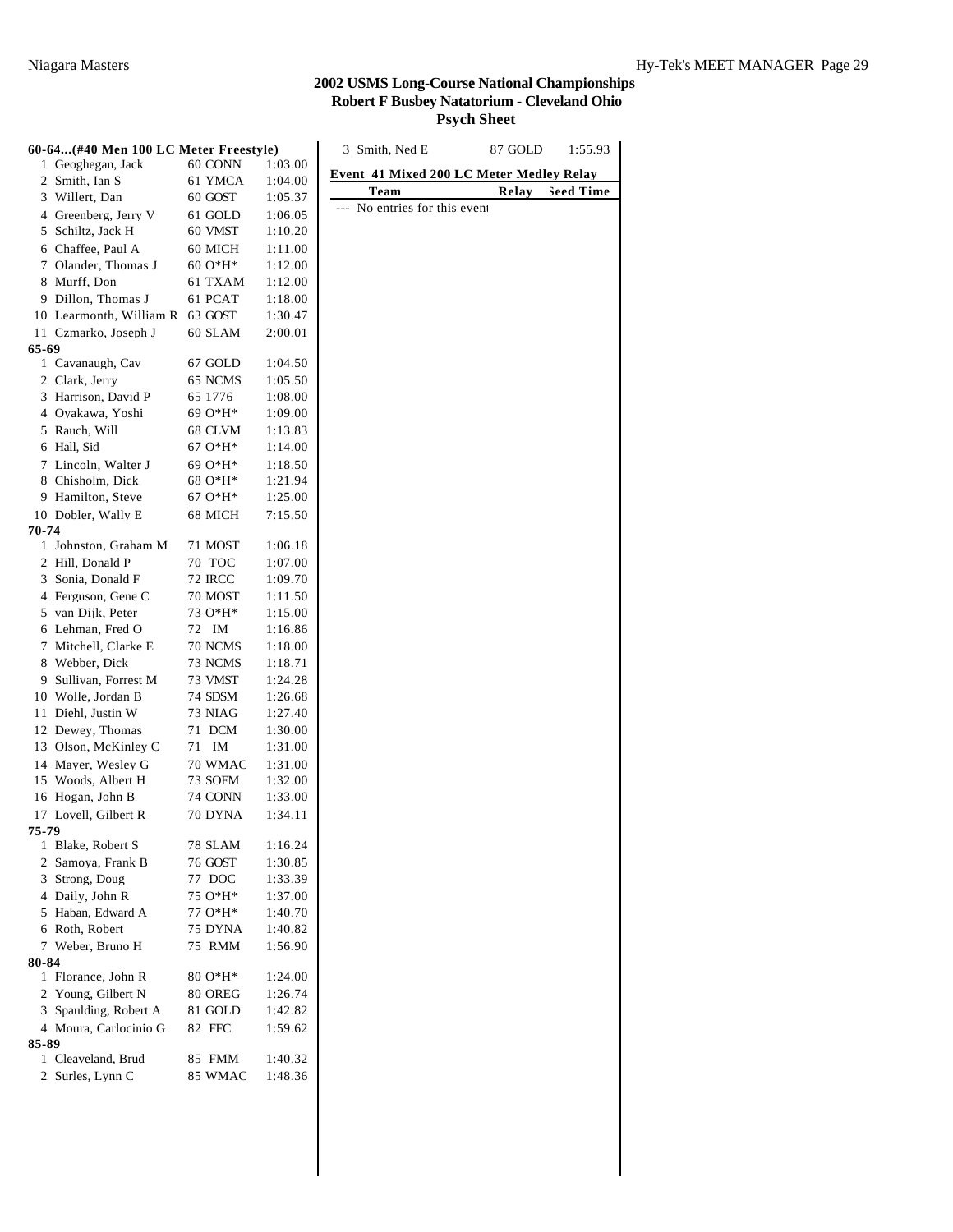## 2002 USMS Long-Course National Championships
## Robert F Busbey Natatorium - Cleveland Ohio
## Psych Sheet

**60-64...(#40 Men 100 LC Meter Freestyle)**

| | | | | |
|---|---|---|---|---|
| 1 | Geoghegan, Jack | 60 | CONN | 1:03.00 |
| 2 | Smith, Ian S | 61 | YMCA | 1:04.00 |
| 3 | Willert, Dan | 60 | GOST | 1:05.37 |
| 4 | Greenberg, Jerry V | 61 | GOLD | 1:06.05 |
| 5 | Schiltz, Jack H | 60 | VMST | 1:10.20 |
| 6 | Chaffee, Paul A | 60 | MICH | 1:11.00 |
| 7 | Olander, Thomas J | 60 | O*H* | 1:12.00 |
| 8 | Murff, Don | 61 | TXAM | 1:12.00 |
| 9 | Dillon, Thomas J | 61 | PCAT | 1:18.00 |
| 10 | Learmonth, William R | 63 | GOST | 1:30.47 |
| 11 | Czmarko, Joseph J | 60 | SLAM | 2:00.01 |

**65-69**

| | | | | |
|---|---|---|---|---|
| 1 | Cavanaugh, Cav | 67 | GOLD | 1:04.50 |
| 2 | Clark, Jerry | 65 | NCMS | 1:05.50 |
| 3 | Harrison, David P | 65 | 1776 | 1:08.00 |
| 4 | Oyakawa, Yoshi | 69 | O*H* | 1:09.00 |
| 5 | Rauch, Will | 68 | CLVM | 1:13.83 |
| 6 | Hall, Sid | 67 | O*H* | 1:14.00 |
| 7 | Lincoln, Walter J | 69 | O*H* | 1:18.50 |
| 8 | Chisholm, Dick | 68 | O*H* | 1:21.94 |
| 9 | Hamilton, Steve | 67 | O*H* | 1:25.00 |
| 10 | Dobler, Wally E | 68 | MICH | 7:15.50 |

**70-74**

| | | | | |
|---|---|---|---|---|
| 1 | Johnston, Graham M | 71 | MOST | 1:06.18 |
| 2 | Hill, Donald P | 70 | TOC | 1:07.00 |
| 3 | Sonia, Donald F | 72 | IRCC | 1:09.70 |
| 4 | Ferguson, Gene C | 70 | MOST | 1:11.50 |
| 5 | van Dijk, Peter | 73 | O*H* | 1:15.00 |
| 6 | Lehman, Fred O | 72 | IM | 1:16.86 |
| 7 | Mitchell, Clarke E | 70 | NCMS | 1:18.00 |
| 8 | Webber, Dick | 73 | NCMS | 1:18.71 |
| 9 | Sullivan, Forrest M | 73 | VMST | 1:24.28 |
| 10 | Wolle, Jordan B | 74 | SDSM | 1:26.68 |
| 11 | Diehl, Justin W | 73 | NIAG | 1:27.40 |
| 12 | Dewey, Thomas | 71 | DCM | 1:30.00 |
| 13 | Olson, McKinley C | 71 | IM | 1:31.00 |
| 14 | Mayer, Wesley G | 70 | WMAC | 1:31.00 |
| 15 | Woods, Albert H | 73 | SOFM | 1:32.00 |
| 16 | Hogan, John B | 74 | CONN | 1:33.00 |
| 17 | Lovell, Gilbert R | 70 | DYNA | 1:34.11 |

**75-79**

| | | | | |
|---|---|---|---|---|
| 1 | Blake, Robert S | 78 | SLAM | 1:16.24 |
| 2 | Samoya, Frank B | 76 | GOST | 1:30.85 |
| 3 | Strong, Doug | 77 | DOC | 1:33.39 |
| 4 | Daily, John R | 75 | O*H* | 1:37.00 |
| 5 | Haban, Edward A | 77 | O*H* | 1:40.70 |
| 6 | Roth, Robert | 75 | DYNA | 1:40.82 |
| 7 | Weber, Bruno H | 75 | RMM | 1:56.90 |

**80-84**

| | | | | |
|---|---|---|---|---|
| 1 | Florance, John R | 80 | O*H* | 1:24.00 |
| 2 | Young, Gilbert N | 80 | OREG | 1:26.74 |
| 3 | Spaulding, Robert A | 81 | GOLD | 1:42.82 |
| 4 | Moura, Carlocinio G | 82 | FFC | 1:59.62 |

**85-89**

| | | | | |
|---|---|---|---|---|
| 1 | Cleaveland, Brud | 85 | FMM | 1:40.32 |
| 2 | Surles, Lynn C | 85 | WMAC | 1:48.36 |
| 3 | Smith, Ned E | 87 | GOLD | 1:55.93 |

**Event 41 Mixed 200 LC Meter Medley Relay**

| Team | Relay | Seed Time |
|---|---|---|
| --- No entries for this event | | |